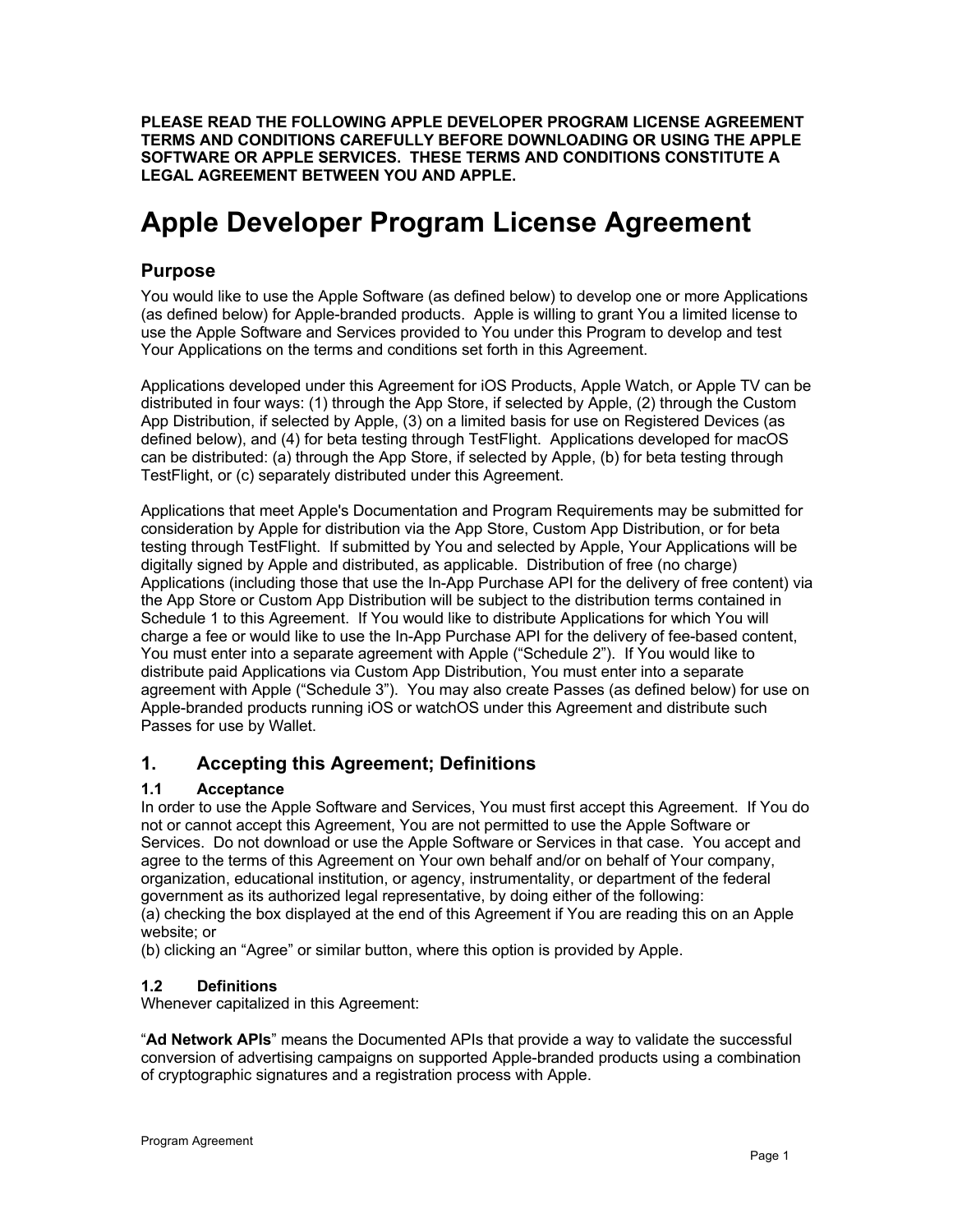**PLEASE READ THE FOLLOWING APPLE DEVELOPER PROGRAM LICENSE AGREEMENT TERMS AND CONDITIONS CAREFULLY BEFORE DOWNLOADING OR USING THE APPLE SOFTWARE OR APPLE SERVICES. THESE TERMS AND CONDITIONS CONSTITUTE A LEGAL AGREEMENT BETWEEN YOU AND APPLE.**

# Apple Developer Program License Agreement

## Purpose

You would like to use the Apple Software (as defined below) to develop one or more Applications (as defined below) for Apple-branded products. Apple is willing to grant You a limited license to use the Apple Software and Services provided to You under this Program to develop and test Your Applications on the terms and conditions set forth in this Agreement.

Applications developed under this Agreement for iOS Products, Apple Watch, or Apple TV can be distributed in four ways: (1) through the App Store, if selected by Apple, (2) through the Custom App Distribution, if selected by Apple, (3) on a limited basis for use on Registered Devices (as defined below), and (4) for beta testing through TestFlight. Applications developed for macOS can be distributed: (a) through the App Store, if selected by Apple, (b) for beta testing through TestFlight, or (c) separately distributed under this Agreement.

Applications that meet Apple's Documentation and Program Requirements may be submitted for consideration by Apple for distribution via the App Store, Custom App Distribution, or for beta testing through TestFlight. If submitted by You and selected by Apple, Your Applications will be digitally signed by Apple and distributed, as applicable. Distribution of free (no charge) Applications (including those that use the In-App Purchase API for the delivery of free content) via the App Store or Custom App Distribution will be subject to the distribution terms contained in Schedule 1 to this Agreement. If You would like to distribute Applications for which You will charge a fee or would like to use the In-App Purchase API for the delivery of fee-based content, You must enter into a separate agreement with Apple ("Schedule 2"). If You would like to distribute paid Applications via Custom App Distribution, You must enter into a separate agreement with Apple ("Schedule 3"). You may also create Passes (as defined below) for use on Apple-branded products running iOS or watchOS under this Agreement and distribute such Passes for use by Wallet.

## 1. Accepting this Agreement; Definitions

### 1.1 Acceptance

In order to use the Apple Software and Services, You must first accept this Agreement. If You do not or cannot accept this Agreement, You are not permitted to use the Apple Software or Services. Do not download or use the Apple Software or Services in that case. You accept and agree to the terms of this Agreement on Your own behalf and/or on behalf of Your company, organization, educational institution, or agency, instrumentality, or department of the federal government as its authorized legal representative, by doing either of the following:
(a) checking the box displayed at the end of this Agreement if You are reading this on an Apple website; or
(b) clicking an "Agree" or similar button, where this option is provided by Apple.

### 1.2 Definitions

Whenever capitalized in this Agreement:

"**Ad Network APIs**" means the Documented APIs that provide a way to validate the successful conversion of advertising campaigns on supported Apple-branded products using a combination of cryptographic signatures and a registration process with Apple.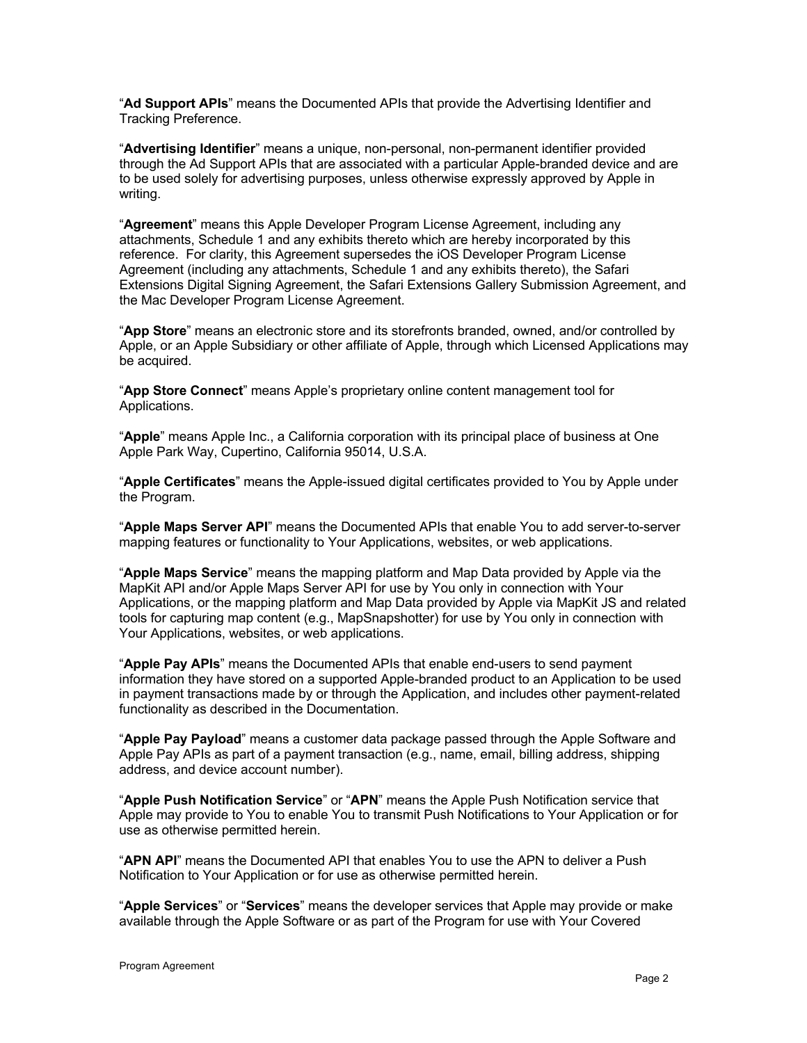"**Ad Support APIs**" means the Documented APIs that provide the Advertising Identifier and Tracking Preference.

"**Advertising Identifier**" means a unique, non-personal, non-permanent identifier provided through the Ad Support APIs that are associated with a particular Apple-branded device and are to be used solely for advertising purposes, unless otherwise expressly approved by Apple in writing.

"**Agreement**" means this Apple Developer Program License Agreement, including any attachments, Schedule 1 and any exhibits thereto which are hereby incorporated by this reference. For clarity, this Agreement supersedes the iOS Developer Program License Agreement (including any attachments, Schedule 1 and any exhibits thereto), the Safari Extensions Digital Signing Agreement, the Safari Extensions Gallery Submission Agreement, and the Mac Developer Program License Agreement.

"**App Store**" means an electronic store and its storefronts branded, owned, and/or controlled by Apple, or an Apple Subsidiary or other affiliate of Apple, through which Licensed Applications may be acquired.

"**App Store Connect**" means Apple's proprietary online content management tool for Applications.

"**Apple**" means Apple Inc., a California corporation with its principal place of business at One Apple Park Way, Cupertino, California 95014, U.S.A.

"**Apple Certificates**" means the Apple-issued digital certificates provided to You by Apple under the Program.

"**Apple Maps Server API**" means the Documented APIs that enable You to add server-to-server mapping features or functionality to Your Applications, websites, or web applications.

"**Apple Maps Service**" means the mapping platform and Map Data provided by Apple via the MapKit API and/or Apple Maps Server API for use by You only in connection with Your Applications, or the mapping platform and Map Data provided by Apple via MapKit JS and related tools for capturing map content (e.g., MapSnapshotter) for use by You only in connection with Your Applications, websites, or web applications.

"**Apple Pay APIs**" means the Documented APIs that enable end-users to send payment information they have stored on a supported Apple-branded product to an Application to be used in payment transactions made by or through the Application, and includes other payment-related functionality as described in the Documentation.

"**Apple Pay Payload**" means a customer data package passed through the Apple Software and Apple Pay APIs as part of a payment transaction (e.g., name, email, billing address, shipping address, and device account number).

"**Apple Push Notification Service**" or "**APN**" means the Apple Push Notification service that Apple may provide to You to enable You to transmit Push Notifications to Your Application or for use as otherwise permitted herein.

"**APN API**" means the Documented API that enables You to use the APN to deliver a Push Notification to Your Application or for use as otherwise permitted herein.

"**Apple Services**" or "**Services**" means the developer services that Apple may provide or make available through the Apple Software or as part of the Program for use with Your Covered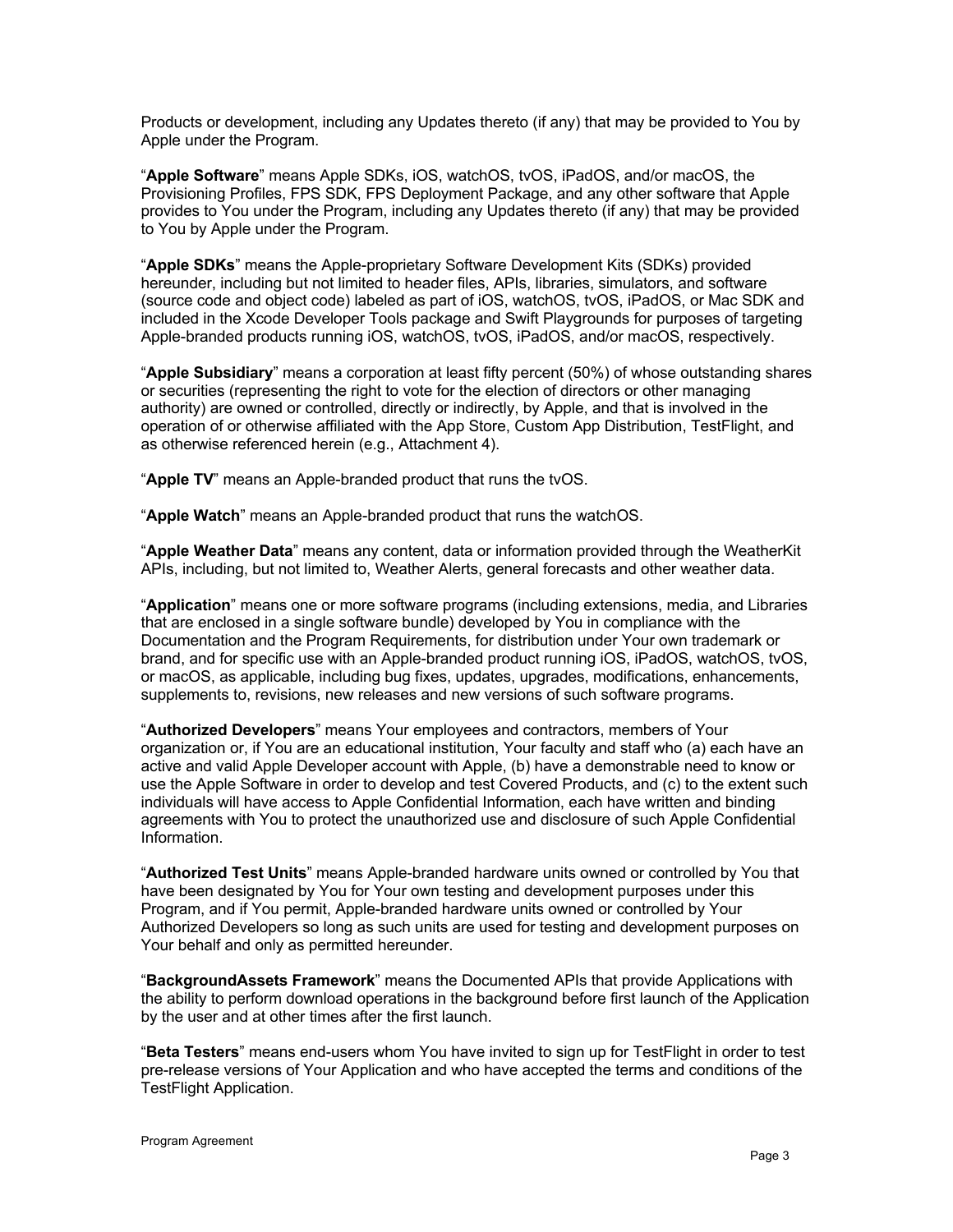Products or development, including any Updates thereto (if any) that may be provided to You by Apple under the Program.

"**Apple Software**" means Apple SDKs, iOS, watchOS, tvOS, iPadOS, and/or macOS, the Provisioning Profiles, FPS SDK, FPS Deployment Package, and any other software that Apple provides to You under the Program, including any Updates thereto (if any) that may be provided to You by Apple under the Program.

"**Apple SDKs**" means the Apple-proprietary Software Development Kits (SDKs) provided hereunder, including but not limited to header files, APIs, libraries, simulators, and software (source code and object code) labeled as part of iOS, watchOS, tvOS, iPadOS, or Mac SDK and included in the Xcode Developer Tools package and Swift Playgrounds for purposes of targeting Apple-branded products running iOS, watchOS, tvOS, iPadOS, and/or macOS, respectively.

"**Apple Subsidiary**" means a corporation at least fifty percent (50%) of whose outstanding shares or securities (representing the right to vote for the election of directors or other managing authority) are owned or controlled, directly or indirectly, by Apple, and that is involved in the operation of or otherwise affiliated with the App Store, Custom App Distribution, TestFlight, and as otherwise referenced herein (e.g., Attachment 4).

"**Apple TV**" means an Apple-branded product that runs the tvOS.

"**Apple Watch**" means an Apple-branded product that runs the watchOS.

"**Apple Weather Data**" means any content, data or information provided through the WeatherKit APIs, including, but not limited to, Weather Alerts, general forecasts and other weather data.

"**Application**" means one or more software programs (including extensions, media, and Libraries that are enclosed in a single software bundle) developed by You in compliance with the Documentation and the Program Requirements, for distribution under Your own trademark or brand, and for specific use with an Apple-branded product running iOS, iPadOS, watchOS, tvOS, or macOS, as applicable, including bug fixes, updates, upgrades, modifications, enhancements, supplements to, revisions, new releases and new versions of such software programs.

"**Authorized Developers**" means Your employees and contractors, members of Your organization or, if You are an educational institution, Your faculty and staff who (a) each have an active and valid Apple Developer account with Apple, (b) have a demonstrable need to know or use the Apple Software in order to develop and test Covered Products, and (c) to the extent such individuals will have access to Apple Confidential Information, each have written and binding agreements with You to protect the unauthorized use and disclosure of such Apple Confidential Information.

"**Authorized Test Units**" means Apple-branded hardware units owned or controlled by You that have been designated by You for Your own testing and development purposes under this Program, and if You permit, Apple-branded hardware units owned or controlled by Your Authorized Developers so long as such units are used for testing and development purposes on Your behalf and only as permitted hereunder.

"**BackgroundAssets Framework**" means the Documented APIs that provide Applications with the ability to perform download operations in the background before first launch of the Application by the user and at other times after the first launch.

"**Beta Testers**" means end-users whom You have invited to sign up for TestFlight in order to test pre-release versions of Your Application and who have accepted the terms and conditions of the TestFlight Application.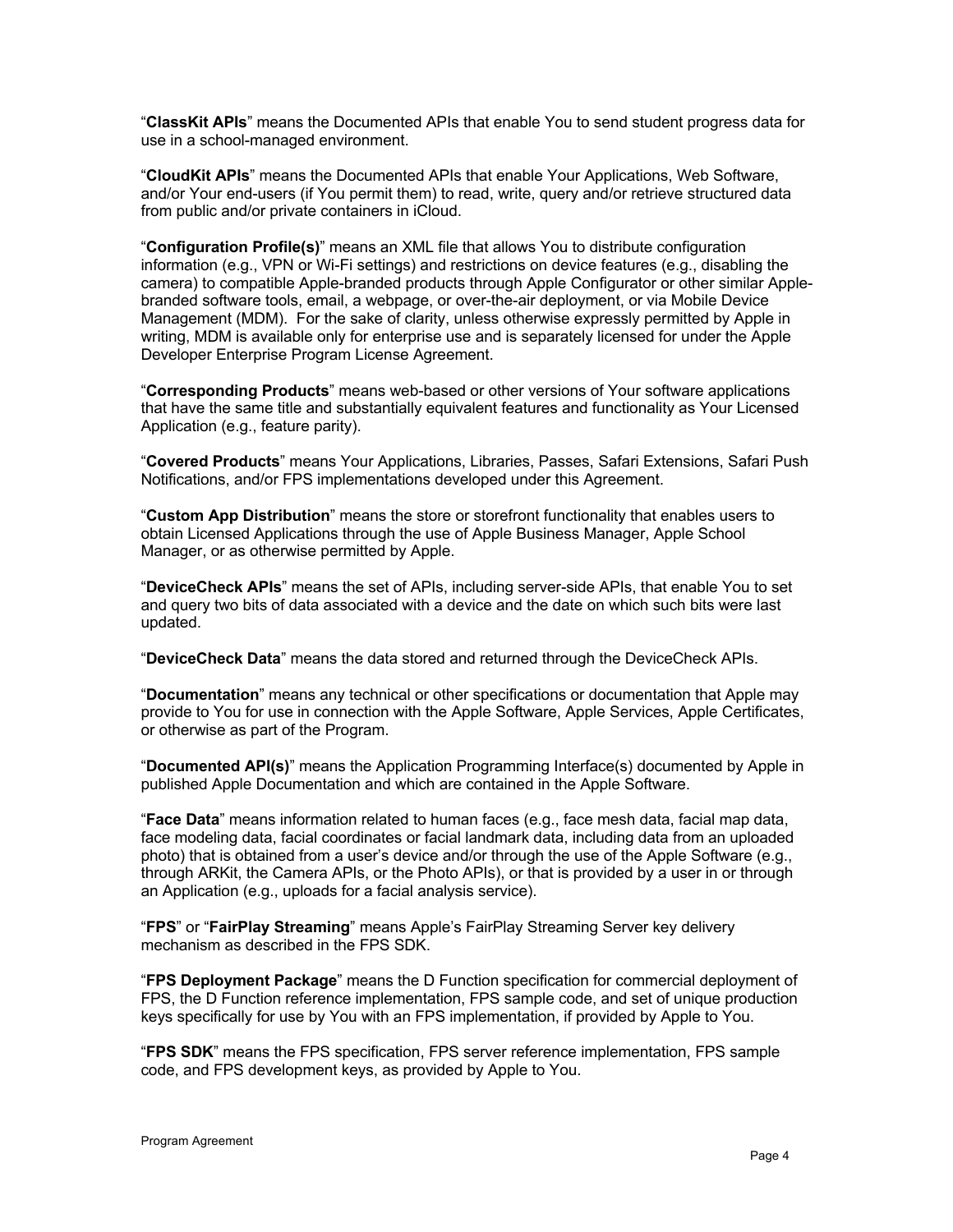"**ClassKit APIs**" means the Documented APIs that enable You to send student progress data for use in a school-managed environment.

"**CloudKit APIs**" means the Documented APIs that enable Your Applications, Web Software, and/or Your end-users (if You permit them) to read, write, query and/or retrieve structured data from public and/or private containers in iCloud.

"**Configuration Profile(s)**" means an XML file that allows You to distribute configuration information (e.g., VPN or Wi-Fi settings) and restrictions on device features (e.g., disabling the camera) to compatible Apple-branded products through Apple Configurator or other similar Apple-branded software tools, email, a webpage, or over-the-air deployment, or via Mobile Device Management (MDM). For the sake of clarity, unless otherwise expressly permitted by Apple in writing, MDM is available only for enterprise use and is separately licensed for under the Apple Developer Enterprise Program License Agreement.

"**Corresponding Products**" means web-based or other versions of Your software applications that have the same title and substantially equivalent features and functionality as Your Licensed Application (e.g., feature parity).

"**Covered Products**" means Your Applications, Libraries, Passes, Safari Extensions, Safari Push Notifications, and/or FPS implementations developed under this Agreement.

"**Custom App Distribution**" means the store or storefront functionality that enables users to obtain Licensed Applications through the use of Apple Business Manager, Apple School Manager, or as otherwise permitted by Apple.

"**DeviceCheck APIs**" means the set of APIs, including server-side APIs, that enable You to set and query two bits of data associated with a device and the date on which such bits were last updated.

"**DeviceCheck Data**" means the data stored and returned through the DeviceCheck APIs.

"**Documentation**" means any technical or other specifications or documentation that Apple may provide to You for use in connection with the Apple Software, Apple Services, Apple Certificates, or otherwise as part of the Program.

"**Documented API(s)**" means the Application Programming Interface(s) documented by Apple in published Apple Documentation and which are contained in the Apple Software.

"**Face Data**" means information related to human faces (e.g., face mesh data, facial map data, face modeling data, facial coordinates or facial landmark data, including data from an uploaded photo) that is obtained from a user's device and/or through the use of the Apple Software (e.g., through ARKit, the Camera APIs, or the Photo APIs), or that is provided by a user in or through an Application (e.g., uploads for a facial analysis service).

"**FPS**" or "**FairPlay Streaming**" means Apple's FairPlay Streaming Server key delivery mechanism as described in the FPS SDK.

"**FPS Deployment Package**" means the D Function specification for commercial deployment of FPS, the D Function reference implementation, FPS sample code, and set of unique production keys specifically for use by You with an FPS implementation, if provided by Apple to You.

"**FPS SDK**" means the FPS specification, FPS server reference implementation, FPS sample code, and FPS development keys, as provided by Apple to You.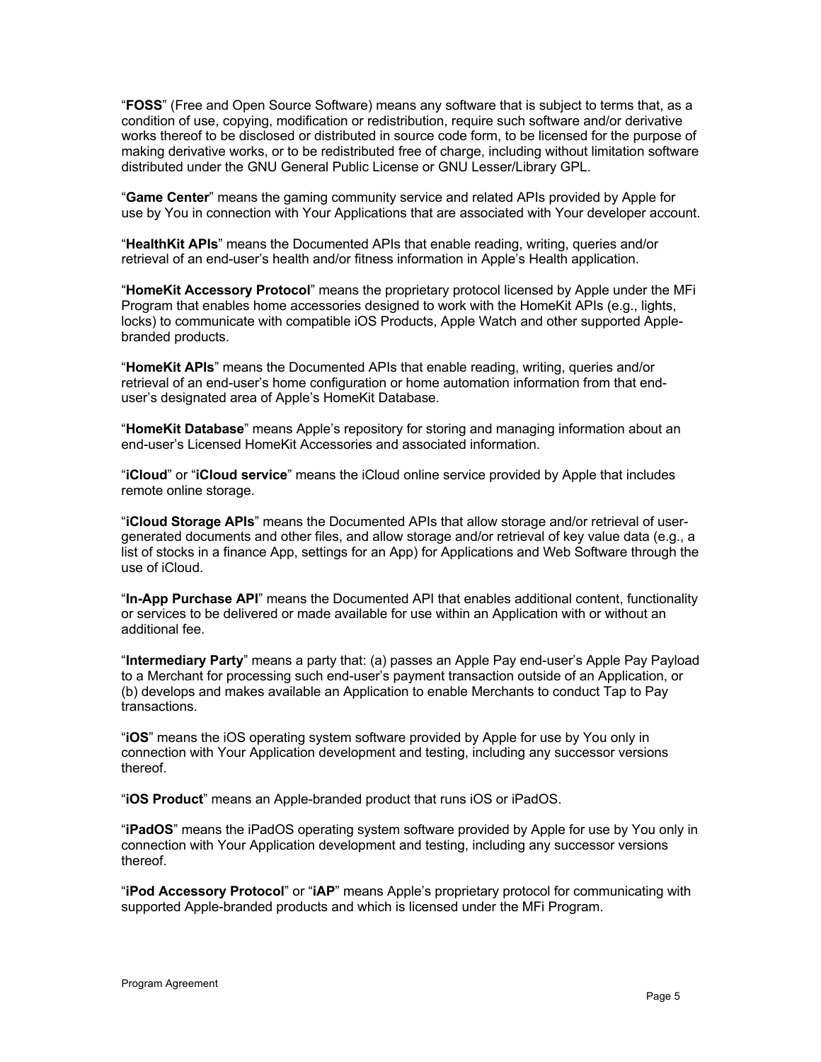"**FOSS**" (Free and Open Source Software) means any software that is subject to terms that, as a condition of use, copying, modification or redistribution, require such software and/or derivative works thereof to be disclosed or distributed in source code form, to be licensed for the purpose of making derivative works, or to be redistributed free of charge, including without limitation software distributed under the GNU General Public License or GNU Lesser/Library GPL.

"**Game Center**" means the gaming community service and related APIs provided by Apple for use by You in connection with Your Applications that are associated with Your developer account.

"**HealthKit APIs**" means the Documented APIs that enable reading, writing, queries and/or retrieval of an end-user's health and/or fitness information in Apple's Health application.

"**HomeKit Accessory Protocol**" means the proprietary protocol licensed by Apple under the MFi Program that enables home accessories designed to work with the HomeKit APIs (e.g., lights, locks) to communicate with compatible iOS Products, Apple Watch and other supported Apple-branded products.

"**HomeKit APIs**" means the Documented APIs that enable reading, writing, queries and/or retrieval of an end-user's home configuration or home automation information from that end-user's designated area of Apple's HomeKit Database.

"**HomeKit Database**" means Apple's repository for storing and managing information about an end-user's Licensed HomeKit Accessories and associated information.

"**iCloud**" or "**iCloud service**" means the iCloud online service provided by Apple that includes remote online storage.

"**iCloud Storage APIs**" means the Documented APIs that allow storage and/or retrieval of user-generated documents and other files, and allow storage and/or retrieval of key value data (e.g., a list of stocks in a finance App, settings for an App) for Applications and Web Software through the use of iCloud.

"**In-App Purchase API**" means the Documented API that enables additional content, functionality or services to be delivered or made available for use within an Application with or without an additional fee.

"**Intermediary Party**" means a party that: (a) passes an Apple Pay end-user's Apple Pay Payload to a Merchant for processing such end-user's payment transaction outside of an Application, or (b) develops and makes available an Application to enable Merchants to conduct Tap to Pay transactions.

"**iOS**" means the iOS operating system software provided by Apple for use by You only in connection with Your Application development and testing, including any successor versions thereof.

"**iOS Product**" means an Apple-branded product that runs iOS or iPadOS.

"**iPadOS**" means the iPadOS operating system software provided by Apple for use by You only in connection with Your Application development and testing, including any successor versions thereof.

"**iPod Accessory Protocol**" or "**iAP**" means Apple's proprietary protocol for communicating with supported Apple-branded products and which is licensed under the MFi Program.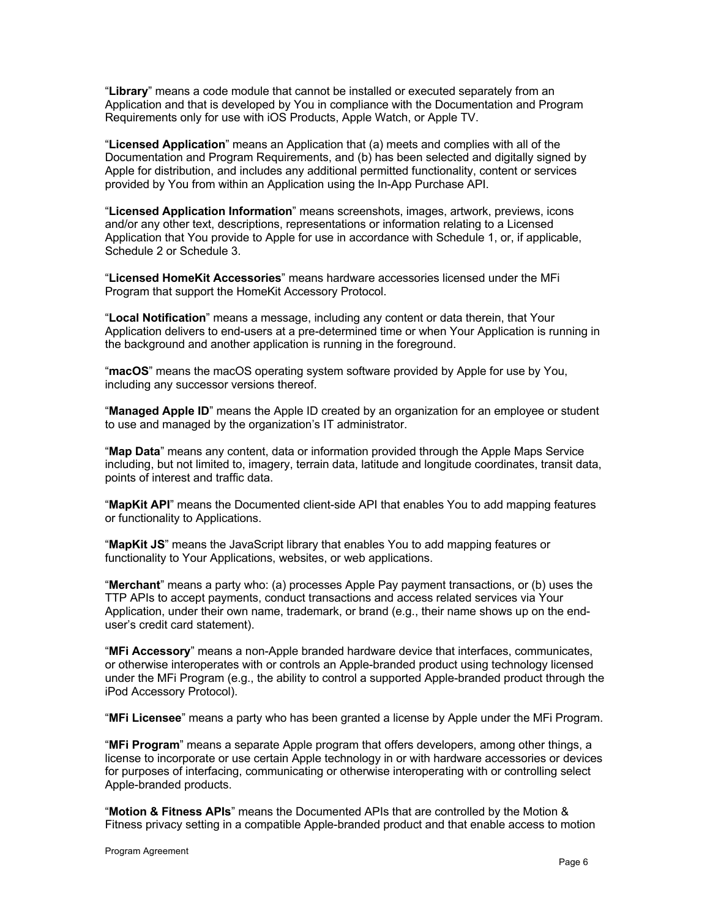"**Library**" means a code module that cannot be installed or executed separately from an Application and that is developed by You in compliance with the Documentation and Program Requirements only for use with iOS Products, Apple Watch, or Apple TV.

"**Licensed Application**" means an Application that (a) meets and complies with all of the Documentation and Program Requirements, and (b) has been selected and digitally signed by Apple for distribution, and includes any additional permitted functionality, content or services provided by You from within an Application using the In-App Purchase API.

"**Licensed Application Information**" means screenshots, images, artwork, previews, icons and/or any other text, descriptions, representations or information relating to a Licensed Application that You provide to Apple for use in accordance with Schedule 1, or, if applicable, Schedule 2 or Schedule 3.

"**Licensed HomeKit Accessories**" means hardware accessories licensed under the MFi Program that support the HomeKit Accessory Protocol.

"**Local Notification**" means a message, including any content or data therein, that Your Application delivers to end-users at a pre-determined time or when Your Application is running in the background and another application is running in the foreground.

"**macOS**" means the macOS operating system software provided by Apple for use by You, including any successor versions thereof.

"**Managed Apple ID**" means the Apple ID created by an organization for an employee or student to use and managed by the organization's IT administrator.

"**Map Data**" means any content, data or information provided through the Apple Maps Service including, but not limited to, imagery, terrain data, latitude and longitude coordinates, transit data, points of interest and traffic data.

"**MapKit API**" means the Documented client-side API that enables You to add mapping features or functionality to Applications.

"**MapKit JS**" means the JavaScript library that enables You to add mapping features or functionality to Your Applications, websites, or web applications.

"**Merchant**" means a party who: (a) processes Apple Pay payment transactions, or (b) uses the TTP APIs to accept payments, conduct transactions and access related services via Your Application, under their own name, trademark, or brand (e.g., their name shows up on the end-user's credit card statement).

"**MFi Accessory**" means a non-Apple branded hardware device that interfaces, communicates, or otherwise interoperates with or controls an Apple-branded product using technology licensed under the MFi Program (e.g., the ability to control a supported Apple-branded product through the iPod Accessory Protocol).

"**MFi Licensee**" means a party who has been granted a license by Apple under the MFi Program.

"**MFi Program**" means a separate Apple program that offers developers, among other things, a license to incorporate or use certain Apple technology in or with hardware accessories or devices for purposes of interfacing, communicating or otherwise interoperating with or controlling select Apple-branded products.

"**Motion & Fitness APIs**" means the Documented APIs that are controlled by the Motion & Fitness privacy setting in a compatible Apple-branded product and that enable access to motion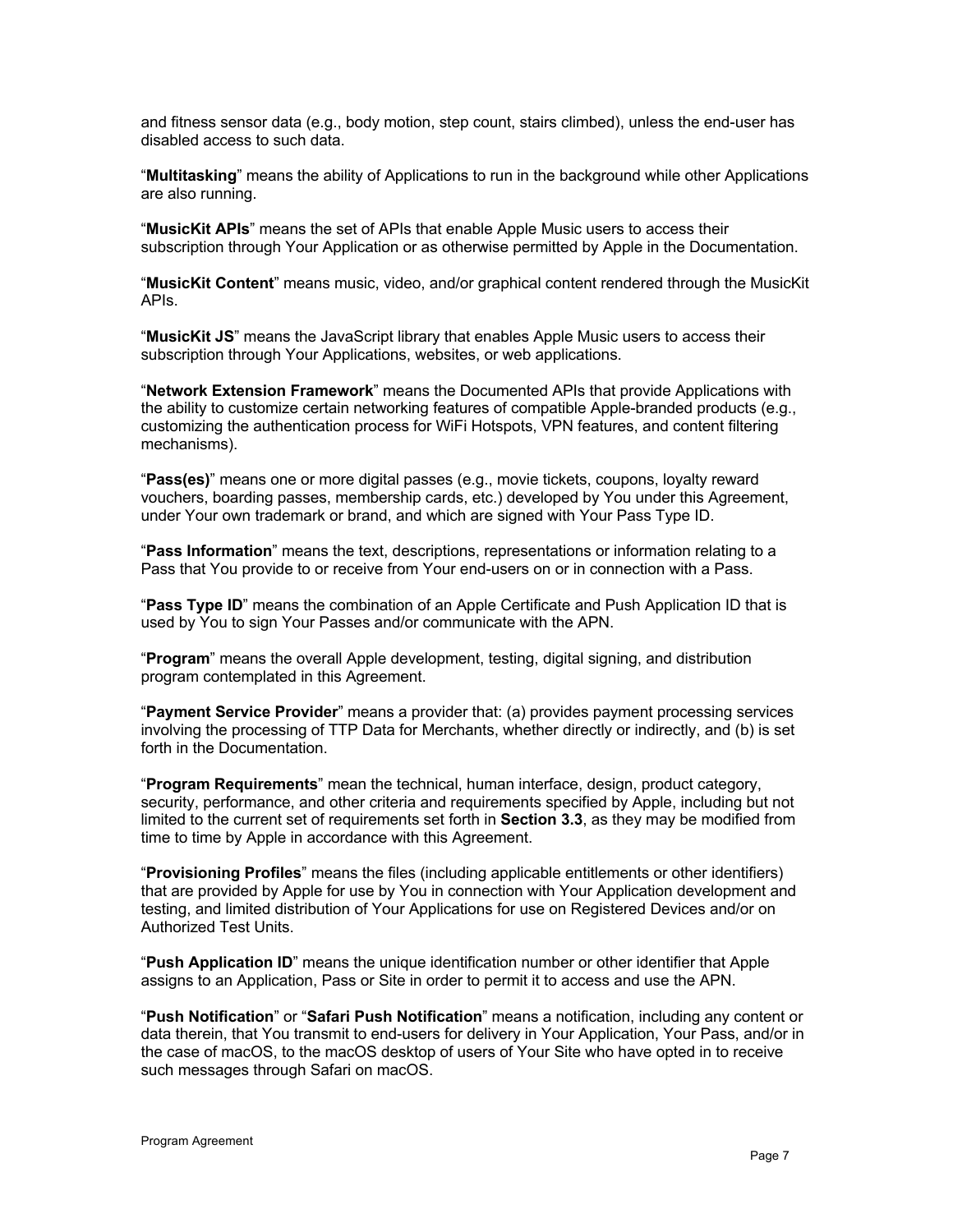and fitness sensor data (e.g., body motion, step count, stairs climbed), unless the end-user has disabled access to such data.

“**Multitasking**” means the ability of Applications to run in the background while other Applications are also running.

“**MusicKit APIs**” means the set of APIs that enable Apple Music users to access their subscription through Your Application or as otherwise permitted by Apple in the Documentation.

“**MusicKit Content**” means music, video, and/or graphical content rendered through the MusicKit APIs.

“**MusicKit JS**” means the JavaScript library that enables Apple Music users to access their subscription through Your Applications, websites, or web applications.

“**Network Extension Framework**” means the Documented APIs that provide Applications with the ability to customize certain networking features of compatible Apple-branded products (e.g., customizing the authentication process for WiFi Hotspots, VPN features, and content filtering mechanisms).

“**Pass(es)**” means one or more digital passes (e.g., movie tickets, coupons, loyalty reward vouchers, boarding passes, membership cards, etc.) developed by You under this Agreement, under Your own trademark or brand, and which are signed with Your Pass Type ID.

“**Pass Information**” means the text, descriptions, representations or information relating to a Pass that You provide to or receive from Your end-users on or in connection with a Pass.

“**Pass Type ID**” means the combination of an Apple Certificate and Push Application ID that is used by You to sign Your Passes and/or communicate with the APN.

“**Program**” means the overall Apple development, testing, digital signing, and distribution program contemplated in this Agreement.

“**Payment Service Provider**” means a provider that: (a) provides payment processing services involving the processing of TTP Data for Merchants, whether directly or indirectly, and (b) is set forth in the Documentation.

“**Program Requirements**” mean the technical, human interface, design, product category, security, performance, and other criteria and requirements specified by Apple, including but not limited to the current set of requirements set forth in **Section 3.3**, as they may be modified from time to time by Apple in accordance with this Agreement.

“**Provisioning Profiles**” means the files (including applicable entitlements or other identifiers) that are provided by Apple for use by You in connection with Your Application development and testing, and limited distribution of Your Applications for use on Registered Devices and/or on Authorized Test Units.

“**Push Application ID**” means the unique identification number or other identifier that Apple assigns to an Application, Pass or Site in order to permit it to access and use the APN.

“**Push Notification**” or “**Safari Push Notification**” means a notification, including any content or data therein, that You transmit to end-users for delivery in Your Application, Your Pass, and/or in the case of macOS, to the macOS desktop of users of Your Site who have opted in to receive such messages through Safari on macOS.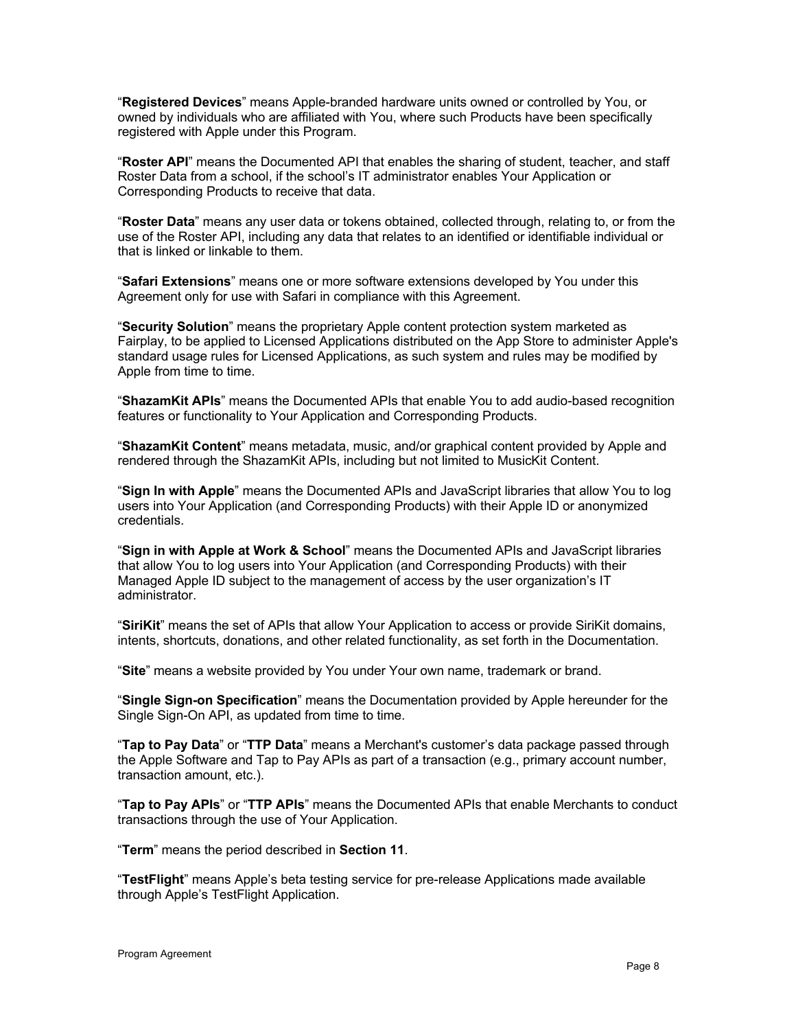"**Registered Devices**" means Apple-branded hardware units owned or controlled by You, or owned by individuals who are affiliated with You, where such Products have been specifically registered with Apple under this Program.

"**Roster API**" means the Documented API that enables the sharing of student, teacher, and staff Roster Data from a school, if the school's IT administrator enables Your Application or Corresponding Products to receive that data.

"**Roster Data**" means any user data or tokens obtained, collected through, relating to, or from the use of the Roster API, including any data that relates to an identified or identifiable individual or that is linked or linkable to them.

"**Safari Extensions**" means one or more software extensions developed by You under this Agreement only for use with Safari in compliance with this Agreement.

"**Security Solution**" means the proprietary Apple content protection system marketed as Fairplay, to be applied to Licensed Applications distributed on the App Store to administer Apple's standard usage rules for Licensed Applications, as such system and rules may be modified by Apple from time to time.

"**ShazamKit APIs**" means the Documented APIs that enable You to add audio-based recognition features or functionality to Your Application and Corresponding Products.

"**ShazamKit Content**" means metadata, music, and/or graphical content provided by Apple and rendered through the ShazamKit APIs, including but not limited to MusicKit Content.

"**Sign In with Apple**" means the Documented APIs and JavaScript libraries that allow You to log users into Your Application (and Corresponding Products) with their Apple ID or anonymized credentials.

"**Sign in with Apple at Work & School**" means the Documented APIs and JavaScript libraries that allow You to log users into Your Application (and Corresponding Products) with their Managed Apple ID subject to the management of access by the user organization's IT administrator.

"**SiriKit**" means the set of APIs that allow Your Application to access or provide SiriKit domains, intents, shortcuts, donations, and other related functionality, as set forth in the Documentation.

"**Site**" means a website provided by You under Your own name, trademark or brand.

"**Single Sign-on Specification**" means the Documentation provided by Apple hereunder for the Single Sign-On API, as updated from time to time.

"**Tap to Pay Data**" or "**TTP Data**" means a Merchant's customer's data package passed through the Apple Software and Tap to Pay APIs as part of a transaction (e.g., primary account number, transaction amount, etc.).

"**Tap to Pay APIs**" or "**TTP APIs**" means the Documented APIs that enable Merchants to conduct transactions through the use of Your Application.

"**Term**" means the period described in **Section 11**.

"**TestFlight**" means Apple's beta testing service for pre-release Applications made available through Apple's TestFlight Application.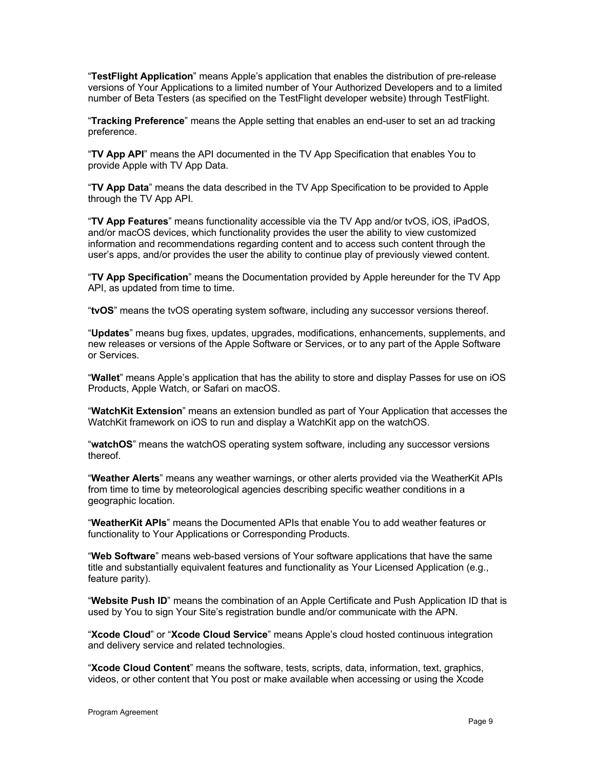"**TestFlight Application**" means Apple's application that enables the distribution of pre-release versions of Your Applications to a limited number of Your Authorized Developers and to a limited number of Beta Testers (as specified on the TestFlight developer website) through TestFlight.

"**Tracking Preference**" means the Apple setting that enables an end-user to set an ad tracking preference.

"**TV App API**" means the API documented in the TV App Specification that enables You to provide Apple with TV App Data.

"**TV App Data**" means the data described in the TV App Specification to be provided to Apple through the TV App API.

"**TV App Features**" means functionality accessible via the TV App and/or tvOS, iOS, iPadOS, and/or macOS devices, which functionality provides the user the ability to view customized information and recommendations regarding content and to access such content through the user's apps, and/or provides the user the ability to continue play of previously viewed content.

"**TV App Specification**" means the Documentation provided by Apple hereunder for the TV App API, as updated from time to time.

"**tvOS**" means the tvOS operating system software, including any successor versions thereof.

"**Updates**" means bug fixes, updates, upgrades, modifications, enhancements, supplements, and new releases or versions of the Apple Software or Services, or to any part of the Apple Software or Services.

"**Wallet**" means Apple's application that has the ability to store and display Passes for use on iOS Products, Apple Watch, or Safari on macOS.

"**WatchKit Extension**" means an extension bundled as part of Your Application that accesses the WatchKit framework on iOS to run and display a WatchKit app on the watchOS.

"**watchOS**" means the watchOS operating system software, including any successor versions thereof.

"**Weather Alerts**" means any weather warnings, or other alerts provided via the WeatherKit APIs from time to time by meteorological agencies describing specific weather conditions in a geographic location.

"**WeatherKit APIs**" means the Documented APIs that enable You to add weather features or functionality to Your Applications or Corresponding Products.

"**Web Software**" means web-based versions of Your software applications that have the same title and substantially equivalent features and functionality as Your Licensed Application (e.g., feature parity).

"**Website Push ID**" means the combination of an Apple Certificate and Push Application ID that is used by You to sign Your Site's registration bundle and/or communicate with the APN.

"**Xcode Cloud**" or "**Xcode Cloud Service**" means Apple's cloud hosted continuous integration and delivery service and related technologies.

"**Xcode Cloud Content**" means the software, tests, scripts, data, information, text, graphics, videos, or other content that You post or make available when accessing or using the Xcode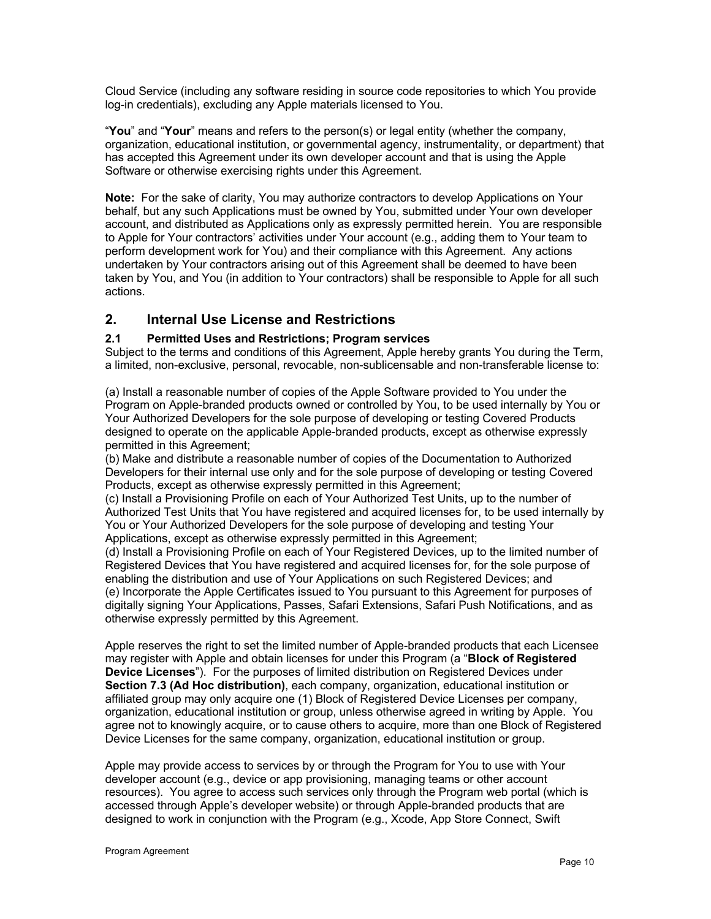Cloud Service (including any software residing in source code repositories to which You provide log-in credentials), excluding any Apple materials licensed to You.

"**You**" and "**Your**" means and refers to the person(s) or legal entity (whether the company, organization, educational institution, or governmental agency, instrumentality, or department) that has accepted this Agreement under its own developer account and that is using the Apple Software or otherwise exercising rights under this Agreement.

**Note:** For the sake of clarity, You may authorize contractors to develop Applications on Your behalf, but any such Applications must be owned by You, submitted under Your own developer account, and distributed as Applications only as expressly permitted herein. You are responsible to Apple for Your contractors' activities under Your account (e.g., adding them to Your team to perform development work for You) and their compliance with this Agreement. Any actions undertaken by Your contractors arising out of this Agreement shall be deemed to have been taken by You, and You (in addition to Your contractors) shall be responsible to Apple for all such actions.

## 2. Internal Use License and Restrictions

### 2.1 Permitted Uses and Restrictions; Program services

Subject to the terms and conditions of this Agreement, Apple hereby grants You during the Term, a limited, non-exclusive, personal, revocable, non-sublicensable and non-transferable license to:

(a) Install a reasonable number of copies of the Apple Software provided to You under the Program on Apple-branded products owned or controlled by You, to be used internally by You or Your Authorized Developers for the sole purpose of developing or testing Covered Products designed to operate on the applicable Apple-branded products, except as otherwise expressly permitted in this Agreement;
(b) Make and distribute a reasonable number of copies of the Documentation to Authorized Developers for their internal use only and for the sole purpose of developing or testing Covered Products, except as otherwise expressly permitted in this Agreement;
(c) Install a Provisioning Profile on each of Your Authorized Test Units, up to the number of Authorized Test Units that You have registered and acquired licenses for, to be used internally by You or Your Authorized Developers for the sole purpose of developing and testing Your Applications, except as otherwise expressly permitted in this Agreement;
(d) Install a Provisioning Profile on each of Your Registered Devices, up to the limited number of Registered Devices that You have registered and acquired licenses for, for the sole purpose of enabling the distribution and use of Your Applications on such Registered Devices; and
(e) Incorporate the Apple Certificates issued to You pursuant to this Agreement for purposes of digitally signing Your Applications, Passes, Safari Extensions, Safari Push Notifications, and as otherwise expressly permitted by this Agreement.

Apple reserves the right to set the limited number of Apple-branded products that each Licensee may register with Apple and obtain licenses for under this Program (a "**Block of Registered Device Licenses**"). For the purposes of limited distribution on Registered Devices under **Section 7.3 (Ad Hoc distribution)**, each company, organization, educational institution or affiliated group may only acquire one (1) Block of Registered Device Licenses per company, organization, educational institution or group, unless otherwise agreed in writing by Apple. You agree not to knowingly acquire, or to cause others to acquire, more than one Block of Registered Device Licenses for the same company, organization, educational institution or group.

Apple may provide access to services by or through the Program for You to use with Your developer account (e.g., device or app provisioning, managing teams or other account resources). You agree to access such services only through the Program web portal (which is accessed through Apple's developer website) or through Apple-branded products that are designed to work in conjunction with the Program (e.g., Xcode, App Store Connect, Swift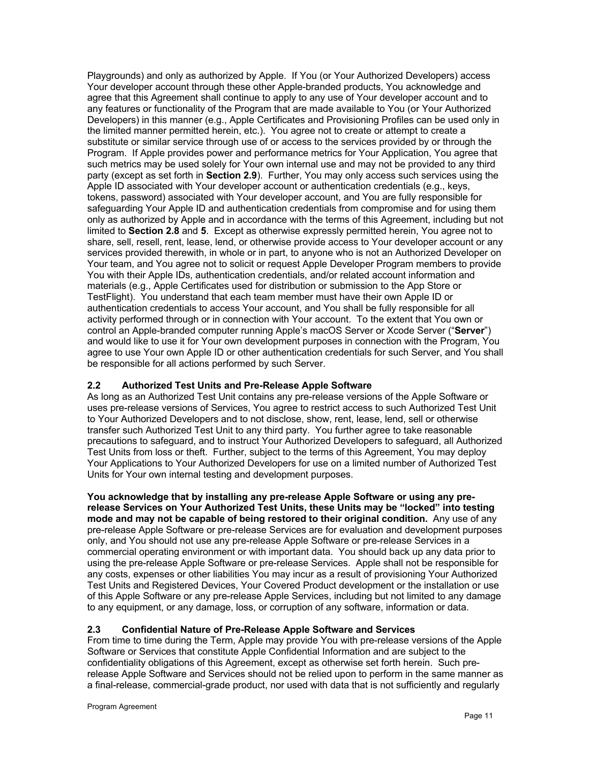Playgrounds) and only as authorized by Apple. If You (or Your Authorized Developers) access Your developer account through these other Apple-branded products, You acknowledge and agree that this Agreement shall continue to apply to any use of Your developer account and to any features or functionality of the Program that are made available to You (or Your Authorized Developers) in this manner (e.g., Apple Certificates and Provisioning Profiles can be used only in the limited manner permitted herein, etc.). You agree not to create or attempt to create a substitute or similar service through use of or access to the services provided by or through the Program. If Apple provides power and performance metrics for Your Application, You agree that such metrics may be used solely for Your own internal use and may not be provided to any third party (except as set forth in **Section 2.9**). Further, You may only access such services using the Apple ID associated with Your developer account or authentication credentials (e.g., keys, tokens, password) associated with Your developer account, and You are fully responsible for safeguarding Your Apple ID and authentication credentials from compromise and for using them only as authorized by Apple and in accordance with the terms of this Agreement, including but not limited to **Section 2.8** and **5**. Except as otherwise expressly permitted herein, You agree not to share, sell, resell, rent, lease, lend, or otherwise provide access to Your developer account or any services provided therewith, in whole or in part, to anyone who is not an Authorized Developer on Your team, and You agree not to solicit or request Apple Developer Program members to provide You with their Apple IDs, authentication credentials, and/or related account information and materials (e.g., Apple Certificates used for distribution or submission to the App Store or TestFlight). You understand that each team member must have their own Apple ID or authentication credentials to access Your account, and You shall be fully responsible for all activity performed through or in connection with Your account. To the extent that You own or control an Apple-branded computer running Apple's macOS Server or Xcode Server ("**Server**") and would like to use it for Your own development purposes in connection with the Program, You agree to use Your own Apple ID or other authentication credentials for such Server, and You shall be responsible for all actions performed by such Server.

### 2.2 Authorized Test Units and Pre-Release Apple Software

As long as an Authorized Test Unit contains any pre-release versions of the Apple Software or uses pre-release versions of Services, You agree to restrict access to such Authorized Test Unit to Your Authorized Developers and to not disclose, show, rent, lease, lend, sell or otherwise transfer such Authorized Test Unit to any third party. You further agree to take reasonable precautions to safeguard, and to instruct Your Authorized Developers to safeguard, all Authorized Test Units from loss or theft. Further, subject to the terms of this Agreement, You may deploy Your Applications to Your Authorized Developers for use on a limited number of Authorized Test Units for Your own internal testing and development purposes.

**You acknowledge that by installing any pre-release Apple Software or using any pre-release Services on Your Authorized Test Units, these Units may be "locked" into testing mode and may not be capable of being restored to their original condition.** Any use of any pre-release Apple Software or pre-release Services are for evaluation and development purposes only, and You should not use any pre-release Apple Software or pre-release Services in a commercial operating environment or with important data. You should back up any data prior to using the pre-release Apple Software or pre-release Services. Apple shall not be responsible for any costs, expenses or other liabilities You may incur as a result of provisioning Your Authorized Test Units and Registered Devices, Your Covered Product development or the installation or use of this Apple Software or any pre-release Apple Services, including but not limited to any damage to any equipment, or any damage, loss, or corruption of any software, information or data.

### 2.3 Confidential Nature of Pre-Release Apple Software and Services

From time to time during the Term, Apple may provide You with pre-release versions of the Apple Software or Services that constitute Apple Confidential Information and are subject to the confidentiality obligations of this Agreement, except as otherwise set forth herein. Such pre-release Apple Software and Services should not be relied upon to perform in the same manner as a final-release, commercial-grade product, nor used with data that is not sufficiently and regularly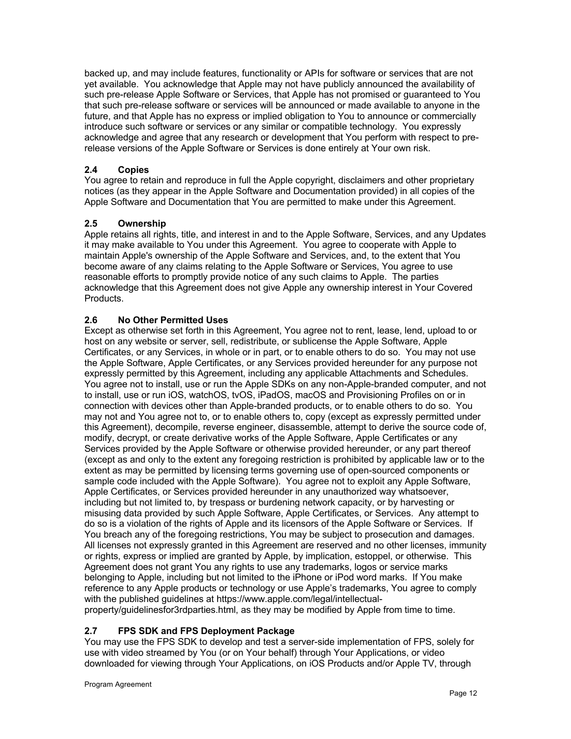backed up, and may include features, functionality or APIs for software or services that are not yet available. You acknowledge that Apple may not have publicly announced the availability of such pre-release Apple Software or Services, that Apple has not promised or guaranteed to You that such pre-release software or services will be announced or made available to anyone in the future, and that Apple has no express or implied obligation to You to announce or commercially introduce such software or services or any similar or compatible technology. You expressly acknowledge and agree that any research or development that You perform with respect to pre-release versions of the Apple Software or Services is done entirely at Your own risk.

### 2.4 Copies

You agree to retain and reproduce in full the Apple copyright, disclaimers and other proprietary notices (as they appear in the Apple Software and Documentation provided) in all copies of the Apple Software and Documentation that You are permitted to make under this Agreement.

### 2.5 Ownership

Apple retains all rights, title, and interest in and to the Apple Software, Services, and any Updates it may make available to You under this Agreement. You agree to cooperate with Apple to maintain Apple's ownership of the Apple Software and Services, and, to the extent that You become aware of any claims relating to the Apple Software or Services, You agree to use reasonable efforts to promptly provide notice of any such claims to Apple. The parties acknowledge that this Agreement does not give Apple any ownership interest in Your Covered Products.

### 2.6 No Other Permitted Uses

Except as otherwise set forth in this Agreement, You agree not to rent, lease, lend, upload to or host on any website or server, sell, redistribute, or sublicense the Apple Software, Apple Certificates, or any Services, in whole or in part, or to enable others to do so. You may not use the Apple Software, Apple Certificates, or any Services provided hereunder for any purpose not expressly permitted by this Agreement, including any applicable Attachments and Schedules. You agree not to install, use or run the Apple SDKs on any non-Apple-branded computer, and not to install, use or run iOS, watchOS, tvOS, iPadOS, macOS and Provisioning Profiles on or in connection with devices other than Apple-branded products, or to enable others to do so. You may not and You agree not to, or to enable others to, copy (except as expressly permitted under this Agreement), decompile, reverse engineer, disassemble, attempt to derive the source code of, modify, decrypt, or create derivative works of the Apple Software, Apple Certificates or any Services provided by the Apple Software or otherwise provided hereunder, or any part thereof (except as and only to the extent any foregoing restriction is prohibited by applicable law or to the extent as may be permitted by licensing terms governing use of open-sourced components or sample code included with the Apple Software). You agree not to exploit any Apple Software, Apple Certificates, or Services provided hereunder in any unauthorized way whatsoever, including but not limited to, by trespass or burdening network capacity, or by harvesting or misusing data provided by such Apple Software, Apple Certificates, or Services. Any attempt to do so is a violation of the rights of Apple and its licensors of the Apple Software or Services. If You breach any of the foregoing restrictions, You may be subject to prosecution and damages. All licenses not expressly granted in this Agreement are reserved and no other licenses, immunity or rights, express or implied are granted by Apple, by implication, estoppel, or otherwise. This Agreement does not grant You any rights to use any trademarks, logos or service marks belonging to Apple, including but not limited to the iPhone or iPod word marks. If You make reference to any Apple products or technology or use Apple's trademarks, You agree to comply with the published guidelines at https://www.apple.com/legal/intellectual-property/guidelinesfor3rdparties.html, as they may be modified by Apple from time to time.

### 2.7 FPS SDK and FPS Deployment Package

You may use the FPS SDK to develop and test a server-side implementation of FPS, solely for use with video streamed by You (or on Your behalf) through Your Applications, or video downloaded for viewing through Your Applications, on iOS Products and/or Apple TV, through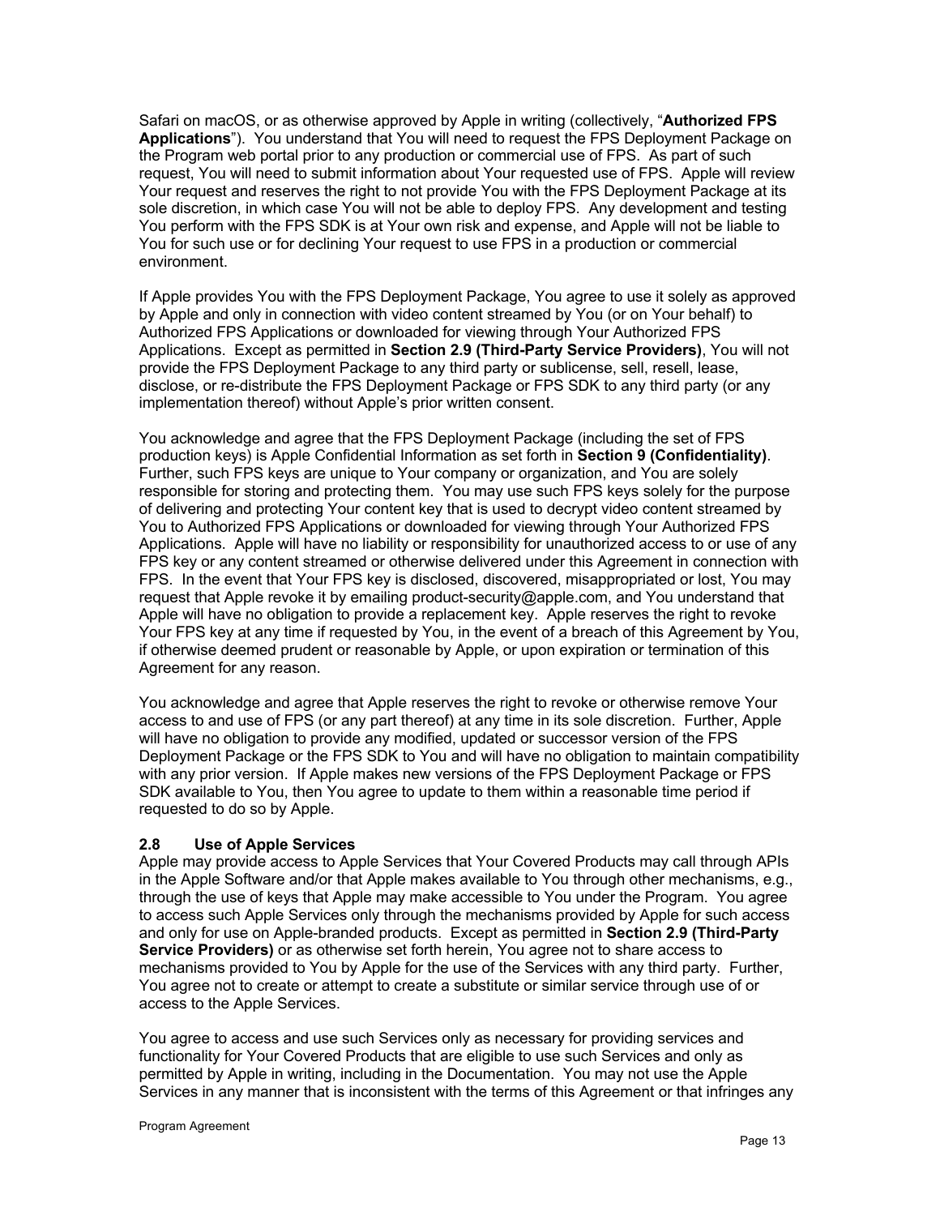Safari on macOS, or as otherwise approved by Apple in writing (collectively, "**Authorized FPS Applications**"). You understand that You will need to request the FPS Deployment Package on the Program web portal prior to any production or commercial use of FPS. As part of such request, You will need to submit information about Your requested use of FPS. Apple will review Your request and reserves the right to not provide You with the FPS Deployment Package at its sole discretion, in which case You will not be able to deploy FPS. Any development and testing You perform with the FPS SDK is at Your own risk and expense, and Apple will not be liable to You for such use or for declining Your request to use FPS in a production or commercial environment.

If Apple provides You with the FPS Deployment Package, You agree to use it solely as approved by Apple and only in connection with video content streamed by You (or on Your behalf) to Authorized FPS Applications or downloaded for viewing through Your Authorized FPS Applications. Except as permitted in **Section 2.9 (Third-Party Service Providers)**, You will not provide the FPS Deployment Package to any third party or sublicense, sell, resell, lease, disclose, or re-distribute the FPS Deployment Package or FPS SDK to any third party (or any implementation thereof) without Apple's prior written consent.

You acknowledge and agree that the FPS Deployment Package (including the set of FPS production keys) is Apple Confidential Information as set forth in **Section 9 (Confidentiality)**. Further, such FPS keys are unique to Your company or organization, and You are solely responsible for storing and protecting them. You may use such FPS keys solely for the purpose of delivering and protecting Your content key that is used to decrypt video content streamed by You to Authorized FPS Applications or downloaded for viewing through Your Authorized FPS Applications. Apple will have no liability or responsibility for unauthorized access to or use of any FPS key or any content streamed or otherwise delivered under this Agreement in connection with FPS. In the event that Your FPS key is disclosed, discovered, misappropriated or lost, You may request that Apple revoke it by emailing product-security@apple.com, and You understand that Apple will have no obligation to provide a replacement key. Apple reserves the right to revoke Your FPS key at any time if requested by You, in the event of a breach of this Agreement by You, if otherwise deemed prudent or reasonable by Apple, or upon expiration or termination of this Agreement for any reason.

You acknowledge and agree that Apple reserves the right to revoke or otherwise remove Your access to and use of FPS (or any part thereof) at any time in its sole discretion. Further, Apple will have no obligation to provide any modified, updated or successor version of the FPS Deployment Package or the FPS SDK to You and will have no obligation to maintain compatibility with any prior version. If Apple makes new versions of the FPS Deployment Package or FPS SDK available to You, then You agree to update to them within a reasonable time period if requested to do so by Apple.

### 2.8 Use of Apple Services

Apple may provide access to Apple Services that Your Covered Products may call through APIs in the Apple Software and/or that Apple makes available to You through other mechanisms, e.g., through the use of keys that Apple may make accessible to You under the Program. You agree to access such Apple Services only through the mechanisms provided by Apple for such access and only for use on Apple-branded products. Except as permitted in **Section 2.9 (Third-Party Service Providers)** or as otherwise set forth herein, You agree not to share access to mechanisms provided to You by Apple for the use of the Services with any third party. Further, You agree not to create or attempt to create a substitute or similar service through use of or access to the Apple Services.

You agree to access and use such Services only as necessary for providing services and functionality for Your Covered Products that are eligible to use such Services and only as permitted by Apple in writing, including in the Documentation. You may not use the Apple Services in any manner that is inconsistent with the terms of this Agreement or that infringes any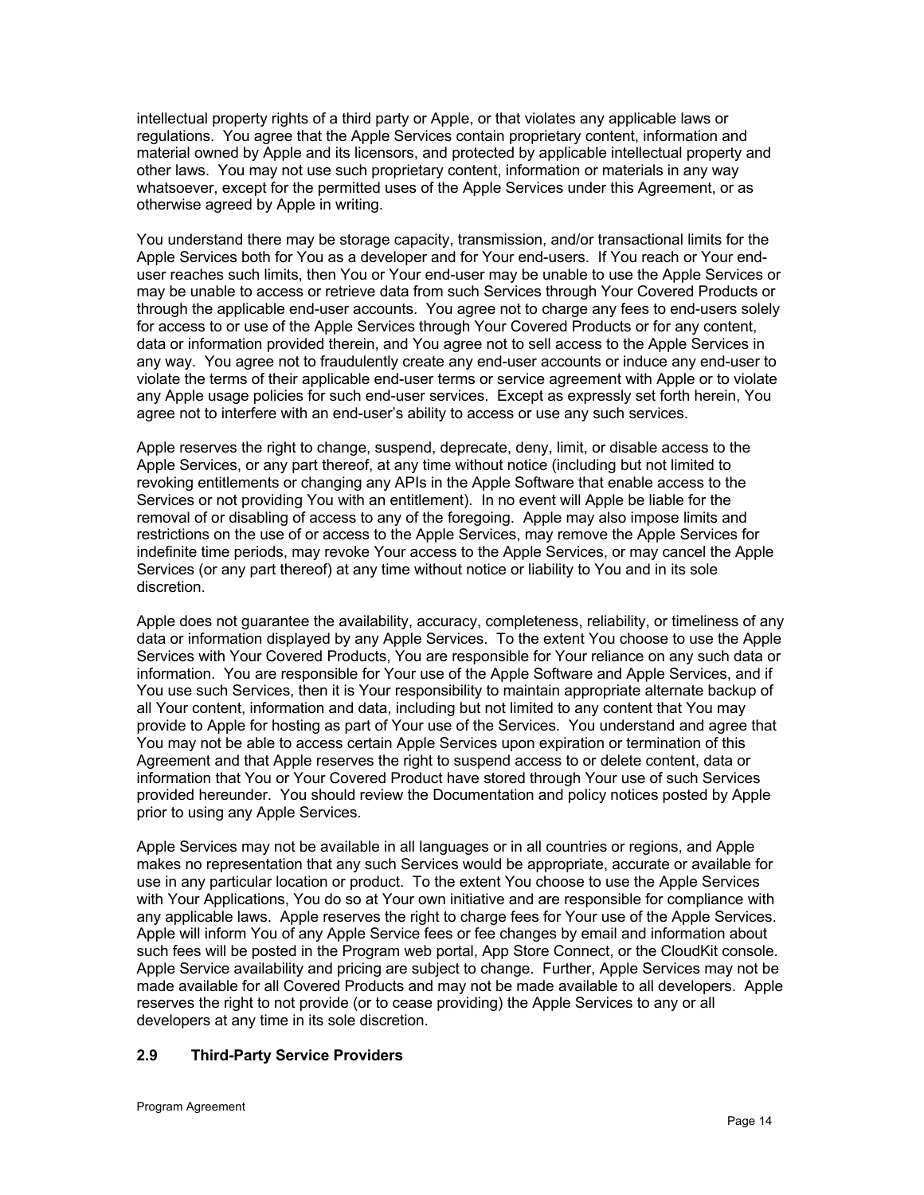intellectual property rights of a third party or Apple, or that violates any applicable laws or regulations. You agree that the Apple Services contain proprietary content, information and material owned by Apple and its licensors, and protected by applicable intellectual property and other laws. You may not use such proprietary content, information or materials in any way whatsoever, except for the permitted uses of the Apple Services under this Agreement, or as otherwise agreed by Apple in writing.

You understand there may be storage capacity, transmission, and/or transactional limits for the Apple Services both for You as a developer and for Your end-users. If You reach or Your end-user reaches such limits, then You or Your end-user may be unable to use the Apple Services or may be unable to access or retrieve data from such Services through Your Covered Products or through the applicable end-user accounts. You agree not to charge any fees to end-users solely for access to or use of the Apple Services through Your Covered Products or for any content, data or information provided therein, and You agree not to sell access to the Apple Services in any way. You agree not to fraudulently create any end-user accounts or induce any end-user to violate the terms of their applicable end-user terms or service agreement with Apple or to violate any Apple usage policies for such end-user services. Except as expressly set forth herein, You agree not to interfere with an end-user's ability to access or use any such services.

Apple reserves the right to change, suspend, deprecate, deny, limit, or disable access to the Apple Services, or any part thereof, at any time without notice (including but not limited to revoking entitlements or changing any APIs in the Apple Software that enable access to the Services or not providing You with an entitlement). In no event will Apple be liable for the removal of or disabling of access to any of the foregoing. Apple may also impose limits and restrictions on the use of or access to the Apple Services, may remove the Apple Services for indefinite time periods, may revoke Your access to the Apple Services, or may cancel the Apple Services (or any part thereof) at any time without notice or liability to You and in its sole discretion.

Apple does not guarantee the availability, accuracy, completeness, reliability, or timeliness of any data or information displayed by any Apple Services. To the extent You choose to use the Apple Services with Your Covered Products, You are responsible for Your reliance on any such data or information. You are responsible for Your use of the Apple Software and Apple Services, and if You use such Services, then it is Your responsibility to maintain appropriate alternate backup of all Your content, information and data, including but not limited to any content that You may provide to Apple for hosting as part of Your use of the Services. You understand and agree that You may not be able to access certain Apple Services upon expiration or termination of this Agreement and that Apple reserves the right to suspend access to or delete content, data or information that You or Your Covered Product have stored through Your use of such Services provided hereunder. You should review the Documentation and policy notices posted by Apple prior to using any Apple Services.

Apple Services may not be available in all languages or in all countries or regions, and Apple makes no representation that any such Services would be appropriate, accurate or available for use in any particular location or product. To the extent You choose to use the Apple Services with Your Applications, You do so at Your own initiative and are responsible for compliance with any applicable laws. Apple reserves the right to charge fees for Your use of the Apple Services. Apple will inform You of any Apple Service fees or fee changes by email and information about such fees will be posted in the Program web portal, App Store Connect, or the CloudKit console. Apple Service availability and pricing are subject to change. Further, Apple Services may not be made available for all Covered Products and may not be made available to all developers. Apple reserves the right to not provide (or to cease providing) the Apple Services to any or all developers at any time in its sole discretion.

### 2.9 Third-Party Service Providers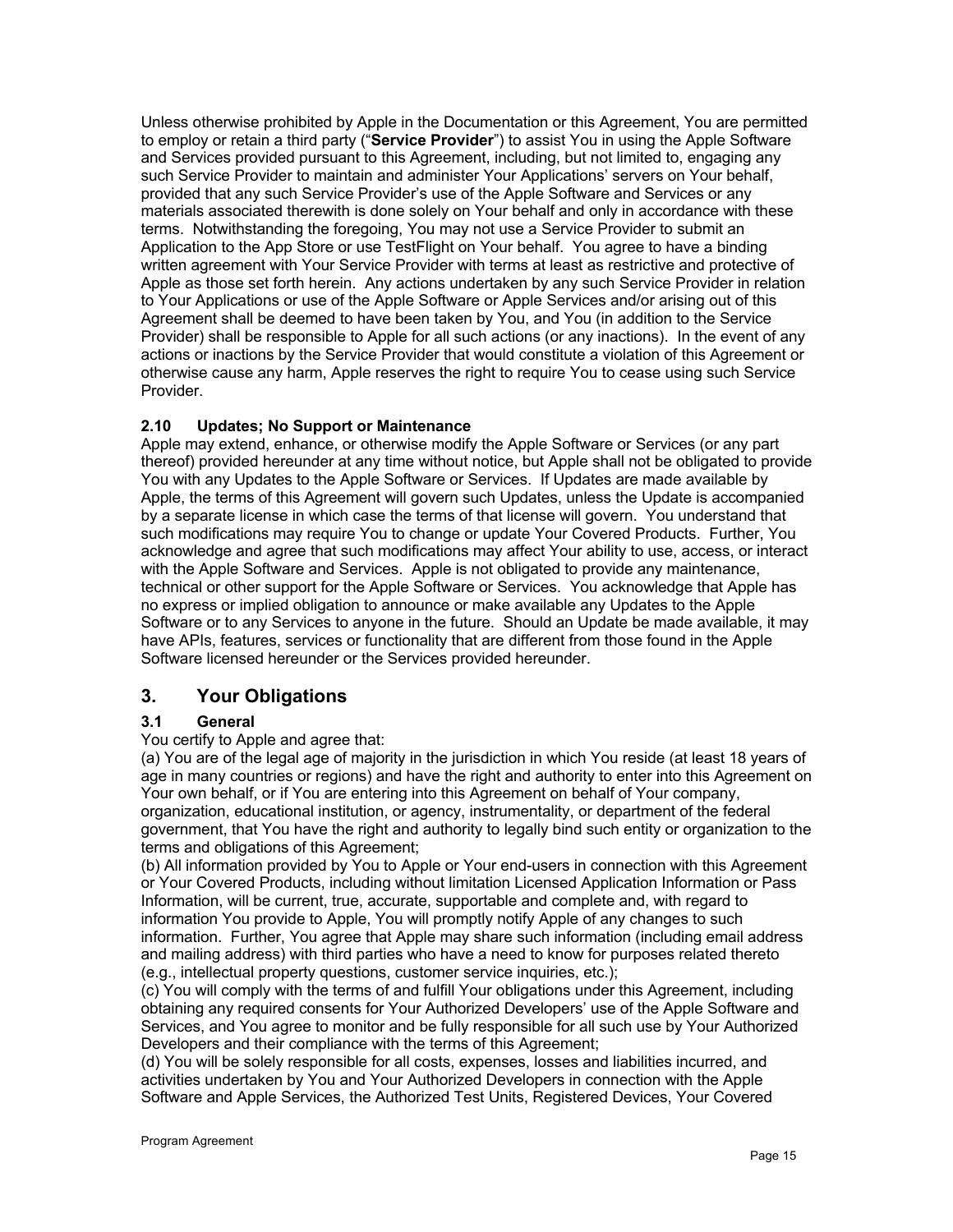Unless otherwise prohibited by Apple in the Documentation or this Agreement, You are permitted to employ or retain a third party ("**Service Provider**") to assist You in using the Apple Software and Services provided pursuant to this Agreement, including, but not limited to, engaging any such Service Provider to maintain and administer Your Applications' servers on Your behalf, provided that any such Service Provider's use of the Apple Software and Services or any materials associated therewith is done solely on Your behalf and only in accordance with these terms. Notwithstanding the foregoing, You may not use a Service Provider to submit an Application to the App Store or use TestFlight on Your behalf. You agree to have a binding written agreement with Your Service Provider with terms at least as restrictive and protective of Apple as those set forth herein. Any actions undertaken by any such Service Provider in relation to Your Applications or use of the Apple Software or Apple Services and/or arising out of this Agreement shall be deemed to have been taken by You, and You (in addition to the Service Provider) shall be responsible to Apple for all such actions (or any inactions). In the event of any actions or inactions by the Service Provider that would constitute a violation of this Agreement or otherwise cause any harm, Apple reserves the right to require You to cease using such Service Provider.

**2.10 Updates; No Support or Maintenance**

Apple may extend, enhance, or otherwise modify the Apple Software or Services (or any part thereof) provided hereunder at any time without notice, but Apple shall not be obligated to provide You with any Updates to the Apple Software or Services. If Updates are made available by Apple, the terms of this Agreement will govern such Updates, unless the Update is accompanied by a separate license in which case the terms of that license will govern. You understand that such modifications may require You to change or update Your Covered Products. Further, You acknowledge and agree that such modifications may affect Your ability to use, access, or interact with the Apple Software and Services. Apple is not obligated to provide any maintenance, technical or other support for the Apple Software or Services. You acknowledge that Apple has no express or implied obligation to announce or make available any Updates to the Apple Software or to any Services to anyone in the future. Should an Update be made available, it may have APIs, features, services or functionality that are different from those found in the Apple Software licensed hereunder or the Services provided hereunder.

## 3. Your Obligations

**3.1 General**

You certify to Apple and agree that:

(a) You are of the legal age of majority in the jurisdiction in which You reside (at least 18 years of age in many countries or regions) and have the right and authority to enter into this Agreement on Your own behalf, or if You are entering into this Agreement on behalf of Your company, organization, educational institution, or agency, instrumentality, or department of the federal government, that You have the right and authority to legally bind such entity or organization to the terms and obligations of this Agreement;

(b) All information provided by You to Apple or Your end-users in connection with this Agreement or Your Covered Products, including without limitation Licensed Application Information or Pass Information, will be current, true, accurate, supportable and complete and, with regard to information You provide to Apple, You will promptly notify Apple of any changes to such information. Further, You agree that Apple may share such information (including email address and mailing address) with third parties who have a need to know for purposes related thereto (e.g., intellectual property questions, customer service inquiries, etc.);

(c) You will comply with the terms of and fulfill Your obligations under this Agreement, including obtaining any required consents for Your Authorized Developers' use of the Apple Software and Services, and You agree to monitor and be fully responsible for all such use by Your Authorized Developers and their compliance with the terms of this Agreement;

(d) You will be solely responsible for all costs, expenses, losses and liabilities incurred, and activities undertaken by You and Your Authorized Developers in connection with the Apple Software and Apple Services, the Authorized Test Units, Registered Devices, Your Covered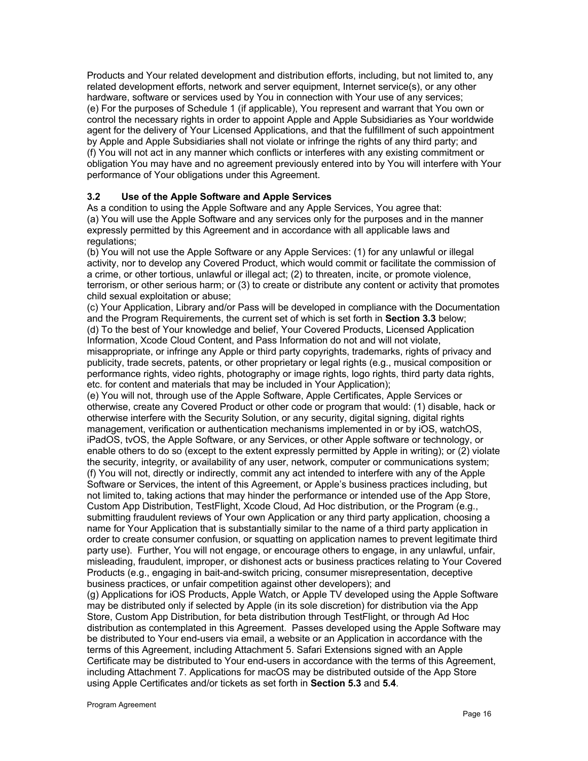Products and Your related development and distribution efforts, including, but not limited to, any related development efforts, network and server equipment, Internet service(s), or any other hardware, software or services used by You in connection with Your use of any services;
(e) For the purposes of Schedule 1 (if applicable), You represent and warrant that You own or control the necessary rights in order to appoint Apple and Apple Subsidiaries as Your worldwide agent for the delivery of Your Licensed Applications, and that the fulfillment of such appointment by Apple and Apple Subsidiaries shall not violate or infringe the rights of any third party; and
(f) You will not act in any manner which conflicts or interferes with any existing commitment or obligation You may have and no agreement previously entered into by You will interfere with Your performance of Your obligations under this Agreement.

### 3.2 Use of the Apple Software and Apple Services

As a condition to using the Apple Software and any Apple Services, You agree that:
(a) You will use the Apple Software and any services only for the purposes and in the manner expressly permitted by this Agreement and in accordance with all applicable laws and regulations;
(b) You will not use the Apple Software or any Apple Services: (1) for any unlawful or illegal activity, nor to develop any Covered Product, which would commit or facilitate the commission of a crime, or other tortious, unlawful or illegal act; (2) to threaten, incite, or promote violence, terrorism, or other serious harm; or (3) to create or distribute any content or activity that promotes child sexual exploitation or abuse;
(c) Your Application, Library and/or Pass will be developed in compliance with the Documentation and the Program Requirements, the current set of which is set forth in **Section 3.3** below;
(d) To the best of Your knowledge and belief, Your Covered Products, Licensed Application Information, Xcode Cloud Content, and Pass Information do not and will not violate, misappropriate, or infringe any Apple or third party copyrights, trademarks, rights of privacy and publicity, trade secrets, patents, or other proprietary or legal rights (e.g., musical composition or performance rights, video rights, photography or image rights, logo rights, third party data rights, etc. for content and materials that may be included in Your Application);
(e) You will not, through use of the Apple Software, Apple Certificates, Apple Services or otherwise, create any Covered Product or other code or program that would: (1) disable, hack or otherwise interfere with the Security Solution, or any security, digital signing, digital rights management, verification or authentication mechanisms implemented in or by iOS, watchOS, iPadOS, tvOS, the Apple Software, or any Services, or other Apple software or technology, or enable others to do so (except to the extent expressly permitted by Apple in writing); or (2) violate the security, integrity, or availability of any user, network, computer or communications system;
(f) You will not, directly or indirectly, commit any act intended to interfere with any of the Apple Software or Services, the intent of this Agreement, or Apple's business practices including, but not limited to, taking actions that may hinder the performance or intended use of the App Store, Custom App Distribution, TestFlight, Xcode Cloud, Ad Hoc distribution, or the Program (e.g., submitting fraudulent reviews of Your own Application or any third party application, choosing a name for Your Application that is substantially similar to the name of a third party application in order to create consumer confusion, or squatting on application names to prevent legitimate third party use). Further, You will not engage, or encourage others to engage, in any unlawful, unfair, misleading, fraudulent, improper, or dishonest acts or business practices relating to Your Covered Products (e.g., engaging in bait-and-switch pricing, consumer misrepresentation, deceptive business practices, or unfair competition against other developers); and
(g) Applications for iOS Products, Apple Watch, or Apple TV developed using the Apple Software may be distributed only if selected by Apple (in its sole discretion) for distribution via the App Store, Custom App Distribution, for beta distribution through TestFlight, or through Ad Hoc distribution as contemplated in this Agreement. Passes developed using the Apple Software may be distributed to Your end-users via email, a website or an Application in accordance with the terms of this Agreement, including Attachment 5. Safari Extensions signed with an Apple Certificate may be distributed to Your end-users in accordance with the terms of this Agreement, including Attachment 7. Applications for macOS may be distributed outside of the App Store using Apple Certificates and/or tickets as set forth in **Section 5.3** and **5.4**.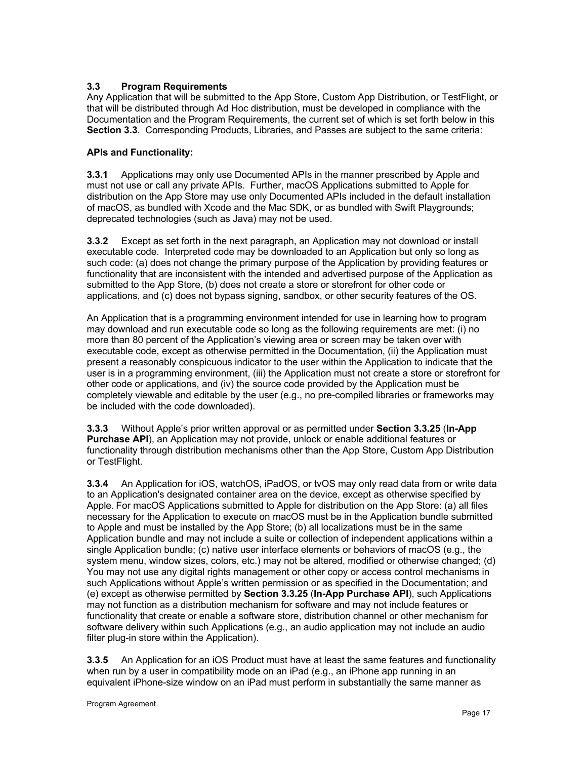### 3.3 Program Requirements

Any Application that will be submitted to the App Store, Custom App Distribution, or TestFlight, or that will be distributed through Ad Hoc distribution, must be developed in compliance with the Documentation and the Program Requirements, the current set of which is set forth below in this **Section 3.3**. Corresponding Products, Libraries, and Passes are subject to the same criteria:

**APIs and Functionality:**

**3.3.1** Applications may only use Documented APIs in the manner prescribed by Apple and must not use or call any private APIs. Further, macOS Applications submitted to Apple for distribution on the App Store may use only Documented APIs included in the default installation of macOS, as bundled with Xcode and the Mac SDK, or as bundled with Swift Playgrounds; deprecated technologies (such as Java) may not be used.

**3.3.2** Except as set forth in the next paragraph, an Application may not download or install executable code. Interpreted code may be downloaded to an Application but only so long as such code: (a) does not change the primary purpose of the Application by providing features or functionality that are inconsistent with the intended and advertised purpose of the Application as submitted to the App Store, (b) does not create a store or storefront for other code or applications, and (c) does not bypass signing, sandbox, or other security features of the OS.

An Application that is a programming environment intended for use in learning how to program may download and run executable code so long as the following requirements are met: (i) no more than 80 percent of the Application's viewing area or screen may be taken over with executable code, except as otherwise permitted in the Documentation, (ii) the Application must present a reasonably conspicuous indicator to the user within the Application to indicate that the user is in a programming environment, (iii) the Application must not create a store or storefront for other code or applications, and (iv) the source code provided by the Application must be completely viewable and editable by the user (e.g., no pre-compiled libraries or frameworks may be included with the code downloaded).

**3.3.3** Without Apple's prior written approval or as permitted under **Section 3.3.25** (**In-App Purchase API**), an Application may not provide, unlock or enable additional features or functionality through distribution mechanisms other than the App Store, Custom App Distribution or TestFlight.

**3.3.4** An Application for iOS, watchOS, iPadOS, or tvOS may only read data from or write data to an Application's designated container area on the device, except as otherwise specified by Apple. For macOS Applications submitted to Apple for distribution on the App Store: (a) all files necessary for the Application to execute on macOS must be in the Application bundle submitted to Apple and must be installed by the App Store; (b) all localizations must be in the same Application bundle and may not include a suite or collection of independent applications within a single Application bundle; (c) native user interface elements or behaviors of macOS (e.g., the system menu, window sizes, colors, etc.) may not be altered, modified or otherwise changed; (d) You may not use any digital rights management or other copy or access control mechanisms in such Applications without Apple's written permission or as specified in the Documentation; and (e) except as otherwise permitted by **Section 3.3.25** (**In-App Purchase API**), such Applications may not function as a distribution mechanism for software and may not include features or functionality that create or enable a software store, distribution channel or other mechanism for software delivery within such Applications (e.g., an audio application may not include an audio filter plug-in store within the Application).

**3.3.5** An Application for an iOS Product must have at least the same features and functionality when run by a user in compatibility mode on an iPad (e.g., an iPhone app running in an equivalent iPhone-size window on an iPad must perform in substantially the same manner as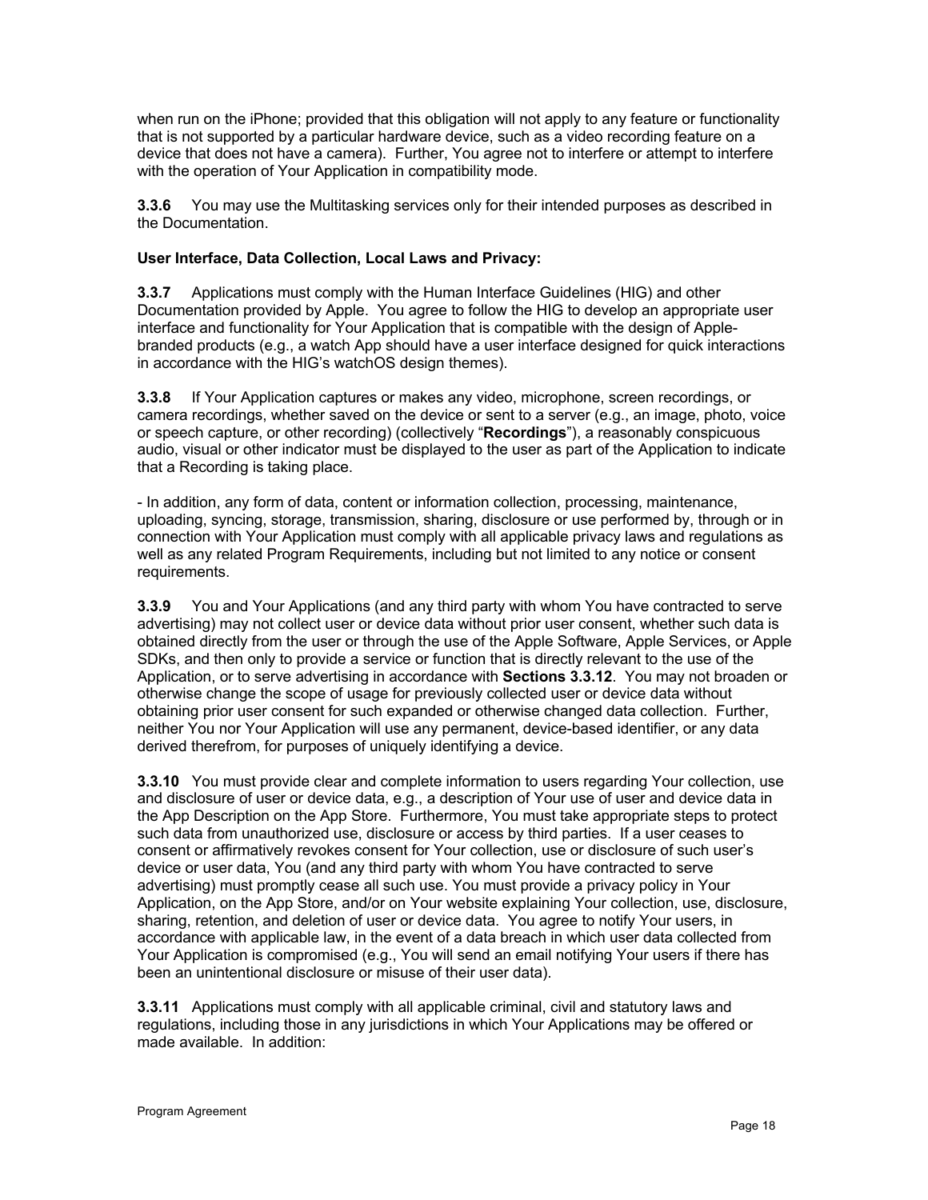when run on the iPhone; provided that this obligation will not apply to any feature or functionality that is not supported by a particular hardware device, such as a video recording feature on a device that does not have a camera). Further, You agree not to interfere or attempt to interfere with the operation of Your Application in compatibility mode.

**3.3.6** You may use the Multitasking services only for their intended purposes as described in the Documentation.

**User Interface, Data Collection, Local Laws and Privacy:**

**3.3.7** Applications must comply with the Human Interface Guidelines (HIG) and other Documentation provided by Apple. You agree to follow the HIG to develop an appropriate user interface and functionality for Your Application that is compatible with the design of Apple-branded products (e.g., a watch App should have a user interface designed for quick interactions in accordance with the HIG's watchOS design themes).

**3.3.8** If Your Application captures or makes any video, microphone, screen recordings, or camera recordings, whether saved on the device or sent to a server (e.g., an image, photo, voice or speech capture, or other recording) (collectively "**Recordings**"), a reasonably conspicuous audio, visual or other indicator must be displayed to the user as part of the Application to indicate that a Recording is taking place.

- In addition, any form of data, content or information collection, processing, maintenance, uploading, syncing, storage, transmission, sharing, disclosure or use performed by, through or in connection with Your Application must comply with all applicable privacy laws and regulations as well as any related Program Requirements, including but not limited to any notice or consent requirements.

**3.3.9** You and Your Applications (and any third party with whom You have contracted to serve advertising) may not collect user or device data without prior user consent, whether such data is obtained directly from the user or through the use of the Apple Software, Apple Services, or Apple SDKs, and then only to provide a service or function that is directly relevant to the use of the Application, or to serve advertising in accordance with **Sections 3.3.12**. You may not broaden or otherwise change the scope of usage for previously collected user or device data without obtaining prior user consent for such expanded or otherwise changed data collection. Further, neither You nor Your Application will use any permanent, device-based identifier, or any data derived therefrom, for purposes of uniquely identifying a device.

**3.3.10** You must provide clear and complete information to users regarding Your collection, use and disclosure of user or device data, e.g., a description of Your use of user and device data in the App Description on the App Store. Furthermore, You must take appropriate steps to protect such data from unauthorized use, disclosure or access by third parties. If a user ceases to consent or affirmatively revokes consent for Your collection, use or disclosure of such user's device or user data, You (and any third party with whom You have contracted to serve advertising) must promptly cease all such use. You must provide a privacy policy in Your Application, on the App Store, and/or on Your website explaining Your collection, use, disclosure, sharing, retention, and deletion of user or device data. You agree to notify Your users, in accordance with applicable law, in the event of a data breach in which user data collected from Your Application is compromised (e.g., You will send an email notifying Your users if there has been an unintentional disclosure or misuse of their user data).

**3.3.11** Applications must comply with all applicable criminal, civil and statutory laws and regulations, including those in any jurisdictions in which Your Applications may be offered or made available. In addition: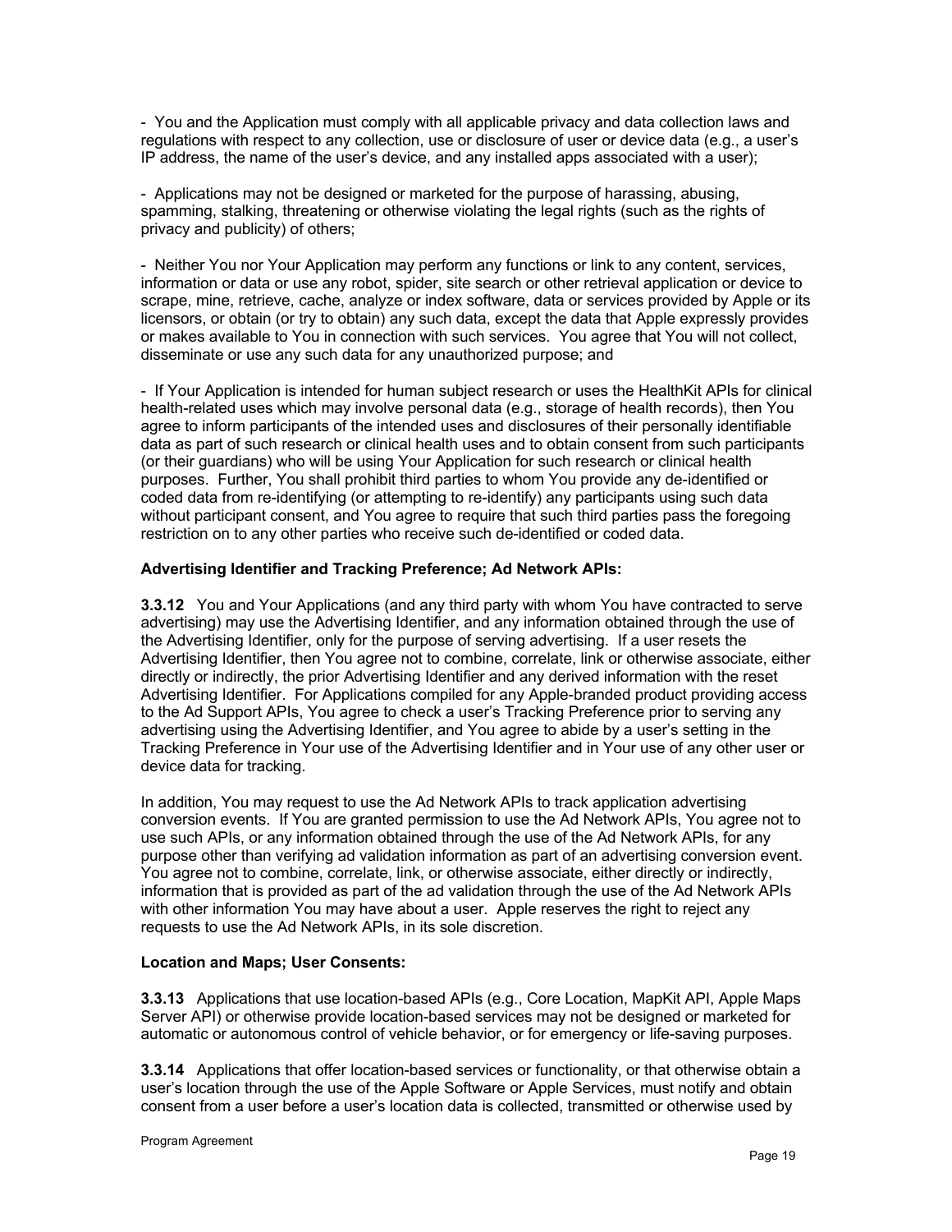- You and the Application must comply with all applicable privacy and data collection laws and regulations with respect to any collection, use or disclosure of user or device data (e.g., a user's IP address, the name of the user's device, and any installed apps associated with a user);

- Applications may not be designed or marketed for the purpose of harassing, abusing, spamming, stalking, threatening or otherwise violating the legal rights (such as the rights of privacy and publicity) of others;

- Neither You nor Your Application may perform any functions or link to any content, services, information or data or use any robot, spider, site search or other retrieval application or device to scrape, mine, retrieve, cache, analyze or index software, data or services provided by Apple or its licensors, or obtain (or try to obtain) any such data, except the data that Apple expressly provides or makes available to You in connection with such services. You agree that You will not collect, disseminate or use any such data for any unauthorized purpose; and

- If Your Application is intended for human subject research or uses the HealthKit APIs for clinical health-related uses which may involve personal data (e.g., storage of health records), then You agree to inform participants of the intended uses and disclosures of their personally identifiable data as part of such research or clinical health uses and to obtain consent from such participants (or their guardians) who will be using Your Application for such research or clinical health purposes. Further, You shall prohibit third parties to whom You provide any de-identified or coded data from re-identifying (or attempting to re-identify) any participants using such data without participant consent, and You agree to require that such third parties pass the foregoing restriction on to any other parties who receive such de-identified or coded data.

**Advertising Identifier and Tracking Preference; Ad Network APIs:**

**3.3.12** You and Your Applications (and any third party with whom You have contracted to serve advertising) may use the Advertising Identifier, and any information obtained through the use of the Advertising Identifier, only for the purpose of serving advertising. If a user resets the Advertising Identifier, then You agree not to combine, correlate, link or otherwise associate, either directly or indirectly, the prior Advertising Identifier and any derived information with the reset Advertising Identifier. For Applications compiled for any Apple-branded product providing access to the Ad Support APIs, You agree to check a user's Tracking Preference prior to serving any advertising using the Advertising Identifier, and You agree to abide by a user's setting in the Tracking Preference in Your use of the Advertising Identifier and in Your use of any other user or device data for tracking.

In addition, You may request to use the Ad Network APIs to track application advertising conversion events. If You are granted permission to use the Ad Network APIs, You agree not to use such APIs, or any information obtained through the use of the Ad Network APIs, for any purpose other than verifying ad validation information as part of an advertising conversion event. You agree not to combine, correlate, link, or otherwise associate, either directly or indirectly, information that is provided as part of the ad validation through the use of the Ad Network APIs with other information You may have about a user. Apple reserves the right to reject any requests to use the Ad Network APIs, in its sole discretion.

**Location and Maps; User Consents:**

**3.3.13** Applications that use location-based APIs (e.g., Core Location, MapKit API, Apple Maps Server API) or otherwise provide location-based services may not be designed or marketed for automatic or autonomous control of vehicle behavior, or for emergency or life-saving purposes.

**3.3.14** Applications that offer location-based services or functionality, or that otherwise obtain a user's location through the use of the Apple Software or Apple Services, must notify and obtain consent from a user before a user's location data is collected, transmitted or otherwise used by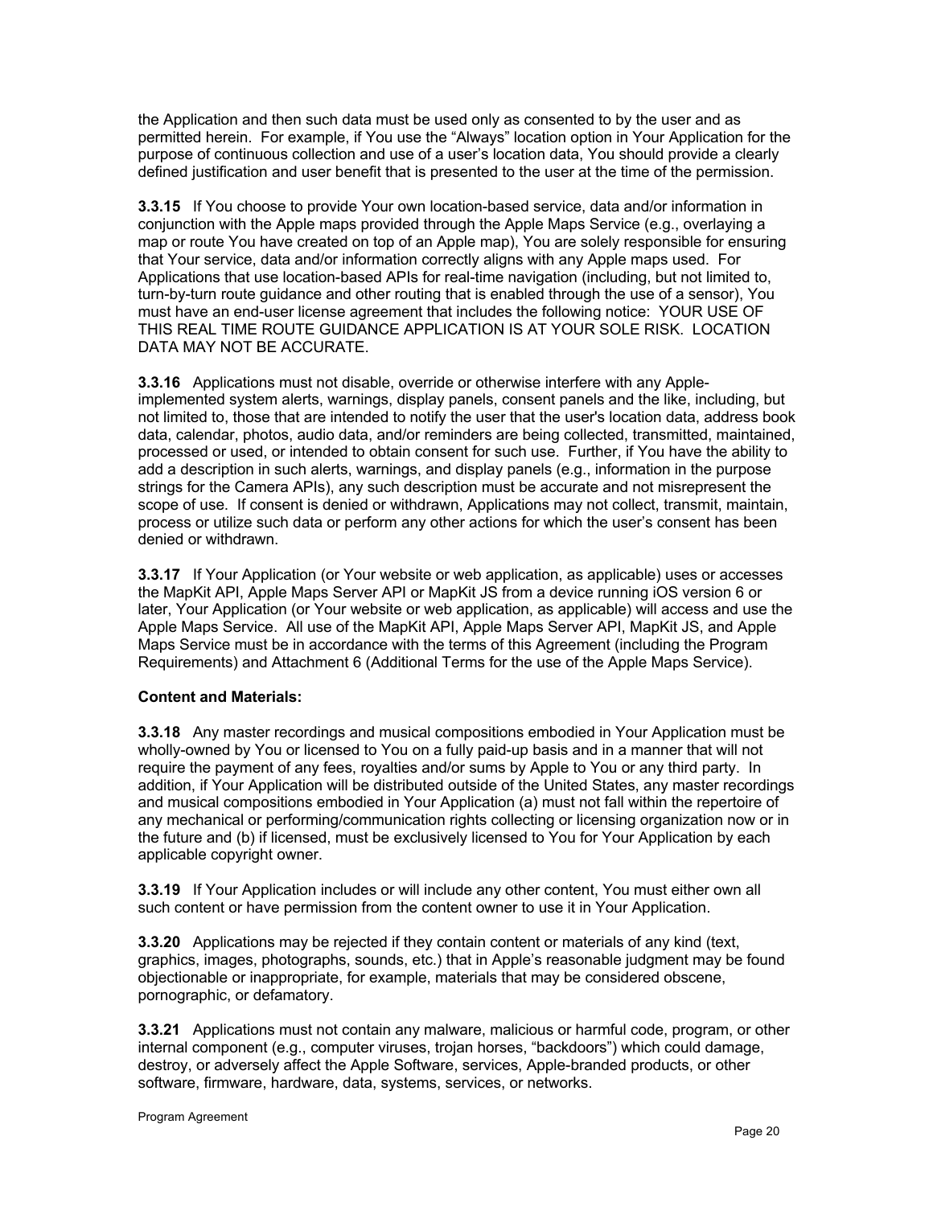the Application and then such data must be used only as consented to by the user and as permitted herein. For example, if You use the "Always" location option in Your Application for the purpose of continuous collection and use of a user's location data, You should provide a clearly defined justification and user benefit that is presented to the user at the time of the permission.

**3.3.15** If You choose to provide Your own location-based service, data and/or information in conjunction with the Apple maps provided through the Apple Maps Service (e.g., overlaying a map or route You have created on top of an Apple map), You are solely responsible for ensuring that Your service, data and/or information correctly aligns with any Apple maps used. For Applications that use location-based APIs for real-time navigation (including, but not limited to, turn-by-turn route guidance and other routing that is enabled through the use of a sensor), You must have an end-user license agreement that includes the following notice: YOUR USE OF THIS REAL TIME ROUTE GUIDANCE APPLICATION IS AT YOUR SOLE RISK. LOCATION DATA MAY NOT BE ACCURATE.

**3.3.16** Applications must not disable, override or otherwise interfere with any Apple-implemented system alerts, warnings, display panels, consent panels and the like, including, but not limited to, those that are intended to notify the user that the user's location data, address book data, calendar, photos, audio data, and/or reminders are being collected, transmitted, maintained, processed or used, or intended to obtain consent for such use. Further, if You have the ability to add a description in such alerts, warnings, and display panels (e.g., information in the purpose strings for the Camera APIs), any such description must be accurate and not misrepresent the scope of use. If consent is denied or withdrawn, Applications may not collect, transmit, maintain, process or utilize such data or perform any other actions for which the user's consent has been denied or withdrawn.

**3.3.17** If Your Application (or Your website or web application, as applicable) uses or accesses the MapKit API, Apple Maps Server API or MapKit JS from a device running iOS version 6 or later, Your Application (or Your website or web application, as applicable) will access and use the Apple Maps Service. All use of the MapKit API, Apple Maps Server API, MapKit JS, and Apple Maps Service must be in accordance with the terms of this Agreement (including the Program Requirements) and Attachment 6 (Additional Terms for the use of the Apple Maps Service).

**Content and Materials:**

**3.3.18** Any master recordings and musical compositions embodied in Your Application must be wholly-owned by You or licensed to You on a fully paid-up basis and in a manner that will not require the payment of any fees, royalties and/or sums by Apple to You or any third party. In addition, if Your Application will be distributed outside of the United States, any master recordings and musical compositions embodied in Your Application (a) must not fall within the repertoire of any mechanical or performing/communication rights collecting or licensing organization now or in the future and (b) if licensed, must be exclusively licensed to You for Your Application by each applicable copyright owner.

**3.3.19** If Your Application includes or will include any other content, You must either own all such content or have permission from the content owner to use it in Your Application.

**3.3.20** Applications may be rejected if they contain content or materials of any kind (text, graphics, images, photographs, sounds, etc.) that in Apple's reasonable judgment may be found objectionable or inappropriate, for example, materials that may be considered obscene, pornographic, or defamatory.

**3.3.21** Applications must not contain any malware, malicious or harmful code, program, or other internal component (e.g., computer viruses, trojan horses, "backdoors") which could damage, destroy, or adversely affect the Apple Software, services, Apple-branded products, or other software, firmware, hardware, data, systems, services, or networks.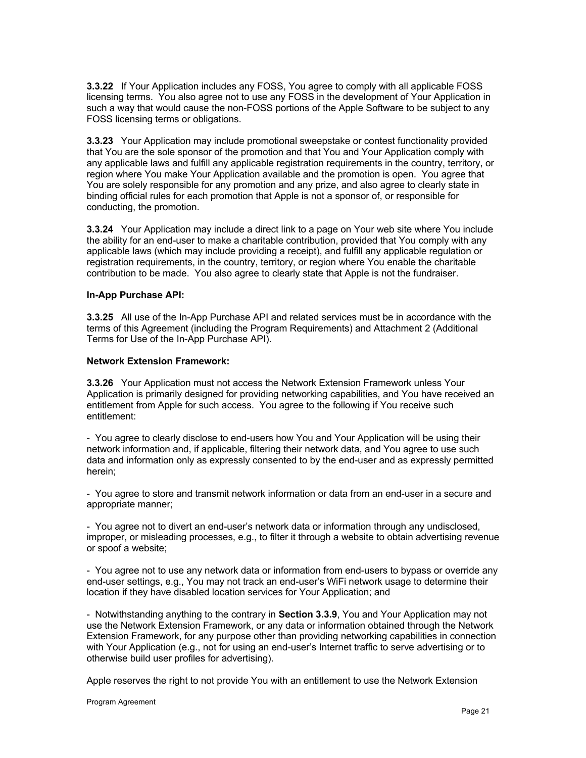**3.3.22** If Your Application includes any FOSS, You agree to comply with all applicable FOSS licensing terms. You also agree not to use any FOSS in the development of Your Application in such a way that would cause the non-FOSS portions of the Apple Software to be subject to any FOSS licensing terms or obligations.

**3.3.23** Your Application may include promotional sweepstake or contest functionality provided that You are the sole sponsor of the promotion and that You and Your Application comply with any applicable laws and fulfill any applicable registration requirements in the country, territory, or region where You make Your Application available and the promotion is open. You agree that You are solely responsible for any promotion and any prize, and also agree to clearly state in binding official rules for each promotion that Apple is not a sponsor of, or responsible for conducting, the promotion.

**3.3.24** Your Application may include a direct link to a page on Your web site where You include the ability for an end-user to make a charitable contribution, provided that You comply with any applicable laws (which may include providing a receipt), and fulfill any applicable regulation or registration requirements, in the country, territory, or region where You enable the charitable contribution to be made. You also agree to clearly state that Apple is not the fundraiser.

**In-App Purchase API:**

**3.3.25** All use of the In-App Purchase API and related services must be in accordance with the terms of this Agreement (including the Program Requirements) and Attachment 2 (Additional Terms for Use of the In-App Purchase API).

**Network Extension Framework:**

**3.3.26** Your Application must not access the Network Extension Framework unless Your Application is primarily designed for providing networking capabilities, and You have received an entitlement from Apple for such access. You agree to the following if You receive such entitlement:

- You agree to clearly disclose to end-users how You and Your Application will be using their network information and, if applicable, filtering their network data, and You agree to use such data and information only as expressly consented to by the end-user and as expressly permitted herein;

- You agree to store and transmit network information or data from an end-user in a secure and appropriate manner;

- You agree not to divert an end-user's network data or information through any undisclosed, improper, or misleading processes, e.g., to filter it through a website to obtain advertising revenue or spoof a website;

- You agree not to use any network data or information from end-users to bypass or override any end-user settings, e.g., You may not track an end-user's WiFi network usage to determine their location if they have disabled location services for Your Application; and

- Notwithstanding anything to the contrary in **Section 3.3.9**, You and Your Application may not use the Network Extension Framework, or any data or information obtained through the Network Extension Framework, for any purpose other than providing networking capabilities in connection with Your Application (e.g., not for using an end-user's Internet traffic to serve advertising or to otherwise build user profiles for advertising).

Apple reserves the right to not provide You with an entitlement to use the Network Extension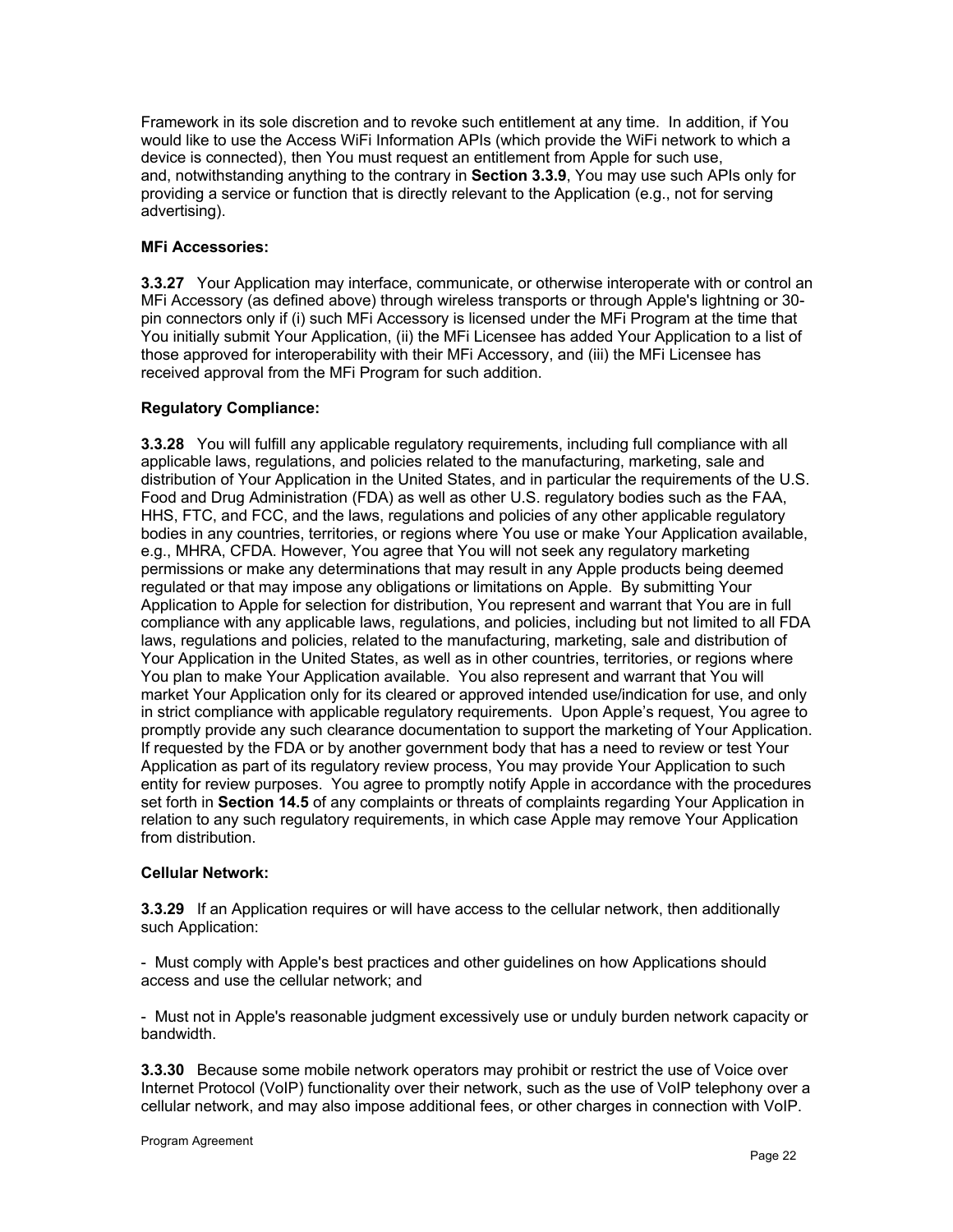Framework in its sole discretion and to revoke such entitlement at any time. In addition, if You would like to use the Access WiFi Information APIs (which provide the WiFi network to which a device is connected), then You must request an entitlement from Apple for such use, and, notwithstanding anything to the contrary in **Section 3.3.9**, You may use such APIs only for providing a service or function that is directly relevant to the Application (e.g., not for serving advertising).

**MFi Accessories:**

**3.3.27** Your Application may interface, communicate, or otherwise interoperate with or control an MFi Accessory (as defined above) through wireless transports or through Apple's lightning or 30-pin connectors only if (i) such MFi Accessory is licensed under the MFi Program at the time that You initially submit Your Application, (ii) the MFi Licensee has added Your Application to a list of those approved for interoperability with their MFi Accessory, and (iii) the MFi Licensee has received approval from the MFi Program for such addition.

**Regulatory Compliance:**

**3.3.28** You will fulfill any applicable regulatory requirements, including full compliance with all applicable laws, regulations, and policies related to the manufacturing, marketing, sale and distribution of Your Application in the United States, and in particular the requirements of the U.S. Food and Drug Administration (FDA) as well as other U.S. regulatory bodies such as the FAA, HHS, FTC, and FCC, and the laws, regulations and policies of any other applicable regulatory bodies in any countries, territories, or regions where You use or make Your Application available, e.g., MHRA, CFDA. However, You agree that You will not seek any regulatory marketing permissions or make any determinations that may result in any Apple products being deemed regulated or that may impose any obligations or limitations on Apple. By submitting Your Application to Apple for selection for distribution, You represent and warrant that You are in full compliance with any applicable laws, regulations, and policies, including but not limited to all FDA laws, regulations and policies, related to the manufacturing, marketing, sale and distribution of Your Application in the United States, as well as in other countries, territories, or regions where You plan to make Your Application available. You also represent and warrant that You will market Your Application only for its cleared or approved intended use/indication for use, and only in strict compliance with applicable regulatory requirements. Upon Apple's request, You agree to promptly provide any such clearance documentation to support the marketing of Your Application. If requested by the FDA or by another government body that has a need to review or test Your Application as part of its regulatory review process, You may provide Your Application to such entity for review purposes. You agree to promptly notify Apple in accordance with the procedures set forth in **Section 14.5** of any complaints or threats of complaints regarding Your Application in relation to any such regulatory requirements, in which case Apple may remove Your Application from distribution.

**Cellular Network:**

**3.3.29** If an Application requires or will have access to the cellular network, then additionally such Application:

- Must comply with Apple's best practices and other guidelines on how Applications should access and use the cellular network; and

- Must not in Apple's reasonable judgment excessively use or unduly burden network capacity or bandwidth.

**3.3.30** Because some mobile network operators may prohibit or restrict the use of Voice over Internet Protocol (VoIP) functionality over their network, such as the use of VoIP telephony over a cellular network, and may also impose additional fees, or other charges in connection with VoIP.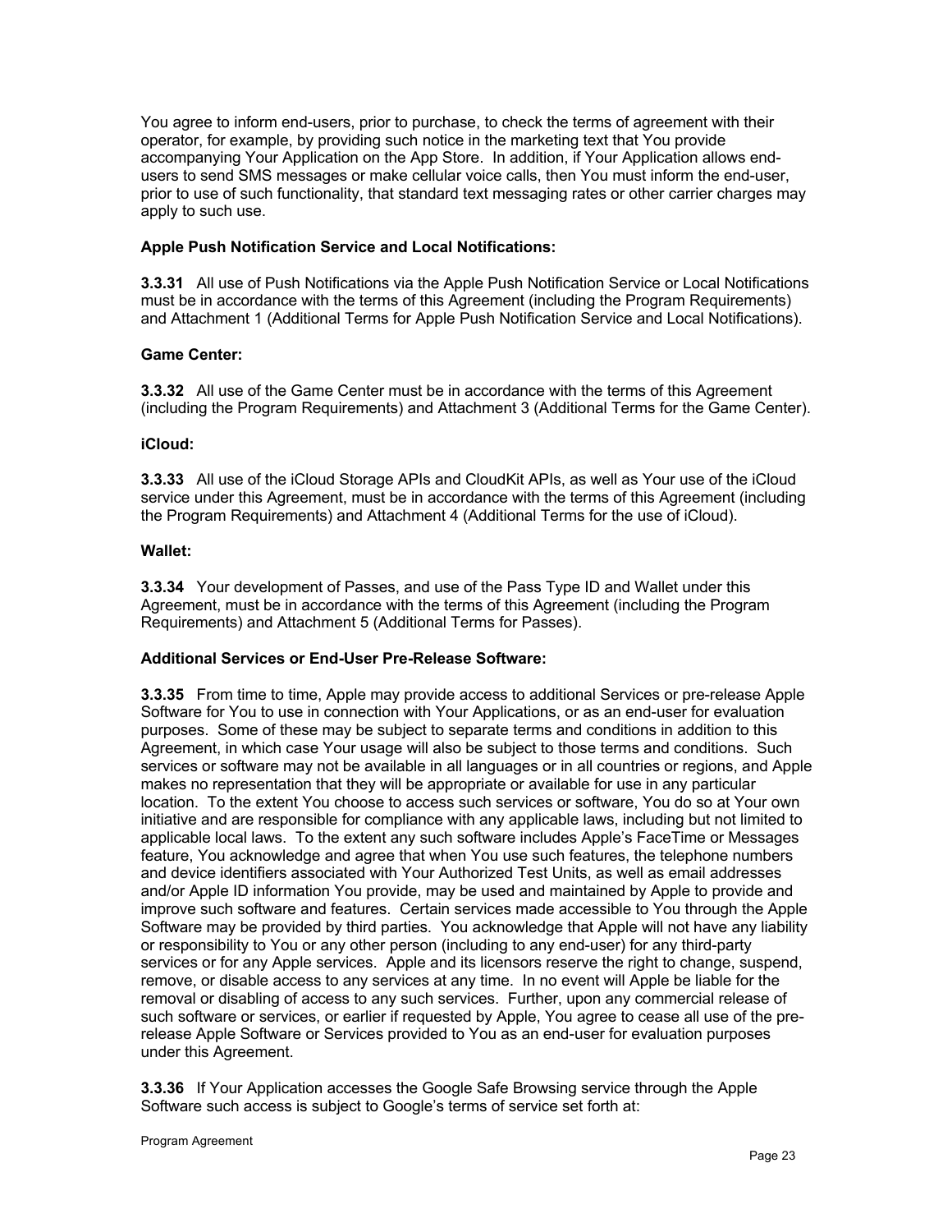You agree to inform end-users, prior to purchase, to check the terms of agreement with their operator, for example, by providing such notice in the marketing text that You provide accompanying Your Application on the App Store. In addition, if Your Application allows end-users to send SMS messages or make cellular voice calls, then You must inform the end-user, prior to use of such functionality, that standard text messaging rates or other carrier charges may apply to such use.

**Apple Push Notification Service and Local Notifications:**

**3.3.31** All use of Push Notifications via the Apple Push Notification Service or Local Notifications must be in accordance with the terms of this Agreement (including the Program Requirements) and Attachment 1 (Additional Terms for Apple Push Notification Service and Local Notifications).

**Game Center:**

**3.3.32** All use of the Game Center must be in accordance with the terms of this Agreement (including the Program Requirements) and Attachment 3 (Additional Terms for the Game Center).

**iCloud:**

**3.3.33** All use of the iCloud Storage APIs and CloudKit APIs, as well as Your use of the iCloud service under this Agreement, must be in accordance with the terms of this Agreement (including the Program Requirements) and Attachment 4 (Additional Terms for the use of iCloud).

**Wallet:**

**3.3.34** Your development of Passes, and use of the Pass Type ID and Wallet under this Agreement, must be in accordance with the terms of this Agreement (including the Program Requirements) and Attachment 5 (Additional Terms for Passes).

**Additional Services or End-User Pre-Release Software:**

**3.3.35** From time to time, Apple may provide access to additional Services or pre-release Apple Software for You to use in connection with Your Applications, or as an end-user for evaluation purposes. Some of these may be subject to separate terms and conditions in addition to this Agreement, in which case Your usage will also be subject to those terms and conditions. Such services or software may not be available in all languages or in all countries or regions, and Apple makes no representation that they will be appropriate or available for use in any particular location. To the extent You choose to access such services or software, You do so at Your own initiative and are responsible for compliance with any applicable laws, including but not limited to applicable local laws. To the extent any such software includes Apple's FaceTime or Messages feature, You acknowledge and agree that when You use such features, the telephone numbers and device identifiers associated with Your Authorized Test Units, as well as email addresses and/or Apple ID information You provide, may be used and maintained by Apple to provide and improve such software and features. Certain services made accessible to You through the Apple Software may be provided by third parties. You acknowledge that Apple will not have any liability or responsibility to You or any other person (including to any end-user) for any third-party services or for any Apple services. Apple and its licensors reserve the right to change, suspend, remove, or disable access to any services at any time. In no event will Apple be liable for the removal or disabling of access to any such services. Further, upon any commercial release of such software or services, or earlier if requested by Apple, You agree to cease all use of the pre-release Apple Software or Services provided to You as an end-user for evaluation purposes under this Agreement.

**3.3.36** If Your Application accesses the Google Safe Browsing service through the Apple Software such access is subject to Google's terms of service set forth at: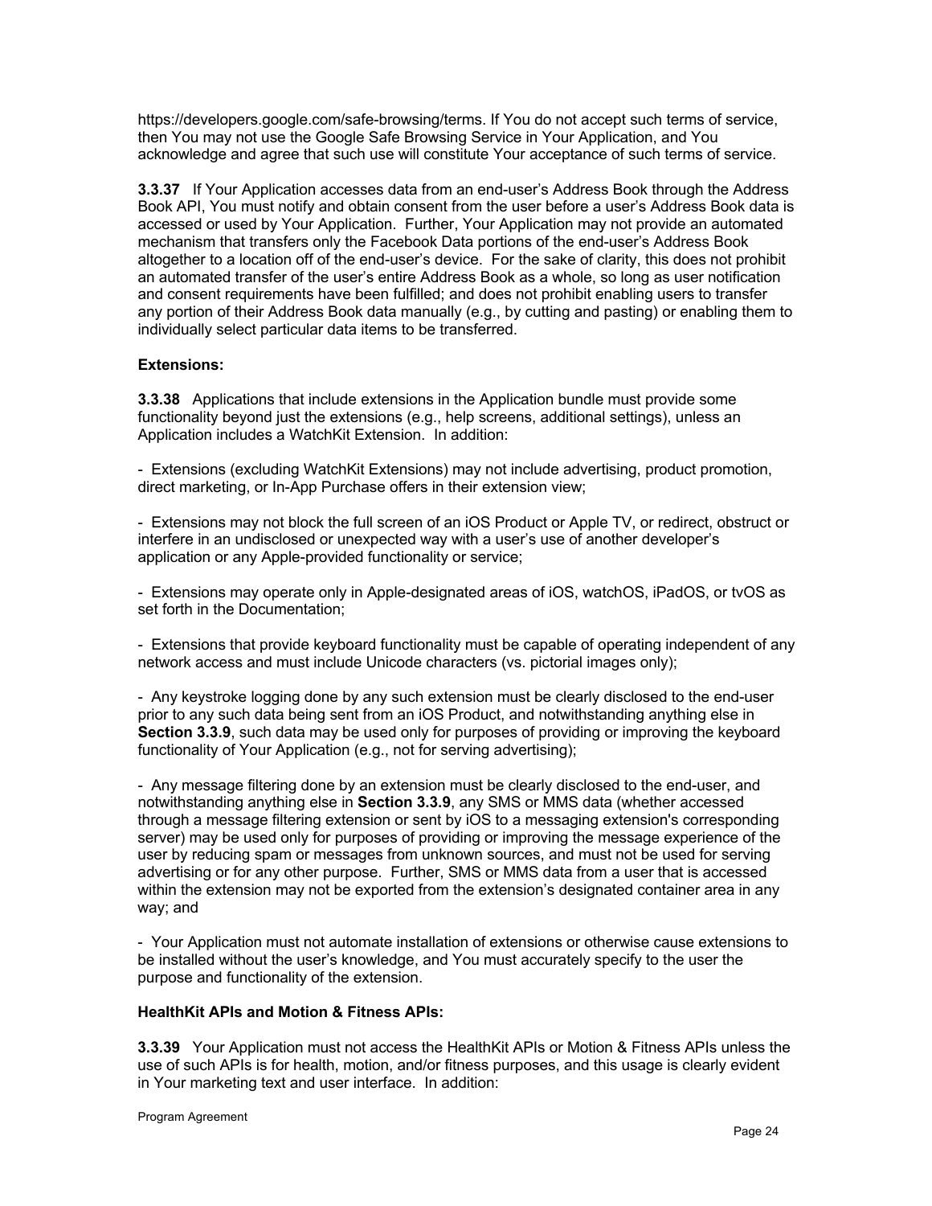https://developers.google.com/safe-browsing/terms. If You do not accept such terms of service, then You may not use the Google Safe Browsing Service in Your Application, and You acknowledge and agree that such use will constitute Your acceptance of such terms of service.

**3.3.37** If Your Application accesses data from an end-user's Address Book through the Address Book API, You must notify and obtain consent from the user before a user's Address Book data is accessed or used by Your Application. Further, Your Application may not provide an automated mechanism that transfers only the Facebook Data portions of the end-user's Address Book altogether to a location off of the end-user's device. For the sake of clarity, this does not prohibit an automated transfer of the user's entire Address Book as a whole, so long as user notification and consent requirements have been fulfilled; and does not prohibit enabling users to transfer any portion of their Address Book data manually (e.g., by cutting and pasting) or enabling them to individually select particular data items to be transferred.

**Extensions:**

**3.3.38** Applications that include extensions in the Application bundle must provide some functionality beyond just the extensions (e.g., help screens, additional settings), unless an Application includes a WatchKit Extension. In addition:

- Extensions (excluding WatchKit Extensions) may not include advertising, product promotion, direct marketing, or In-App Purchase offers in their extension view;

- Extensions may not block the full screen of an iOS Product or Apple TV, or redirect, obstruct or interfere in an undisclosed or unexpected way with a user's use of another developer's application or any Apple-provided functionality or service;

- Extensions may operate only in Apple-designated areas of iOS, watchOS, iPadOS, or tvOS as set forth in the Documentation;

- Extensions that provide keyboard functionality must be capable of operating independent of any network access and must include Unicode characters (vs. pictorial images only);

- Any keystroke logging done by any such extension must be clearly disclosed to the end-user prior to any such data being sent from an iOS Product, and notwithstanding anything else in **Section 3.3.9**, such data may be used only for purposes of providing or improving the keyboard functionality of Your Application (e.g., not for serving advertising);

- Any message filtering done by an extension must be clearly disclosed to the end-user, and notwithstanding anything else in **Section 3.3.9**, any SMS or MMS data (whether accessed through a message filtering extension or sent by iOS to a messaging extension's corresponding server) may be used only for purposes of providing or improving the message experience of the user by reducing spam or messages from unknown sources, and must not be used for serving advertising or for any other purpose. Further, SMS or MMS data from a user that is accessed within the extension may not be exported from the extension's designated container area in any way; and

- Your Application must not automate installation of extensions or otherwise cause extensions to be installed without the user's knowledge, and You must accurately specify to the user the purpose and functionality of the extension.

**HealthKit APIs and Motion & Fitness APIs:**

**3.3.39** Your Application must not access the HealthKit APIs or Motion & Fitness APIs unless the use of such APIs is for health, motion, and/or fitness purposes, and this usage is clearly evident in Your marketing text and user interface. In addition: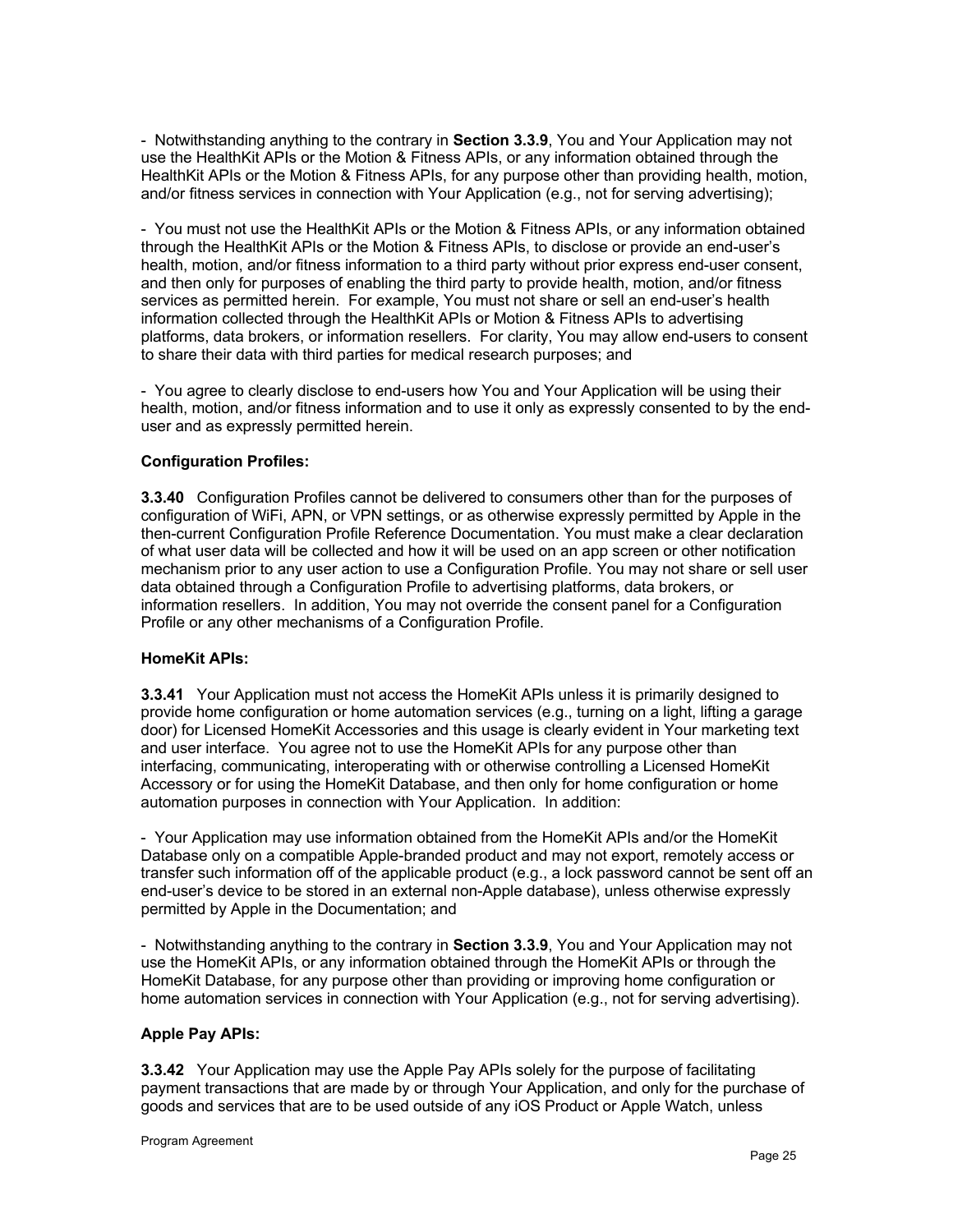- Notwithstanding anything to the contrary in **Section 3.3.9**, You and Your Application may not use the HealthKit APIs or the Motion & Fitness APIs, or any information obtained through the HealthKit APIs or the Motion & Fitness APIs, for any purpose other than providing health, motion, and/or fitness services in connection with Your Application (e.g., not for serving advertising);

- You must not use the HealthKit APIs or the Motion & Fitness APIs, or any information obtained through the HealthKit APIs or the Motion & Fitness APIs, to disclose or provide an end-user's health, motion, and/or fitness information to a third party without prior express end-user consent, and then only for purposes of enabling the third party to provide health, motion, and/or fitness services as permitted herein. For example, You must not share or sell an end-user's health information collected through the HealthKit APIs or Motion & Fitness APIs to advertising platforms, data brokers, or information resellers. For clarity, You may allow end-users to consent to share their data with third parties for medical research purposes; and

- You agree to clearly disclose to end-users how You and Your Application will be using their health, motion, and/or fitness information and to use it only as expressly consented to by the end-user and as expressly permitted herein.

**Configuration Profiles:**

**3.3.40** Configuration Profiles cannot be delivered to consumers other than for the purposes of configuration of WiFi, APN, or VPN settings, or as otherwise expressly permitted by Apple in the then-current Configuration Profile Reference Documentation. You must make a clear declaration of what user data will be collected and how it will be used on an app screen or other notification mechanism prior to any user action to use a Configuration Profile. You may not share or sell user data obtained through a Configuration Profile to advertising platforms, data brokers, or information resellers. In addition, You may not override the consent panel for a Configuration Profile or any other mechanisms of a Configuration Profile.

**HomeKit APIs:**

**3.3.41** Your Application must not access the HomeKit APIs unless it is primarily designed to provide home configuration or home automation services (e.g., turning on a light, lifting a garage door) for Licensed HomeKit Accessories and this usage is clearly evident in Your marketing text and user interface. You agree not to use the HomeKit APIs for any purpose other than interfacing, communicating, interoperating with or otherwise controlling a Licensed HomeKit Accessory or for using the HomeKit Database, and then only for home configuration or home automation purposes in connection with Your Application. In addition:

- Your Application may use information obtained from the HomeKit APIs and/or the HomeKit Database only on a compatible Apple-branded product and may not export, remotely access or transfer such information off of the applicable product (e.g., a lock password cannot be sent off an end-user's device to be stored in an external non-Apple database), unless otherwise expressly permitted by Apple in the Documentation; and

- Notwithstanding anything to the contrary in **Section 3.3.9**, You and Your Application may not use the HomeKit APIs, or any information obtained through the HomeKit APIs or through the HomeKit Database, for any purpose other than providing or improving home configuration or home automation services in connection with Your Application (e.g., not for serving advertising).

**Apple Pay APIs:**

**3.3.42** Your Application may use the Apple Pay APIs solely for the purpose of facilitating payment transactions that are made by or through Your Application, and only for the purchase of goods and services that are to be used outside of any iOS Product or Apple Watch, unless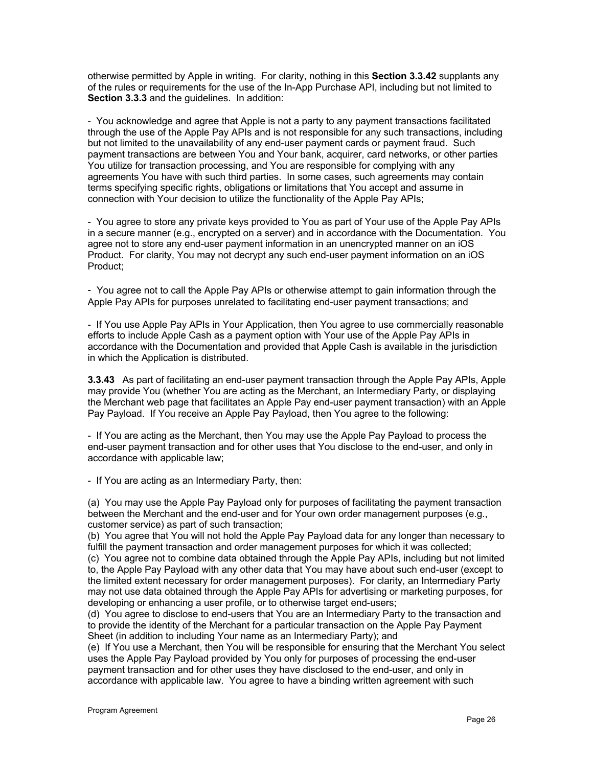otherwise permitted by Apple in writing.  For clarity, nothing in this **Section 3.3.42** supplants any of the rules or requirements for the use of the In-App Purchase API, including but not limited to **Section 3.3.3** and the guidelines.  In addition:

-  You acknowledge and agree that Apple is not a party to any payment transactions facilitated through the use of the Apple Pay APIs and is not responsible for any such transactions, including but not limited to the unavailability of any end-user payment cards or payment fraud.  Such payment transactions are between You and Your bank, acquirer, card networks, or other parties You utilize for transaction processing, and You are responsible for complying with any agreements You have with such third parties.  In some cases, such agreements may contain terms specifying specific rights, obligations or limitations that You accept and assume in connection with Your decision to utilize the functionality of the Apple Pay APIs;

-  You agree to store any private keys provided to You as part of Your use of the Apple Pay APIs in a secure manner (e.g., encrypted on a server) and in accordance with the Documentation.  You agree not to store any end-user payment information in an unencrypted manner on an iOS Product.  For clarity, You may not decrypt any such end-user payment information on an iOS Product;

-  You agree not to call the Apple Pay APIs or otherwise attempt to gain information through the Apple Pay APIs for purposes unrelated to facilitating end-user payment transactions; and

-  If You use Apple Pay APIs in Your Application, then You agree to use commercially reasonable efforts to include Apple Cash as a payment option with Your use of the Apple Pay APIs in accordance with the Documentation and provided that Apple Cash is available in the jurisdiction in which the Application is distributed.

**3.3.43**   As part of facilitating an end-user payment transaction through the Apple Pay APIs, Apple may provide You (whether You are acting as the Merchant, an Intermediary Party, or displaying the Merchant web page that facilitates an Apple Pay end-user payment transaction) with an Apple Pay Payload.  If You receive an Apple Pay Payload, then You agree to the following:

-  If You are acting as the Merchant, then You may use the Apple Pay Payload to process the end-user payment transaction and for other uses that You disclose to the end-user, and only in accordance with applicable law;

-  If You are acting as an Intermediary Party, then:

(a)  You may use the Apple Pay Payload only for purposes of facilitating the payment transaction between the Merchant and the end-user and for Your own order management purposes (e.g., customer service) as part of such transaction;
(b)  You agree that You will not hold the Apple Pay Payload data for any longer than necessary to fulfill the payment transaction and order management purposes for which it was collected;
(c)  You agree not to combine data obtained through the Apple Pay APIs, including but not limited to, the Apple Pay Payload with any other data that You may have about such end-user (except to the limited extent necessary for order management purposes).  For clarity, an Intermediary Party may not use data obtained through the Apple Pay APIs for advertising or marketing purposes, for developing or enhancing a user profile, or to otherwise target end-users;
(d)  You agree to disclose to end-users that You are an Intermediary Party to the transaction and to provide the identity of the Merchant for a particular transaction on the Apple Pay Payment Sheet (in addition to including Your name as an Intermediary Party); and
(e)  If You use a Merchant, then You will be responsible for ensuring that the Merchant You select uses the Apple Pay Payload provided by You only for purposes of processing the end-user payment transaction and for other uses they have disclosed to the end-user, and only in accordance with applicable law.  You agree to have a binding written agreement with such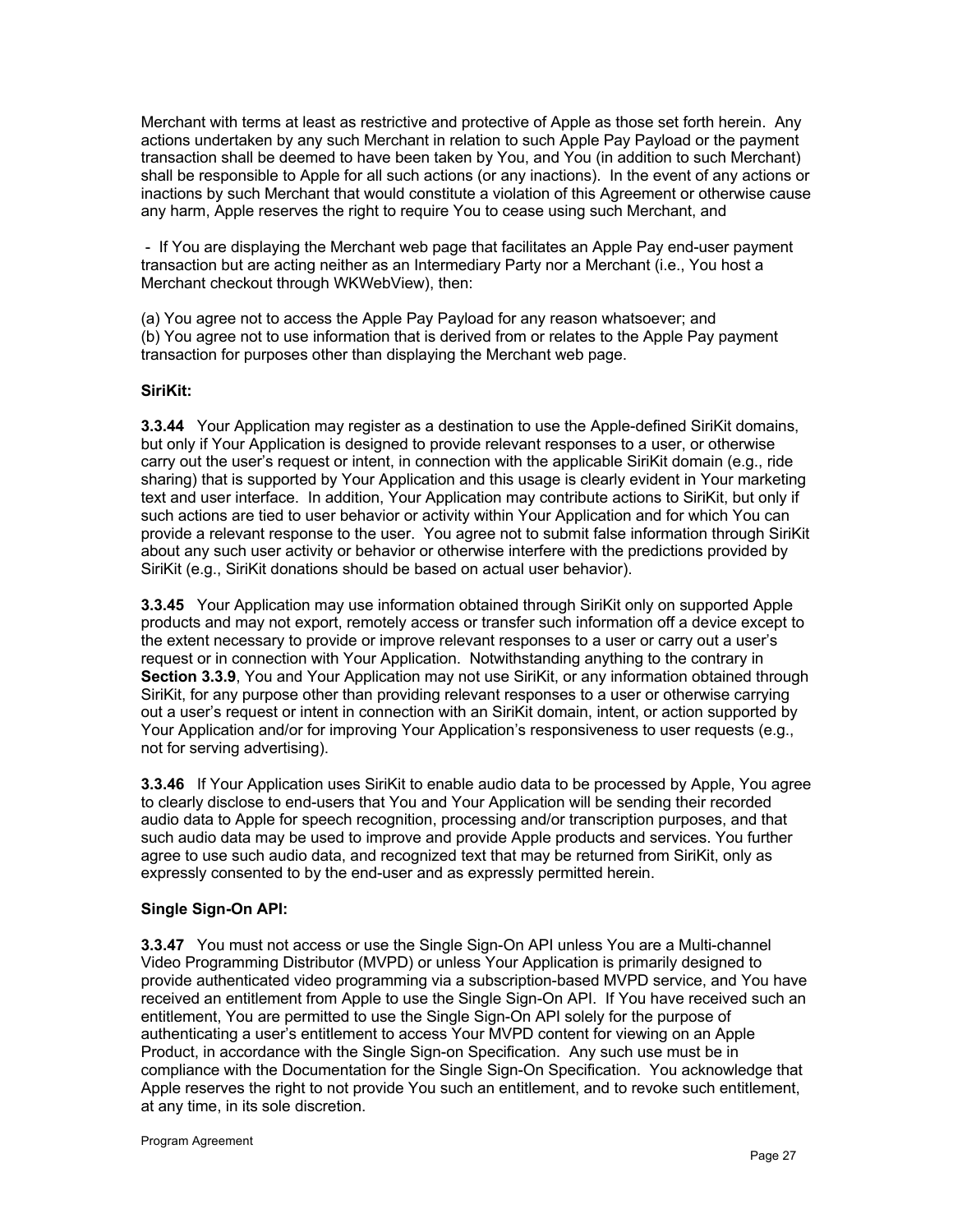Merchant with terms at least as restrictive and protective of Apple as those set forth herein. Any actions undertaken by any such Merchant in relation to such Apple Pay Payload or the payment transaction shall be deemed to have been taken by You, and You (in addition to such Merchant) shall be responsible to Apple for all such actions (or any inactions). In the event of any actions or inactions by such Merchant that would constitute a violation of this Agreement or otherwise cause any harm, Apple reserves the right to require You to cease using such Merchant, and

- If You are displaying the Merchant web page that facilitates an Apple Pay end-user payment transaction but are acting neither as an Intermediary Party nor a Merchant (i.e., You host a Merchant checkout through WKWebView), then:

(a) You agree not to access the Apple Pay Payload for any reason whatsoever; and
(b) You agree not to use information that is derived from or relates to the Apple Pay payment transaction for purposes other than displaying the Merchant web page.

**SiriKit:**

**3.3.44** Your Application may register as a destination to use the Apple-defined SiriKit domains, but only if Your Application is designed to provide relevant responses to a user, or otherwise carry out the user's request or intent, in connection with the applicable SiriKit domain (e.g., ride sharing) that is supported by Your Application and this usage is clearly evident in Your marketing text and user interface. In addition, Your Application may contribute actions to SiriKit, but only if such actions are tied to user behavior or activity within Your Application and for which You can provide a relevant response to the user. You agree not to submit false information through SiriKit about any such user activity or behavior or otherwise interfere with the predictions provided by SiriKit (e.g., SiriKit donations should be based on actual user behavior).

**3.3.45** Your Application may use information obtained through SiriKit only on supported Apple products and may not export, remotely access or transfer such information off a device except to the extent necessary to provide or improve relevant responses to a user or carry out a user's request or in connection with Your Application. Notwithstanding anything to the contrary in **Section 3.3.9**, You and Your Application may not use SiriKit, or any information obtained through SiriKit, for any purpose other than providing relevant responses to a user or otherwise carrying out a user's request or intent in connection with an SiriKit domain, intent, or action supported by Your Application and/or for improving Your Application's responsiveness to user requests (e.g., not for serving advertising).

**3.3.46** If Your Application uses SiriKit to enable audio data to be processed by Apple, You agree to clearly disclose to end-users that You and Your Application will be sending their recorded audio data to Apple for speech recognition, processing and/or transcription purposes, and that such audio data may be used to improve and provide Apple products and services. You further agree to use such audio data, and recognized text that may be returned from SiriKit, only as expressly consented to by the end-user and as expressly permitted herein.

**Single Sign-On API:**

**3.3.47** You must not access or use the Single Sign-On API unless You are a Multi-channel Video Programming Distributor (MVPD) or unless Your Application is primarily designed to provide authenticated video programming via a subscription-based MVPD service, and You have received an entitlement from Apple to use the Single Sign-On API. If You have received such an entitlement, You are permitted to use the Single Sign-On API solely for the purpose of authenticating a user's entitlement to access Your MVPD content for viewing on an Apple Product, in accordance with the Single Sign-on Specification. Any such use must be in compliance with the Documentation for the Single Sign-On Specification. You acknowledge that Apple reserves the right to not provide You such an entitlement, and to revoke such entitlement, at any time, in its sole discretion.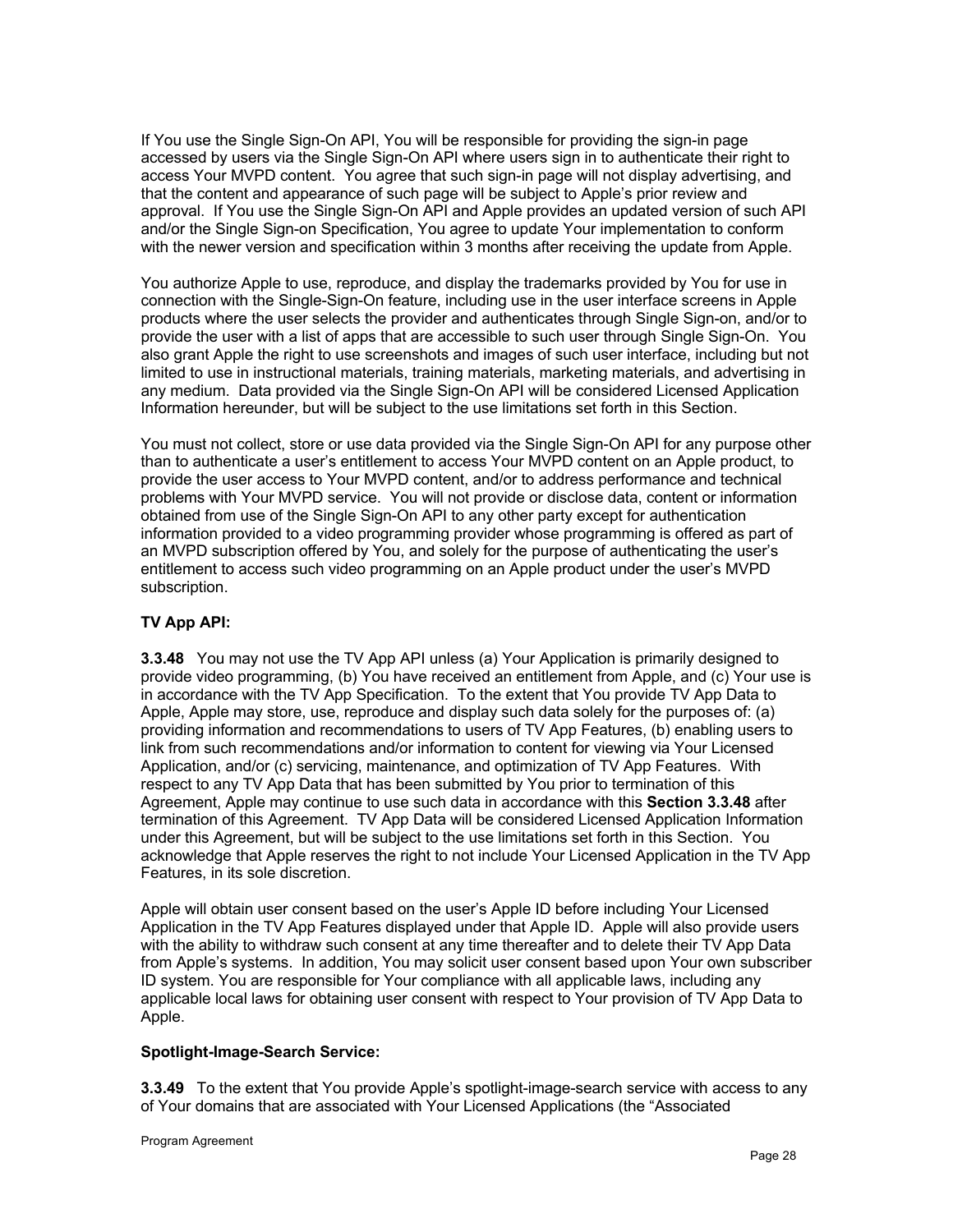If You use the Single Sign-On API, You will be responsible for providing the sign-in page accessed by users via the Single Sign-On API where users sign in to authenticate their right to access Your MVPD content. You agree that such sign-in page will not display advertising, and that the content and appearance of such page will be subject to Apple's prior review and approval. If You use the Single Sign-On API and Apple provides an updated version of such API and/or the Single Sign-on Specification, You agree to update Your implementation to conform with the newer version and specification within 3 months after receiving the update from Apple.

You authorize Apple to use, reproduce, and display the trademarks provided by You for use in connection with the Single-Sign-On feature, including use in the user interface screens in Apple products where the user selects the provider and authenticates through Single Sign-on, and/or to provide the user with a list of apps that are accessible to such user through Single Sign-On. You also grant Apple the right to use screenshots and images of such user interface, including but not limited to use in instructional materials, training materials, marketing materials, and advertising in any medium. Data provided via the Single Sign-On API will be considered Licensed Application Information hereunder, but will be subject to the use limitations set forth in this Section.

You must not collect, store or use data provided via the Single Sign-On API for any purpose other than to authenticate a user's entitlement to access Your MVPD content on an Apple product, to provide the user access to Your MVPD content, and/or to address performance and technical problems with Your MVPD service. You will not provide or disclose data, content or information obtained from use of the Single Sign-On API to any other party except for authentication information provided to a video programming provider whose programming is offered as part of an MVPD subscription offered by You, and solely for the purpose of authenticating the user's entitlement to access such video programming on an Apple product under the user's MVPD subscription.

**TV App API:**

**3.3.48** You may not use the TV App API unless (a) Your Application is primarily designed to provide video programming, (b) You have received an entitlement from Apple, and (c) Your use is in accordance with the TV App Specification. To the extent that You provide TV App Data to Apple, Apple may store, use, reproduce and display such data solely for the purposes of: (a) providing information and recommendations to users of TV App Features, (b) enabling users to link from such recommendations and/or information to content for viewing via Your Licensed Application, and/or (c) servicing, maintenance, and optimization of TV App Features. With respect to any TV App Data that has been submitted by You prior to termination of this Agreement, Apple may continue to use such data in accordance with this **Section 3.3.48** after termination of this Agreement. TV App Data will be considered Licensed Application Information under this Agreement, but will be subject to the use limitations set forth in this Section. You acknowledge that Apple reserves the right to not include Your Licensed Application in the TV App Features, in its sole discretion.

Apple will obtain user consent based on the user's Apple ID before including Your Licensed Application in the TV App Features displayed under that Apple ID. Apple will also provide users with the ability to withdraw such consent at any time thereafter and to delete their TV App Data from Apple's systems. In addition, You may solicit user consent based upon Your own subscriber ID system. You are responsible for Your compliance with all applicable laws, including any applicable local laws for obtaining user consent with respect to Your provision of TV App Data to Apple.

**Spotlight-Image-Search Service:**

**3.3.49** To the extent that You provide Apple's spotlight-image-search service with access to any of Your domains that are associated with Your Licensed Applications (the "Associated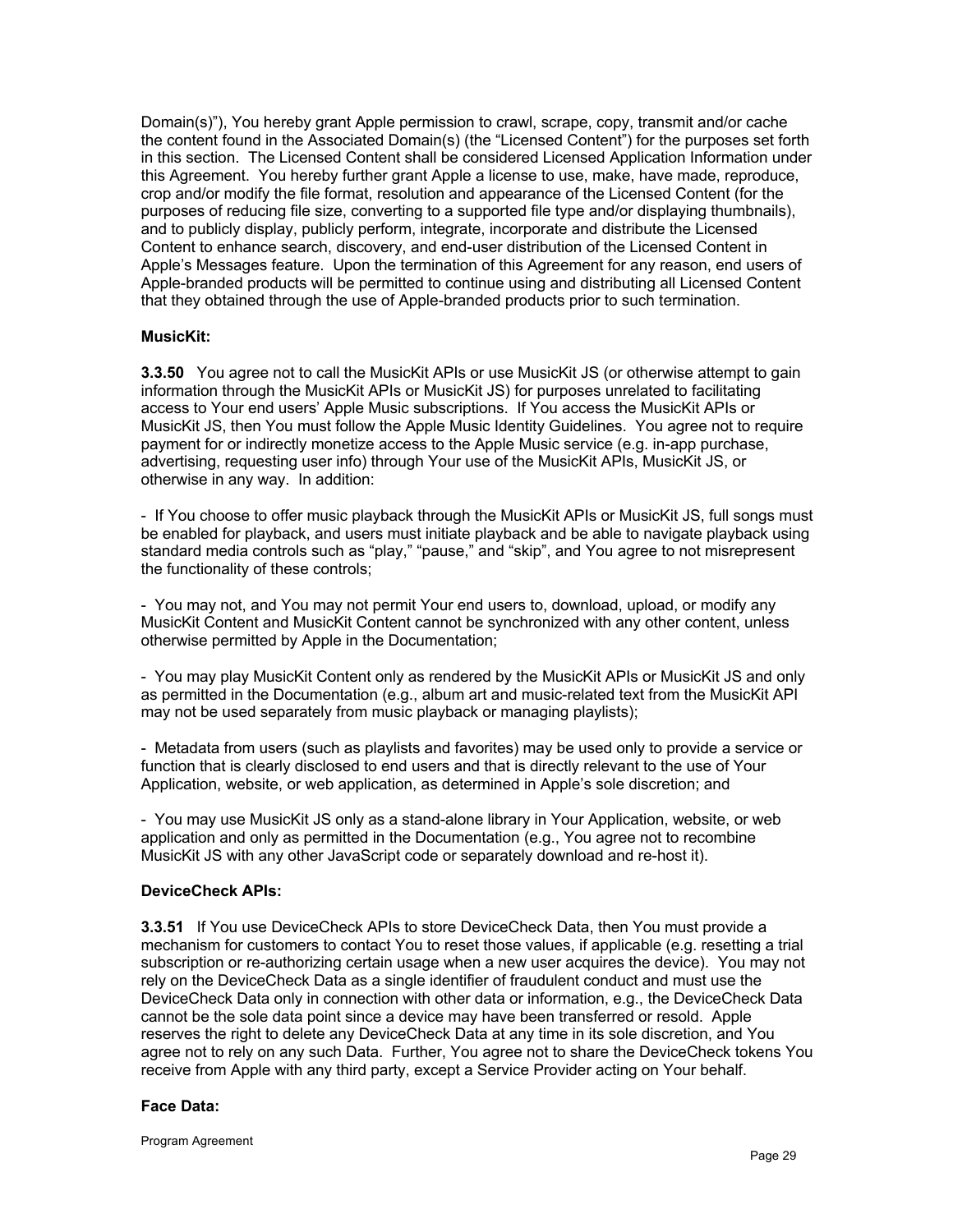Domain(s)"), You hereby grant Apple permission to crawl, scrape, copy, transmit and/or cache the content found in the Associated Domain(s) (the "Licensed Content") for the purposes set forth in this section. The Licensed Content shall be considered Licensed Application Information under this Agreement. You hereby further grant Apple a license to use, make, have made, reproduce, crop and/or modify the file format, resolution and appearance of the Licensed Content (for the purposes of reducing file size, converting to a supported file type and/or displaying thumbnails), and to publicly display, publicly perform, integrate, incorporate and distribute the Licensed Content to enhance search, discovery, and end-user distribution of the Licensed Content in Apple's Messages feature. Upon the termination of this Agreement for any reason, end users of Apple-branded products will be permitted to continue using and distributing all Licensed Content that they obtained through the use of Apple-branded products prior to such termination.

**MusicKit:**

**3.3.50** You agree not to call the MusicKit APIs or use MusicKit JS (or otherwise attempt to gain information through the MusicKit APIs or MusicKit JS) for purposes unrelated to facilitating access to Your end users' Apple Music subscriptions. If You access the MusicKit APIs or MusicKit JS, then You must follow the Apple Music Identity Guidelines. You agree not to require payment for or indirectly monetize access to the Apple Music service (e.g. in-app purchase, advertising, requesting user info) through Your use of the MusicKit APIs, MusicKit JS, or otherwise in any way. In addition:

- If You choose to offer music playback through the MusicKit APIs or MusicKit JS, full songs must be enabled for playback, and users must initiate playback and be able to navigate playback using standard media controls such as "play," "pause," and "skip", and You agree to not misrepresent the functionality of these controls;

- You may not, and You may not permit Your end users to, download, upload, or modify any MusicKit Content and MusicKit Content cannot be synchronized with any other content, unless otherwise permitted by Apple in the Documentation;

- You may play MusicKit Content only as rendered by the MusicKit APIs or MusicKit JS and only as permitted in the Documentation (e.g., album art and music-related text from the MusicKit API may not be used separately from music playback or managing playlists);

- Metadata from users (such as playlists and favorites) may be used only to provide a service or function that is clearly disclosed to end users and that is directly relevant to the use of Your Application, website, or web application, as determined in Apple's sole discretion; and

- You may use MusicKit JS only as a stand-alone library in Your Application, website, or web application and only as permitted in the Documentation (e.g., You agree not to recombine MusicKit JS with any other JavaScript code or separately download and re-host it).

**DeviceCheck APIs:**

**3.3.51** If You use DeviceCheck APIs to store DeviceCheck Data, then You must provide a mechanism for customers to contact You to reset those values, if applicable (e.g. resetting a trial subscription or re-authorizing certain usage when a new user acquires the device). You may not rely on the DeviceCheck Data as a single identifier of fraudulent conduct and must use the DeviceCheck Data only in connection with other data or information, e.g., the DeviceCheck Data cannot be the sole data point since a device may have been transferred or resold. Apple reserves the right to delete any DeviceCheck Data at any time in its sole discretion, and You agree not to rely on any such Data. Further, You agree not to share the DeviceCheck tokens You receive from Apple with any third party, except a Service Provider acting on Your behalf.

**Face Data:**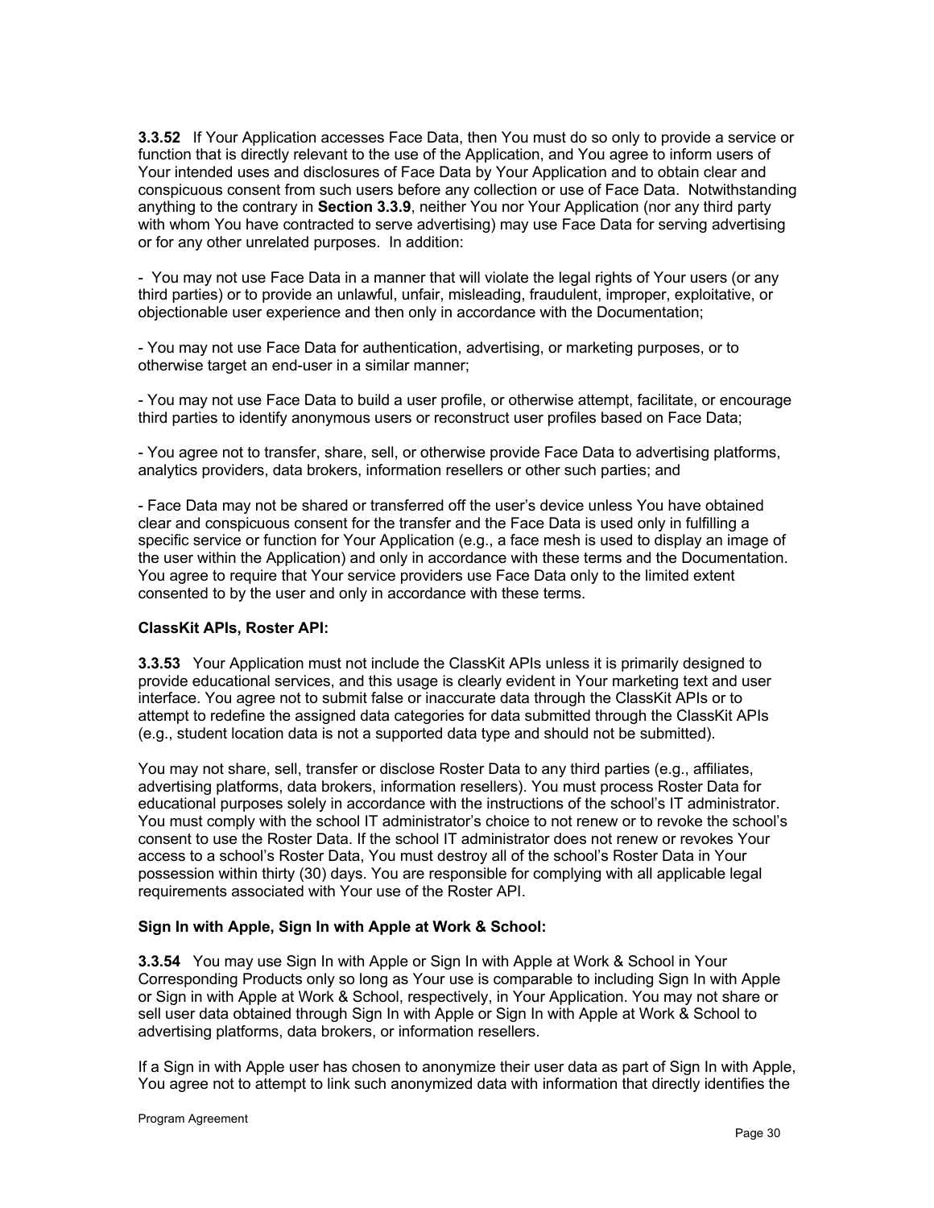**3.3.52** If Your Application accesses Face Data, then You must do so only to provide a service or function that is directly relevant to the use of the Application, and You agree to inform users of Your intended uses and disclosures of Face Data by Your Application and to obtain clear and conspicuous consent from such users before any collection or use of Face Data. Notwithstanding anything to the contrary in **Section 3.3.9**, neither You nor Your Application (nor any third party with whom You have contracted to serve advertising) may use Face Data for serving advertising or for any other unrelated purposes. In addition:

- You may not use Face Data in a manner that will violate the legal rights of Your users (or any third parties) or to provide an unlawful, unfair, misleading, fraudulent, improper, exploitative, or objectionable user experience and then only in accordance with the Documentation;

- You may not use Face Data for authentication, advertising, or marketing purposes, or to otherwise target an end-user in a similar manner;

- You may not use Face Data to build a user profile, or otherwise attempt, facilitate, or encourage third parties to identify anonymous users or reconstruct user profiles based on Face Data;

- You agree not to transfer, share, sell, or otherwise provide Face Data to advertising platforms, analytics providers, data brokers, information resellers or other such parties; and

- Face Data may not be shared or transferred off the user's device unless You have obtained clear and conspicuous consent for the transfer and the Face Data is used only in fulfilling a specific service or function for Your Application (e.g., a face mesh is used to display an image of the user within the Application) and only in accordance with these terms and the Documentation. You agree to require that Your service providers use Face Data only to the limited extent consented to by the user and only in accordance with these terms.

**ClassKit APIs, Roster API:**

**3.3.53** Your Application must not include the ClassKit APIs unless it is primarily designed to provide educational services, and this usage is clearly evident in Your marketing text and user interface. You agree not to submit false or inaccurate data through the ClassKit APIs or to attempt to redefine the assigned data categories for data submitted through the ClassKit APIs (e.g., student location data is not a supported data type and should not be submitted).

You may not share, sell, transfer or disclose Roster Data to any third parties (e.g., affiliates, advertising platforms, data brokers, information resellers). You must process Roster Data for educational purposes solely in accordance with the instructions of the school's IT administrator. You must comply with the school IT administrator's choice to not renew or to revoke the school's consent to use the Roster Data. If the school IT administrator does not renew or revokes Your access to a school's Roster Data, You must destroy all of the school's Roster Data in Your possession within thirty (30) days. You are responsible for complying with all applicable legal requirements associated with Your use of the Roster API.

**Sign In with Apple, Sign In with Apple at Work & School:**

**3.3.54** You may use Sign In with Apple or Sign In with Apple at Work & School in Your Corresponding Products only so long as Your use is comparable to including Sign In with Apple or Sign in with Apple at Work & School, respectively, in Your Application. You may not share or sell user data obtained through Sign In with Apple or Sign In with Apple at Work & School to advertising platforms, data brokers, or information resellers.

If a Sign in with Apple user has chosen to anonymize their user data as part of Sign In with Apple, You agree not to attempt to link such anonymized data with information that directly identifies the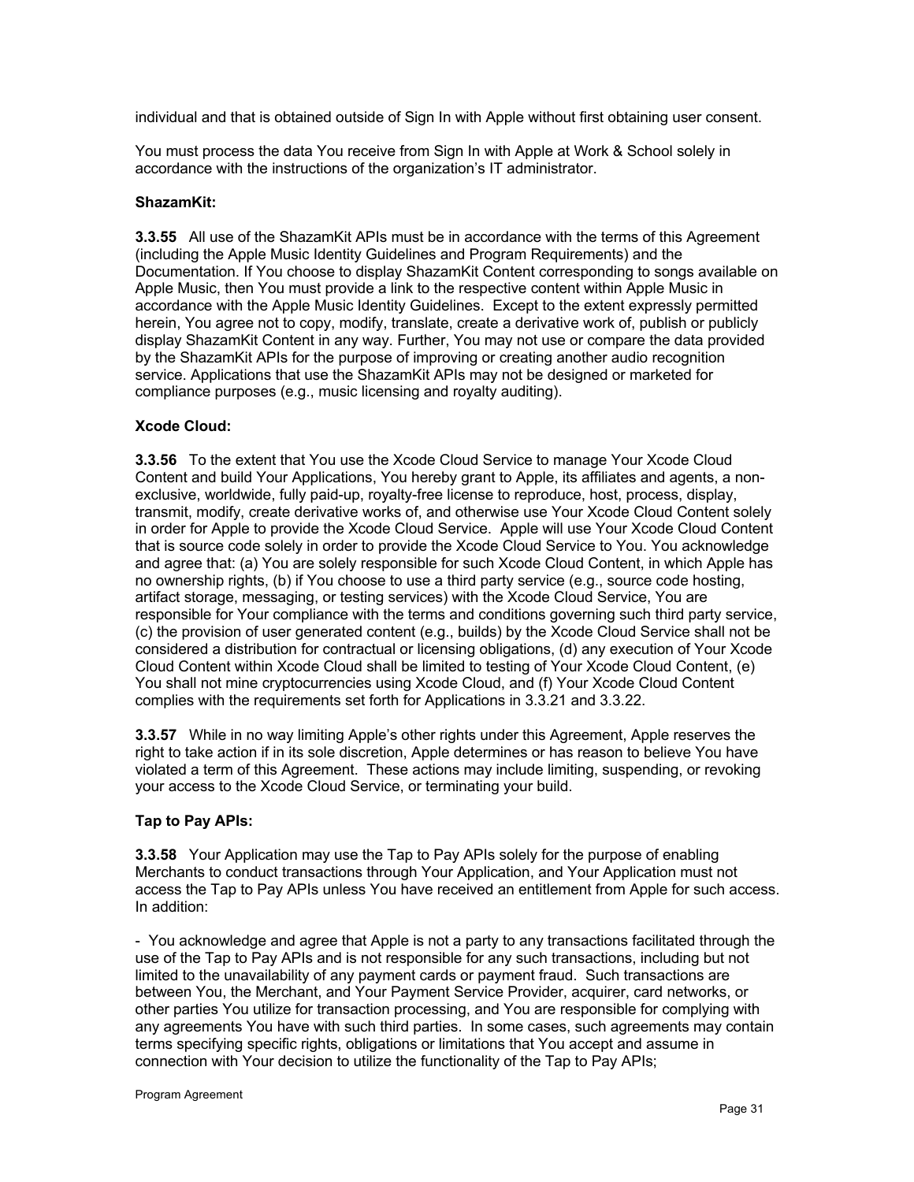individual and that is obtained outside of Sign In with Apple without first obtaining user consent.

You must process the data You receive from Sign In with Apple at Work & School solely in accordance with the instructions of the organization's IT administrator.

**ShazamKit:**

**3.3.55** All use of the ShazamKit APIs must be in accordance with the terms of this Agreement (including the Apple Music Identity Guidelines and Program Requirements) and the Documentation. If You choose to display ShazamKit Content corresponding to songs available on Apple Music, then You must provide a link to the respective content within Apple Music in accordance with the Apple Music Identity Guidelines. Except to the extent expressly permitted herein, You agree not to copy, modify, translate, create a derivative work of, publish or publicly display ShazamKit Content in any way. Further, You may not use or compare the data provided by the ShazamKit APIs for the purpose of improving or creating another audio recognition service. Applications that use the ShazamKit APIs may not be designed or marketed for compliance purposes (e.g., music licensing and royalty auditing).

**Xcode Cloud:**

**3.3.56** To the extent that You use the Xcode Cloud Service to manage Your Xcode Cloud Content and build Your Applications, You hereby grant to Apple, its affiliates and agents, a non-exclusive, worldwide, fully paid-up, royalty-free license to reproduce, host, process, display, transmit, modify, create derivative works of, and otherwise use Your Xcode Cloud Content solely in order for Apple to provide the Xcode Cloud Service. Apple will use Your Xcode Cloud Content that is source code solely in order to provide the Xcode Cloud Service to You. You acknowledge and agree that: (a) You are solely responsible for such Xcode Cloud Content, in which Apple has no ownership rights, (b) if You choose to use a third party service (e.g., source code hosting, artifact storage, messaging, or testing services) with the Xcode Cloud Service, You are responsible for Your compliance with the terms and conditions governing such third party service, (c) the provision of user generated content (e.g., builds) by the Xcode Cloud Service shall not be considered a distribution for contractual or licensing obligations, (d) any execution of Your Xcode Cloud Content within Xcode Cloud shall be limited to testing of Your Xcode Cloud Content, (e) You shall not mine cryptocurrencies using Xcode Cloud, and (f) Your Xcode Cloud Content complies with the requirements set forth for Applications in 3.3.21 and 3.3.22.

**3.3.57** While in no way limiting Apple's other rights under this Agreement, Apple reserves the right to take action if in its sole discretion, Apple determines or has reason to believe You have violated a term of this Agreement. These actions may include limiting, suspending, or revoking your access to the Xcode Cloud Service, or terminating your build.

**Tap to Pay APIs:**

**3.3.58** Your Application may use the Tap to Pay APIs solely for the purpose of enabling Merchants to conduct transactions through Your Application, and Your Application must not access the Tap to Pay APIs unless You have received an entitlement from Apple for such access. In addition:

- You acknowledge and agree that Apple is not a party to any transactions facilitated through the use of the Tap to Pay APIs and is not responsible for any such transactions, including but not limited to the unavailability of any payment cards or payment fraud. Such transactions are between You, the Merchant, and Your Payment Service Provider, acquirer, card networks, or other parties You utilize for transaction processing, and You are responsible for complying with any agreements You have with such third parties. In some cases, such agreements may contain terms specifying specific rights, obligations or limitations that You accept and assume in connection with Your decision to utilize the functionality of the Tap to Pay APIs;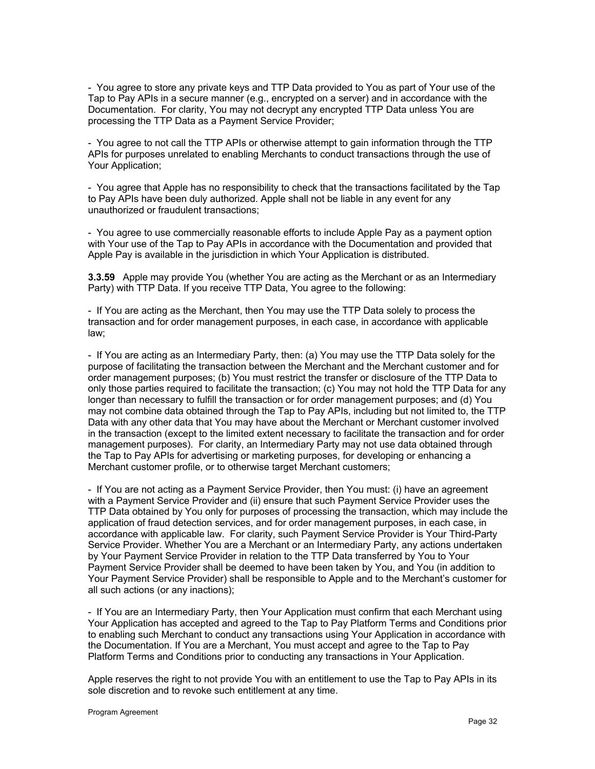- You agree to store any private keys and TTP Data provided to You as part of Your use of the Tap to Pay APIs in a secure manner (e.g., encrypted on a server) and in accordance with the Documentation. For clarity, You may not decrypt any encrypted TTP Data unless You are processing the TTP Data as a Payment Service Provider;

- You agree to not call the TTP APIs or otherwise attempt to gain information through the TTP APIs for purposes unrelated to enabling Merchants to conduct transactions through the use of Your Application;

- You agree that Apple has no responsibility to check that the transactions facilitated by the Tap to Pay APIs have been duly authorized. Apple shall not be liable in any event for any unauthorized or fraudulent transactions;

- You agree to use commercially reasonable efforts to include Apple Pay as a payment option with Your use of the Tap to Pay APIs in accordance with the Documentation and provided that Apple Pay is available in the jurisdiction in which Your Application is distributed.

**3.3.59** Apple may provide You (whether You are acting as the Merchant or as an Intermediary Party) with TTP Data. If you receive TTP Data, You agree to the following:

- If You are acting as the Merchant, then You may use the TTP Data solely to process the transaction and for order management purposes, in each case, in accordance with applicable law;

- If You are acting as an Intermediary Party, then: (a) You may use the TTP Data solely for the purpose of facilitating the transaction between the Merchant and the Merchant customer and for order management purposes; (b) You must restrict the transfer or disclosure of the TTP Data to only those parties required to facilitate the transaction; (c) You may not hold the TTP Data for any longer than necessary to fulfill the transaction or for order management purposes; and (d) You may not combine data obtained through the Tap to Pay APIs, including but not limited to, the TTP Data with any other data that You may have about the Merchant or Merchant customer involved in the transaction (except to the limited extent necessary to facilitate the transaction and for order management purposes). For clarity, an Intermediary Party may not use data obtained through the Tap to Pay APIs for advertising or marketing purposes, for developing or enhancing a Merchant customer profile, or to otherwise target Merchant customers;

- If You are not acting as a Payment Service Provider, then You must: (i) have an agreement with a Payment Service Provider and (ii) ensure that such Payment Service Provider uses the TTP Data obtained by You only for purposes of processing the transaction, which may include the application of fraud detection services, and for order management purposes, in each case, in accordance with applicable law. For clarity, such Payment Service Provider is Your Third-Party Service Provider. Whether You are a Merchant or an Intermediary Party, any actions undertaken by Your Payment Service Provider in relation to the TTP Data transferred by You to Your Payment Service Provider shall be deemed to have been taken by You, and You (in addition to Your Payment Service Provider) shall be responsible to Apple and to the Merchant's customer for all such actions (or any inactions);

- If You are an Intermediary Party, then Your Application must confirm that each Merchant using Your Application has accepted and agreed to the Tap to Pay Platform Terms and Conditions prior to enabling such Merchant to conduct any transactions using Your Application in accordance with the Documentation. If You are a Merchant, You must accept and agree to the Tap to Pay Platform Terms and Conditions prior to conducting any transactions in Your Application.

Apple reserves the right to not provide You with an entitlement to use the Tap to Pay APIs in its sole discretion and to revoke such entitlement at any time.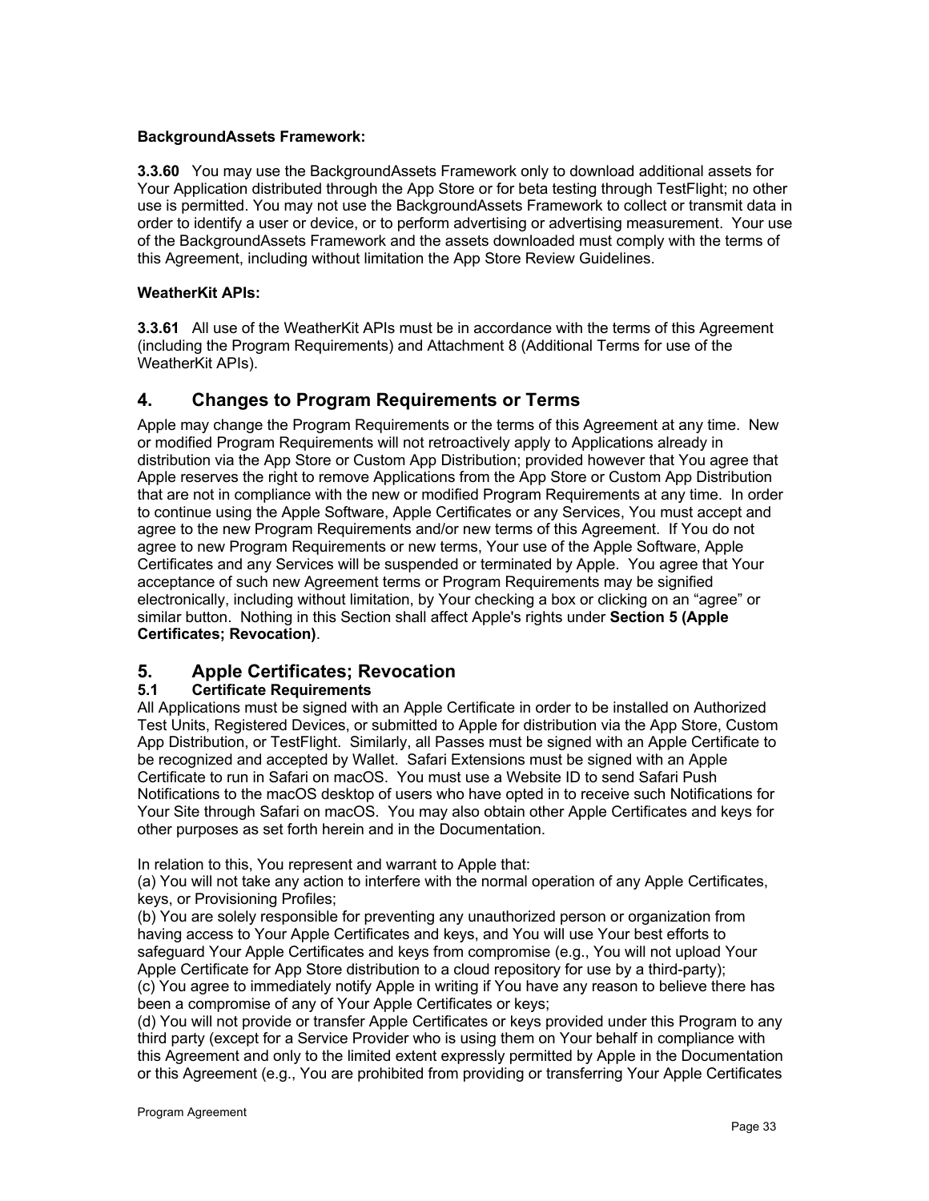**BackgroundAssets Framework:**

**3.3.60** You may use the BackgroundAssets Framework only to download additional assets for Your Application distributed through the App Store or for beta testing through TestFlight; no other use is permitted. You may not use the BackgroundAssets Framework to collect or transmit data in order to identify a user or device, or to perform advertising or advertising measurement. Your use of the BackgroundAssets Framework and the assets downloaded must comply with the terms of this Agreement, including without limitation the App Store Review Guidelines.

**WeatherKit APIs:**

**3.3.61** All use of the WeatherKit APIs must be in accordance with the terms of this Agreement (including the Program Requirements) and Attachment 8 (Additional Terms for use of the WeatherKit APIs).

## 4. Changes to Program Requirements or Terms

Apple may change the Program Requirements or the terms of this Agreement at any time. New or modified Program Requirements will not retroactively apply to Applications already in distribution via the App Store or Custom App Distribution; provided however that You agree that Apple reserves the right to remove Applications from the App Store or Custom App Distribution that are not in compliance with the new or modified Program Requirements at any time. In order to continue using the Apple Software, Apple Certificates or any Services, You must accept and agree to the new Program Requirements and/or new terms of this Agreement. If You do not agree to new Program Requirements or new terms, Your use of the Apple Software, Apple Certificates and any Services will be suspended or terminated by Apple. You agree that Your acceptance of such new Agreement terms or Program Requirements may be signified electronically, including without limitation, by Your checking a box or clicking on an "agree" or similar button. Nothing in this Section shall affect Apple's rights under **Section 5 (Apple Certificates; Revocation)**.

## 5. Apple Certificates; Revocation

### 5.1 Certificate Requirements

All Applications must be signed with an Apple Certificate in order to be installed on Authorized Test Units, Registered Devices, or submitted to Apple for distribution via the App Store, Custom App Distribution, or TestFlight. Similarly, all Passes must be signed with an Apple Certificate to be recognized and accepted by Wallet. Safari Extensions must be signed with an Apple Certificate to run in Safari on macOS. You must use a Website ID to send Safari Push Notifications to the macOS desktop of users who have opted in to receive such Notifications for Your Site through Safari on macOS. You may also obtain other Apple Certificates and keys for other purposes as set forth herein and in the Documentation.

In relation to this, You represent and warrant to Apple that:
(a) You will not take any action to interfere with the normal operation of any Apple Certificates, keys, or Provisioning Profiles;
(b) You are solely responsible for preventing any unauthorized person or organization from having access to Your Apple Certificates and keys, and You will use Your best efforts to safeguard Your Apple Certificates and keys from compromise (e.g., You will not upload Your Apple Certificate for App Store distribution to a cloud repository for use by a third-party);
(c) You agree to immediately notify Apple in writing if You have any reason to believe there has been a compromise of any of Your Apple Certificates or keys;
(d) You will not provide or transfer Apple Certificates or keys provided under this Program to any third party (except for a Service Provider who is using them on Your behalf in compliance with this Agreement and only to the limited extent expressly permitted by Apple in the Documentation or this Agreement (e.g., You are prohibited from providing or transferring Your Apple Certificates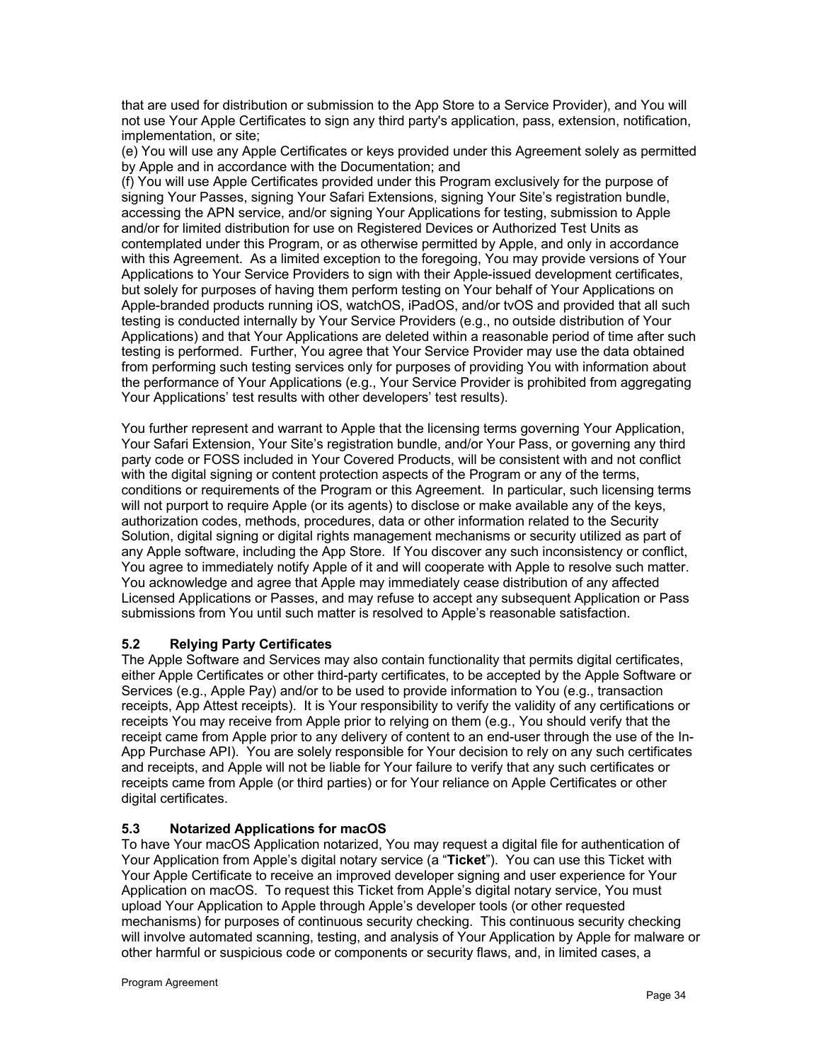that are used for distribution or submission to the App Store to a Service Provider), and You will not use Your Apple Certificates to sign any third party's application, pass, extension, notification, implementation, or site;

(e) You will use any Apple Certificates or keys provided under this Agreement solely as permitted by Apple and in accordance with the Documentation; and

(f) You will use Apple Certificates provided under this Program exclusively for the purpose of signing Your Passes, signing Your Safari Extensions, signing Your Site's registration bundle, accessing the APN service, and/or signing Your Applications for testing, submission to Apple and/or for limited distribution for use on Registered Devices or Authorized Test Units as contemplated under this Program, or as otherwise permitted by Apple, and only in accordance with this Agreement. As a limited exception to the foregoing, You may provide versions of Your Applications to Your Service Providers to sign with their Apple-issued development certificates, but solely for purposes of having them perform testing on Your behalf of Your Applications on Apple-branded products running iOS, watchOS, iPadOS, and/or tvOS and provided that all such testing is conducted internally by Your Service Providers (e.g., no outside distribution of Your Applications) and that Your Applications are deleted within a reasonable period of time after such testing is performed. Further, You agree that Your Service Provider may use the data obtained from performing such testing services only for purposes of providing You with information about the performance of Your Applications (e.g., Your Service Provider is prohibited from aggregating Your Applications' test results with other developers' test results).

You further represent and warrant to Apple that the licensing terms governing Your Application, Your Safari Extension, Your Site's registration bundle, and/or Your Pass, or governing any third party code or FOSS included in Your Covered Products, will be consistent with and not conflict with the digital signing or content protection aspects of the Program or any of the terms, conditions or requirements of the Program or this Agreement. In particular, such licensing terms will not purport to require Apple (or its agents) to disclose or make available any of the keys, authorization codes, methods, procedures, data or other information related to the Security Solution, digital signing or digital rights management mechanisms or security utilized as part of any Apple software, including the App Store. If You discover any such inconsistency or conflict, You agree to immediately notify Apple of it and will cooperate with Apple to resolve such matter. You acknowledge and agree that Apple may immediately cease distribution of any affected Licensed Applications or Passes, and may refuse to accept any subsequent Application or Pass submissions from You until such matter is resolved to Apple's reasonable satisfaction.

### 5.2 Relying Party Certificates

The Apple Software and Services may also contain functionality that permits digital certificates, either Apple Certificates or other third-party certificates, to be accepted by the Apple Software or Services (e.g., Apple Pay) and/or to be used to provide information to You (e.g., transaction receipts, App Attest receipts). It is Your responsibility to verify the validity of any certifications or receipts You may receive from Apple prior to relying on them (e.g., You should verify that the receipt came from Apple prior to any delivery of content to an end-user through the use of the In-App Purchase API). You are solely responsible for Your decision to rely on any such certificates and receipts, and Apple will not be liable for Your failure to verify that any such certificates or receipts came from Apple (or third parties) or for Your reliance on Apple Certificates or other digital certificates.

### 5.3 Notarized Applications for macOS

To have Your macOS Application notarized, You may request a digital file for authentication of Your Application from Apple's digital notary service (a "**Ticket**"). You can use this Ticket with Your Apple Certificate to receive an improved developer signing and user experience for Your Application on macOS. To request this Ticket from Apple's digital notary service, You must upload Your Application to Apple through Apple's developer tools (or other requested mechanisms) for purposes of continuous security checking. This continuous security checking will involve automated scanning, testing, and analysis of Your Application by Apple for malware or other harmful or suspicious code or components or security flaws, and, in limited cases, a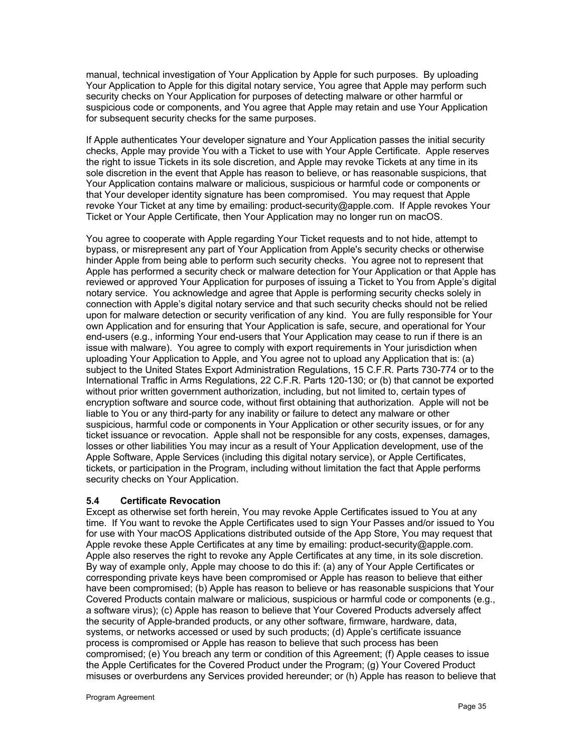manual, technical investigation of Your Application by Apple for such purposes. By uploading Your Application to Apple for this digital notary service, You agree that Apple may perform such security checks on Your Application for purposes of detecting malware or other harmful or suspicious code or components, and You agree that Apple may retain and use Your Application for subsequent security checks for the same purposes.

If Apple authenticates Your developer signature and Your Application passes the initial security checks, Apple may provide You with a Ticket to use with Your Apple Certificate. Apple reserves the right to issue Tickets in its sole discretion, and Apple may revoke Tickets at any time in its sole discretion in the event that Apple has reason to believe, or has reasonable suspicions, that Your Application contains malware or malicious, suspicious or harmful code or components or that Your developer identity signature has been compromised. You may request that Apple revoke Your Ticket at any time by emailing: product-security@apple.com. If Apple revokes Your Ticket or Your Apple Certificate, then Your Application may no longer run on macOS.

You agree to cooperate with Apple regarding Your Ticket requests and to not hide, attempt to bypass, or misrepresent any part of Your Application from Apple's security checks or otherwise hinder Apple from being able to perform such security checks. You agree not to represent that Apple has performed a security check or malware detection for Your Application or that Apple has reviewed or approved Your Application for purposes of issuing a Ticket to You from Apple's digital notary service. You acknowledge and agree that Apple is performing security checks solely in connection with Apple's digital notary service and that such security checks should not be relied upon for malware detection or security verification of any kind. You are fully responsible for Your own Application and for ensuring that Your Application is safe, secure, and operational for Your end-users (e.g., informing Your end-users that Your Application may cease to run if there is an issue with malware). You agree to comply with export requirements in Your jurisdiction when uploading Your Application to Apple, and You agree not to upload any Application that is: (a) subject to the United States Export Administration Regulations, 15 C.F.R. Parts 730-774 or to the International Traffic in Arms Regulations, 22 C.F.R. Parts 120-130; or (b) that cannot be exported without prior written government authorization, including, but not limited to, certain types of encryption software and source code, without first obtaining that authorization. Apple will not be liable to You or any third-party for any inability or failure to detect any malware or other suspicious, harmful code or components in Your Application or other security issues, or for any ticket issuance or revocation. Apple shall not be responsible for any costs, expenses, damages, losses or other liabilities You may incur as a result of Your Application development, use of the Apple Software, Apple Services (including this digital notary service), or Apple Certificates, tickets, or participation in the Program, including without limitation the fact that Apple performs security checks on Your Application.

### 5.4 Certificate Revocation

Except as otherwise set forth herein, You may revoke Apple Certificates issued to You at any time. If You want to revoke the Apple Certificates used to sign Your Passes and/or issued to You for use with Your macOS Applications distributed outside of the App Store, You may request that Apple revoke these Apple Certificates at any time by emailing: product-security@apple.com. Apple also reserves the right to revoke any Apple Certificates at any time, in its sole discretion. By way of example only, Apple may choose to do this if: (a) any of Your Apple Certificates or corresponding private keys have been compromised or Apple has reason to believe that either have been compromised; (b) Apple has reason to believe or has reasonable suspicions that Your Covered Products contain malware or malicious, suspicious or harmful code or components (e.g., a software virus); (c) Apple has reason to believe that Your Covered Products adversely affect the security of Apple-branded products, or any other software, firmware, hardware, data, systems, or networks accessed or used by such products; (d) Apple's certificate issuance process is compromised or Apple has reason to believe that such process has been compromised; (e) You breach any term or condition of this Agreement; (f) Apple ceases to issue the Apple Certificates for the Covered Product under the Program; (g) Your Covered Product misuses or overburdens any Services provided hereunder; or (h) Apple has reason to believe that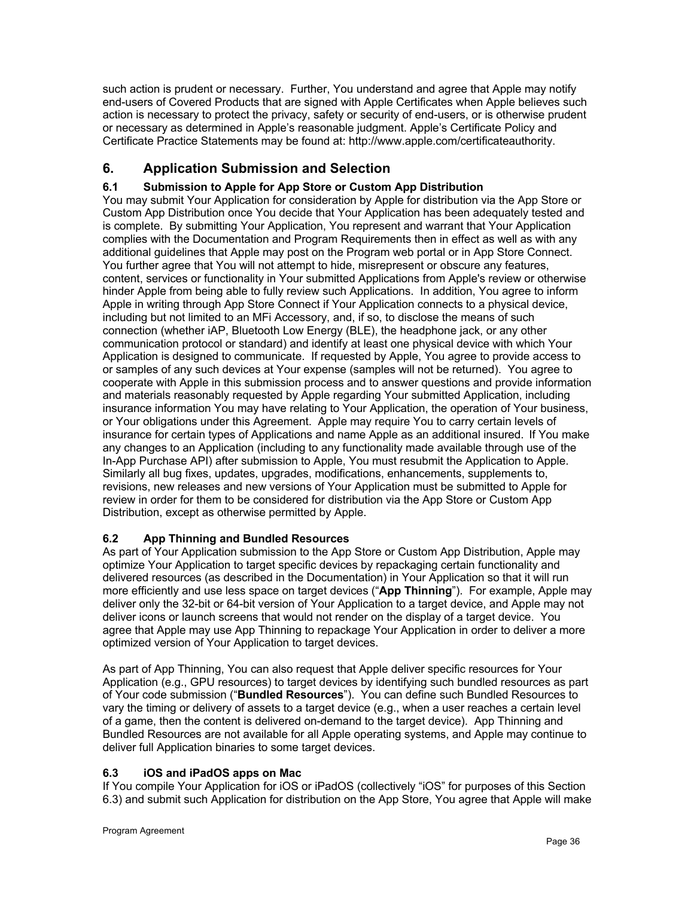such action is prudent or necessary. Further, You understand and agree that Apple may notify end-users of Covered Products that are signed with Apple Certificates when Apple believes such action is necessary to protect the privacy, safety or security of end-users, or is otherwise prudent or necessary as determined in Apple's reasonable judgment. Apple's Certificate Policy and Certificate Practice Statements may be found at: http://www.apple.com/certificateauthority.

## 6. Application Submission and Selection

### 6.1 Submission to Apple for App Store or Custom App Distribution

You may submit Your Application for consideration by Apple for distribution via the App Store or Custom App Distribution once You decide that Your Application has been adequately tested and is complete. By submitting Your Application, You represent and warrant that Your Application complies with the Documentation and Program Requirements then in effect as well as with any additional guidelines that Apple may post on the Program web portal or in App Store Connect. You further agree that You will not attempt to hide, misrepresent or obscure any features, content, services or functionality in Your submitted Applications from Apple's review or otherwise hinder Apple from being able to fully review such Applications. In addition, You agree to inform Apple in writing through App Store Connect if Your Application connects to a physical device, including but not limited to an MFi Accessory, and, if so, to disclose the means of such connection (whether iAP, Bluetooth Low Energy (BLE), the headphone jack, or any other communication protocol or standard) and identify at least one physical device with which Your Application is designed to communicate. If requested by Apple, You agree to provide access to or samples of any such devices at Your expense (samples will not be returned). You agree to cooperate with Apple in this submission process and to answer questions and provide information and materials reasonably requested by Apple regarding Your submitted Application, including insurance information You may have relating to Your Application, the operation of Your business, or Your obligations under this Agreement. Apple may require You to carry certain levels of insurance for certain types of Applications and name Apple as an additional insured. If You make any changes to an Application (including to any functionality made available through use of the In-App Purchase API) after submission to Apple, You must resubmit the Application to Apple. Similarly all bug fixes, updates, upgrades, modifications, enhancements, supplements to, revisions, new releases and new versions of Your Application must be submitted to Apple for review in order for them to be considered for distribution via the App Store or Custom App Distribution, except as otherwise permitted by Apple.

### 6.2 App Thinning and Bundled Resources

As part of Your Application submission to the App Store or Custom App Distribution, Apple may optimize Your Application to target specific devices by repackaging certain functionality and delivered resources (as described in the Documentation) in Your Application so that it will run more efficiently and use less space on target devices ("**App Thinning**"). For example, Apple may deliver only the 32-bit or 64-bit version of Your Application to a target device, and Apple may not deliver icons or launch screens that would not render on the display of a target device. You agree that Apple may use App Thinning to repackage Your Application in order to deliver a more optimized version of Your Application to target devices.

As part of App Thinning, You can also request that Apple deliver specific resources for Your Application (e.g., GPU resources) to target devices by identifying such bundled resources as part of Your code submission ("**Bundled Resources**"). You can define such Bundled Resources to vary the timing or delivery of assets to a target device (e.g., when a user reaches a certain level of a game, then the content is delivered on-demand to the target device). App Thinning and Bundled Resources are not available for all Apple operating systems, and Apple may continue to deliver full Application binaries to some target devices.

### 6.3 iOS and iPadOS apps on Mac

If You compile Your Application for iOS or iPadOS (collectively "iOS" for purposes of this Section 6.3) and submit such Application for distribution on the App Store, You agree that Apple will make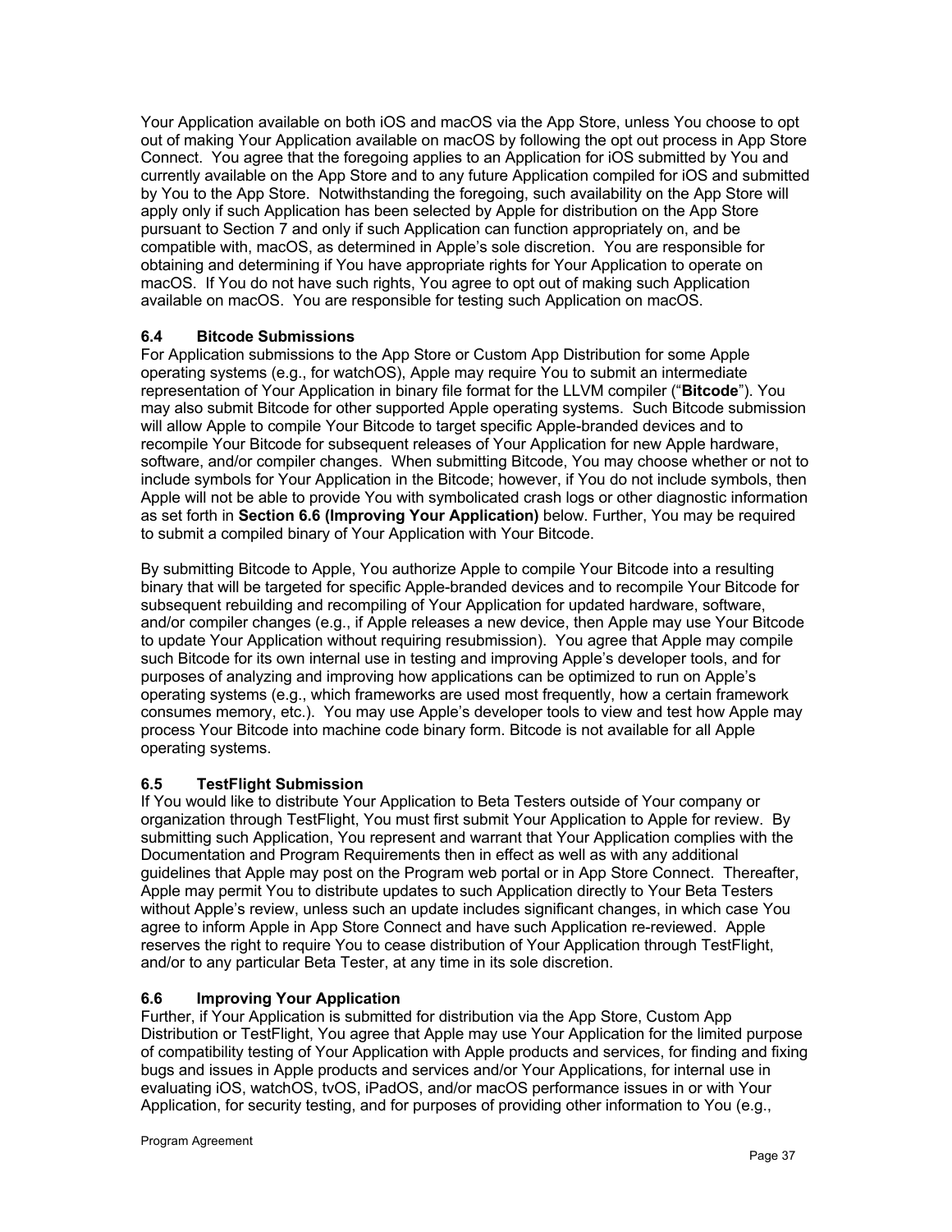Your Application available on both iOS and macOS via the App Store, unless You choose to opt out of making Your Application available on macOS by following the opt out process in App Store Connect. You agree that the foregoing applies to an Application for iOS submitted by You and currently available on the App Store and to any future Application compiled for iOS and submitted by You to the App Store. Notwithstanding the foregoing, such availability on the App Store will apply only if such Application has been selected by Apple for distribution on the App Store pursuant to Section 7 and only if such Application can function appropriately on, and be compatible with, macOS, as determined in Apple's sole discretion. You are responsible for obtaining and determining if You have appropriate rights for Your Application to operate on macOS. If You do not have such rights, You agree to opt out of making such Application available on macOS. You are responsible for testing such Application on macOS.

### 6.4 Bitcode Submissions

For Application submissions to the App Store or Custom App Distribution for some Apple operating systems (e.g., for watchOS), Apple may require You to submit an intermediate representation of Your Application in binary file format for the LLVM compiler ("**Bitcode**"). You may also submit Bitcode for other supported Apple operating systems. Such Bitcode submission will allow Apple to compile Your Bitcode to target specific Apple-branded devices and to recompile Your Bitcode for subsequent releases of Your Application for new Apple hardware, software, and/or compiler changes. When submitting Bitcode, You may choose whether or not to include symbols for Your Application in the Bitcode; however, if You do not include symbols, then Apple will not be able to provide You with symbolicated crash logs or other diagnostic information as set forth in **Section 6.6 (Improving Your Application)** below. Further, You may be required to submit a compiled binary of Your Application with Your Bitcode.

By submitting Bitcode to Apple, You authorize Apple to compile Your Bitcode into a resulting binary that will be targeted for specific Apple-branded devices and to recompile Your Bitcode for subsequent rebuilding and recompiling of Your Application for updated hardware, software, and/or compiler changes (e.g., if Apple releases a new device, then Apple may use Your Bitcode to update Your Application without requiring resubmission). You agree that Apple may compile such Bitcode for its own internal use in testing and improving Apple's developer tools, and for purposes of analyzing and improving how applications can be optimized to run on Apple's operating systems (e.g., which frameworks are used most frequently, how a certain framework consumes memory, etc.). You may use Apple's developer tools to view and test how Apple may process Your Bitcode into machine code binary form. Bitcode is not available for all Apple operating systems.

### 6.5 TestFlight Submission

If You would like to distribute Your Application to Beta Testers outside of Your company or organization through TestFlight, You must first submit Your Application to Apple for review. By submitting such Application, You represent and warrant that Your Application complies with the Documentation and Program Requirements then in effect as well as with any additional guidelines that Apple may post on the Program web portal or in App Store Connect. Thereafter, Apple may permit You to distribute updates to such Application directly to Your Beta Testers without Apple's review, unless such an update includes significant changes, in which case You agree to inform Apple in App Store Connect and have such Application re-reviewed. Apple reserves the right to require You to cease distribution of Your Application through TestFlight, and/or to any particular Beta Tester, at any time in its sole discretion.

### 6.6 Improving Your Application

Further, if Your Application is submitted for distribution via the App Store, Custom App Distribution or TestFlight, You agree that Apple may use Your Application for the limited purpose of compatibility testing of Your Application with Apple products and services, for finding and fixing bugs and issues in Apple products and services and/or Your Applications, for internal use in evaluating iOS, watchOS, tvOS, iPadOS, and/or macOS performance issues in or with Your Application, for security testing, and for purposes of providing other information to You (e.g.,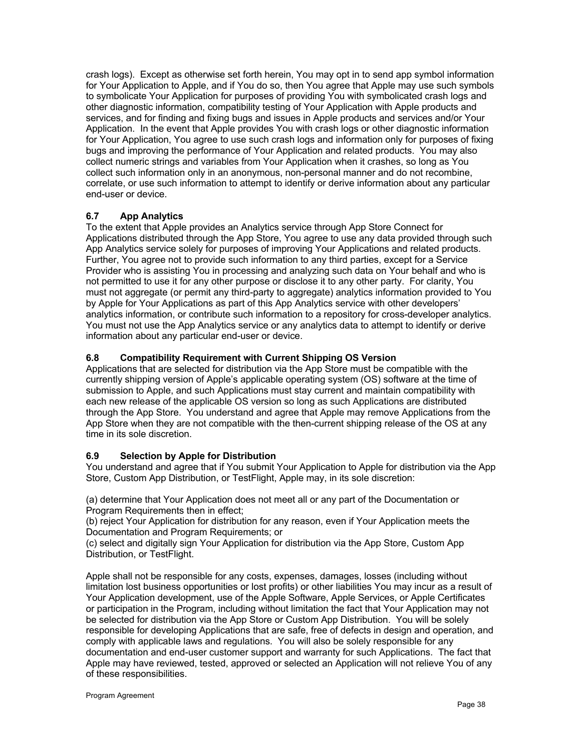crash logs). Except as otherwise set forth herein, You may opt in to send app symbol information for Your Application to Apple, and if You do so, then You agree that Apple may use such symbols to symbolicate Your Application for purposes of providing You with symbolicated crash logs and other diagnostic information, compatibility testing of Your Application with Apple products and services, and for finding and fixing bugs and issues in Apple products and services and/or Your Application. In the event that Apple provides You with crash logs or other diagnostic information for Your Application, You agree to use such crash logs and information only for purposes of fixing bugs and improving the performance of Your Application and related products. You may also collect numeric strings and variables from Your Application when it crashes, so long as You collect such information only in an anonymous, non-personal manner and do not recombine, correlate, or use such information to attempt to identify or derive information about any particular end-user or device.

### 6.7 App Analytics

To the extent that Apple provides an Analytics service through App Store Connect for Applications distributed through the App Store, You agree to use any data provided through such App Analytics service solely for purposes of improving Your Applications and related products. Further, You agree not to provide such information to any third parties, except for a Service Provider who is assisting You in processing and analyzing such data on Your behalf and who is not permitted to use it for any other purpose or disclose it to any other party. For clarity, You must not aggregate (or permit any third-party to aggregate) analytics information provided to You by Apple for Your Applications as part of this App Analytics service with other developers' analytics information, or contribute such information to a repository for cross-developer analytics. You must not use the App Analytics service or any analytics data to attempt to identify or derive information about any particular end-user or device.

### 6.8 Compatibility Requirement with Current Shipping OS Version

Applications that are selected for distribution via the App Store must be compatible with the currently shipping version of Apple's applicable operating system (OS) software at the time of submission to Apple, and such Applications must stay current and maintain compatibility with each new release of the applicable OS version so long as such Applications are distributed through the App Store. You understand and agree that Apple may remove Applications from the App Store when they are not compatible with the then-current shipping release of the OS at any time in its sole discretion.

### 6.9 Selection by Apple for Distribution

You understand and agree that if You submit Your Application to Apple for distribution via the App Store, Custom App Distribution, or TestFlight, Apple may, in its sole discretion:

(a) determine that Your Application does not meet all or any part of the Documentation or Program Requirements then in effect;
(b) reject Your Application for distribution for any reason, even if Your Application meets the Documentation and Program Requirements; or
(c) select and digitally sign Your Application for distribution via the App Store, Custom App Distribution, or TestFlight.

Apple shall not be responsible for any costs, expenses, damages, losses (including without limitation lost business opportunities or lost profits) or other liabilities You may incur as a result of Your Application development, use of the Apple Software, Apple Services, or Apple Certificates or participation in the Program, including without limitation the fact that Your Application may not be selected for distribution via the App Store or Custom App Distribution. You will be solely responsible for developing Applications that are safe, free of defects in design and operation, and comply with applicable laws and regulations. You will also be solely responsible for any documentation and end-user customer support and warranty for such Applications. The fact that Apple may have reviewed, tested, approved or selected an Application will not relieve You of any of these responsibilities.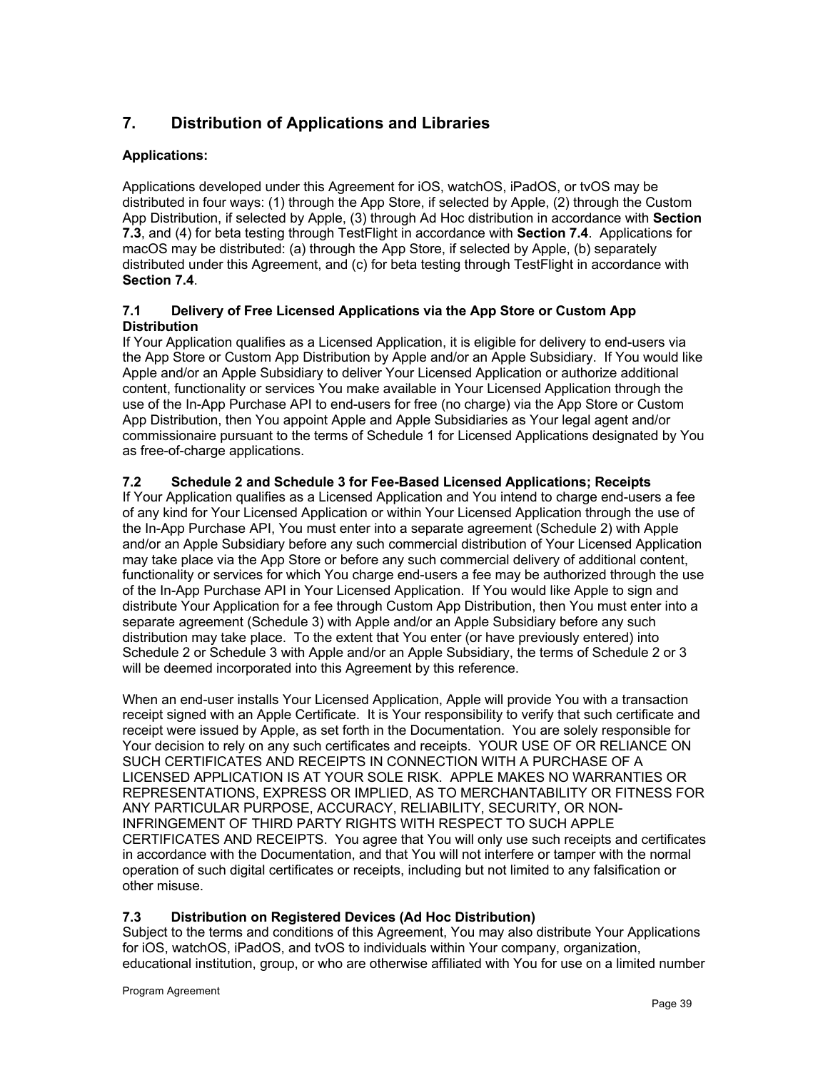## 7. Distribution of Applications and Libraries

**Applications:**

Applications developed under this Agreement for iOS, watchOS, iPadOS, or tvOS may be distributed in four ways: (1) through the App Store, if selected by Apple, (2) through the Custom App Distribution, if selected by Apple, (3) through Ad Hoc distribution in accordance with **Section 7.3**, and (4) for beta testing through TestFlight in accordance with **Section 7.4**. Applications for macOS may be distributed: (a) through the App Store, if selected by Apple, (b) separately distributed under this Agreement, and (c) for beta testing through TestFlight in accordance with **Section 7.4**.

### 7.1 Delivery of Free Licensed Applications via the App Store or Custom App Distribution

If Your Application qualifies as a Licensed Application, it is eligible for delivery to end-users via the App Store or Custom App Distribution by Apple and/or an Apple Subsidiary. If You would like Apple and/or an Apple Subsidiary to deliver Your Licensed Application or authorize additional content, functionality or services You make available in Your Licensed Application through the use of the In-App Purchase API to end-users for free (no charge) via the App Store or Custom App Distribution, then You appoint Apple and Apple Subsidiaries as Your legal agent and/or commissionaire pursuant to the terms of Schedule 1 for Licensed Applications designated by You as free-of-charge applications.

### 7.2 Schedule 2 and Schedule 3 for Fee-Based Licensed Applications; Receipts

If Your Application qualifies as a Licensed Application and You intend to charge end-users a fee of any kind for Your Licensed Application or within Your Licensed Application through the use of the In-App Purchase API, You must enter into a separate agreement (Schedule 2) with Apple and/or an Apple Subsidiary before any such commercial distribution of Your Licensed Application may take place via the App Store or before any such commercial delivery of additional content, functionality or services for which You charge end-users a fee may be authorized through the use of the In-App Purchase API in Your Licensed Application. If You would like Apple to sign and distribute Your Application for a fee through Custom App Distribution, then You must enter into a separate agreement (Schedule 3) with Apple and/or an Apple Subsidiary before any such distribution may take place. To the extent that You enter (or have previously entered) into Schedule 2 or Schedule 3 with Apple and/or an Apple Subsidiary, the terms of Schedule 2 or 3 will be deemed incorporated into this Agreement by this reference.

When an end-user installs Your Licensed Application, Apple will provide You with a transaction receipt signed with an Apple Certificate. It is Your responsibility to verify that such certificate and receipt were issued by Apple, as set forth in the Documentation. You are solely responsible for Your decision to rely on any such certificates and receipts. YOUR USE OF OR RELIANCE ON SUCH CERTIFICATES AND RECEIPTS IN CONNECTION WITH A PURCHASE OF A LICENSED APPLICATION IS AT YOUR SOLE RISK. APPLE MAKES NO WARRANTIES OR REPRESENTATIONS, EXPRESS OR IMPLIED, AS TO MERCHANTABILITY OR FITNESS FOR ANY PARTICULAR PURPOSE, ACCURACY, RELIABILITY, SECURITY, OR NON-INFRINGEMENT OF THIRD PARTY RIGHTS WITH RESPECT TO SUCH APPLE CERTIFICATES AND RECEIPTS. You agree that You will only use such receipts and certificates in accordance with the Documentation, and that You will not interfere or tamper with the normal operation of such digital certificates or receipts, including but not limited to any falsification or other misuse.

### 7.3 Distribution on Registered Devices (Ad Hoc Distribution)

Subject to the terms and conditions of this Agreement, You may also distribute Your Applications for iOS, watchOS, iPadOS, and tvOS to individuals within Your company, organization, educational institution, group, or who are otherwise affiliated with You for use on a limited number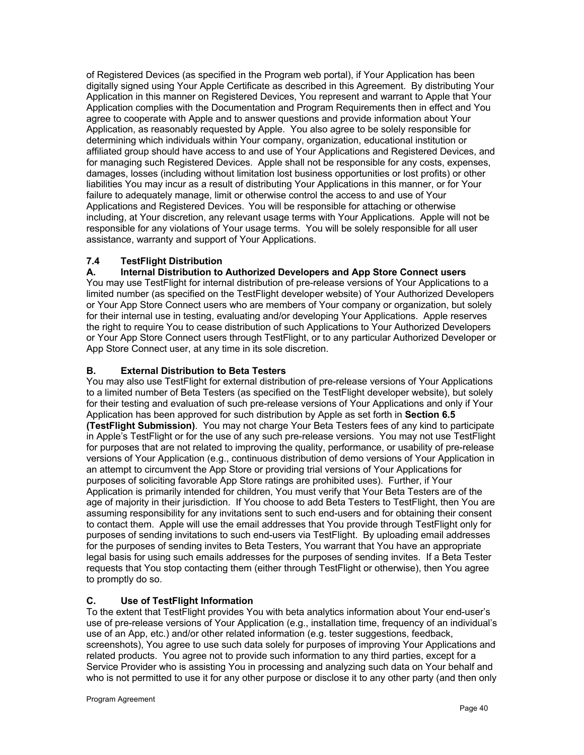of Registered Devices (as specified in the Program web portal), if Your Application has been digitally signed using Your Apple Certificate as described in this Agreement. By distributing Your Application in this manner on Registered Devices, You represent and warrant to Apple that Your Application complies with the Documentation and Program Requirements then in effect and You agree to cooperate with Apple and to answer questions and provide information about Your Application, as reasonably requested by Apple. You also agree to be solely responsible for determining which individuals within Your company, organization, educational institution or affiliated group should have access to and use of Your Applications and Registered Devices, and for managing such Registered Devices. Apple shall not be responsible for any costs, expenses, damages, losses (including without limitation lost business opportunities or lost profits) or other liabilities You may incur as a result of distributing Your Applications in this manner, or for Your failure to adequately manage, limit or otherwise control the access to and use of Your Applications and Registered Devices. You will be responsible for attaching or otherwise including, at Your discretion, any relevant usage terms with Your Applications. Apple will not be responsible for any violations of Your usage terms. You will be solely responsible for all user assistance, warranty and support of Your Applications.

**7.4 TestFlight Distribution**

**A. Internal Distribution to Authorized Developers and App Store Connect users**

You may use TestFlight for internal distribution of pre-release versions of Your Applications to a limited number (as specified on the TestFlight developer website) of Your Authorized Developers or Your App Store Connect users who are members of Your company or organization, but solely for their internal use in testing, evaluating and/or developing Your Applications. Apple reserves the right to require You to cease distribution of such Applications to Your Authorized Developers or Your App Store Connect users through TestFlight, or to any particular Authorized Developer or App Store Connect user, at any time in its sole discretion.

**B. External Distribution to Beta Testers**

You may also use TestFlight for external distribution of pre-release versions of Your Applications to a limited number of Beta Testers (as specified on the TestFlight developer website), but solely for their testing and evaluation of such pre-release versions of Your Applications and only if Your Application has been approved for such distribution by Apple as set forth in **Section 6.5 (TestFlight Submission)**. You may not charge Your Beta Testers fees of any kind to participate in Apple's TestFlight or for the use of any such pre-release versions. You may not use TestFlight for purposes that are not related to improving the quality, performance, or usability of pre-release versions of Your Application (e.g., continuous distribution of demo versions of Your Application in an attempt to circumvent the App Store or providing trial versions of Your Applications for purposes of soliciting favorable App Store ratings are prohibited uses). Further, if Your Application is primarily intended for children, You must verify that Your Beta Testers are of the age of majority in their jurisdiction. If You choose to add Beta Testers to TestFlight, then You are assuming responsibility for any invitations sent to such end-users and for obtaining their consent to contact them. Apple will use the email addresses that You provide through TestFlight only for purposes of sending invitations to such end-users via TestFlight. By uploading email addresses for the purposes of sending invites to Beta Testers, You warrant that You have an appropriate legal basis for using such emails addresses for the purposes of sending invites. If a Beta Tester requests that You stop contacting them (either through TestFlight or otherwise), then You agree to promptly do so.

**C. Use of TestFlight Information**

To the extent that TestFlight provides You with beta analytics information about Your end-user's use of pre-release versions of Your Application (e.g., installation time, frequency of an individual's use of an App, etc.) and/or other related information (e.g. tester suggestions, feedback, screenshots), You agree to use such data solely for purposes of improving Your Applications and related products. You agree not to provide such information to any third parties, except for a Service Provider who is assisting You in processing and analyzing such data on Your behalf and who is not permitted to use it for any other purpose or disclose it to any other party (and then only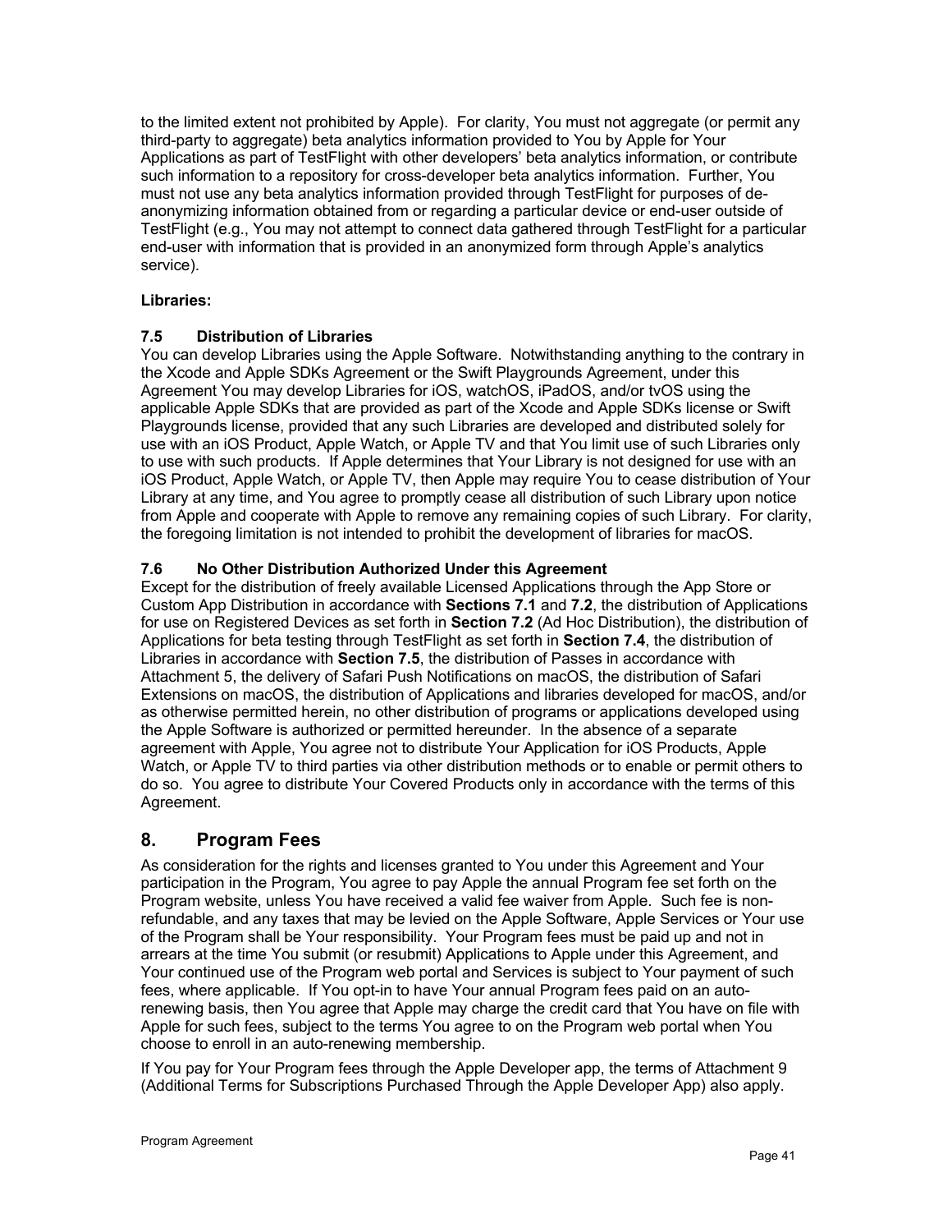to the limited extent not prohibited by Apple). For clarity, You must not aggregate (or permit any third-party to aggregate) beta analytics information provided to You by Apple for Your Applications as part of TestFlight with other developers' beta analytics information, or contribute such information to a repository for cross-developer beta analytics information. Further, You must not use any beta analytics information provided through TestFlight for purposes of de-anonymizing information obtained from or regarding a particular device or end-user outside of TestFlight (e.g., You may not attempt to connect data gathered through TestFlight for a particular end-user with information that is provided in an anonymized form through Apple's analytics service).

**Libraries:**

### 7.5 Distribution of Libraries

You can develop Libraries using the Apple Software. Notwithstanding anything to the contrary in the Xcode and Apple SDKs Agreement or the Swift Playgrounds Agreement, under this Agreement You may develop Libraries for iOS, watchOS, iPadOS, and/or tvOS using the applicable Apple SDKs that are provided as part of the Xcode and Apple SDKs license or Swift Playgrounds license, provided that any such Libraries are developed and distributed solely for use with an iOS Product, Apple Watch, or Apple TV and that You limit use of such Libraries only to use with such products. If Apple determines that Your Library is not designed for use with an iOS Product, Apple Watch, or Apple TV, then Apple may require You to cease distribution of Your Library at any time, and You agree to promptly cease all distribution of such Library upon notice from Apple and cooperate with Apple to remove any remaining copies of such Library. For clarity, the foregoing limitation is not intended to prohibit the development of libraries for macOS.

### 7.6 No Other Distribution Authorized Under this Agreement

Except for the distribution of freely available Licensed Applications through the App Store or Custom App Distribution in accordance with **Sections 7.1** and **7.2**, the distribution of Applications for use on Registered Devices as set forth in **Section 7.2** (Ad Hoc Distribution), the distribution of Applications for beta testing through TestFlight as set forth in **Section 7.4**, the distribution of Libraries in accordance with **Section 7.5**, the distribution of Passes in accordance with Attachment 5, the delivery of Safari Push Notifications on macOS, the distribution of Safari Extensions on macOS, the distribution of Applications and libraries developed for macOS, and/or as otherwise permitted herein, no other distribution of programs or applications developed using the Apple Software is authorized or permitted hereunder. In the absence of a separate agreement with Apple, You agree not to distribute Your Application for iOS Products, Apple Watch, or Apple TV to third parties via other distribution methods or to enable or permit others to do so. You agree to distribute Your Covered Products only in accordance with the terms of this Agreement.

## 8. Program Fees

As consideration for the rights and licenses granted to You under this Agreement and Your participation in the Program, You agree to pay Apple the annual Program fee set forth on the Program website, unless You have received a valid fee waiver from Apple. Such fee is non-refundable, and any taxes that may be levied on the Apple Software, Apple Services or Your use of the Program shall be Your responsibility. Your Program fees must be paid up and not in arrears at the time You submit (or resubmit) Applications to Apple under this Agreement, and Your continued use of the Program web portal and Services is subject to Your payment of such fees, where applicable. If You opt-in to have Your annual Program fees paid on an auto-renewing basis, then You agree that Apple may charge the credit card that You have on file with Apple for such fees, subject to the terms You agree to on the Program web portal when You choose to enroll in an auto-renewing membership.

If You pay for Your Program fees through the Apple Developer app, the terms of Attachment 9 (Additional Terms for Subscriptions Purchased Through the Apple Developer App) also apply.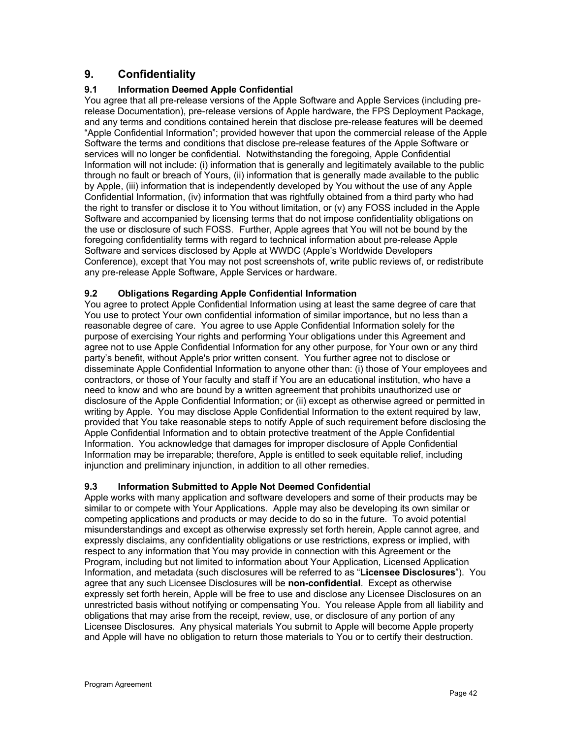## 9. Confidentiality

### 9.1 Information Deemed Apple Confidential

You agree that all pre-release versions of the Apple Software and Apple Services (including pre-release Documentation), pre-release versions of Apple hardware, the FPS Deployment Package, and any terms and conditions contained herein that disclose pre-release features will be deemed "Apple Confidential Information"; provided however that upon the commercial release of the Apple Software the terms and conditions that disclose pre-release features of the Apple Software or services will no longer be confidential. Notwithstanding the foregoing, Apple Confidential Information will not include: (i) information that is generally and legitimately available to the public through no fault or breach of Yours, (ii) information that is generally made available to the public by Apple, (iii) information that is independently developed by You without the use of any Apple Confidential Information, (iv) information that was rightfully obtained from a third party who had the right to transfer or disclose it to You without limitation, or (v) any FOSS included in the Apple Software and accompanied by licensing terms that do not impose confidentiality obligations on the use or disclosure of such FOSS. Further, Apple agrees that You will not be bound by the foregoing confidentiality terms with regard to technical information about pre-release Apple Software and services disclosed by Apple at WWDC (Apple's Worldwide Developers Conference), except that You may not post screenshots of, write public reviews of, or redistribute any pre-release Apple Software, Apple Services or hardware.

### 9.2 Obligations Regarding Apple Confidential Information

You agree to protect Apple Confidential Information using at least the same degree of care that You use to protect Your own confidential information of similar importance, but no less than a reasonable degree of care. You agree to use Apple Confidential Information solely for the purpose of exercising Your rights and performing Your obligations under this Agreement and agree not to use Apple Confidential Information for any other purpose, for Your own or any third party's benefit, without Apple's prior written consent. You further agree not to disclose or disseminate Apple Confidential Information to anyone other than: (i) those of Your employees and contractors, or those of Your faculty and staff if You are an educational institution, who have a need to know and who are bound by a written agreement that prohibits unauthorized use or disclosure of the Apple Confidential Information; or (ii) except as otherwise agreed or permitted in writing by Apple. You may disclose Apple Confidential Information to the extent required by law, provided that You take reasonable steps to notify Apple of such requirement before disclosing the Apple Confidential Information and to obtain protective treatment of the Apple Confidential Information. You acknowledge that damages for improper disclosure of Apple Confidential Information may be irreparable; therefore, Apple is entitled to seek equitable relief, including injunction and preliminary injunction, in addition to all other remedies.

### 9.3 Information Submitted to Apple Not Deemed Confidential

Apple works with many application and software developers and some of their products may be similar to or compete with Your Applications. Apple may also be developing its own similar or competing applications and products or may decide to do so in the future. To avoid potential misunderstandings and except as otherwise expressly set forth herein, Apple cannot agree, and expressly disclaims, any confidentiality obligations or use restrictions, express or implied, with respect to any information that You may provide in connection with this Agreement or the Program, including but not limited to information about Your Application, Licensed Application Information, and metadata (such disclosures will be referred to as "**Licensee Disclosures**"). You agree that any such Licensee Disclosures will be **non-confidential**. Except as otherwise expressly set forth herein, Apple will be free to use and disclose any Licensee Disclosures on an unrestricted basis without notifying or compensating You. You release Apple from all liability and obligations that may arise from the receipt, review, use, or disclosure of any portion of any Licensee Disclosures. Any physical materials You submit to Apple will become Apple property and Apple will have no obligation to return those materials to You or to certify their destruction.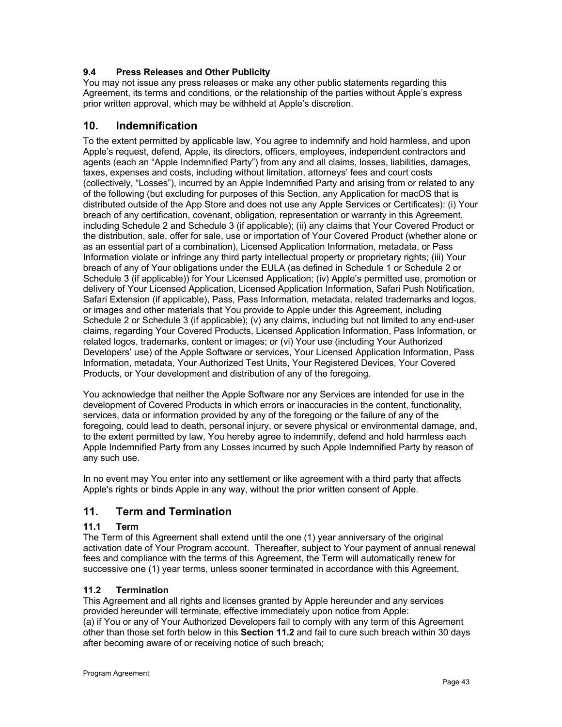### 9.4 Press Releases and Other Publicity

You may not issue any press releases or make any other public statements regarding this Agreement, its terms and conditions, or the relationship of the parties without Apple's express prior written approval, which may be withheld at Apple's discretion.

## 10. Indemnification

To the extent permitted by applicable law, You agree to indemnify and hold harmless, and upon Apple's request, defend, Apple, its directors, officers, employees, independent contractors and agents (each an "Apple Indemnified Party") from any and all claims, losses, liabilities, damages, taxes, expenses and costs, including without limitation, attorneys' fees and court costs (collectively, "Losses"), incurred by an Apple Indemnified Party and arising from or related to any of the following (but excluding for purposes of this Section, any Application for macOS that is distributed outside of the App Store and does not use any Apple Services or Certificates): (i) Your breach of any certification, covenant, obligation, representation or warranty in this Agreement, including Schedule 2 and Schedule 3 (if applicable); (ii) any claims that Your Covered Product or the distribution, sale, offer for sale, use or importation of Your Covered Product (whether alone or as an essential part of a combination), Licensed Application Information, metadata, or Pass Information violate or infringe any third party intellectual property or proprietary rights; (iii) Your breach of any of Your obligations under the EULA (as defined in Schedule 1 or Schedule 2 or Schedule 3 (if applicable)) for Your Licensed Application; (iv) Apple's permitted use, promotion or delivery of Your Licensed Application, Licensed Application Information, Safari Push Notification, Safari Extension (if applicable), Pass, Pass Information, metadata, related trademarks and logos, or images and other materials that You provide to Apple under this Agreement, including Schedule 2 or Schedule 3 (if applicable); (v) any claims, including but not limited to any end-user claims, regarding Your Covered Products, Licensed Application Information, Pass Information, or related logos, trademarks, content or images; or (vi) Your use (including Your Authorized Developers' use) of the Apple Software or services, Your Licensed Application Information, Pass Information, metadata, Your Authorized Test Units, Your Registered Devices, Your Covered Products, or Your development and distribution of any of the foregoing.

You acknowledge that neither the Apple Software nor any Services are intended for use in the development of Covered Products in which errors or inaccuracies in the content, functionality, services, data or information provided by any of the foregoing or the failure of any of the foregoing, could lead to death, personal injury, or severe physical or environmental damage, and, to the extent permitted by law, You hereby agree to indemnify, defend and hold harmless each Apple Indemnified Party from any Losses incurred by such Apple Indemnified Party by reason of any such use.

In no event may You enter into any settlement or like agreement with a third party that affects Apple's rights or binds Apple in any way, without the prior written consent of Apple.

## 11. Term and Termination

### 11.1 Term

The Term of this Agreement shall extend until the one (1) year anniversary of the original activation date of Your Program account. Thereafter, subject to Your payment of annual renewal fees and compliance with the terms of this Agreement, the Term will automatically renew for successive one (1) year terms, unless sooner terminated in accordance with this Agreement.

### 11.2 Termination

This Agreement and all rights and licenses granted by Apple hereunder and any services provided hereunder will terminate, effective immediately upon notice from Apple:

(a) if You or any of Your Authorized Developers fail to comply with any term of this Agreement other than those set forth below in this **Section 11.2** and fail to cure such breach within 30 days after becoming aware of or receiving notice of such breach;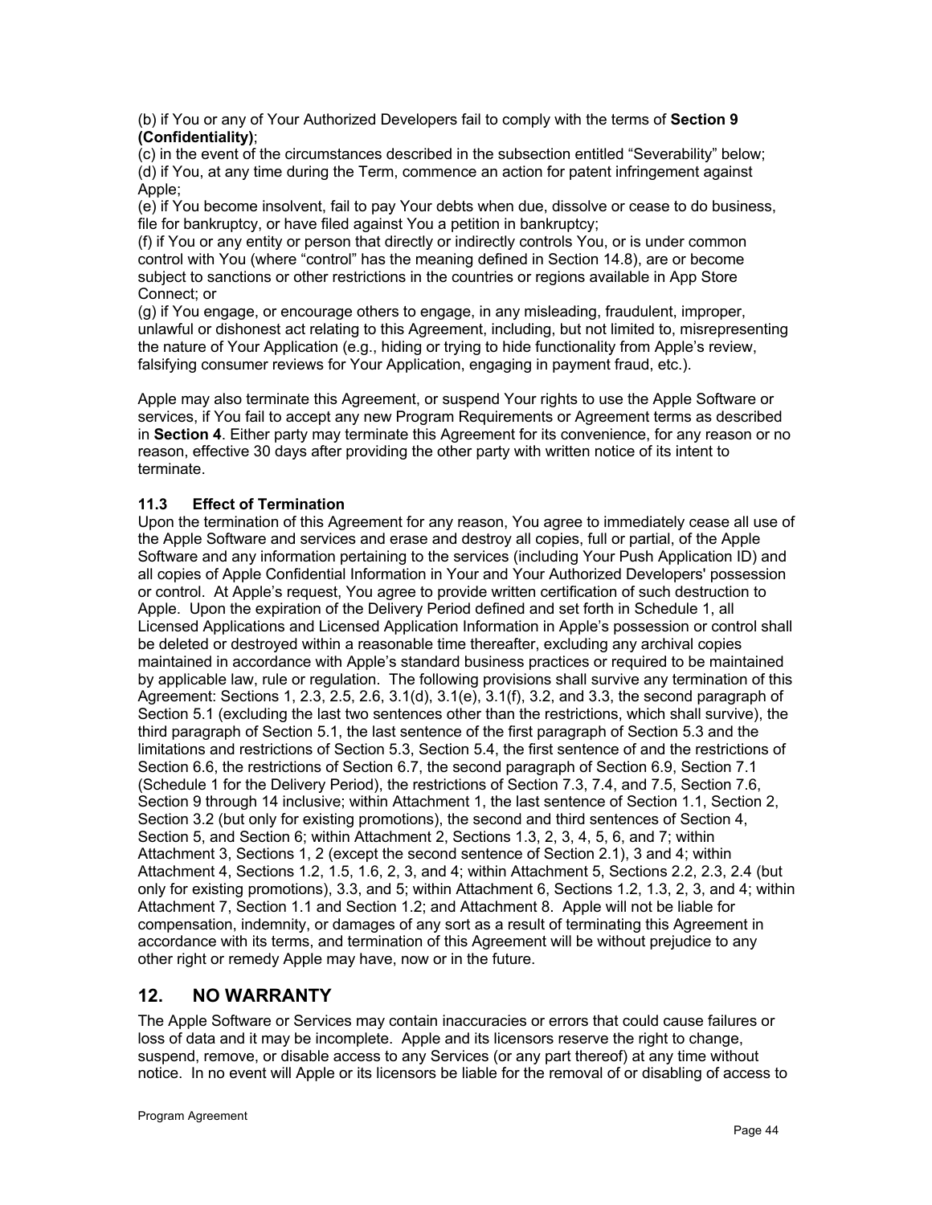(b) if You or any of Your Authorized Developers fail to comply with the terms of **Section 9 (Confidentiality)**;
(c) in the event of the circumstances described in the subsection entitled "Severability" below;
(d) if You, at any time during the Term, commence an action for patent infringement against Apple;
(e) if You become insolvent, fail to pay Your debts when due, dissolve or cease to do business, file for bankruptcy, or have filed against You a petition in bankruptcy;
(f) if You or any entity or person that directly or indirectly controls You, or is under common control with You (where "control" has the meaning defined in Section 14.8), are or become subject to sanctions or other restrictions in the countries or regions available in App Store Connect; or
(g) if You engage, or encourage others to engage, in any misleading, fraudulent, improper, unlawful or dishonest act relating to this Agreement, including, but not limited to, misrepresenting the nature of Your Application (e.g., hiding or trying to hide functionality from Apple's review, falsifying consumer reviews for Your Application, engaging in payment fraud, etc.).

Apple may also terminate this Agreement, or suspend Your rights to use the Apple Software or services, if You fail to accept any new Program Requirements or Agreement terms as described in **Section 4**. Either party may terminate this Agreement for its convenience, for any reason or no reason, effective 30 days after providing the other party with written notice of its intent to terminate.

### 11.3 Effect of Termination

Upon the termination of this Agreement for any reason, You agree to immediately cease all use of the Apple Software and services and erase and destroy all copies, full or partial, of the Apple Software and any information pertaining to the services (including Your Push Application ID) and all copies of Apple Confidential Information in Your and Your Authorized Developers' possession or control. At Apple's request, You agree to provide written certification of such destruction to Apple. Upon the expiration of the Delivery Period defined and set forth in Schedule 1, all Licensed Applications and Licensed Application Information in Apple's possession or control shall be deleted or destroyed within a reasonable time thereafter, excluding any archival copies maintained in accordance with Apple's standard business practices or required to be maintained by applicable law, rule or regulation. The following provisions shall survive any termination of this Agreement: Sections 1, 2.3, 2.5, 2.6, 3.1(d), 3.1(e), 3.1(f), 3.2, and 3.3, the second paragraph of Section 5.1 (excluding the last two sentences other than the restrictions, which shall survive), the third paragraph of Section 5.1, the last sentence of the first paragraph of Section 5.3 and the limitations and restrictions of Section 5.3, Section 5.4, the first sentence of and the restrictions of Section 6.6, the restrictions of Section 6.7, the second paragraph of Section 6.9, Section 7.1 (Schedule 1 for the Delivery Period), the restrictions of Section 7.3, 7.4, and 7.5, Section 7.6, Section 9 through 14 inclusive; within Attachment 1, the last sentence of Section 1.1, Section 2, Section 3.2 (but only for existing promotions), the second and third sentences of Section 4, Section 5, and Section 6; within Attachment 2, Sections 1.3, 2, 3, 4, 5, 6, and 7; within Attachment 3, Sections 1, 2 (except the second sentence of Section 2.1), 3 and 4; within Attachment 4, Sections 1.2, 1.5, 1.6, 2, 3, and 4; within Attachment 5, Sections 2.2, 2.3, 2.4 (but only for existing promotions), 3.3, and 5; within Attachment 6, Sections 1.2, 1.3, 2, 3, and 4; within Attachment 7, Section 1.1 and Section 1.2; and Attachment 8. Apple will not be liable for compensation, indemnity, or damages of any sort as a result of terminating this Agreement in accordance with its terms, and termination of this Agreement will be without prejudice to any other right or remedy Apple may have, now or in the future.

## 12. NO WARRANTY

The Apple Software or Services may contain inaccuracies or errors that could cause failures or loss of data and it may be incomplete. Apple and its licensors reserve the right to change, suspend, remove, or disable access to any Services (or any part thereof) at any time without notice. In no event will Apple or its licensors be liable for the removal of or disabling of access to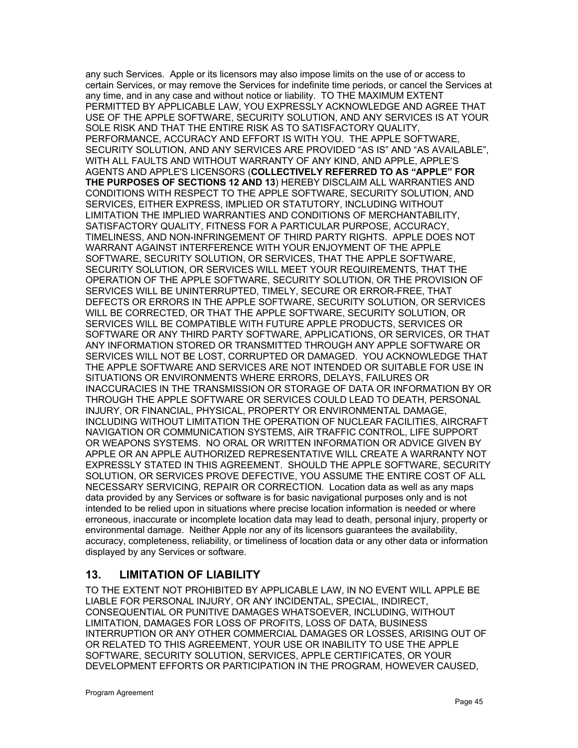any such Services. Apple or its licensors may also impose limits on the use of or access to certain Services, or may remove the Services for indefinite time periods, or cancel the Services at any time, and in any case and without notice or liability. TO THE MAXIMUM EXTENT PERMITTED BY APPLICABLE LAW, YOU EXPRESSLY ACKNOWLEDGE AND AGREE THAT USE OF THE APPLE SOFTWARE, SECURITY SOLUTION, AND ANY SERVICES IS AT YOUR SOLE RISK AND THAT THE ENTIRE RISK AS TO SATISFACTORY QUALITY, PERFORMANCE, ACCURACY AND EFFORT IS WITH YOU. THE APPLE SOFTWARE, SECURITY SOLUTION, AND ANY SERVICES ARE PROVIDED "AS IS" AND "AS AVAILABLE", WITH ALL FAULTS AND WITHOUT WARRANTY OF ANY KIND, AND APPLE, APPLE'S AGENTS AND APPLE'S LICENSORS (**COLLECTIVELY REFERRED TO AS "APPLE" FOR THE PURPOSES OF SECTIONS 12 AND 13**) HEREBY DISCLAIM ALL WARRANTIES AND CONDITIONS WITH RESPECT TO THE APPLE SOFTWARE, SECURITY SOLUTION, AND SERVICES, EITHER EXPRESS, IMPLIED OR STATUTORY, INCLUDING WITHOUT LIMITATION THE IMPLIED WARRANTIES AND CONDITIONS OF MERCHANTABILITY, SATISFACTORY QUALITY, FITNESS FOR A PARTICULAR PURPOSE, ACCURACY, TIMELINESS, AND NON-INFRINGEMENT OF THIRD PARTY RIGHTS. APPLE DOES NOT WARRANT AGAINST INTERFERENCE WITH YOUR ENJOYMENT OF THE APPLE SOFTWARE, SECURITY SOLUTION, OR SERVICES, THAT THE APPLE SOFTWARE, SECURITY SOLUTION, OR SERVICES WILL MEET YOUR REQUIREMENTS, THAT THE OPERATION OF THE APPLE SOFTWARE, SECURITY SOLUTION, OR THE PROVISION OF SERVICES WILL BE UNINTERRUPTED, TIMELY, SECURE OR ERROR-FREE, THAT DEFECTS OR ERRORS IN THE APPLE SOFTWARE, SECURITY SOLUTION, OR SERVICES WILL BE CORRECTED, OR THAT THE APPLE SOFTWARE, SECURITY SOLUTION, OR SERVICES WILL BE COMPATIBLE WITH FUTURE APPLE PRODUCTS, SERVICES OR SOFTWARE OR ANY THIRD PARTY SOFTWARE, APPLICATIONS, OR SERVICES, OR THAT ANY INFORMATION STORED OR TRANSMITTED THROUGH ANY APPLE SOFTWARE OR SERVICES WILL NOT BE LOST, CORRUPTED OR DAMAGED. YOU ACKNOWLEDGE THAT THE APPLE SOFTWARE AND SERVICES ARE NOT INTENDED OR SUITABLE FOR USE IN SITUATIONS OR ENVIRONMENTS WHERE ERRORS, DELAYS, FAILURES OR INACCURACIES IN THE TRANSMISSION OR STORAGE OF DATA OR INFORMATION BY OR THROUGH THE APPLE SOFTWARE OR SERVICES COULD LEAD TO DEATH, PERSONAL INJURY, OR FINANCIAL, PHYSICAL, PROPERTY OR ENVIRONMENTAL DAMAGE, INCLUDING WITHOUT LIMITATION THE OPERATION OF NUCLEAR FACILITIES, AIRCRAFT NAVIGATION OR COMMUNICATION SYSTEMS, AIR TRAFFIC CONTROL, LIFE SUPPORT OR WEAPONS SYSTEMS. NO ORAL OR WRITTEN INFORMATION OR ADVICE GIVEN BY APPLE OR AN APPLE AUTHORIZED REPRESENTATIVE WILL CREATE A WARRANTY NOT EXPRESSLY STATED IN THIS AGREEMENT. SHOULD THE APPLE SOFTWARE, SECURITY SOLUTION, OR SERVICES PROVE DEFECTIVE, YOU ASSUME THE ENTIRE COST OF ALL NECESSARY SERVICING, REPAIR OR CORRECTION. Location data as well as any maps data provided by any Services or software is for basic navigational purposes only and is not intended to be relied upon in situations where precise location information is needed or where erroneous, inaccurate or incomplete location data may lead to death, personal injury, property or environmental damage. Neither Apple nor any of its licensors guarantees the availability, accuracy, completeness, reliability, or timeliness of location data or any other data or information displayed by any Services or software.

## 13. LIMITATION OF LIABILITY

TO THE EXTENT NOT PROHIBITED BY APPLICABLE LAW, IN NO EVENT WILL APPLE BE LIABLE FOR PERSONAL INJURY, OR ANY INCIDENTAL, SPECIAL, INDIRECT, CONSEQUENTIAL OR PUNITIVE DAMAGES WHATSOEVER, INCLUDING, WITHOUT LIMITATION, DAMAGES FOR LOSS OF PROFITS, LOSS OF DATA, BUSINESS INTERRUPTION OR ANY OTHER COMMERCIAL DAMAGES OR LOSSES, ARISING OUT OF OR RELATED TO THIS AGREEMENT, YOUR USE OR INABILITY TO USE THE APPLE SOFTWARE, SECURITY SOLUTION, SERVICES, APPLE CERTIFICATES, OR YOUR DEVELOPMENT EFFORTS OR PARTICIPATION IN THE PROGRAM, HOWEVER CAUSED,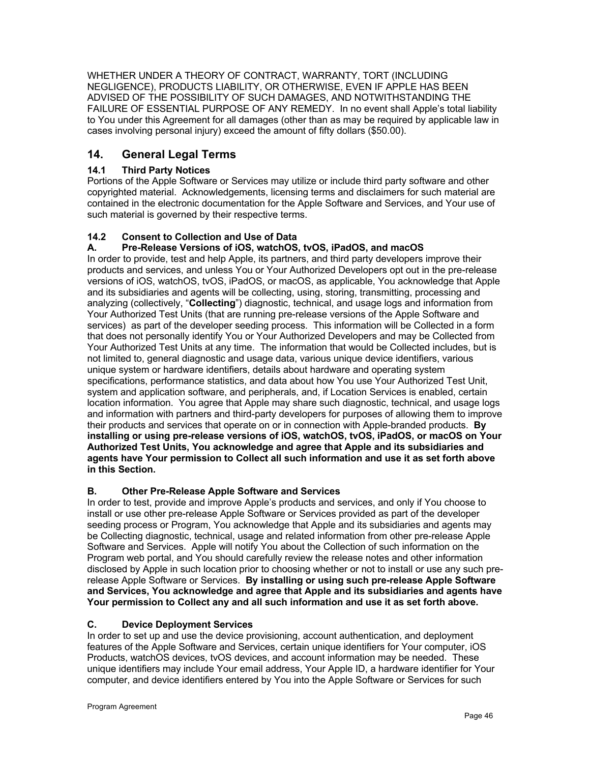WHETHER UNDER A THEORY OF CONTRACT, WARRANTY, TORT (INCLUDING NEGLIGENCE), PRODUCTS LIABILITY, OR OTHERWISE, EVEN IF APPLE HAS BEEN ADVISED OF THE POSSIBILITY OF SUCH DAMAGES, AND NOTWITHSTANDING THE FAILURE OF ESSENTIAL PURPOSE OF ANY REMEDY. In no event shall Apple's total liability to You under this Agreement for all damages (other than as may be required by applicable law in cases involving personal injury) exceed the amount of fifty dollars ($50.00).

## 14. General Legal Terms

### 14.1 Third Party Notices

Portions of the Apple Software or Services may utilize or include third party software and other copyrighted material. Acknowledgements, licensing terms and disclaimers for such material are contained in the electronic documentation for the Apple Software and Services, and Your use of such material is governed by their respective terms.

### 14.2 Consent to Collection and Use of Data

**A. Pre-Release Versions of iOS, watchOS, tvOS, iPadOS, and macOS**

In order to provide, test and help Apple, its partners, and third party developers improve their products and services, and unless You or Your Authorized Developers opt out in the pre-release versions of iOS, watchOS, tvOS, iPadOS, or macOS, as applicable, You acknowledge that Apple and its subsidiaries and agents will be collecting, using, storing, transmitting, processing and analyzing (collectively, "**Collecting**") diagnostic, technical, and usage logs and information from Your Authorized Test Units (that are running pre-release versions of the Apple Software and services) as part of the developer seeding process. This information will be Collected in a form that does not personally identify You or Your Authorized Developers and may be Collected from Your Authorized Test Units at any time. The information that would be Collected includes, but is not limited to, general diagnostic and usage data, various unique device identifiers, various unique system or hardware identifiers, details about hardware and operating system specifications, performance statistics, and data about how You use Your Authorized Test Unit, system and application software, and peripherals, and, if Location Services is enabled, certain location information. You agree that Apple may share such diagnostic, technical, and usage logs and information with partners and third-party developers for purposes of allowing them to improve their products and services that operate on or in connection with Apple-branded products. **By installing or using pre-release versions of iOS, watchOS, tvOS, iPadOS, or macOS on Your Authorized Test Units, You acknowledge and agree that Apple and its subsidiaries and agents have Your permission to Collect all such information and use it as set forth above in this Section.**

**B. Other Pre-Release Apple Software and Services**

In order to test, provide and improve Apple's products and services, and only if You choose to install or use other pre-release Apple Software or Services provided as part of the developer seeding process or Program, You acknowledge that Apple and its subsidiaries and agents may be Collecting diagnostic, technical, usage and related information from other pre-release Apple Software and Services. Apple will notify You about the Collection of such information on the Program web portal, and You should carefully review the release notes and other information disclosed by Apple in such location prior to choosing whether or not to install or use any such pre-release Apple Software or Services. **By installing or using such pre-release Apple Software and Services, You acknowledge and agree that Apple and its subsidiaries and agents have Your permission to Collect any and all such information and use it as set forth above.**

**C. Device Deployment Services**

In order to set up and use the device provisioning, account authentication, and deployment features of the Apple Software and Services, certain unique identifiers for Your computer, iOS Products, watchOS devices, tvOS devices, and account information may be needed. These unique identifiers may include Your email address, Your Apple ID, a hardware identifier for Your computer, and device identifiers entered by You into the Apple Software or Services for such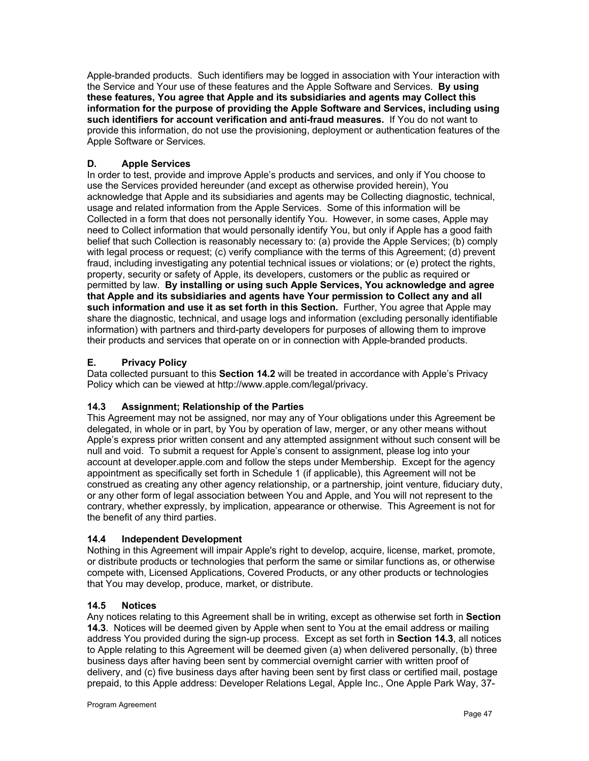Apple-branded products. Such identifiers may be logged in association with Your interaction with the Service and Your use of these features and the Apple Software and Services. **By using these features, You agree that Apple and its subsidiaries and agents may Collect this information for the purpose of providing the Apple Software and Services, including using such identifiers for account verification and anti-fraud measures.** If You do not want to provide this information, do not use the provisioning, deployment or authentication features of the Apple Software or Services.

### D. Apple Services

In order to test, provide and improve Apple's products and services, and only if You choose to use the Services provided hereunder (and except as otherwise provided herein), You acknowledge that Apple and its subsidiaries and agents may be Collecting diagnostic, technical, usage and related information from the Apple Services. Some of this information will be Collected in a form that does not personally identify You. However, in some cases, Apple may need to Collect information that would personally identify You, but only if Apple has a good faith belief that such Collection is reasonably necessary to: (a) provide the Apple Services; (b) comply with legal process or request; (c) verify compliance with the terms of this Agreement; (d) prevent fraud, including investigating any potential technical issues or violations; or (e) protect the rights, property, security or safety of Apple, its developers, customers or the public as required or permitted by law. **By installing or using such Apple Services, You acknowledge and agree that Apple and its subsidiaries and agents have Your permission to Collect any and all such information and use it as set forth in this Section.** Further, You agree that Apple may share the diagnostic, technical, and usage logs and information (excluding personally identifiable information) with partners and third-party developers for purposes of allowing them to improve their products and services that operate on or in connection with Apple-branded products.

### E. Privacy Policy

Data collected pursuant to this **Section 14.2** will be treated in accordance with Apple's Privacy Policy which can be viewed at http://www.apple.com/legal/privacy.

### 14.3 Assignment; Relationship of the Parties

This Agreement may not be assigned, nor may any of Your obligations under this Agreement be delegated, in whole or in part, by You by operation of law, merger, or any other means without Apple's express prior written consent and any attempted assignment without such consent will be null and void. To submit a request for Apple's consent to assignment, please log into your account at developer.apple.com and follow the steps under Membership. Except for the agency appointment as specifically set forth in Schedule 1 (if applicable), this Agreement will not be construed as creating any other agency relationship, or a partnership, joint venture, fiduciary duty, or any other form of legal association between You and Apple, and You will not represent to the contrary, whether expressly, by implication, appearance or otherwise. This Agreement is not for the benefit of any third parties.

### 14.4 Independent Development

Nothing in this Agreement will impair Apple's right to develop, acquire, license, market, promote, or distribute products or technologies that perform the same or similar functions as, or otherwise compete with, Licensed Applications, Covered Products, or any other products or technologies that You may develop, produce, market, or distribute.

### 14.5 Notices

Any notices relating to this Agreement shall be in writing, except as otherwise set forth in **Section 14.3**. Notices will be deemed given by Apple when sent to You at the email address or mailing address You provided during the sign-up process. Except as set forth in **Section 14.3**, all notices to Apple relating to this Agreement will be deemed given (a) when delivered personally, (b) three business days after having been sent by commercial overnight carrier with written proof of delivery, and (c) five business days after having been sent by first class or certified mail, postage prepaid, to this Apple address: Developer Relations Legal, Apple Inc., One Apple Park Way, 37-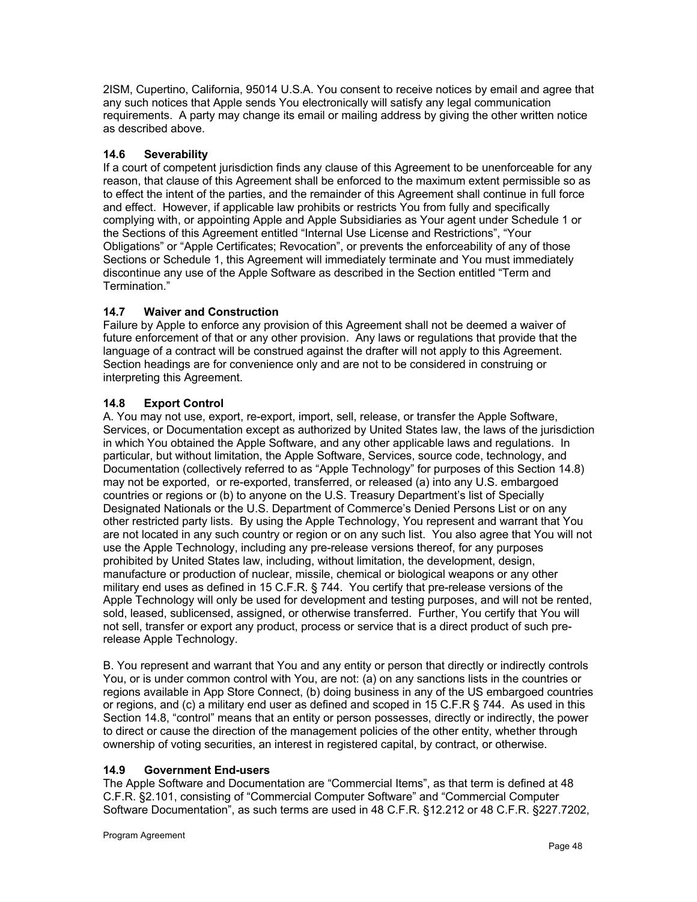2ISM, Cupertino, California, 95014 U.S.A. You consent to receive notices by email and agree that any such notices that Apple sends You electronically will satisfy any legal communication requirements. A party may change its email or mailing address by giving the other written notice as described above.

### 14.6 Severability

If a court of competent jurisdiction finds any clause of this Agreement to be unenforceable for any reason, that clause of this Agreement shall be enforced to the maximum extent permissible so as to effect the intent of the parties, and the remainder of this Agreement shall continue in full force and effect. However, if applicable law prohibits or restricts You from fully and specifically complying with, or appointing Apple and Apple Subsidiaries as Your agent under Schedule 1 or the Sections of this Agreement entitled "Internal Use License and Restrictions", "Your Obligations" or "Apple Certificates; Revocation", or prevents the enforceability of any of those Sections or Schedule 1, this Agreement will immediately terminate and You must immediately discontinue any use of the Apple Software as described in the Section entitled "Term and Termination."

### 14.7 Waiver and Construction

Failure by Apple to enforce any provision of this Agreement shall not be deemed a waiver of future enforcement of that or any other provision. Any laws or regulations that provide that the language of a contract will be construed against the drafter will not apply to this Agreement. Section headings are for convenience only and are not to be considered in construing or interpreting this Agreement.

### 14.8 Export Control

A. You may not use, export, re-export, import, sell, release, or transfer the Apple Software, Services, or Documentation except as authorized by United States law, the laws of the jurisdiction in which You obtained the Apple Software, and any other applicable laws and regulations. In particular, but without limitation, the Apple Software, Services, source code, technology, and Documentation (collectively referred to as "Apple Technology" for purposes of this Section 14.8) may not be exported, or re-exported, transferred, or released (a) into any U.S. embargoed countries or regions or (b) to anyone on the U.S. Treasury Department's list of Specially Designated Nationals or the U.S. Department of Commerce's Denied Persons List or on any other restricted party lists. By using the Apple Technology, You represent and warrant that You are not located in any such country or region or on any such list. You also agree that You will not use the Apple Technology, including any pre-release versions thereof, for any purposes prohibited by United States law, including, without limitation, the development, design, manufacture or production of nuclear, missile, chemical or biological weapons or any other military end uses as defined in 15 C.F.R. § 744. You certify that pre-release versions of the Apple Technology will only be used for development and testing purposes, and will not be rented, sold, leased, sublicensed, assigned, or otherwise transferred. Further, You certify that You will not sell, transfer or export any product, process or service that is a direct product of such pre-release Apple Technology.

B. You represent and warrant that You and any entity or person that directly or indirectly controls You, or is under common control with You, are not: (a) on any sanctions lists in the countries or regions available in App Store Connect, (b) doing business in any of the US embargoed countries or regions, and (c) a military end user as defined and scoped in 15 C.F.R § 744. As used in this Section 14.8, "control" means that an entity or person possesses, directly or indirectly, the power to direct or cause the direction of the management policies of the other entity, whether through ownership of voting securities, an interest in registered capital, by contract, or otherwise.

### 14.9 Government End-users

The Apple Software and Documentation are "Commercial Items", as that term is defined at 48 C.F.R. §2.101, consisting of "Commercial Computer Software" and "Commercial Computer Software Documentation", as such terms are used in 48 C.F.R. §12.212 or 48 C.F.R. §227.7202,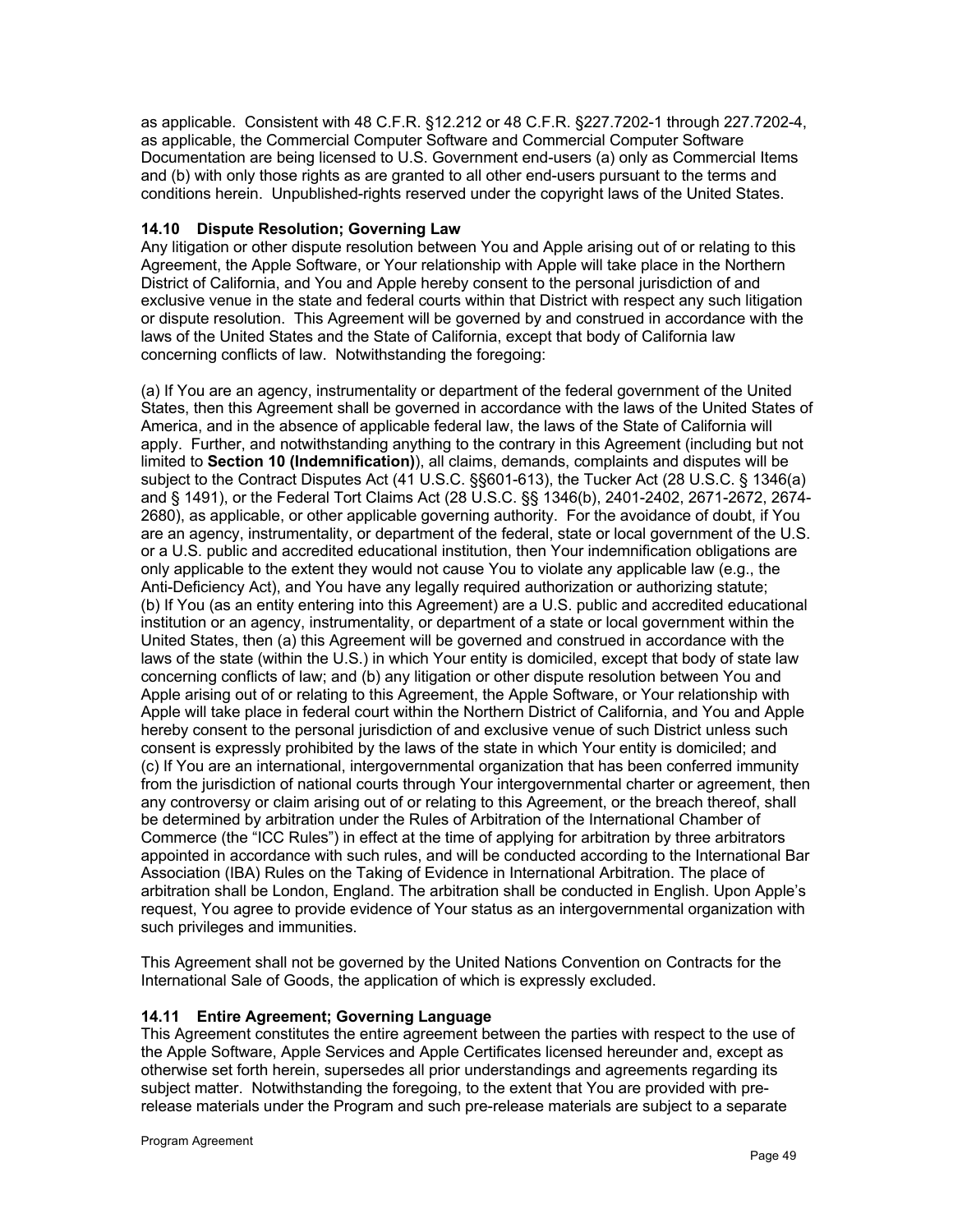as applicable. Consistent with 48 C.F.R. §12.212 or 48 C.F.R. §227.7202-1 through 227.7202-4, as applicable, the Commercial Computer Software and Commercial Computer Software Documentation are being licensed to U.S. Government end-users (a) only as Commercial Items and (b) with only those rights as are granted to all other end-users pursuant to the terms and conditions herein. Unpublished-rights reserved under the copyright laws of the United States.

### 14.10 Dispute Resolution; Governing Law

Any litigation or other dispute resolution between You and Apple arising out of or relating to this Agreement, the Apple Software, or Your relationship with Apple will take place in the Northern District of California, and You and Apple hereby consent to the personal jurisdiction of and exclusive venue in the state and federal courts within that District with respect any such litigation or dispute resolution. This Agreement will be governed by and construed in accordance with the laws of the United States and the State of California, except that body of California law concerning conflicts of law. Notwithstanding the foregoing:

(a) If You are an agency, instrumentality or department of the federal government of the United States, then this Agreement shall be governed in accordance with the laws of the United States of America, and in the absence of applicable federal law, the laws of the State of California will apply. Further, and notwithstanding anything to the contrary in this Agreement (including but not limited to **Section 10 (Indemnification)**), all claims, demands, complaints and disputes will be subject to the Contract Disputes Act (41 U.S.C. §§601-613), the Tucker Act (28 U.S.C. § 1346(a) and § 1491), or the Federal Tort Claims Act (28 U.S.C. §§ 1346(b), 2401-2402, 2671-2672, 2674-2680), as applicable, or other applicable governing authority. For the avoidance of doubt, if You are an agency, instrumentality, or department of the federal, state or local government of the U.S. or a U.S. public and accredited educational institution, then Your indemnification obligations are only applicable to the extent they would not cause You to violate any applicable law (e.g., the Anti-Deficiency Act), and You have any legally required authorization or authorizing statute;
(b) If You (as an entity entering into this Agreement) are a U.S. public and accredited educational institution or an agency, instrumentality, or department of a state or local government within the United States, then (a) this Agreement will be governed and construed in accordance with the laws of the state (within the U.S.) in which Your entity is domiciled, except that body of state law concerning conflicts of law; and (b) any litigation or other dispute resolution between You and Apple arising out of or relating to this Agreement, the Apple Software, or Your relationship with Apple will take place in federal court within the Northern District of California, and You and Apple hereby consent to the personal jurisdiction of and exclusive venue of such District unless such consent is expressly prohibited by the laws of the state in which Your entity is domiciled; and
(c) If You are an international, intergovernmental organization that has been conferred immunity from the jurisdiction of national courts through Your intergovernmental charter or agreement, then any controversy or claim arising out of or relating to this Agreement, or the breach thereof, shall be determined by arbitration under the Rules of Arbitration of the International Chamber of Commerce (the "ICC Rules") in effect at the time of applying for arbitration by three arbitrators appointed in accordance with such rules, and will be conducted according to the International Bar Association (IBA) Rules on the Taking of Evidence in International Arbitration. The place of arbitration shall be London, England. The arbitration shall be conducted in English. Upon Apple's request, You agree to provide evidence of Your status as an intergovernmental organization with such privileges and immunities.

This Agreement shall not be governed by the United Nations Convention on Contracts for the International Sale of Goods, the application of which is expressly excluded.

### 14.11 Entire Agreement; Governing Language

This Agreement constitutes the entire agreement between the parties with respect to the use of the Apple Software, Apple Services and Apple Certificates licensed hereunder and, except as otherwise set forth herein, supersedes all prior understandings and agreements regarding its subject matter. Notwithstanding the foregoing, to the extent that You are provided with pre-release materials under the Program and such pre-release materials are subject to a separate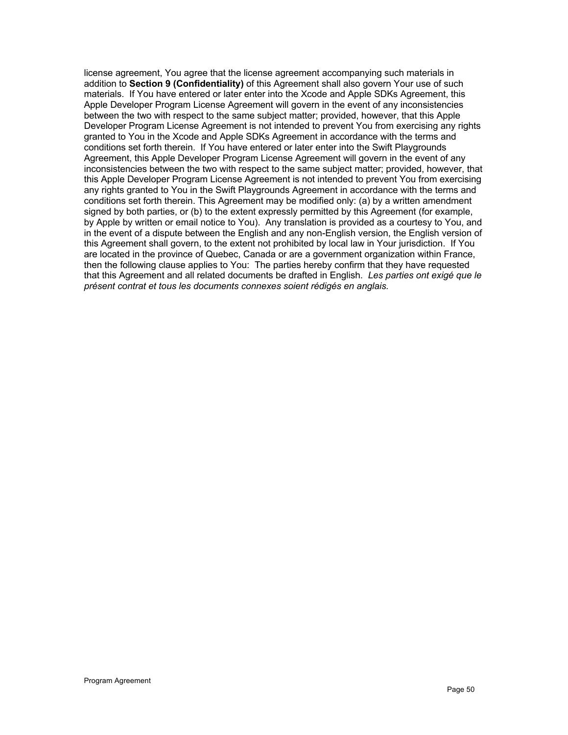license agreement, You agree that the license agreement accompanying such materials in addition to **Section 9 (Confidentiality)** of this Agreement shall also govern Your use of such materials. If You have entered or later enter into the Xcode and Apple SDKs Agreement, this Apple Developer Program License Agreement will govern in the event of any inconsistencies between the two with respect to the same subject matter; provided, however, that this Apple Developer Program License Agreement is not intended to prevent You from exercising any rights granted to You in the Xcode and Apple SDKs Agreement in accordance with the terms and conditions set forth therein. If You have entered or later enter into the Swift Playgrounds Agreement, this Apple Developer Program License Agreement will govern in the event of any inconsistencies between the two with respect to the same subject matter; provided, however, that this Apple Developer Program License Agreement is not intended to prevent You from exercising any rights granted to You in the Swift Playgrounds Agreement in accordance with the terms and conditions set forth therein. This Agreement may be modified only: (a) by a written amendment signed by both parties, or (b) to the extent expressly permitted by this Agreement (for example, by Apple by written or email notice to You). Any translation is provided as a courtesy to You, and in the event of a dispute between the English and any non-English version, the English version of this Agreement shall govern, to the extent not prohibited by local law in Your jurisdiction. If You are located in the province of Quebec, Canada or are a government organization within France, then the following clause applies to You: The parties hereby confirm that they have requested that this Agreement and all related documents be drafted in English. *Les parties ont exigé que le présent contrat et tous les documents connexes soient rédigés en anglais.*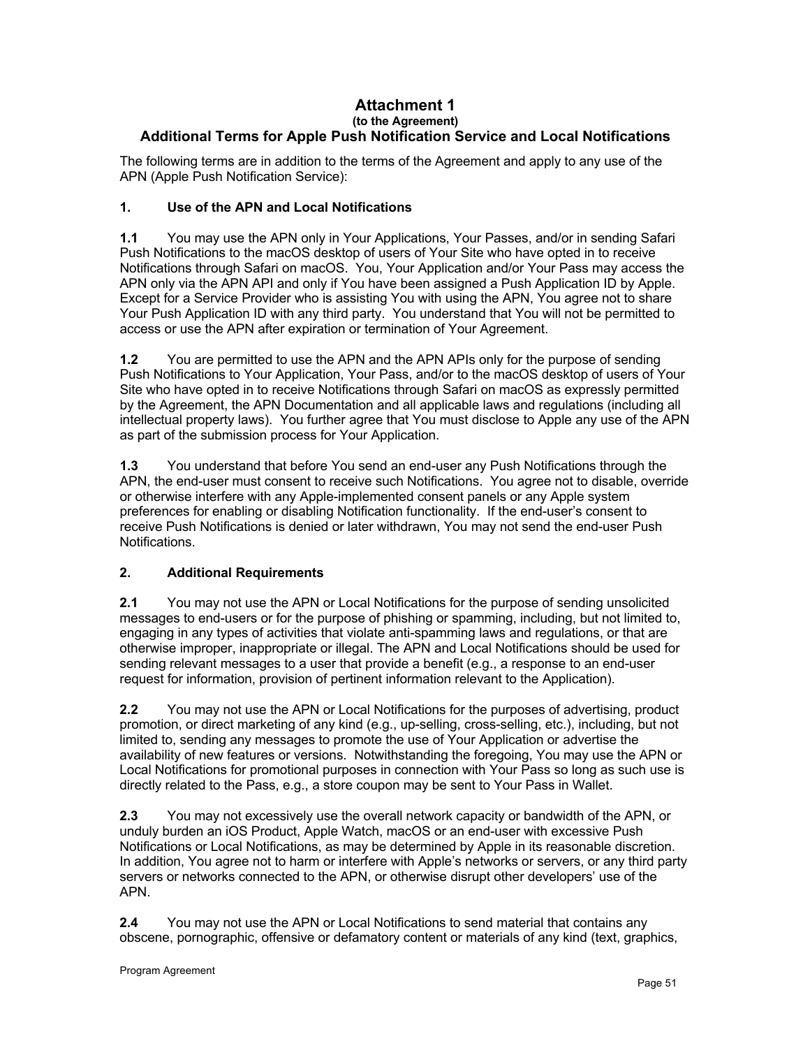# Attachment 1

**(to the Agreement)**

## Additional Terms for Apple Push Notification Service and Local Notifications

The following terms are in addition to the terms of the Agreement and apply to any use of the APN (Apple Push Notification Service):

### 1. Use of the APN and Local Notifications

**1.1** You may use the APN only in Your Applications, Your Passes, and/or in sending Safari Push Notifications to the macOS desktop of users of Your Site who have opted in to receive Notifications through Safari on macOS. You, Your Application and/or Your Pass may access the APN only via the APN API and only if You have been assigned a Push Application ID by Apple. Except for a Service Provider who is assisting You with using the APN, You agree not to share Your Push Application ID with any third party. You understand that You will not be permitted to access or use the APN after expiration or termination of Your Agreement.

**1.2** You are permitted to use the APN and the APN APIs only for the purpose of sending Push Notifications to Your Application, Your Pass, and/or to the macOS desktop of users of Your Site who have opted in to receive Notifications through Safari on macOS as expressly permitted by the Agreement, the APN Documentation and all applicable laws and regulations (including all intellectual property laws). You further agree that You must disclose to Apple any use of the APN as part of the submission process for Your Application.

**1.3** You understand that before You send an end-user any Push Notifications through the APN, the end-user must consent to receive such Notifications. You agree not to disable, override or otherwise interfere with any Apple-implemented consent panels or any Apple system preferences for enabling or disabling Notification functionality. If the end-user's consent to receive Push Notifications is denied or later withdrawn, You may not send the end-user Push Notifications.

### 2. Additional Requirements

**2.1** You may not use the APN or Local Notifications for the purpose of sending unsolicited messages to end-users or for the purpose of phishing or spamming, including, but not limited to, engaging in any types of activities that violate anti-spamming laws and regulations, or that are otherwise improper, inappropriate or illegal. The APN and Local Notifications should be used for sending relevant messages to a user that provide a benefit (e.g., a response to an end-user request for information, provision of pertinent information relevant to the Application).

**2.2** You may not use the APN or Local Notifications for the purposes of advertising, product promotion, or direct marketing of any kind (e.g., up-selling, cross-selling, etc.), including, but not limited to, sending any messages to promote the use of Your Application or advertise the availability of new features or versions. Notwithstanding the foregoing, You may use the APN or Local Notifications for promotional purposes in connection with Your Pass so long as such use is directly related to the Pass, e.g., a store coupon may be sent to Your Pass in Wallet.

**2.3** You may not excessively use the overall network capacity or bandwidth of the APN, or unduly burden an iOS Product, Apple Watch, macOS or an end-user with excessive Push Notifications or Local Notifications, as may be determined by Apple in its reasonable discretion. In addition, You agree not to harm or interfere with Apple's networks or servers, or any third party servers or networks connected to the APN, or otherwise disrupt other developers' use of the APN.

**2.4** You may not use the APN or Local Notifications to send material that contains any obscene, pornographic, offensive or defamatory content or materials of any kind (text, graphics,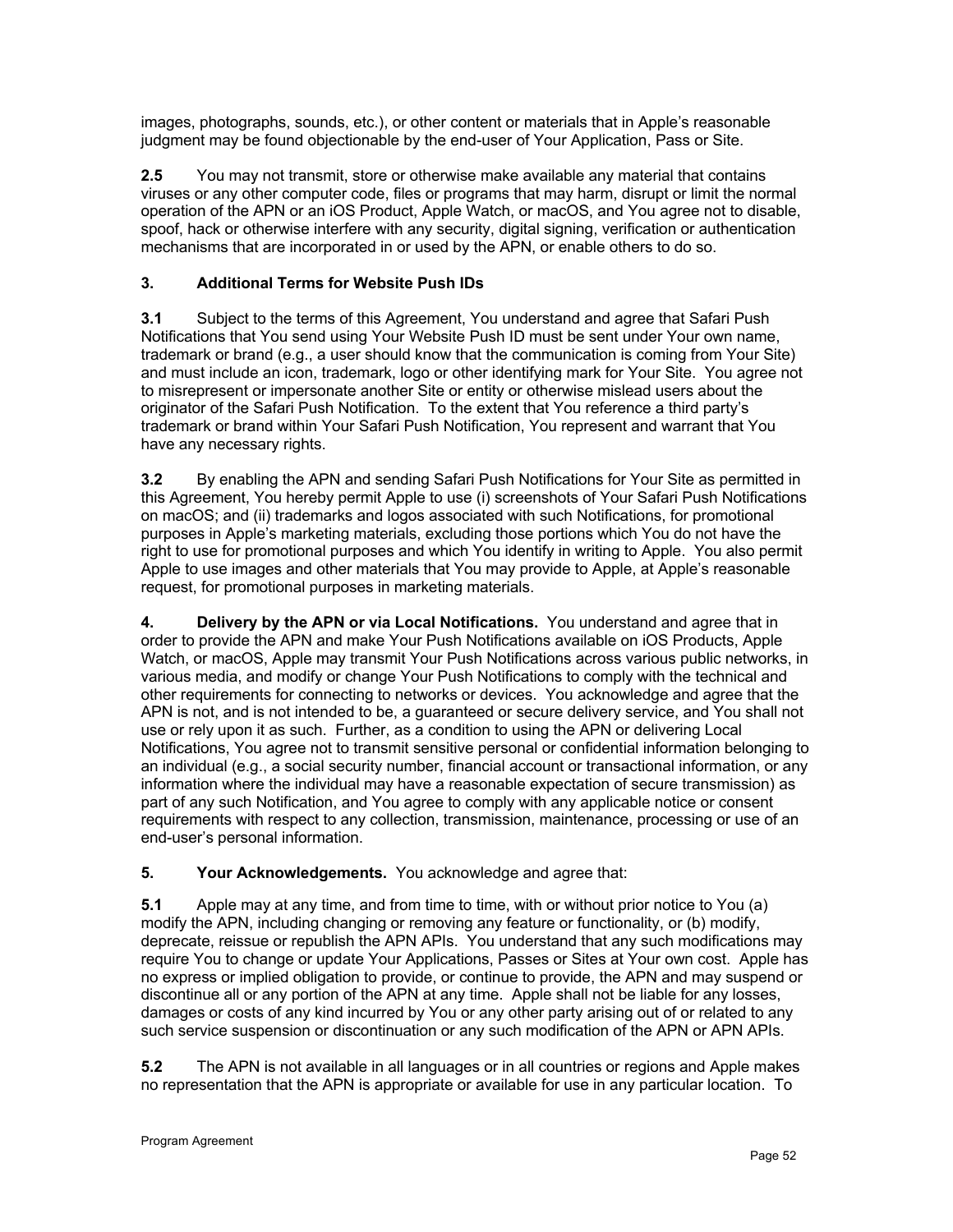images, photographs, sounds, etc.), or other content or materials that in Apple's reasonable judgment may be found objectionable by the end-user of Your Application, Pass or Site.

**2.5** You may not transmit, store or otherwise make available any material that contains viruses or any other computer code, files or programs that may harm, disrupt or limit the normal operation of the APN or an iOS Product, Apple Watch, or macOS, and You agree not to disable, spoof, hack or otherwise interfere with any security, digital signing, verification or authentication mechanisms that are incorporated in or used by the APN, or enable others to do so.

**3. Additional Terms for Website Push IDs**

**3.1** Subject to the terms of this Agreement, You understand and agree that Safari Push Notifications that You send using Your Website Push ID must be sent under Your own name, trademark or brand (e.g., a user should know that the communication is coming from Your Site) and must include an icon, trademark, logo or other identifying mark for Your Site. You agree not to misrepresent or impersonate another Site or entity or otherwise mislead users about the originator of the Safari Push Notification. To the extent that You reference a third party's trademark or brand within Your Safari Push Notification, You represent and warrant that You have any necessary rights.

**3.2** By enabling the APN and sending Safari Push Notifications for Your Site as permitted in this Agreement, You hereby permit Apple to use (i) screenshots of Your Safari Push Notifications on macOS; and (ii) trademarks and logos associated with such Notifications, for promotional purposes in Apple's marketing materials, excluding those portions which You do not have the right to use for promotional purposes and which You identify in writing to Apple. You also permit Apple to use images and other materials that You may provide to Apple, at Apple's reasonable request, for promotional purposes in marketing materials.

**4. Delivery by the APN or via Local Notifications.** You understand and agree that in order to provide the APN and make Your Push Notifications available on iOS Products, Apple Watch, or macOS, Apple may transmit Your Push Notifications across various public networks, in various media, and modify or change Your Push Notifications to comply with the technical and other requirements for connecting to networks or devices. You acknowledge and agree that the APN is not, and is not intended to be, a guaranteed or secure delivery service, and You shall not use or rely upon it as such. Further, as a condition to using the APN or delivering Local Notifications, You agree not to transmit sensitive personal or confidential information belonging to an individual (e.g., a social security number, financial account or transactional information, or any information where the individual may have a reasonable expectation of secure transmission) as part of any such Notification, and You agree to comply with any applicable notice or consent requirements with respect to any collection, transmission, maintenance, processing or use of an end-user's personal information.

**5. Your Acknowledgements.** You acknowledge and agree that:

**5.1** Apple may at any time, and from time to time, with or without prior notice to You (a) modify the APN, including changing or removing any feature or functionality, or (b) modify, deprecate, reissue or republish the APN APIs. You understand that any such modifications may require You to change or update Your Applications, Passes or Sites at Your own cost. Apple has no express or implied obligation to provide, or continue to provide, the APN and may suspend or discontinue all or any portion of the APN at any time. Apple shall not be liable for any losses, damages or costs of any kind incurred by You or any other party arising out of or related to any such service suspension or discontinuation or any such modification of the APN or APN APIs.

**5.2** The APN is not available in all languages or in all countries or regions and Apple makes no representation that the APN is appropriate or available for use in any particular location. To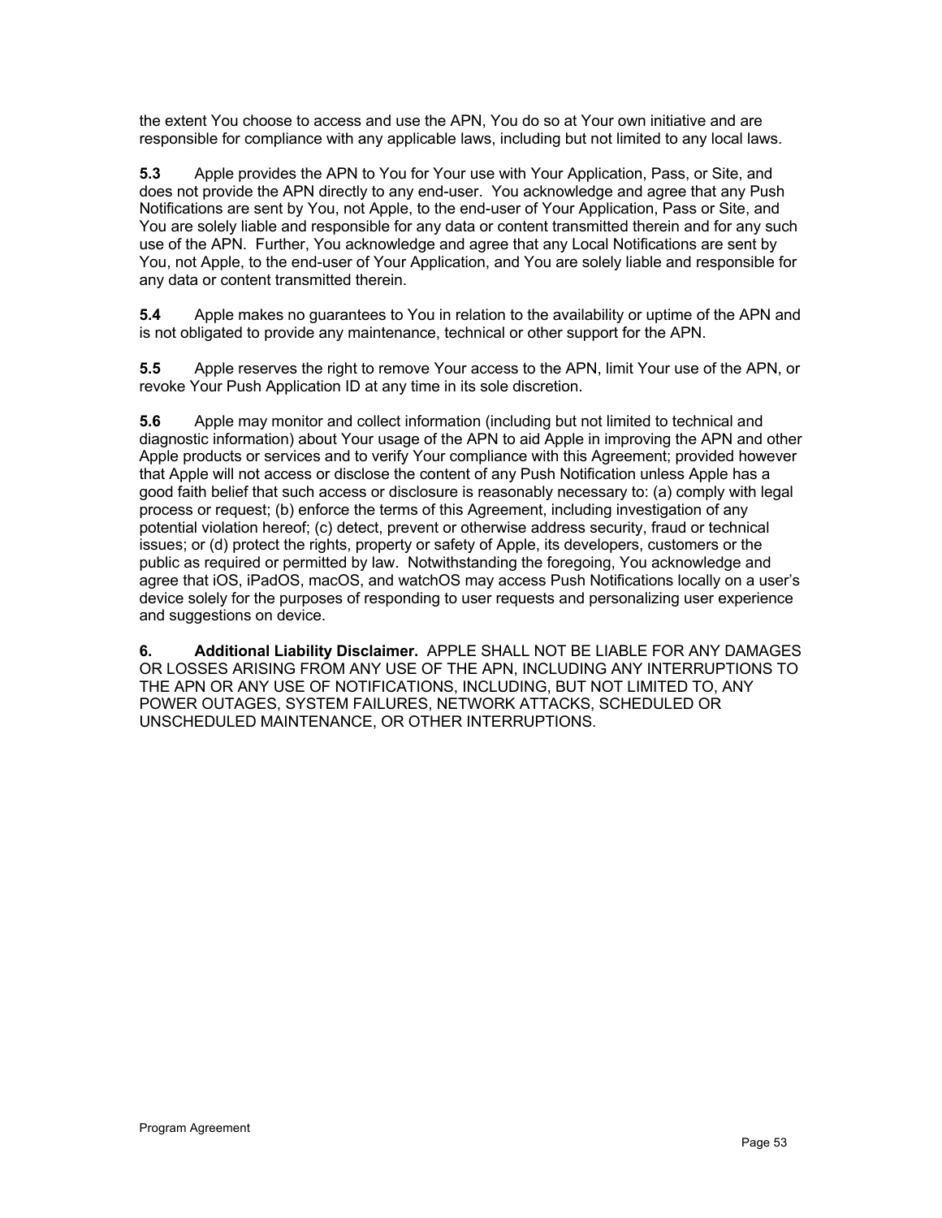the extent You choose to access and use the APN, You do so at Your own initiative and are responsible for compliance with any applicable laws, including but not limited to any local laws.

**5.3** Apple provides the APN to You for Your use with Your Application, Pass, or Site, and does not provide the APN directly to any end-user. You acknowledge and agree that any Push Notifications are sent by You, not Apple, to the end-user of Your Application, Pass or Site, and You are solely liable and responsible for any data or content transmitted therein and for any such use of the APN. Further, You acknowledge and agree that any Local Notifications are sent by You, not Apple, to the end-user of Your Application, and You are solely liable and responsible for any data or content transmitted therein.

**5.4** Apple makes no guarantees to You in relation to the availability or uptime of the APN and is not obligated to provide any maintenance, technical or other support for the APN.

**5.5** Apple reserves the right to remove Your access to the APN, limit Your use of the APN, or revoke Your Push Application ID at any time in its sole discretion.

**5.6** Apple may monitor and collect information (including but not limited to technical and diagnostic information) about Your usage of the APN to aid Apple in improving the APN and other Apple products or services and to verify Your compliance with this Agreement; provided however that Apple will not access or disclose the content of any Push Notification unless Apple has a good faith belief that such access or disclosure is reasonably necessary to: (a) comply with legal process or request; (b) enforce the terms of this Agreement, including investigation of any potential violation hereof; (c) detect, prevent or otherwise address security, fraud or technical issues; or (d) protect the rights, property or safety of Apple, its developers, customers or the public as required or permitted by law. Notwithstanding the foregoing, You acknowledge and agree that iOS, iPadOS, macOS, and watchOS may access Push Notifications locally on a user's device solely for the purposes of responding to user requests and personalizing user experience and suggestions on device.

**6. Additional Liability Disclaimer.** APPLE SHALL NOT BE LIABLE FOR ANY DAMAGES OR LOSSES ARISING FROM ANY USE OF THE APN, INCLUDING ANY INTERRUPTIONS TO THE APN OR ANY USE OF NOTIFICATIONS, INCLUDING, BUT NOT LIMITED TO, ANY POWER OUTAGES, SYSTEM FAILURES, NETWORK ATTACKS, SCHEDULED OR UNSCHEDULED MAINTENANCE, OR OTHER INTERRUPTIONS.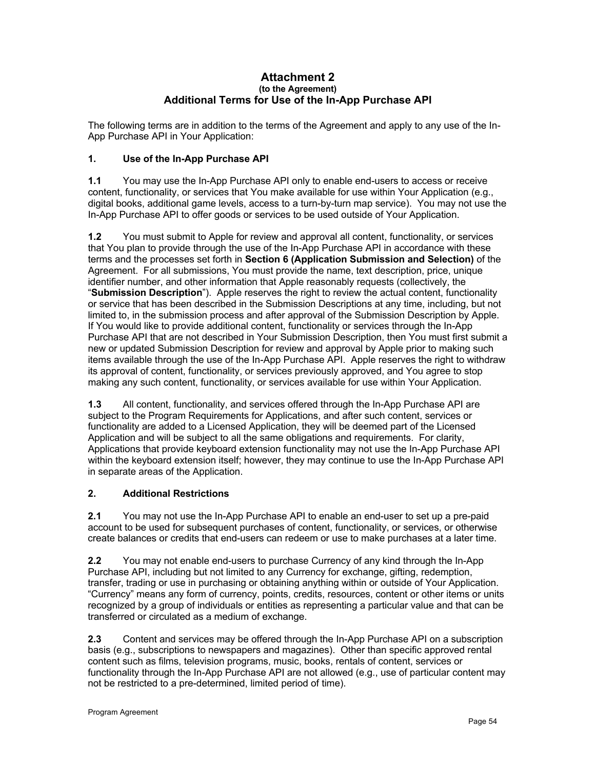# Attachment 2
**(to the Agreement)**
## Additional Terms for Use of the In-App Purchase API

The following terms are in addition to the terms of the Agreement and apply to any use of the In-App Purchase API in Your Application:

### 1. Use of the In-App Purchase API

**1.1** You may use the In-App Purchase API only to enable end-users to access or receive content, functionality, or services that You make available for use within Your Application (e.g., digital books, additional game levels, access to a turn-by-turn map service). You may not use the In-App Purchase API to offer goods or services to be used outside of Your Application.

**1.2** You must submit to Apple for review and approval all content, functionality, or services that You plan to provide through the use of the In-App Purchase API in accordance with these terms and the processes set forth in **Section 6 (Application Submission and Selection)** of the Agreement. For all submissions, You must provide the name, text description, price, unique identifier number, and other information that Apple reasonably requests (collectively, the "**Submission Description**"). Apple reserves the right to review the actual content, functionality or service that has been described in the Submission Descriptions at any time, including, but not limited to, in the submission process and after approval of the Submission Description by Apple. If You would like to provide additional content, functionality or services through the In-App Purchase API that are not described in Your Submission Description, then You must first submit a new or updated Submission Description for review and approval by Apple prior to making such items available through the use of the In-App Purchase API. Apple reserves the right to withdraw its approval of content, functionality, or services previously approved, and You agree to stop making any such content, functionality, or services available for use within Your Application.

**1.3** All content, functionality, and services offered through the In-App Purchase API are subject to the Program Requirements for Applications, and after such content, services or functionality are added to a Licensed Application, they will be deemed part of the Licensed Application and will be subject to all the same obligations and requirements. For clarity, Applications that provide keyboard extension functionality may not use the In-App Purchase API within the keyboard extension itself; however, they may continue to use the In-App Purchase API in separate areas of the Application.

### 2. Additional Restrictions

**2.1** You may not use the In-App Purchase API to enable an end-user to set up a pre-paid account to be used for subsequent purchases of content, functionality, or services, or otherwise create balances or credits that end-users can redeem or use to make purchases at a later time.

**2.2** You may not enable end-users to purchase Currency of any kind through the In-App Purchase API, including but not limited to any Currency for exchange, gifting, redemption, transfer, trading or use in purchasing or obtaining anything within or outside of Your Application. "Currency" means any form of currency, points, credits, resources, content or other items or units recognized by a group of individuals or entities as representing a particular value and that can be transferred or circulated as a medium of exchange.

**2.3** Content and services may be offered through the In-App Purchase API on a subscription basis (e.g., subscriptions to newspapers and magazines). Other than specific approved rental content such as films, television programs, music, books, rentals of content, services or functionality through the In-App Purchase API are not allowed (e.g., use of particular content may not be restricted to a pre-determined, limited period of time).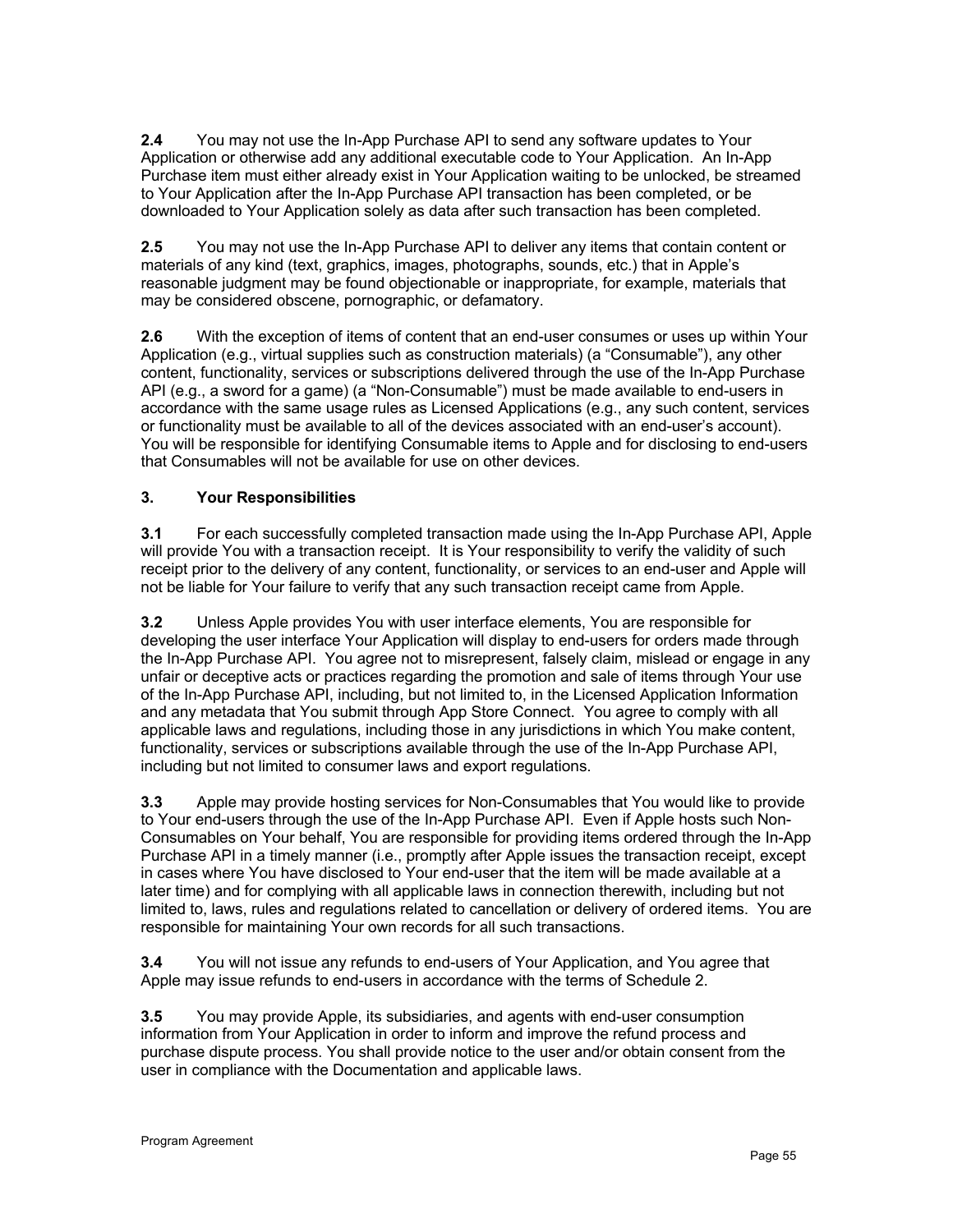**2.4** You may not use the In-App Purchase API to send any software updates to Your Application or otherwise add any additional executable code to Your Application. An In-App Purchase item must either already exist in Your Application waiting to be unlocked, be streamed to Your Application after the In-App Purchase API transaction has been completed, or be downloaded to Your Application solely as data after such transaction has been completed.

**2.5** You may not use the In-App Purchase API to deliver any items that contain content or materials of any kind (text, graphics, images, photographs, sounds, etc.) that in Apple's reasonable judgment may be found objectionable or inappropriate, for example, materials that may be considered obscene, pornographic, or defamatory.

**2.6** With the exception of items of content that an end-user consumes or uses up within Your Application (e.g., virtual supplies such as construction materials) (a "Consumable"), any other content, functionality, services or subscriptions delivered through the use of the In-App Purchase API (e.g., a sword for a game) (a "Non-Consumable") must be made available to end-users in accordance with the same usage rules as Licensed Applications (e.g., any such content, services or functionality must be available to all of the devices associated with an end-user's account). You will be responsible for identifying Consumable items to Apple and for disclosing to end-users that Consumables will not be available for use on other devices.

## 3. Your Responsibilities

**3.1** For each successfully completed transaction made using the In-App Purchase API, Apple will provide You with a transaction receipt. It is Your responsibility to verify the validity of such receipt prior to the delivery of any content, functionality, or services to an end-user and Apple will not be liable for Your failure to verify that any such transaction receipt came from Apple.

**3.2** Unless Apple provides You with user interface elements, You are responsible for developing the user interface Your Application will display to end-users for orders made through the In-App Purchase API. You agree not to misrepresent, falsely claim, mislead or engage in any unfair or deceptive acts or practices regarding the promotion and sale of items through Your use of the In-App Purchase API, including, but not limited to, in the Licensed Application Information and any metadata that You submit through App Store Connect. You agree to comply with all applicable laws and regulations, including those in any jurisdictions in which You make content, functionality, services or subscriptions available through the use of the In-App Purchase API, including but not limited to consumer laws and export regulations.

**3.3** Apple may provide hosting services for Non-Consumables that You would like to provide to Your end-users through the use of the In-App Purchase API. Even if Apple hosts such Non-Consumables on Your behalf, You are responsible for providing items ordered through the In-App Purchase API in a timely manner (i.e., promptly after Apple issues the transaction receipt, except in cases where You have disclosed to Your end-user that the item will be made available at a later time) and for complying with all applicable laws in connection therewith, including but not limited to, laws, rules and regulations related to cancellation or delivery of ordered items. You are responsible for maintaining Your own records for all such transactions.

**3.4** You will not issue any refunds to end-users of Your Application, and You agree that Apple may issue refunds to end-users in accordance with the terms of Schedule 2.

**3.5** You may provide Apple, its subsidiaries, and agents with end-user consumption information from Your Application in order to inform and improve the refund process and purchase dispute process. You shall provide notice to the user and/or obtain consent from the user in compliance with the Documentation and applicable laws.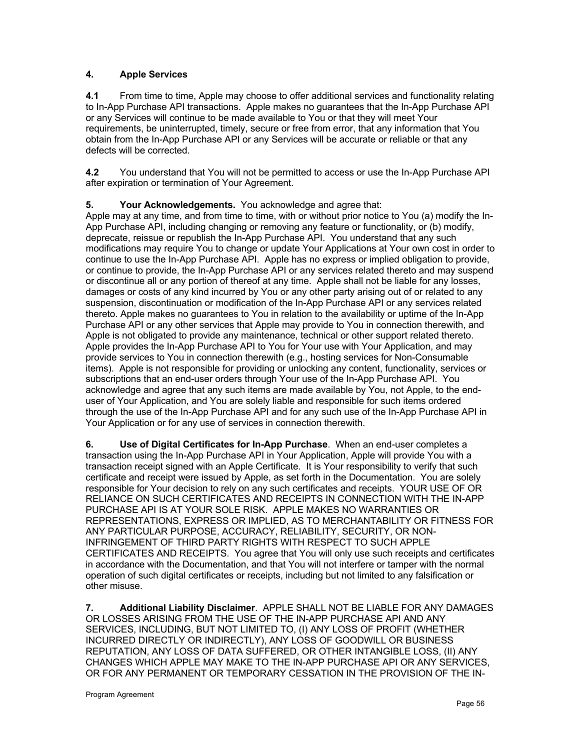**4. Apple Services**

**4.1** From time to time, Apple may choose to offer additional services and functionality relating to In-App Purchase API transactions. Apple makes no guarantees that the In-App Purchase API or any Services will continue to be made available to You or that they will meet Your requirements, be uninterrupted, timely, secure or free from error, that any information that You obtain from the In-App Purchase API or any Services will be accurate or reliable or that any defects will be corrected.

**4.2** You understand that You will not be permitted to access or use the In-App Purchase API after expiration or termination of Your Agreement.

**5. Your Acknowledgements.** You acknowledge and agree that:
Apple may at any time, and from time to time, with or without prior notice to You (a) modify the In-App Purchase API, including changing or removing any feature or functionality, or (b) modify, deprecate, reissue or republish the In-App Purchase API. You understand that any such modifications may require You to change or update Your Applications at Your own cost in order to continue to use the In-App Purchase API. Apple has no express or implied obligation to provide, or continue to provide, the In-App Purchase API or any services related thereto and may suspend or discontinue all or any portion of thereof at any time. Apple shall not be liable for any losses, damages or costs of any kind incurred by You or any other party arising out of or related to any suspension, discontinuation or modification of the In-App Purchase API or any services related thereto. Apple makes no guarantees to You in relation to the availability or uptime of the In-App Purchase API or any other services that Apple may provide to You in connection therewith, and Apple is not obligated to provide any maintenance, technical or other support related thereto. Apple provides the In-App Purchase API to You for Your use with Your Application, and may provide services to You in connection therewith (e.g., hosting services for Non-Consumable items). Apple is not responsible for providing or unlocking any content, functionality, services or subscriptions that an end-user orders through Your use of the In-App Purchase API. You acknowledge and agree that any such items are made available by You, not Apple, to the end-user of Your Application, and You are solely liable and responsible for such items ordered through the use of the In-App Purchase API and for any such use of the In-App Purchase API in Your Application or for any use of services in connection therewith.

**6. Use of Digital Certificates for In-App Purchase**. When an end-user completes a transaction using the In-App Purchase API in Your Application, Apple will provide You with a transaction receipt signed with an Apple Certificate. It is Your responsibility to verify that such certificate and receipt were issued by Apple, as set forth in the Documentation. You are solely responsible for Your decision to rely on any such certificates and receipts. YOUR USE OF OR RELIANCE ON SUCH CERTIFICATES AND RECEIPTS IN CONNECTION WITH THE IN-APP PURCHASE API IS AT YOUR SOLE RISK. APPLE MAKES NO WARRANTIES OR REPRESENTATIONS, EXPRESS OR IMPLIED, AS TO MERCHANTABILITY OR FITNESS FOR ANY PARTICULAR PURPOSE, ACCURACY, RELIABILITY, SECURITY, OR NON-INFRINGEMENT OF THIRD PARTY RIGHTS WITH RESPECT TO SUCH APPLE CERTIFICATES AND RECEIPTS. You agree that You will only use such receipts and certificates in accordance with the Documentation, and that You will not interfere or tamper with the normal operation of such digital certificates or receipts, including but not limited to any falsification or other misuse.

**7. Additional Liability Disclaimer**. APPLE SHALL NOT BE LIABLE FOR ANY DAMAGES OR LOSSES ARISING FROM THE USE OF THE IN-APP PURCHASE API AND ANY SERVICES, INCLUDING, BUT NOT LIMITED TO, (I) ANY LOSS OF PROFIT (WHETHER INCURRED DIRECTLY OR INDIRECTLY), ANY LOSS OF GOODWILL OR BUSINESS REPUTATION, ANY LOSS OF DATA SUFFERED, OR OTHER INTANGIBLE LOSS, (II) ANY CHANGES WHICH APPLE MAY MAKE TO THE IN-APP PURCHASE API OR ANY SERVICES, OR FOR ANY PERMANENT OR TEMPORARY CESSATION IN THE PROVISION OF THE IN-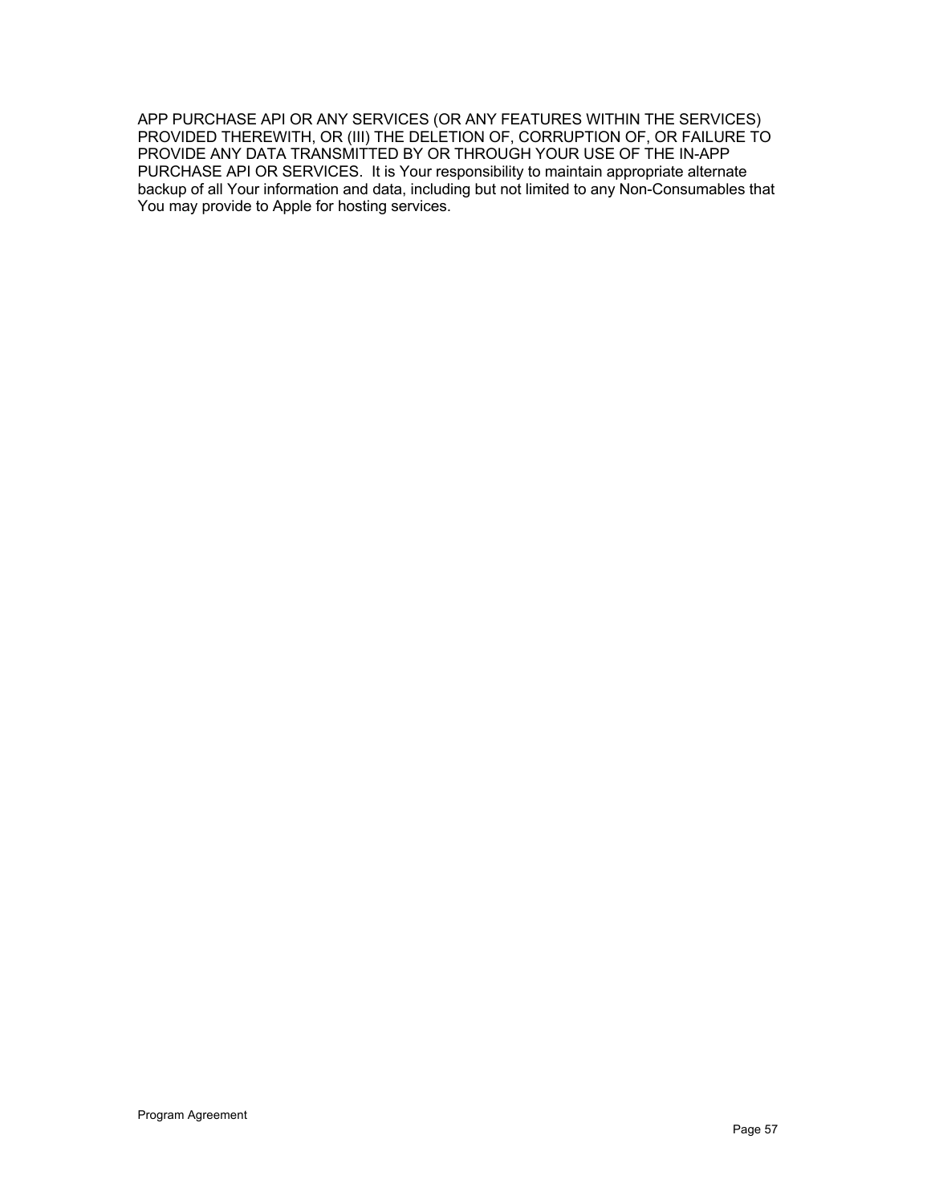APP PURCHASE API OR ANY SERVICES (OR ANY FEATURES WITHIN THE SERVICES) PROVIDED THEREWITH, OR (III) THE DELETION OF, CORRUPTION OF, OR FAILURE TO PROVIDE ANY DATA TRANSMITTED BY OR THROUGH YOUR USE OF THE IN-APP PURCHASE API OR SERVICES. It is Your responsibility to maintain appropriate alternate backup of all Your information and data, including but not limited to any Non-Consumables that You may provide to Apple for hosting services.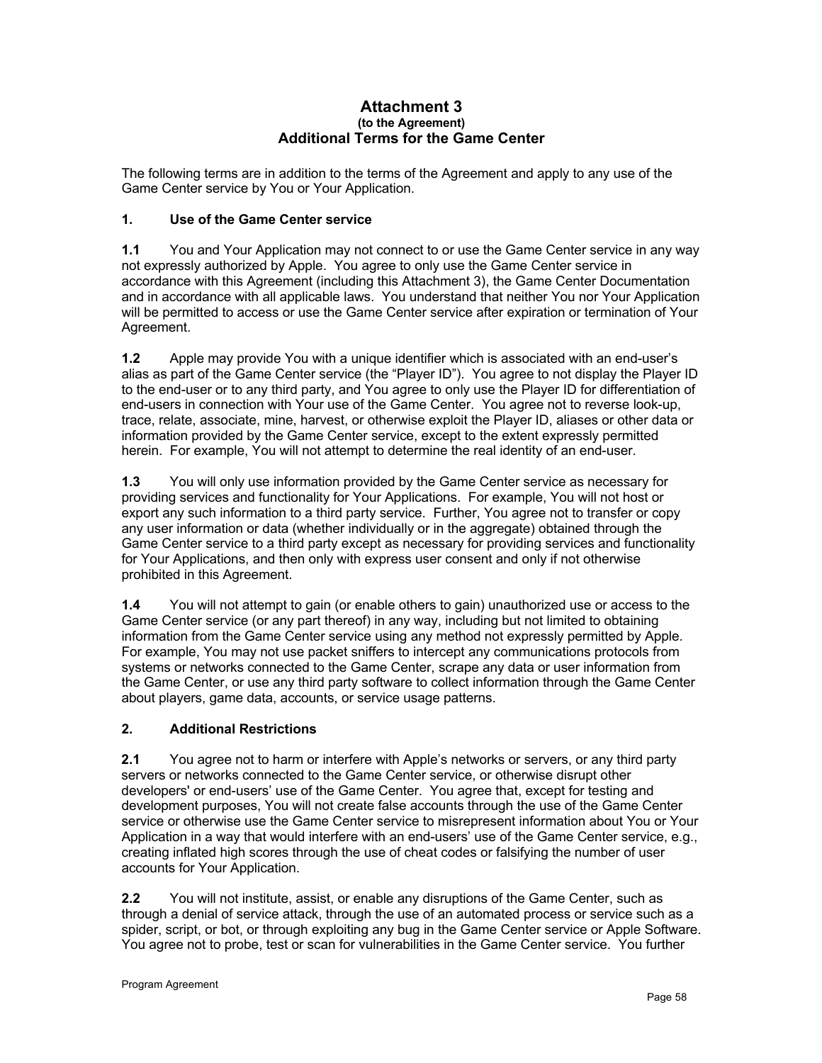# Attachment 3

**(to the Agreement)**

## Additional Terms for the Game Center

The following terms are in addition to the terms of the Agreement and apply to any use of the Game Center service by You or Your Application.

### 1. Use of the Game Center service

**1.1** You and Your Application may not connect to or use the Game Center service in any way not expressly authorized by Apple. You agree to only use the Game Center service in accordance with this Agreement (including this Attachment 3), the Game Center Documentation and in accordance with all applicable laws. You understand that neither You nor Your Application will be permitted to access or use the Game Center service after expiration or termination of Your Agreement.

**1.2** Apple may provide You with a unique identifier which is associated with an end-user's alias as part of the Game Center service (the "Player ID"). You agree to not display the Player ID to the end-user or to any third party, and You agree to only use the Player ID for differentiation of end-users in connection with Your use of the Game Center. You agree not to reverse look-up, trace, relate, associate, mine, harvest, or otherwise exploit the Player ID, aliases or other data or information provided by the Game Center service, except to the extent expressly permitted herein. For example, You will not attempt to determine the real identity of an end-user.

**1.3** You will only use information provided by the Game Center service as necessary for providing services and functionality for Your Applications. For example, You will not host or export any such information to a third party service. Further, You agree not to transfer or copy any user information or data (whether individually or in the aggregate) obtained through the Game Center service to a third party except as necessary for providing services and functionality for Your Applications, and then only with express user consent and only if not otherwise prohibited in this Agreement.

**1.4** You will not attempt to gain (or enable others to gain) unauthorized use or access to the Game Center service (or any part thereof) in any way, including but not limited to obtaining information from the Game Center service using any method not expressly permitted by Apple. For example, You may not use packet sniffers to intercept any communications protocols from systems or networks connected to the Game Center, scrape any data or user information from the Game Center, or use any third party software to collect information through the Game Center about players, game data, accounts, or service usage patterns.

### 2. Additional Restrictions

**2.1** You agree not to harm or interfere with Apple's networks or servers, or any third party servers or networks connected to the Game Center service, or otherwise disrupt other developers' or end-users' use of the Game Center. You agree that, except for testing and development purposes, You will not create false accounts through the use of the Game Center service or otherwise use the Game Center service to misrepresent information about You or Your Application in a way that would interfere with an end-users' use of the Game Center service, e.g., creating inflated high scores through the use of cheat codes or falsifying the number of user accounts for Your Application.

**2.2** You will not institute, assist, or enable any disruptions of the Game Center, such as through a denial of service attack, through the use of an automated process or service such as a spider, script, or bot, or through exploiting any bug in the Game Center service or Apple Software. You agree not to probe, test or scan for vulnerabilities in the Game Center service. You further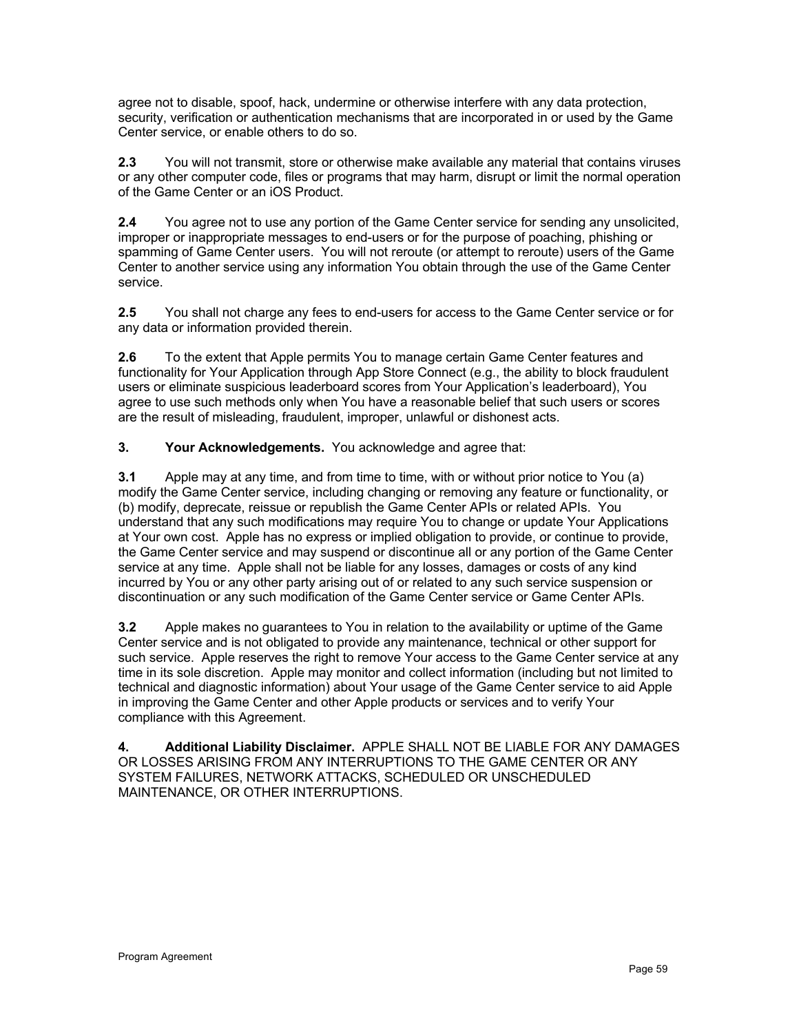agree not to disable, spoof, hack, undermine or otherwise interfere with any data protection, security, verification or authentication mechanisms that are incorporated in or used by the Game Center service, or enable others to do so.

**2.3** You will not transmit, store or otherwise make available any material that contains viruses or any other computer code, files or programs that may harm, disrupt or limit the normal operation of the Game Center or an iOS Product.

**2.4** You agree not to use any portion of the Game Center service for sending any unsolicited, improper or inappropriate messages to end-users or for the purpose of poaching, phishing or spamming of Game Center users. You will not reroute (or attempt to reroute) users of the Game Center to another service using any information You obtain through the use of the Game Center service.

**2.5** You shall not charge any fees to end-users for access to the Game Center service or for any data or information provided therein.

**2.6** To the extent that Apple permits You to manage certain Game Center features and functionality for Your Application through App Store Connect (e.g., the ability to block fraudulent users or eliminate suspicious leaderboard scores from Your Application's leaderboard), You agree to use such methods only when You have a reasonable belief that such users or scores are the result of misleading, fraudulent, improper, unlawful or dishonest acts.

**3. Your Acknowledgements.** You acknowledge and agree that:

**3.1** Apple may at any time, and from time to time, with or without prior notice to You (a) modify the Game Center service, including changing or removing any feature or functionality, or (b) modify, deprecate, reissue or republish the Game Center APIs or related APIs. You understand that any such modifications may require You to change or update Your Applications at Your own cost. Apple has no express or implied obligation to provide, or continue to provide, the Game Center service and may suspend or discontinue all or any portion of the Game Center service at any time. Apple shall not be liable for any losses, damages or costs of any kind incurred by You or any other party arising out of or related to any such service suspension or discontinuation or any such modification of the Game Center service or Game Center APIs.

**3.2** Apple makes no guarantees to You in relation to the availability or uptime of the Game Center service and is not obligated to provide any maintenance, technical or other support for such service. Apple reserves the right to remove Your access to the Game Center service at any time in its sole discretion. Apple may monitor and collect information (including but not limited to technical and diagnostic information) about Your usage of the Game Center service to aid Apple in improving the Game Center and other Apple products or services and to verify Your compliance with this Agreement.

**4. Additional Liability Disclaimer.** APPLE SHALL NOT BE LIABLE FOR ANY DAMAGES OR LOSSES ARISING FROM ANY INTERRUPTIONS TO THE GAME CENTER OR ANY SYSTEM FAILURES, NETWORK ATTACKS, SCHEDULED OR UNSCHEDULED MAINTENANCE, OR OTHER INTERRUPTIONS.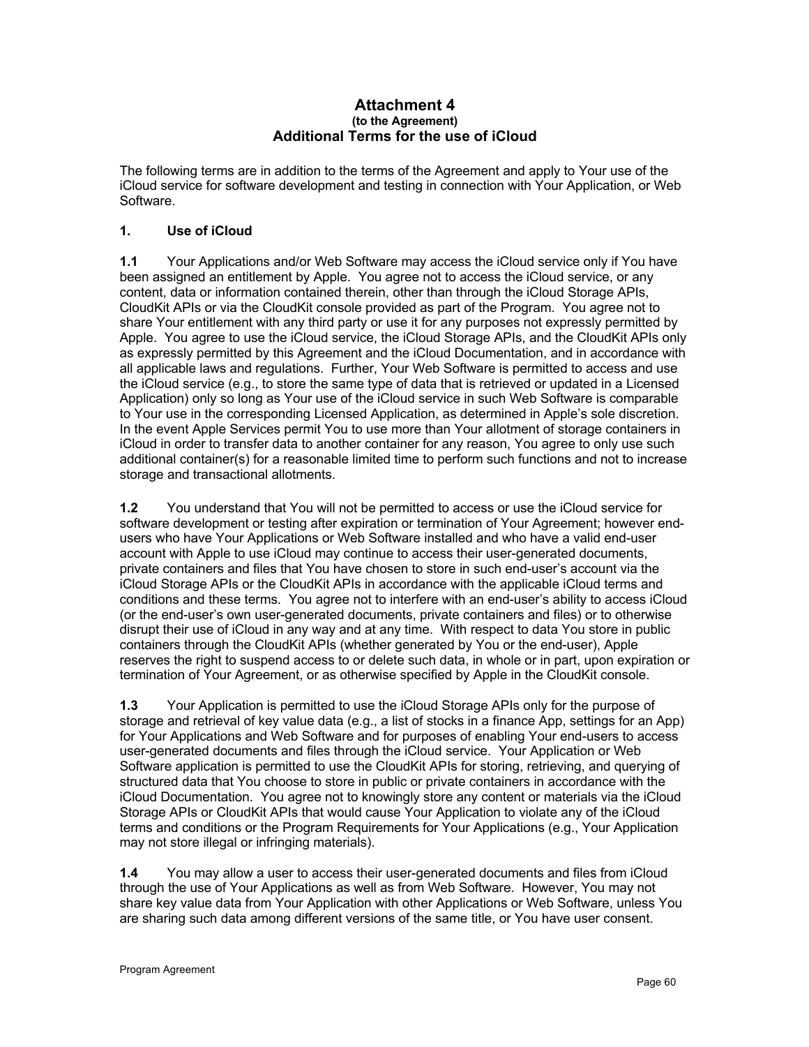# Attachment 4
**(to the Agreement)**
## Additional Terms for the use of iCloud

The following terms are in addition to the terms of the Agreement and apply to Your use of the iCloud service for software development and testing in connection with Your Application, or Web Software.

### 1. Use of iCloud

**1.1** Your Applications and/or Web Software may access the iCloud service only if You have been assigned an entitlement by Apple. You agree not to access the iCloud service, or any content, data or information contained therein, other than through the iCloud Storage APIs, CloudKit APIs or via the CloudKit console provided as part of the Program. You agree not to share Your entitlement with any third party or use it for any purposes not expressly permitted by Apple. You agree to use the iCloud service, the iCloud Storage APIs, and the CloudKit APIs only as expressly permitted by this Agreement and the iCloud Documentation, and in accordance with all applicable laws and regulations. Further, Your Web Software is permitted to access and use the iCloud service (e.g., to store the same type of data that is retrieved or updated in a Licensed Application) only so long as Your use of the iCloud service in such Web Software is comparable to Your use in the corresponding Licensed Application, as determined in Apple's sole discretion. In the event Apple Services permit You to use more than Your allotment of storage containers in iCloud in order to transfer data to another container for any reason, You agree to only use such additional container(s) for a reasonable limited time to perform such functions and not to increase storage and transactional allotments.

**1.2** You understand that You will not be permitted to access or use the iCloud service for software development or testing after expiration or termination of Your Agreement; however end-users who have Your Applications or Web Software installed and who have a valid end-user account with Apple to use iCloud may continue to access their user-generated documents, private containers and files that You have chosen to store in such end-user's account via the iCloud Storage APIs or the CloudKit APIs in accordance with the applicable iCloud terms and conditions and these terms. You agree not to interfere with an end-user's ability to access iCloud (or the end-user's own user-generated documents, private containers and files) or to otherwise disrupt their use of iCloud in any way and at any time. With respect to data You store in public containers through the CloudKit APIs (whether generated by You or the end-user), Apple reserves the right to suspend access to or delete such data, in whole or in part, upon expiration or termination of Your Agreement, or as otherwise specified by Apple in the CloudKit console.

**1.3** Your Application is permitted to use the iCloud Storage APIs only for the purpose of storage and retrieval of key value data (e.g., a list of stocks in a finance App, settings for an App) for Your Applications and Web Software and for purposes of enabling Your end-users to access user-generated documents and files through the iCloud service. Your Application or Web Software application is permitted to use the CloudKit APIs for storing, retrieving, and querying of structured data that You choose to store in public or private containers in accordance with the iCloud Documentation. You agree not to knowingly store any content or materials via the iCloud Storage APIs or CloudKit APIs that would cause Your Application to violate any of the iCloud terms and conditions or the Program Requirements for Your Applications (e.g., Your Application may not store illegal or infringing materials).

**1.4** You may allow a user to access their user-generated documents and files from iCloud through the use of Your Applications as well as from Web Software. However, You may not share key value data from Your Application with other Applications or Web Software, unless You are sharing such data among different versions of the same title, or You have user consent.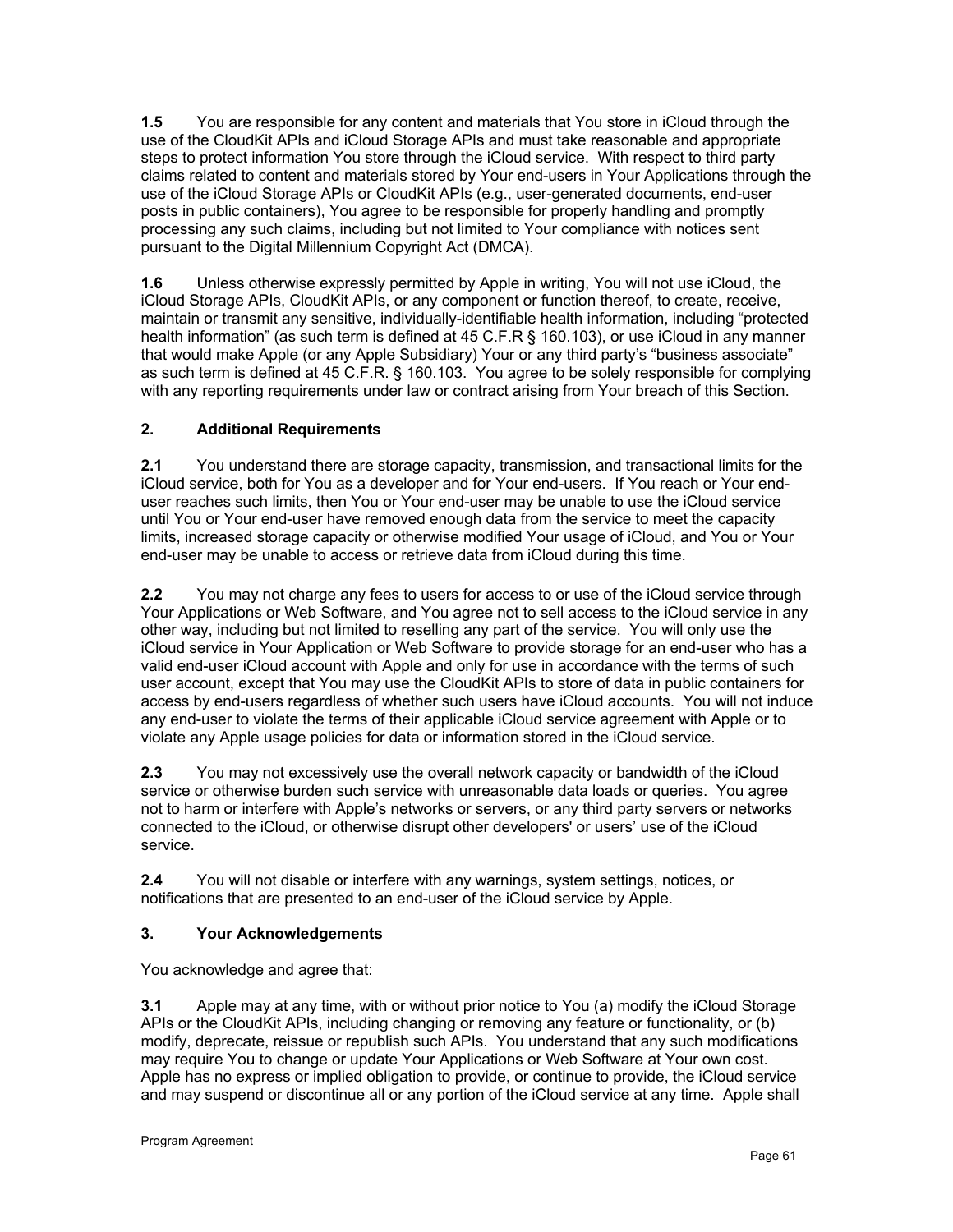**1.5** You are responsible for any content and materials that You store in iCloud through the use of the CloudKit APIs and iCloud Storage APIs and must take reasonable and appropriate steps to protect information You store through the iCloud service. With respect to third party claims related to content and materials stored by Your end-users in Your Applications through the use of the iCloud Storage APIs or CloudKit APIs (e.g., user-generated documents, end-user posts in public containers), You agree to be responsible for properly handling and promptly processing any such claims, including but not limited to Your compliance with notices sent pursuant to the Digital Millennium Copyright Act (DMCA).

**1.6** Unless otherwise expressly permitted by Apple in writing, You will not use iCloud, the iCloud Storage APIs, CloudKit APIs, or any component or function thereof, to create, receive, maintain or transmit any sensitive, individually-identifiable health information, including "protected health information" (as such term is defined at 45 C.F.R § 160.103), or use iCloud in any manner that would make Apple (or any Apple Subsidiary) Your or any third party's "business associate" as such term is defined at 45 C.F.R. § 160.103. You agree to be solely responsible for complying with any reporting requirements under law or contract arising from Your breach of this Section.

## 2. Additional Requirements

**2.1** You understand there are storage capacity, transmission, and transactional limits for the iCloud service, both for You as a developer and for Your end-users. If You reach or Your end-user reaches such limits, then You or Your end-user may be unable to use the iCloud service until You or Your end-user have removed enough data from the service to meet the capacity limits, increased storage capacity or otherwise modified Your usage of iCloud, and You or Your end-user may be unable to access or retrieve data from iCloud during this time.

**2.2** You may not charge any fees to users for access to or use of the iCloud service through Your Applications or Web Software, and You agree not to sell access to the iCloud service in any other way, including but not limited to reselling any part of the service. You will only use the iCloud service in Your Application or Web Software to provide storage for an end-user who has a valid end-user iCloud account with Apple and only for use in accordance with the terms of such user account, except that You may use the CloudKit APIs to store of data in public containers for access by end-users regardless of whether such users have iCloud accounts. You will not induce any end-user to violate the terms of their applicable iCloud service agreement with Apple or to violate any Apple usage policies for data or information stored in the iCloud service.

**2.3** You may not excessively use the overall network capacity or bandwidth of the iCloud service or otherwise burden such service with unreasonable data loads or queries. You agree not to harm or interfere with Apple's networks or servers, or any third party servers or networks connected to the iCloud, or otherwise disrupt other developers' or users' use of the iCloud service.

**2.4** You will not disable or interfere with any warnings, system settings, notices, or notifications that are presented to an end-user of the iCloud service by Apple.

## 3. Your Acknowledgements

You acknowledge and agree that:

**3.1** Apple may at any time, with or without prior notice to You (a) modify the iCloud Storage APIs or the CloudKit APIs, including changing or removing any feature or functionality, or (b) modify, deprecate, reissue or republish such APIs. You understand that any such modifications may require You to change or update Your Applications or Web Software at Your own cost. Apple has no express or implied obligation to provide, or continue to provide, the iCloud service and may suspend or discontinue all or any portion of the iCloud service at any time. Apple shall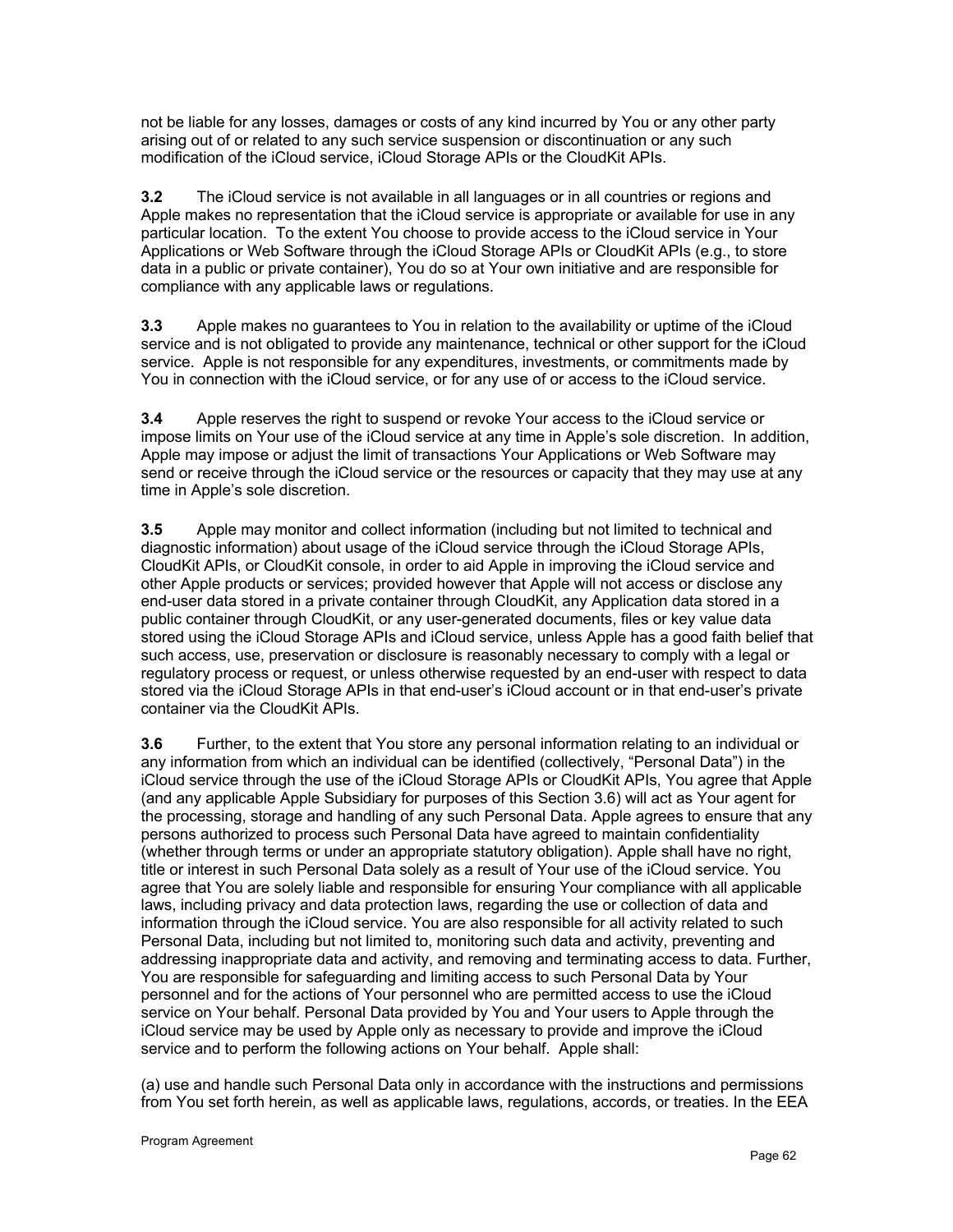not be liable for any losses, damages or costs of any kind incurred by You or any other party arising out of or related to any such service suspension or discontinuation or any such modification of the iCloud service, iCloud Storage APIs or the CloudKit APIs.

**3.2** The iCloud service is not available in all languages or in all countries or regions and Apple makes no representation that the iCloud service is appropriate or available for use in any particular location. To the extent You choose to provide access to the iCloud service in Your Applications or Web Software through the iCloud Storage APIs or CloudKit APIs (e.g., to store data in a public or private container), You do so at Your own initiative and are responsible for compliance with any applicable laws or regulations.

**3.3** Apple makes no guarantees to You in relation to the availability or uptime of the iCloud service and is not obligated to provide any maintenance, technical or other support for the iCloud service. Apple is not responsible for any expenditures, investments, or commitments made by You in connection with the iCloud service, or for any use of or access to the iCloud service.

**3.4** Apple reserves the right to suspend or revoke Your access to the iCloud service or impose limits on Your use of the iCloud service at any time in Apple's sole discretion. In addition, Apple may impose or adjust the limit of transactions Your Applications or Web Software may send or receive through the iCloud service or the resources or capacity that they may use at any time in Apple's sole discretion.

**3.5** Apple may monitor and collect information (including but not limited to technical and diagnostic information) about usage of the iCloud service through the iCloud Storage APIs, CloudKit APIs, or CloudKit console, in order to aid Apple in improving the iCloud service and other Apple products or services; provided however that Apple will not access or disclose any end-user data stored in a private container through CloudKit, any Application data stored in a public container through CloudKit, or any user-generated documents, files or key value data stored using the iCloud Storage APIs and iCloud service, unless Apple has a good faith belief that such access, use, preservation or disclosure is reasonably necessary to comply with a legal or regulatory process or request, or unless otherwise requested by an end-user with respect to data stored via the iCloud Storage APIs in that end-user's iCloud account or in that end-user's private container via the CloudKit APIs.

**3.6** Further, to the extent that You store any personal information relating to an individual or any information from which an individual can be identified (collectively, "Personal Data") in the iCloud service through the use of the iCloud Storage APIs or CloudKit APIs, You agree that Apple (and any applicable Apple Subsidiary for purposes of this Section 3.6) will act as Your agent for the processing, storage and handling of any such Personal Data. Apple agrees to ensure that any persons authorized to process such Personal Data have agreed to maintain confidentiality (whether through terms or under an appropriate statutory obligation). Apple shall have no right, title or interest in such Personal Data solely as a result of Your use of the iCloud service. You agree that You are solely liable and responsible for ensuring Your compliance with all applicable laws, including privacy and data protection laws, regarding the use or collection of data and information through the iCloud service. You are also responsible for all activity related to such Personal Data, including but not limited to, monitoring such data and activity, preventing and addressing inappropriate data and activity, and removing and terminating access to data. Further, You are responsible for safeguarding and limiting access to such Personal Data by Your personnel and for the actions of Your personnel who are permitted access to use the iCloud service on Your behalf. Personal Data provided by You and Your users to Apple through the iCloud service may be used by Apple only as necessary to provide and improve the iCloud service and to perform the following actions on Your behalf. Apple shall:

(a) use and handle such Personal Data only in accordance with the instructions and permissions from You set forth herein, as well as applicable laws, regulations, accords, or treaties. In the EEA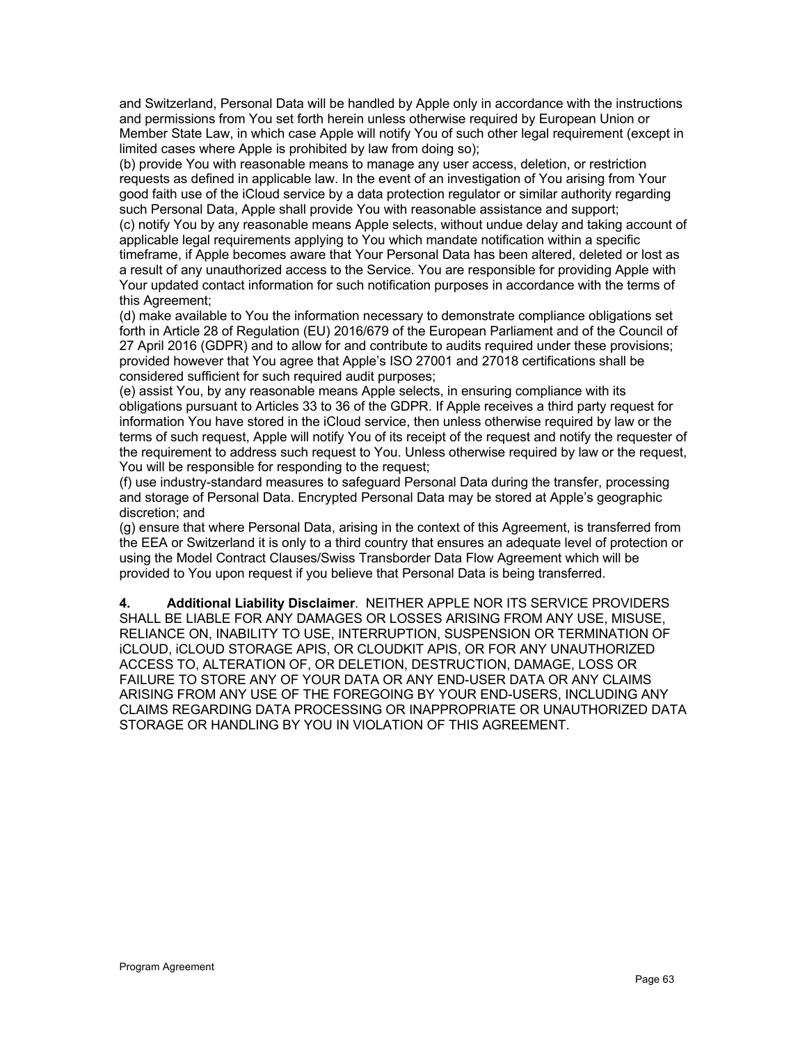and Switzerland, Personal Data will be handled by Apple only in accordance with the instructions and permissions from You set forth herein unless otherwise required by European Union or Member State Law, in which case Apple will notify You of such other legal requirement (except in limited cases where Apple is prohibited by law from doing so);
(b) provide You with reasonable means to manage any user access, deletion, or restriction requests as defined in applicable law. In the event of an investigation of You arising from Your good faith use of the iCloud service by a data protection regulator or similar authority regarding such Personal Data, Apple shall provide You with reasonable assistance and support;
(c) notify You by any reasonable means Apple selects, without undue delay and taking account of applicable legal requirements applying to You which mandate notification within a specific timeframe, if Apple becomes aware that Your Personal Data has been altered, deleted or lost as a result of any unauthorized access to the Service. You are responsible for providing Apple with Your updated contact information for such notification purposes in accordance with the terms of this Agreement;
(d) make available to You the information necessary to demonstrate compliance obligations set forth in Article 28 of Regulation (EU) 2016/679 of the European Parliament and of the Council of 27 April 2016 (GDPR) and to allow for and contribute to audits required under these provisions; provided however that You agree that Apple's ISO 27001 and 27018 certifications shall be considered sufficient for such required audit purposes;
(e) assist You, by any reasonable means Apple selects, in ensuring compliance with its obligations pursuant to Articles 33 to 36 of the GDPR. If Apple receives a third party request for information You have stored in the iCloud service, then unless otherwise required by law or the terms of such request, Apple will notify You of its receipt of the request and notify the requester of the requirement to address such request to You. Unless otherwise required by law or the request, You will be responsible for responding to the request;
(f) use industry-standard measures to safeguard Personal Data during the transfer, processing and storage of Personal Data. Encrypted Personal Data may be stored at Apple's geographic discretion; and
(g) ensure that where Personal Data, arising in the context of this Agreement, is transferred from the EEA or Switzerland it is only to a third country that ensures an adequate level of protection or using the Model Contract Clauses/Swiss Transborder Data Flow Agreement which will be provided to You upon request if you believe that Personal Data is being transferred.

**4. Additional Liability Disclaimer**. NEITHER APPLE NOR ITS SERVICE PROVIDERS SHALL BE LIABLE FOR ANY DAMAGES OR LOSSES ARISING FROM ANY USE, MISUSE, RELIANCE ON, INABILITY TO USE, INTERRUPTION, SUSPENSION OR TERMINATION OF iCLOUD, iCLOUD STORAGE APIS, OR CLOUDKIT APIS, OR FOR ANY UNAUTHORIZED ACCESS TO, ALTERATION OF, OR DELETION, DESTRUCTION, DAMAGE, LOSS OR FAILURE TO STORE ANY OF YOUR DATA OR ANY END-USER DATA OR ANY CLAIMS ARISING FROM ANY USE OF THE FOREGOING BY YOUR END-USERS, INCLUDING ANY CLAIMS REGARDING DATA PROCESSING OR INAPPROPRIATE OR UNAUTHORIZED DATA STORAGE OR HANDLING BY YOU IN VIOLATION OF THIS AGREEMENT.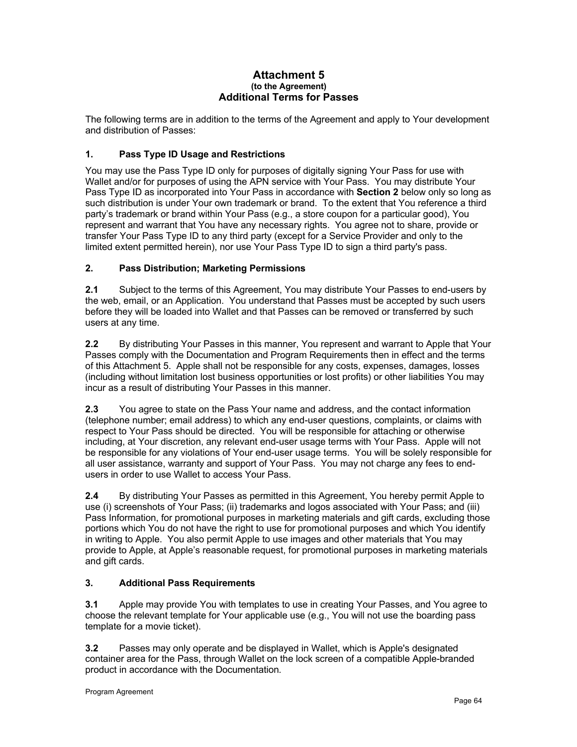# Attachment 5

**(to the Agreement)**

## Additional Terms for Passes

The following terms are in addition to the terms of the Agreement and apply to Your development and distribution of Passes:

### 1. Pass Type ID Usage and Restrictions

You may use the Pass Type ID only for purposes of digitally signing Your Pass for use with Wallet and/or for purposes of using the APN service with Your Pass. You may distribute Your Pass Type ID as incorporated into Your Pass in accordance with **Section 2** below only so long as such distribution is under Your own trademark or brand. To the extent that You reference a third party's trademark or brand within Your Pass (e.g., a store coupon for a particular good), You represent and warrant that You have any necessary rights. You agree not to share, provide or transfer Your Pass Type ID to any third party (except for a Service Provider and only to the limited extent permitted herein), nor use Your Pass Type ID to sign a third party's pass.

### 2. Pass Distribution; Marketing Permissions

**2.1** Subject to the terms of this Agreement, You may distribute Your Passes to end-users by the web, email, or an Application. You understand that Passes must be accepted by such users before they will be loaded into Wallet and that Passes can be removed or transferred by such users at any time.

**2.2** By distributing Your Passes in this manner, You represent and warrant to Apple that Your Passes comply with the Documentation and Program Requirements then in effect and the terms of this Attachment 5. Apple shall not be responsible for any costs, expenses, damages, losses (including without limitation lost business opportunities or lost profits) or other liabilities You may incur as a result of distributing Your Passes in this manner.

**2.3** You agree to state on the Pass Your name and address, and the contact information (telephone number; email address) to which any end-user questions, complaints, or claims with respect to Your Pass should be directed. You will be responsible for attaching or otherwise including, at Your discretion, any relevant end-user usage terms with Your Pass. Apple will not be responsible for any violations of Your end-user usage terms. You will be solely responsible for all user assistance, warranty and support of Your Pass. You may not charge any fees to end-users in order to use Wallet to access Your Pass.

**2.4** By distributing Your Passes as permitted in this Agreement, You hereby permit Apple to use (i) screenshots of Your Pass; (ii) trademarks and logos associated with Your Pass; and (iii) Pass Information, for promotional purposes in marketing materials and gift cards, excluding those portions which You do not have the right to use for promotional purposes and which You identify in writing to Apple. You also permit Apple to use images and other materials that You may provide to Apple, at Apple's reasonable request, for promotional purposes in marketing materials and gift cards.

### 3. Additional Pass Requirements

**3.1** Apple may provide You with templates to use in creating Your Passes, and You agree to choose the relevant template for Your applicable use (e.g., You will not use the boarding pass template for a movie ticket).

**3.2** Passes may only operate and be displayed in Wallet, which is Apple's designated container area for the Pass, through Wallet on the lock screen of a compatible Apple-branded product in accordance with the Documentation.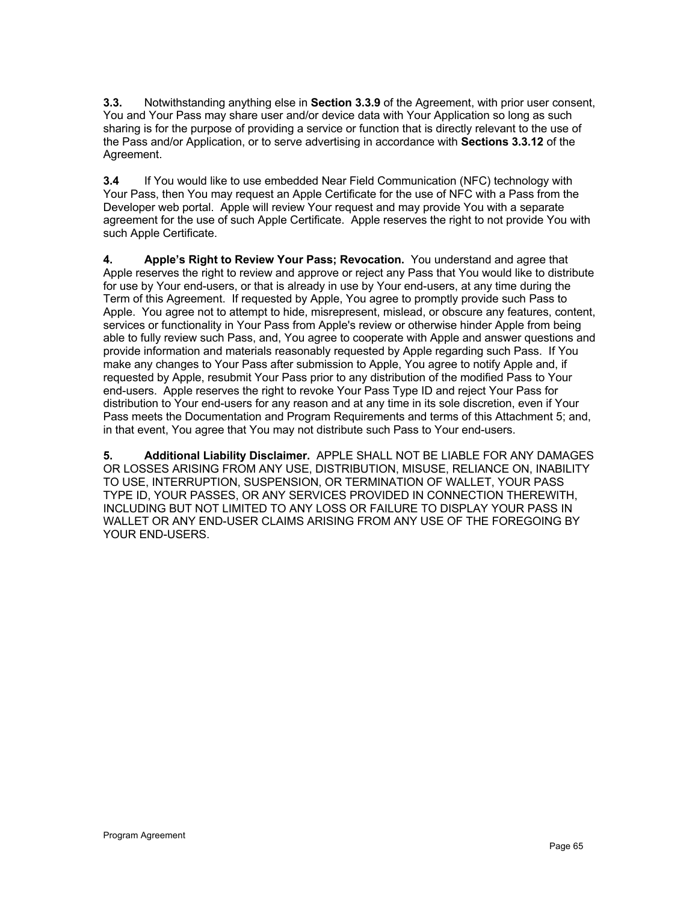**3.3.** Notwithstanding anything else in **Section 3.3.9** of the Agreement, with prior user consent, You and Your Pass may share user and/or device data with Your Application so long as such sharing is for the purpose of providing a service or function that is directly relevant to the use of the Pass and/or Application, or to serve advertising in accordance with **Sections 3.3.12** of the Agreement.

**3.4** If You would like to use embedded Near Field Communication (NFC) technology with Your Pass, then You may request an Apple Certificate for the use of NFC with a Pass from the Developer web portal. Apple will review Your request and may provide You with a separate agreement for the use of such Apple Certificate. Apple reserves the right to not provide You with such Apple Certificate.

**4. Apple's Right to Review Your Pass; Revocation.** You understand and agree that Apple reserves the right to review and approve or reject any Pass that You would like to distribute for use by Your end-users, or that is already in use by Your end-users, at any time during the Term of this Agreement. If requested by Apple, You agree to promptly provide such Pass to Apple. You agree not to attempt to hide, misrepresent, mislead, or obscure any features, content, services or functionality in Your Pass from Apple's review or otherwise hinder Apple from being able to fully review such Pass, and, You agree to cooperate with Apple and answer questions and provide information and materials reasonably requested by Apple regarding such Pass. If You make any changes to Your Pass after submission to Apple, You agree to notify Apple and, if requested by Apple, resubmit Your Pass prior to any distribution of the modified Pass to Your end-users. Apple reserves the right to revoke Your Pass Type ID and reject Your Pass for distribution to Your end-users for any reason and at any time in its sole discretion, even if Your Pass meets the Documentation and Program Requirements and terms of this Attachment 5; and, in that event, You agree that You may not distribute such Pass to Your end-users.

**5. Additional Liability Disclaimer.** APPLE SHALL NOT BE LIABLE FOR ANY DAMAGES OR LOSSES ARISING FROM ANY USE, DISTRIBUTION, MISUSE, RELIANCE ON, INABILITY TO USE, INTERRUPTION, SUSPENSION, OR TERMINATION OF WALLET, YOUR PASS TYPE ID, YOUR PASSES, OR ANY SERVICES PROVIDED IN CONNECTION THEREWITH, INCLUDING BUT NOT LIMITED TO ANY LOSS OR FAILURE TO DISPLAY YOUR PASS IN WALLET OR ANY END-USER CLAIMS ARISING FROM ANY USE OF THE FOREGOING BY YOUR END-USERS.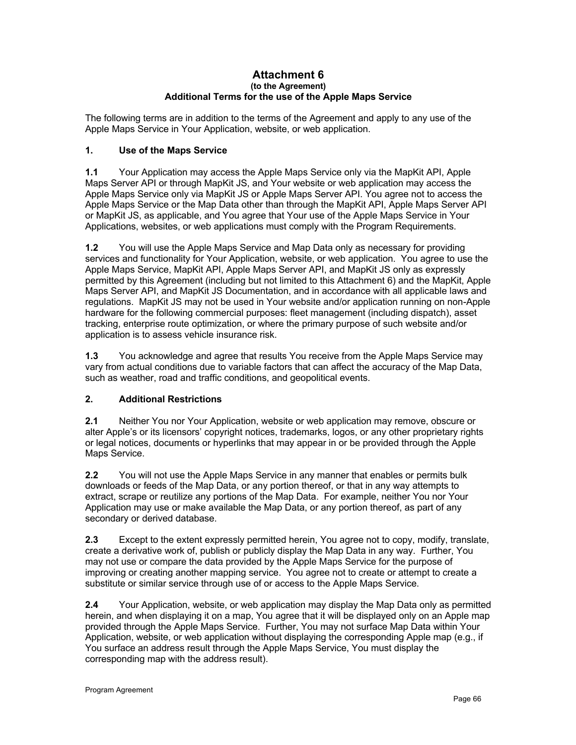# Attachment 6
**(to the Agreement)**
**Additional Terms for the use of the Apple Maps Service**

The following terms are in addition to the terms of the Agreement and apply to any use of the Apple Maps Service in Your Application, website, or web application.

## 1. Use of the Maps Service

**1.1** Your Application may access the Apple Maps Service only via the MapKit API, Apple Maps Server API or through MapKit JS, and Your website or web application may access the Apple Maps Service only via MapKit JS or Apple Maps Server API. You agree not to access the Apple Maps Service or the Map Data other than through the MapKit API, Apple Maps Server API or MapKit JS, as applicable, and You agree that Your use of the Apple Maps Service in Your Applications, websites, or web applications must comply with the Program Requirements.

**1.2** You will use the Apple Maps Service and Map Data only as necessary for providing services and functionality for Your Application, website, or web application. You agree to use the Apple Maps Service, MapKit API, Apple Maps Server API, and MapKit JS only as expressly permitted by this Agreement (including but not limited to this Attachment 6) and the MapKit, Apple Maps Server API, and MapKit JS Documentation, and in accordance with all applicable laws and regulations. MapKit JS may not be used in Your website and/or application running on non-Apple hardware for the following commercial purposes: fleet management (including dispatch), asset tracking, enterprise route optimization, or where the primary purpose of such website and/or application is to assess vehicle insurance risk.

**1.3** You acknowledge and agree that results You receive from the Apple Maps Service may vary from actual conditions due to variable factors that can affect the accuracy of the Map Data, such as weather, road and traffic conditions, and geopolitical events.

## 2. Additional Restrictions

**2.1** Neither You nor Your Application, website or web application may remove, obscure or alter Apple's or its licensors' copyright notices, trademarks, logos, or any other proprietary rights or legal notices, documents or hyperlinks that may appear in or be provided through the Apple Maps Service.

**2.2** You will not use the Apple Maps Service in any manner that enables or permits bulk downloads or feeds of the Map Data, or any portion thereof, or that in any way attempts to extract, scrape or reutilize any portions of the Map Data. For example, neither You nor Your Application may use or make available the Map Data, or any portion thereof, as part of any secondary or derived database.

**2.3** Except to the extent expressly permitted herein, You agree not to copy, modify, translate, create a derivative work of, publish or publicly display the Map Data in any way. Further, You may not use or compare the data provided by the Apple Maps Service for the purpose of improving or creating another mapping service. You agree not to create or attempt to create a substitute or similar service through use of or access to the Apple Maps Service.

**2.4** Your Application, website, or web application may display the Map Data only as permitted herein, and when displaying it on a map, You agree that it will be displayed only on an Apple map provided through the Apple Maps Service. Further, You may not surface Map Data within Your Application, website, or web application without displaying the corresponding Apple map (e.g., if You surface an address result through the Apple Maps Service, You must display the corresponding map with the address result).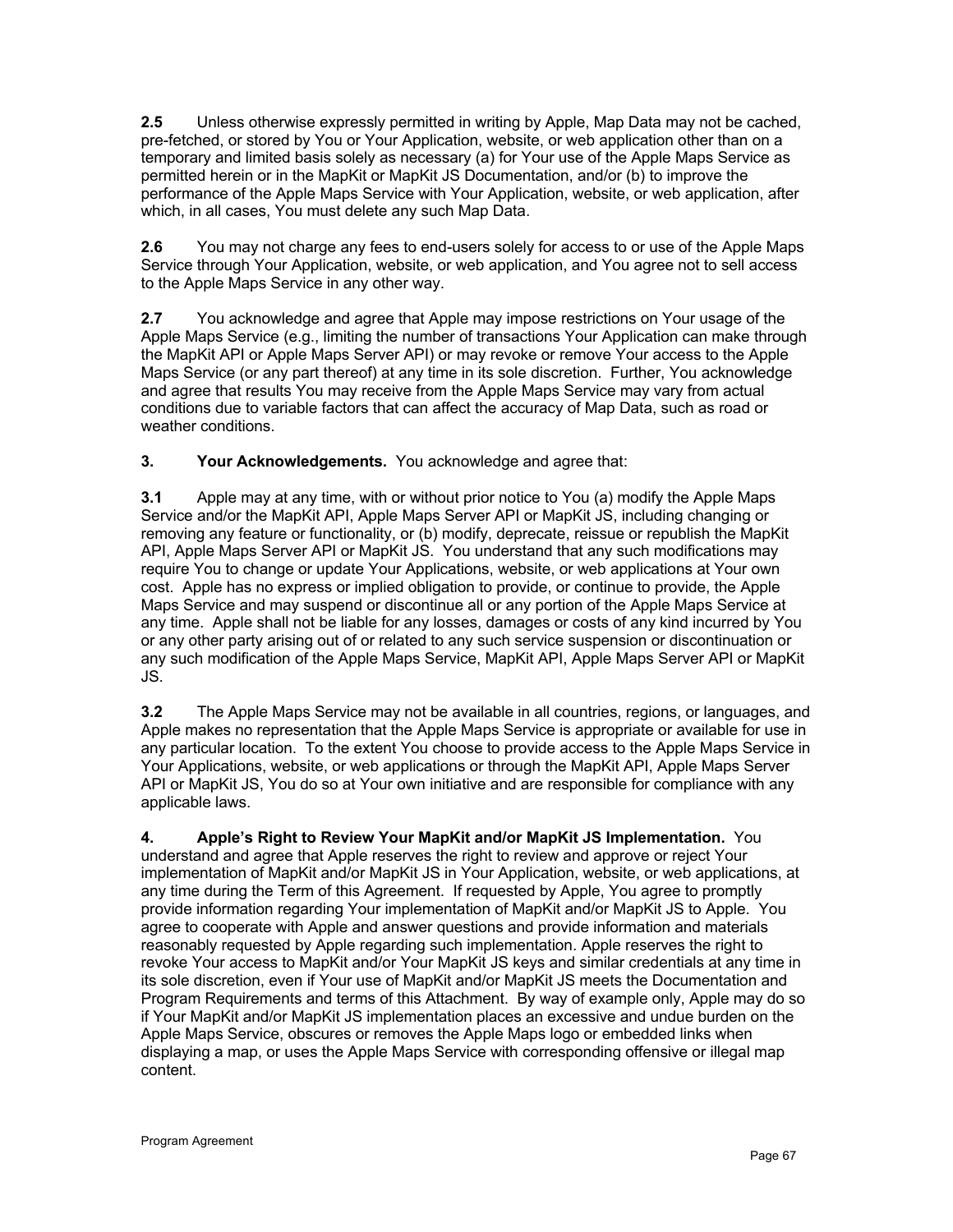**2.5** Unless otherwise expressly permitted in writing by Apple, Map Data may not be cached, pre-fetched, or stored by You or Your Application, website, or web application other than on a temporary and limited basis solely as necessary (a) for Your use of the Apple Maps Service as permitted herein or in the MapKit or MapKit JS Documentation, and/or (b) to improve the performance of the Apple Maps Service with Your Application, website, or web application, after which, in all cases, You must delete any such Map Data.

**2.6** You may not charge any fees to end-users solely for access to or use of the Apple Maps Service through Your Application, website, or web application, and You agree not to sell access to the Apple Maps Service in any other way.

**2.7** You acknowledge and agree that Apple may impose restrictions on Your usage of the Apple Maps Service (e.g., limiting the number of transactions Your Application can make through the MapKit API or Apple Maps Server API) or may revoke or remove Your access to the Apple Maps Service (or any part thereof) at any time in its sole discretion. Further, You acknowledge and agree that results You may receive from the Apple Maps Service may vary from actual conditions due to variable factors that can affect the accuracy of Map Data, such as road or weather conditions.

**3. Your Acknowledgements.** You acknowledge and agree that:

**3.1** Apple may at any time, with or without prior notice to You (a) modify the Apple Maps Service and/or the MapKit API, Apple Maps Server API or MapKit JS, including changing or removing any feature or functionality, or (b) modify, deprecate, reissue or republish the MapKit API, Apple Maps Server API or MapKit JS. You understand that any such modifications may require You to change or update Your Applications, website, or web applications at Your own cost. Apple has no express or implied obligation to provide, or continue to provide, the Apple Maps Service and may suspend or discontinue all or any portion of the Apple Maps Service at any time. Apple shall not be liable for any losses, damages or costs of any kind incurred by You or any other party arising out of or related to any such service suspension or discontinuation or any such modification of the Apple Maps Service, MapKit API, Apple Maps Server API or MapKit JS.

**3.2** The Apple Maps Service may not be available in all countries, regions, or languages, and Apple makes no representation that the Apple Maps Service is appropriate or available for use in any particular location. To the extent You choose to provide access to the Apple Maps Service in Your Applications, website, or web applications or through the MapKit API, Apple Maps Server API or MapKit JS, You do so at Your own initiative and are responsible for compliance with any applicable laws.

**4. Apple's Right to Review Your MapKit and/or MapKit JS Implementation.** You understand and agree that Apple reserves the right to review and approve or reject Your implementation of MapKit and/or MapKit JS in Your Application, website, or web applications, at any time during the Term of this Agreement. If requested by Apple, You agree to promptly provide information regarding Your implementation of MapKit and/or MapKit JS to Apple. You agree to cooperate with Apple and answer questions and provide information and materials reasonably requested by Apple regarding such implementation. Apple reserves the right to revoke Your access to MapKit and/or Your MapKit JS keys and similar credentials at any time in its sole discretion, even if Your use of MapKit and/or MapKit JS meets the Documentation and Program Requirements and terms of this Attachment. By way of example only, Apple may do so if Your MapKit and/or MapKit JS implementation places an excessive and undue burden on the Apple Maps Service, obscures or removes the Apple Maps logo or embedded links when displaying a map, or uses the Apple Maps Service with corresponding offensive or illegal map content.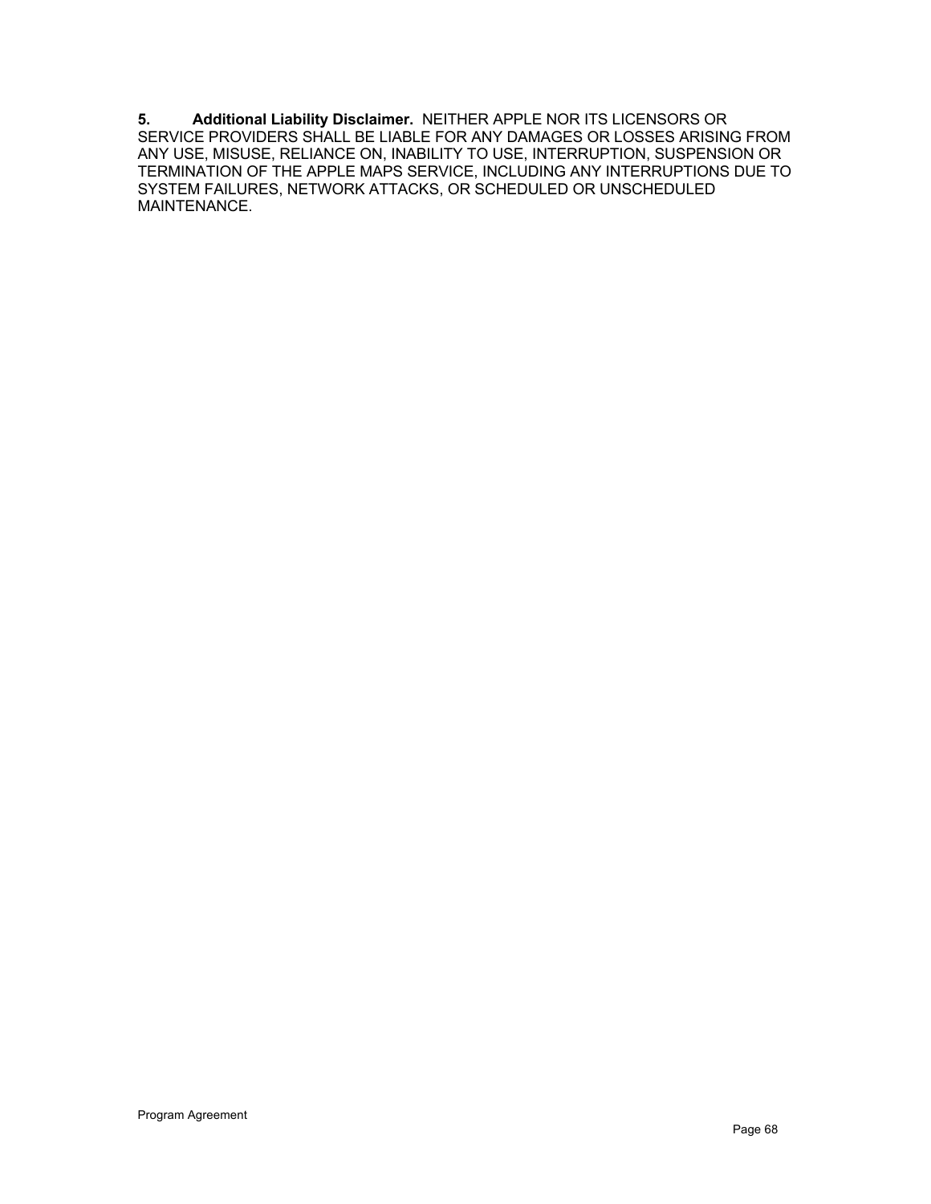**5. Additional Liability Disclaimer.** NEITHER APPLE NOR ITS LICENSORS OR SERVICE PROVIDERS SHALL BE LIABLE FOR ANY DAMAGES OR LOSSES ARISING FROM ANY USE, MISUSE, RELIANCE ON, INABILITY TO USE, INTERRUPTION, SUSPENSION OR TERMINATION OF THE APPLE MAPS SERVICE, INCLUDING ANY INTERRUPTIONS DUE TO SYSTEM FAILURES, NETWORK ATTACKS, OR SCHEDULED OR UNSCHEDULED MAINTENANCE.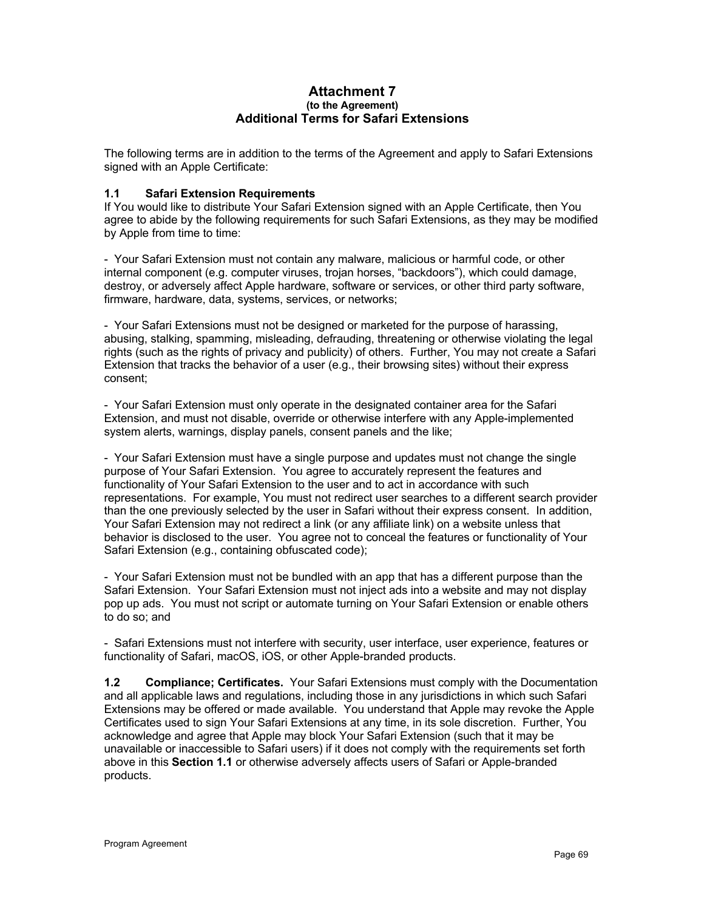# Attachment 7
**(to the Agreement)**
## Additional Terms for Safari Extensions

The following terms are in addition to the terms of the Agreement and apply to Safari Extensions signed with an Apple Certificate:

### 1.1 Safari Extension Requirements

If You would like to distribute Your Safari Extension signed with an Apple Certificate, then You agree to abide by the following requirements for such Safari Extensions, as they may be modified by Apple from time to time:

- Your Safari Extension must not contain any malware, malicious or harmful code, or other internal component (e.g. computer viruses, trojan horses, "backdoors"), which could damage, destroy, or adversely affect Apple hardware, software or services, or other third party software, firmware, hardware, data, systems, services, or networks;

- Your Safari Extensions must not be designed or marketed for the purpose of harassing, abusing, stalking, spamming, misleading, defrauding, threatening or otherwise violating the legal rights (such as the rights of privacy and publicity) of others. Further, You may not create a Safari Extension that tracks the behavior of a user (e.g., their browsing sites) without their express consent;

- Your Safari Extension must only operate in the designated container area for the Safari Extension, and must not disable, override or otherwise interfere with any Apple-implemented system alerts, warnings, display panels, consent panels and the like;

- Your Safari Extension must have a single purpose and updates must not change the single purpose of Your Safari Extension. You agree to accurately represent the features and functionality of Your Safari Extension to the user and to act in accordance with such representations. For example, You must not redirect user searches to a different search provider than the one previously selected by the user in Safari without their express consent. In addition, Your Safari Extension may not redirect a link (or any affiliate link) on a website unless that behavior is disclosed to the user. You agree not to conceal the features or functionality of Your Safari Extension (e.g., containing obfuscated code);

- Your Safari Extension must not be bundled with an app that has a different purpose than the Safari Extension. Your Safari Extension must not inject ads into a website and may not display pop up ads. You must not script or automate turning on Your Safari Extension or enable others to do so; and

- Safari Extensions must not interfere with security, user interface, user experience, features or functionality of Safari, macOS, iOS, or other Apple-branded products.

**1.2 Compliance; Certificates.** Your Safari Extensions must comply with the Documentation and all applicable laws and regulations, including those in any jurisdictions in which such Safari Extensions may be offered or made available. You understand that Apple may revoke the Apple Certificates used to sign Your Safari Extensions at any time, in its sole discretion. Further, You acknowledge and agree that Apple may block Your Safari Extension (such that it may be unavailable or inaccessible to Safari users) if it does not comply with the requirements set forth above in this **Section 1.1** or otherwise adversely affects users of Safari or Apple-branded products.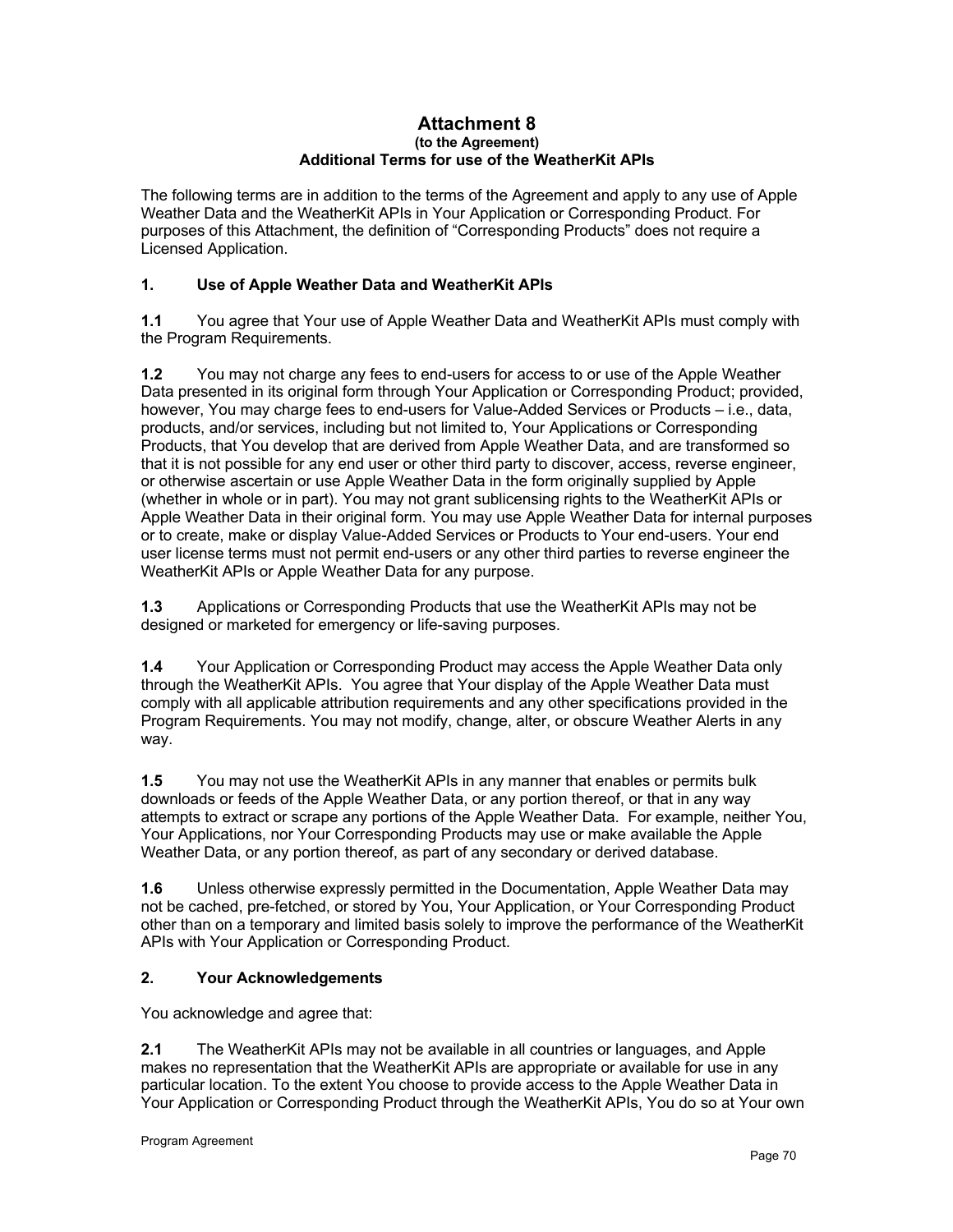# Attachment 8

**(to the Agreement)**

**Additional Terms for use of the WeatherKit APIs**

The following terms are in addition to the terms of the Agreement and apply to any use of Apple Weather Data and the WeatherKit APIs in Your Application or Corresponding Product. For purposes of this Attachment, the definition of "Corresponding Products" does not require a Licensed Application.

## 1. Use of Apple Weather Data and WeatherKit APIs

**1.1** You agree that Your use of Apple Weather Data and WeatherKit APIs must comply with the Program Requirements.

**1.2** You may not charge any fees to end-users for access to or use of the Apple Weather Data presented in its original form through Your Application or Corresponding Product; provided, however, You may charge fees to end-users for Value-Added Services or Products – i.e., data, products, and/or services, including but not limited to, Your Applications or Corresponding Products, that You develop that are derived from Apple Weather Data, and are transformed so that it is not possible for any end user or other third party to discover, access, reverse engineer, or otherwise ascertain or use Apple Weather Data in the form originally supplied by Apple (whether in whole or in part). You may not grant sublicensing rights to the WeatherKit APIs or Apple Weather Data in their original form. You may use Apple Weather Data for internal purposes or to create, make or display Value-Added Services or Products to Your end-users. Your end user license terms must not permit end-users or any other third parties to reverse engineer the WeatherKit APIs or Apple Weather Data for any purpose.

**1.3** Applications or Corresponding Products that use the WeatherKit APIs may not be designed or marketed for emergency or life-saving purposes.

**1.4** Your Application or Corresponding Product may access the Apple Weather Data only through the WeatherKit APIs. You agree that Your display of the Apple Weather Data must comply with all applicable attribution requirements and any other specifications provided in the Program Requirements. You may not modify, change, alter, or obscure Weather Alerts in any way.

**1.5** You may not use the WeatherKit APIs in any manner that enables or permits bulk downloads or feeds of the Apple Weather Data, or any portion thereof, or that in any way attempts to extract or scrape any portions of the Apple Weather Data. For example, neither You, Your Applications, nor Your Corresponding Products may use or make available the Apple Weather Data, or any portion thereof, as part of any secondary or derived database.

**1.6** Unless otherwise expressly permitted in the Documentation, Apple Weather Data may not be cached, pre-fetched, or stored by You, Your Application, or Your Corresponding Product other than on a temporary and limited basis solely to improve the performance of the WeatherKit APIs with Your Application or Corresponding Product.

## 2. Your Acknowledgements

You acknowledge and agree that:

**2.1** The WeatherKit APIs may not be available in all countries or languages, and Apple makes no representation that the WeatherKit APIs are appropriate or available for use in any particular location. To the extent You choose to provide access to the Apple Weather Data in Your Application or Corresponding Product through the WeatherKit APIs, You do so at Your own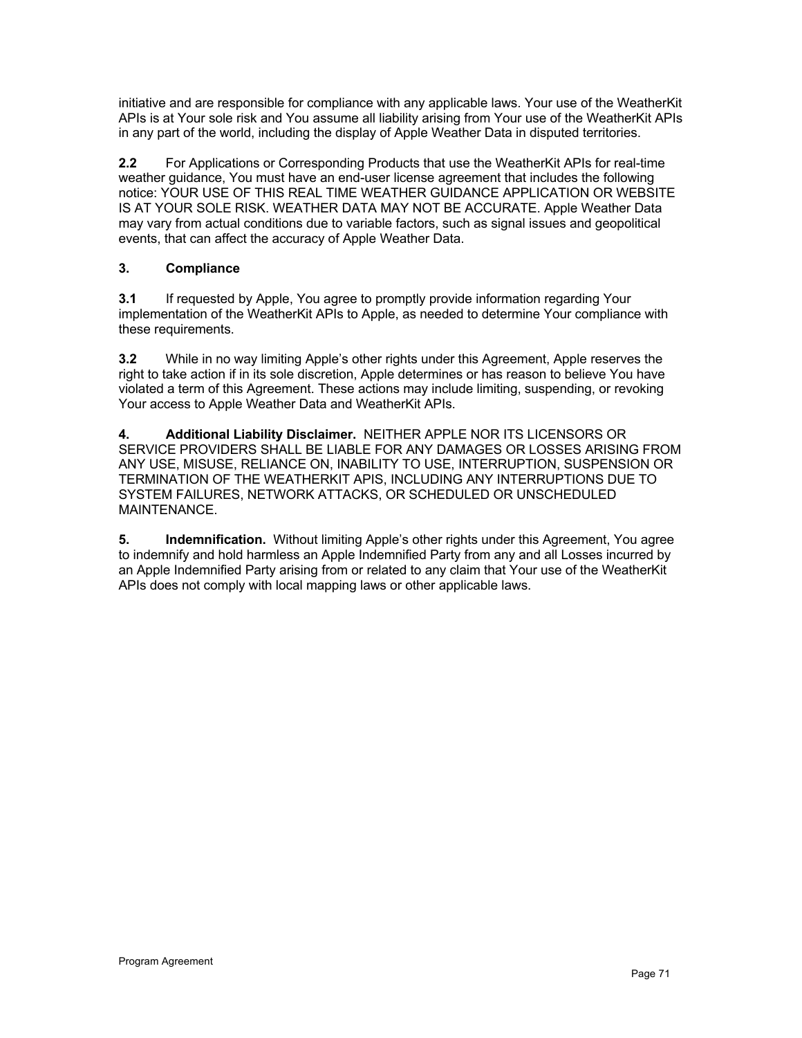initiative and are responsible for compliance with any applicable laws. Your use of the WeatherKit APIs is at Your sole risk and You assume all liability arising from Your use of the WeatherKit APIs in any part of the world, including the display of Apple Weather Data in disputed territories.

**2.2** For Applications or Corresponding Products that use the WeatherKit APIs for real-time weather guidance, You must have an end-user license agreement that includes the following notice: YOUR USE OF THIS REAL TIME WEATHER GUIDANCE APPLICATION OR WEBSITE IS AT YOUR SOLE RISK. WEATHER DATA MAY NOT BE ACCURATE. Apple Weather Data may vary from actual conditions due to variable factors, such as signal issues and geopolitical events, that can affect the accuracy of Apple Weather Data.

**3. Compliance**

**3.1** If requested by Apple, You agree to promptly provide information regarding Your implementation of the WeatherKit APIs to Apple, as needed to determine Your compliance with these requirements.

**3.2** While in no way limiting Apple's other rights under this Agreement, Apple reserves the right to take action if in its sole discretion, Apple determines or has reason to believe You have violated a term of this Agreement. These actions may include limiting, suspending, or revoking Your access to Apple Weather Data and WeatherKit APIs.

**4. Additional Liability Disclaimer.** NEITHER APPLE NOR ITS LICENSORS OR SERVICE PROVIDERS SHALL BE LIABLE FOR ANY DAMAGES OR LOSSES ARISING FROM ANY USE, MISUSE, RELIANCE ON, INABILITY TO USE, INTERRUPTION, SUSPENSION OR TERMINATION OF THE WEATHERKIT APIS, INCLUDING ANY INTERRUPTIONS DUE TO SYSTEM FAILURES, NETWORK ATTACKS, OR SCHEDULED OR UNSCHEDULED MAINTENANCE.

**5. Indemnification.** Without limiting Apple's other rights under this Agreement, You agree to indemnify and hold harmless an Apple Indemnified Party from any and all Losses incurred by an Apple Indemnified Party arising from or related to any claim that Your use of the WeatherKit APIs does not comply with local mapping laws or other applicable laws.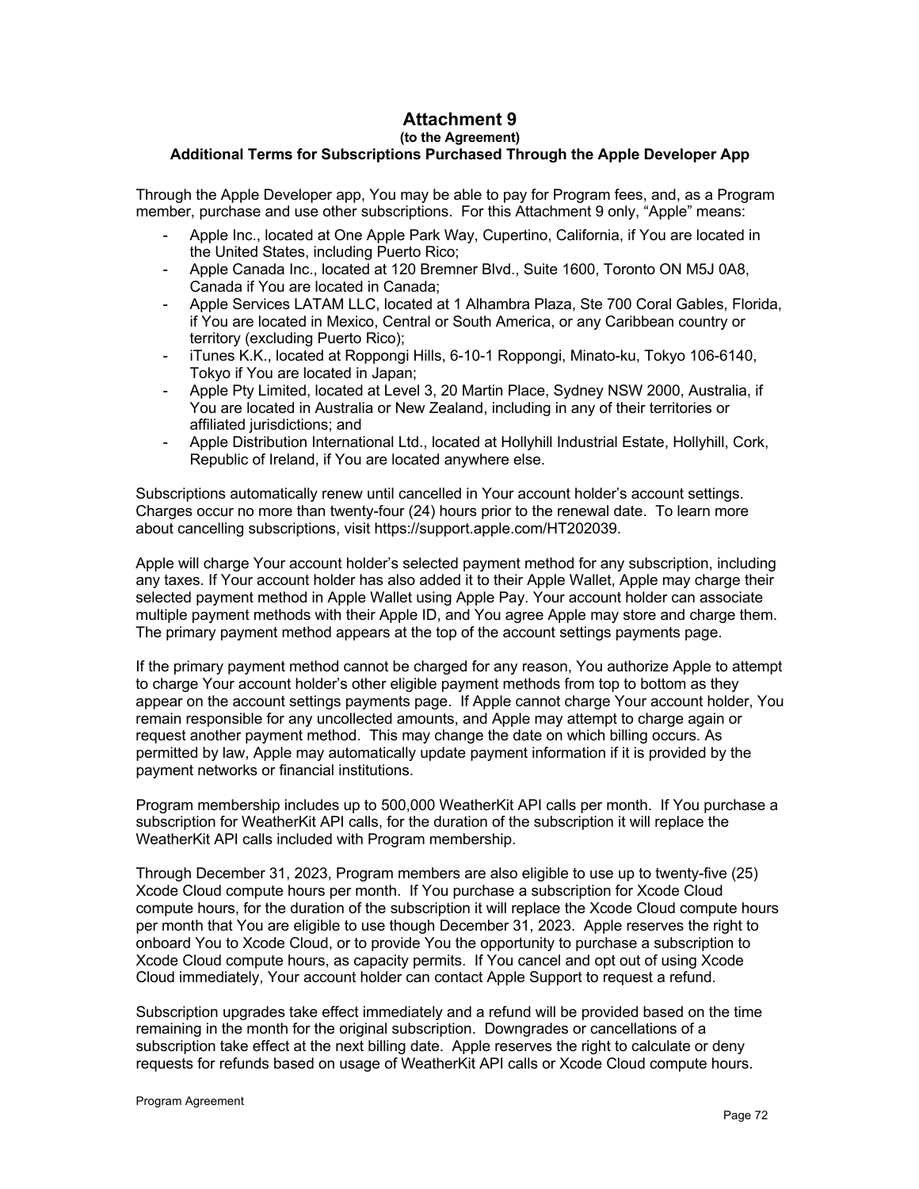# Attachment 9

**(to the Agreement)**

**Additional Terms for Subscriptions Purchased Through the Apple Developer App**

Through the Apple Developer app, You may be able to pay for Program fees, and, as a Program member, purchase and use other subscriptions. For this Attachment 9 only, "Apple" means:

- Apple Inc., located at One Apple Park Way, Cupertino, California, if You are located in the United States, including Puerto Rico;
- Apple Canada Inc., located at 120 Bremner Blvd., Suite 1600, Toronto ON M5J 0A8, Canada if You are located in Canada;
- Apple Services LATAM LLC, located at 1 Alhambra Plaza, Ste 700 Coral Gables, Florida, if You are located in Mexico, Central or South America, or any Caribbean country or territory (excluding Puerto Rico);
- iTunes K.K., located at Roppongi Hills, 6-10-1 Roppongi, Minato-ku, Tokyo 106-6140, Tokyo if You are located in Japan;
- Apple Pty Limited, located at Level 3, 20 Martin Place, Sydney NSW 2000, Australia, if You are located in Australia or New Zealand, including in any of their territories or affiliated jurisdictions; and
- Apple Distribution International Ltd., located at Hollyhill Industrial Estate, Hollyhill, Cork, Republic of Ireland, if You are located anywhere else.

Subscriptions automatically renew until cancelled in Your account holder's account settings. Charges occur no more than twenty-four (24) hours prior to the renewal date. To learn more about cancelling subscriptions, visit https://support.apple.com/HT202039.

Apple will charge Your account holder's selected payment method for any subscription, including any taxes. If Your account holder has also added it to their Apple Wallet, Apple may charge their selected payment method in Apple Wallet using Apple Pay. Your account holder can associate multiple payment methods with their Apple ID, and You agree Apple may store and charge them. The primary payment method appears at the top of the account settings payments page.

If the primary payment method cannot be charged for any reason, You authorize Apple to attempt to charge Your account holder's other eligible payment methods from top to bottom as they appear on the account settings payments page. If Apple cannot charge Your account holder, You remain responsible for any uncollected amounts, and Apple may attempt to charge again or request another payment method. This may change the date on which billing occurs. As permitted by law, Apple may automatically update payment information if it is provided by the payment networks or financial institutions.

Program membership includes up to 500,000 WeatherKit API calls per month. If You purchase a subscription for WeatherKit API calls, for the duration of the subscription it will replace the WeatherKit API calls included with Program membership.

Through December 31, 2023, Program members are also eligible to use up to twenty-five (25) Xcode Cloud compute hours per month. If You purchase a subscription for Xcode Cloud compute hours, for the duration of the subscription it will replace the Xcode Cloud compute hours per month that You are eligible to use though December 31, 2023. Apple reserves the right to onboard You to Xcode Cloud, or to provide You the opportunity to purchase a subscription to Xcode Cloud compute hours, as capacity permits. If You cancel and opt out of using Xcode Cloud immediately, Your account holder can contact Apple Support to request a refund.

Subscription upgrades take effect immediately and a refund will be provided based on the time remaining in the month for the original subscription. Downgrades or cancellations of a subscription take effect at the next billing date. Apple reserves the right to calculate or deny requests for refunds based on usage of WeatherKit API calls or Xcode Cloud compute hours.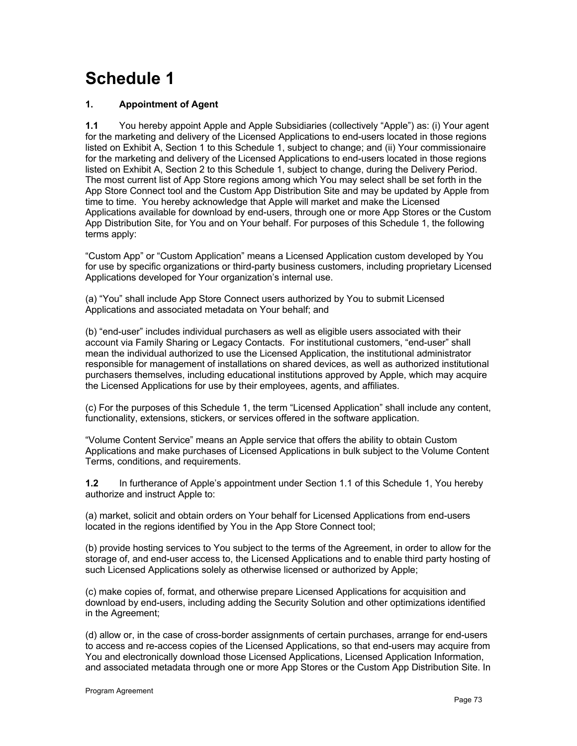# Schedule 1

## 1. Appointment of Agent

**1.1** You hereby appoint Apple and Apple Subsidiaries (collectively "Apple") as: (i) Your agent for the marketing and delivery of the Licensed Applications to end-users located in those regions listed on Exhibit A, Section 1 to this Schedule 1, subject to change; and (ii) Your commissionaire for the marketing and delivery of the Licensed Applications to end-users located in those regions listed on Exhibit A, Section 2 to this Schedule 1, subject to change, during the Delivery Period. The most current list of App Store regions among which You may select shall be set forth in the App Store Connect tool and the Custom App Distribution Site and may be updated by Apple from time to time. You hereby acknowledge that Apple will market and make the Licensed Applications available for download by end-users, through one or more App Stores or the Custom App Distribution Site, for You and on Your behalf. For purposes of this Schedule 1, the following terms apply:

"Custom App" or "Custom Application" means a Licensed Application custom developed by You for use by specific organizations or third-party business customers, including proprietary Licensed Applications developed for Your organization's internal use.

(a) "You" shall include App Store Connect users authorized by You to submit Licensed Applications and associated metadata on Your behalf; and

(b) "end-user" includes individual purchasers as well as eligible users associated with their account via Family Sharing or Legacy Contacts. For institutional customers, "end-user" shall mean the individual authorized to use the Licensed Application, the institutional administrator responsible for management of installations on shared devices, as well as authorized institutional purchasers themselves, including educational institutions approved by Apple, which may acquire the Licensed Applications for use by their employees, agents, and affiliates.

(c) For the purposes of this Schedule 1, the term "Licensed Application" shall include any content, functionality, extensions, stickers, or services offered in the software application.

"Volume Content Service" means an Apple service that offers the ability to obtain Custom Applications and make purchases of Licensed Applications in bulk subject to the Volume Content Terms, conditions, and requirements.

**1.2** In furtherance of Apple's appointment under Section 1.1 of this Schedule 1, You hereby authorize and instruct Apple to:

(a) market, solicit and obtain orders on Your behalf for Licensed Applications from end-users located in the regions identified by You in the App Store Connect tool;

(b) provide hosting services to You subject to the terms of the Agreement, in order to allow for the storage of, and end-user access to, the Licensed Applications and to enable third party hosting of such Licensed Applications solely as otherwise licensed or authorized by Apple;

(c) make copies of, format, and otherwise prepare Licensed Applications for acquisition and download by end-users, including adding the Security Solution and other optimizations identified in the Agreement;

(d) allow or, in the case of cross-border assignments of certain purchases, arrange for end-users to access and re-access copies of the Licensed Applications, so that end-users may acquire from You and electronically download those Licensed Applications, Licensed Application Information, and associated metadata through one or more App Stores or the Custom App Distribution Site. In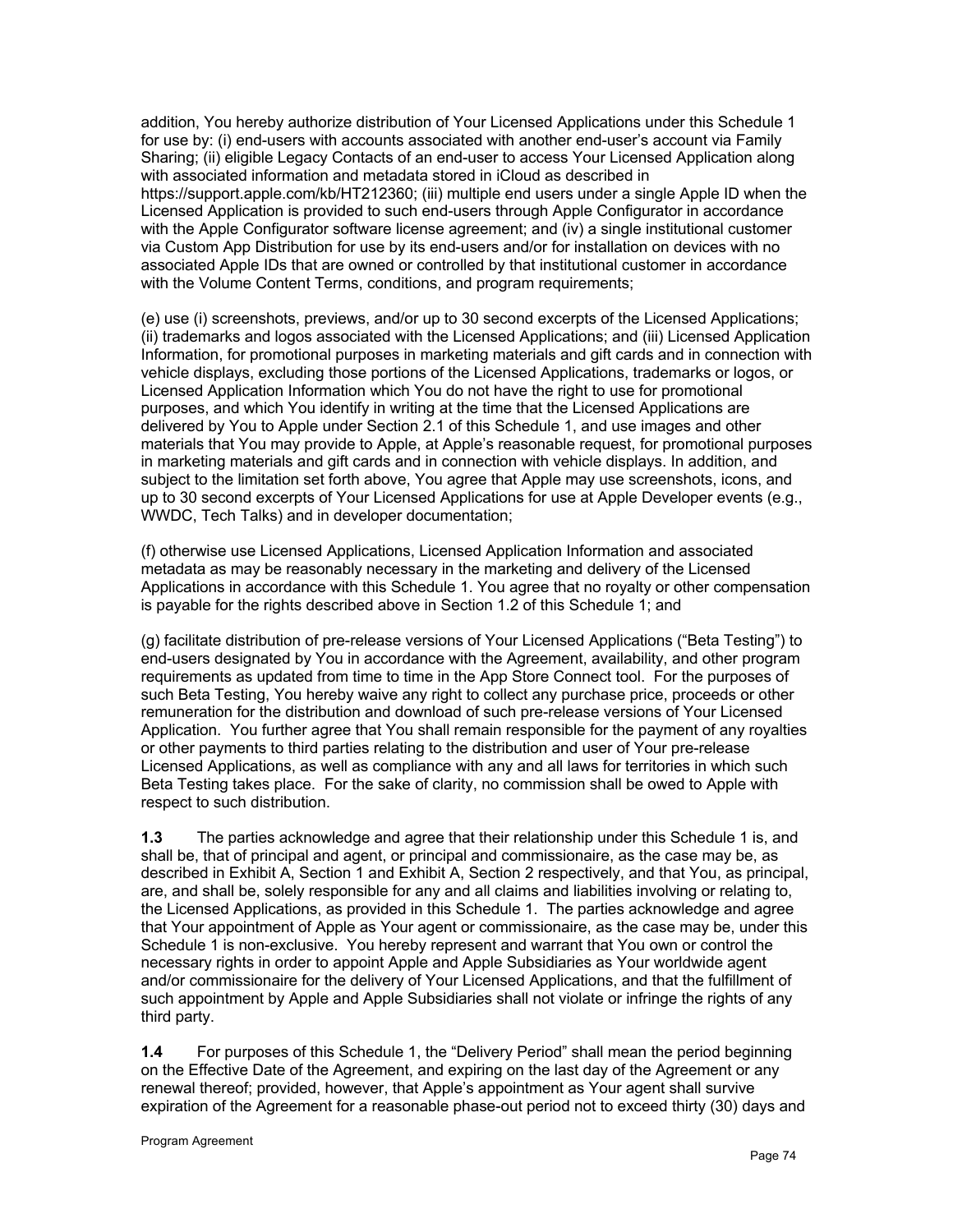addition, You hereby authorize distribution of Your Licensed Applications under this Schedule 1 for use by: (i) end-users with accounts associated with another end-user's account via Family Sharing; (ii) eligible Legacy Contacts of an end-user to access Your Licensed Application along with associated information and metadata stored in iCloud as described in https://support.apple.com/kb/HT212360; (iii) multiple end users under a single Apple ID when the Licensed Application is provided to such end-users through Apple Configurator in accordance with the Apple Configurator software license agreement; and (iv) a single institutional customer via Custom App Distribution for use by its end-users and/or for installation on devices with no associated Apple IDs that are owned or controlled by that institutional customer in accordance with the Volume Content Terms, conditions, and program requirements;

(e) use (i) screenshots, previews, and/or up to 30 second excerpts of the Licensed Applications; (ii) trademarks and logos associated with the Licensed Applications; and (iii) Licensed Application Information, for promotional purposes in marketing materials and gift cards and in connection with vehicle displays, excluding those portions of the Licensed Applications, trademarks or logos, or Licensed Application Information which You do not have the right to use for promotional purposes, and which You identify in writing at the time that the Licensed Applications are delivered by You to Apple under Section 2.1 of this Schedule 1, and use images and other materials that You may provide to Apple, at Apple's reasonable request, for promotional purposes in marketing materials and gift cards and in connection with vehicle displays. In addition, and subject to the limitation set forth above, You agree that Apple may use screenshots, icons, and up to 30 second excerpts of Your Licensed Applications for use at Apple Developer events (e.g., WWDC, Tech Talks) and in developer documentation;

(f) otherwise use Licensed Applications, Licensed Application Information and associated metadata as may be reasonably necessary in the marketing and delivery of the Licensed Applications in accordance with this Schedule 1. You agree that no royalty or other compensation is payable for the rights described above in Section 1.2 of this Schedule 1; and

(g) facilitate distribution of pre-release versions of Your Licensed Applications ("Beta Testing") to end-users designated by You in accordance with the Agreement, availability, and other program requirements as updated from time to time in the App Store Connect tool. For the purposes of such Beta Testing, You hereby waive any right to collect any purchase price, proceeds or other remuneration for the distribution and download of such pre-release versions of Your Licensed Application. You further agree that You shall remain responsible for the payment of any royalties or other payments to third parties relating to the distribution and user of Your pre-release Licensed Applications, as well as compliance with any and all laws for territories in which such Beta Testing takes place. For the sake of clarity, no commission shall be owed to Apple with respect to such distribution.

**1.3** The parties acknowledge and agree that their relationship under this Schedule 1 is, and shall be, that of principal and agent, or principal and commissionaire, as the case may be, as described in Exhibit A, Section 1 and Exhibit A, Section 2 respectively, and that You, as principal, are, and shall be, solely responsible for any and all claims and liabilities involving or relating to, the Licensed Applications, as provided in this Schedule 1. The parties acknowledge and agree that Your appointment of Apple as Your agent or commissionaire, as the case may be, under this Schedule 1 is non-exclusive. You hereby represent and warrant that You own or control the necessary rights in order to appoint Apple and Apple Subsidiaries as Your worldwide agent and/or commissionaire for the delivery of Your Licensed Applications, and that the fulfillment of such appointment by Apple and Apple Subsidiaries shall not violate or infringe the rights of any third party.

**1.4** For purposes of this Schedule 1, the "Delivery Period" shall mean the period beginning on the Effective Date of the Agreement, and expiring on the last day of the Agreement or any renewal thereof; provided, however, that Apple's appointment as Your agent shall survive expiration of the Agreement for a reasonable phase-out period not to exceed thirty (30) days and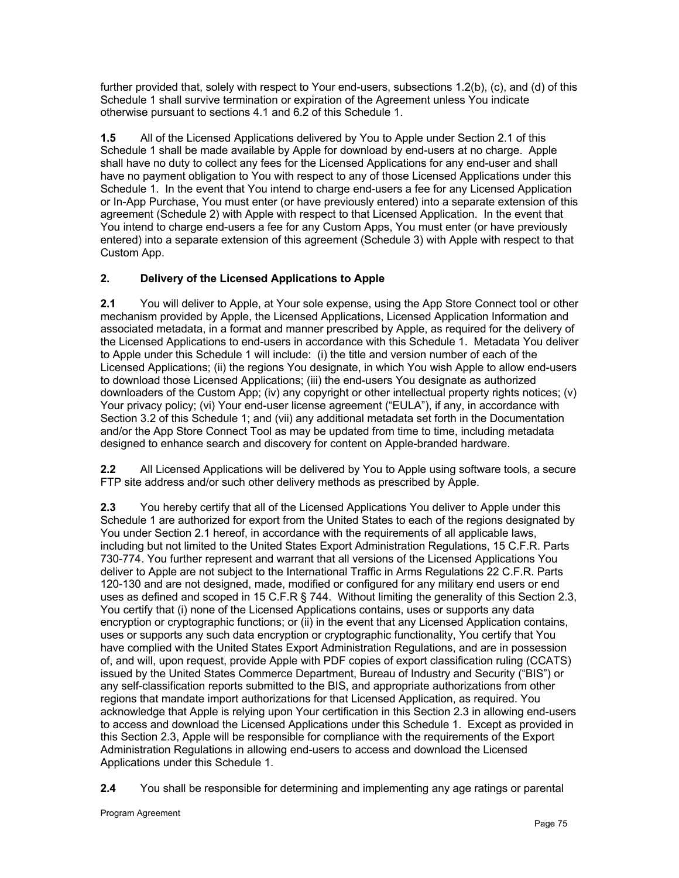further provided that, solely with respect to Your end-users, subsections 1.2(b), (c), and (d) of this Schedule 1 shall survive termination or expiration of the Agreement unless You indicate otherwise pursuant to sections 4.1 and 6.2 of this Schedule 1.

**1.5** All of the Licensed Applications delivered by You to Apple under Section 2.1 of this Schedule 1 shall be made available by Apple for download by end-users at no charge. Apple shall have no duty to collect any fees for the Licensed Applications for any end-user and shall have no payment obligation to You with respect to any of those Licensed Applications under this Schedule 1. In the event that You intend to charge end-users a fee for any Licensed Application or In-App Purchase, You must enter (or have previously entered) into a separate extension of this agreement (Schedule 2) with Apple with respect to that Licensed Application. In the event that You intend to charge end-users a fee for any Custom Apps, You must enter (or have previously entered) into a separate extension of this agreement (Schedule 3) with Apple with respect to that Custom App.

## 2. Delivery of the Licensed Applications to Apple

**2.1** You will deliver to Apple, at Your sole expense, using the App Store Connect tool or other mechanism provided by Apple, the Licensed Applications, Licensed Application Information and associated metadata, in a format and manner prescribed by Apple, as required for the delivery of the Licensed Applications to end-users in accordance with this Schedule 1. Metadata You deliver to Apple under this Schedule 1 will include: (i) the title and version number of each of the Licensed Applications; (ii) the regions You designate, in which You wish Apple to allow end-users to download those Licensed Applications; (iii) the end-users You designate as authorized downloaders of the Custom App; (iv) any copyright or other intellectual property rights notices; (v) Your privacy policy; (vi) Your end-user license agreement ("EULA"), if any, in accordance with Section 3.2 of this Schedule 1; and (vii) any additional metadata set forth in the Documentation and/or the App Store Connect Tool as may be updated from time to time, including metadata designed to enhance search and discovery for content on Apple-branded hardware.

**2.2** All Licensed Applications will be delivered by You to Apple using software tools, a secure FTP site address and/or such other delivery methods as prescribed by Apple.

**2.3** You hereby certify that all of the Licensed Applications You deliver to Apple under this Schedule 1 are authorized for export from the United States to each of the regions designated by You under Section 2.1 hereof, in accordance with the requirements of all applicable laws, including but not limited to the United States Export Administration Regulations, 15 C.F.R. Parts 730-774. You further represent and warrant that all versions of the Licensed Applications You deliver to Apple are not subject to the International Traffic in Arms Regulations 22 C.F.R. Parts 120-130 and are not designed, made, modified or configured for any military end users or end uses as defined and scoped in 15 C.F.R § 744. Without limiting the generality of this Section 2.3, You certify that (i) none of the Licensed Applications contains, uses or supports any data encryption or cryptographic functions; or (ii) in the event that any Licensed Application contains, uses or supports any such data encryption or cryptographic functionality, You certify that You have complied with the United States Export Administration Regulations, and are in possession of, and will, upon request, provide Apple with PDF copies of export classification ruling (CCATS) issued by the United States Commerce Department, Bureau of Industry and Security ("BIS") or any self-classification reports submitted to the BIS, and appropriate authorizations from other regions that mandate import authorizations for that Licensed Application, as required. You acknowledge that Apple is relying upon Your certification in this Section 2.3 in allowing end-users to access and download the Licensed Applications under this Schedule 1. Except as provided in this Section 2.3, Apple will be responsible for compliance with the requirements of the Export Administration Regulations in allowing end-users to access and download the Licensed Applications under this Schedule 1.

**2.4** You shall be responsible for determining and implementing any age ratings or parental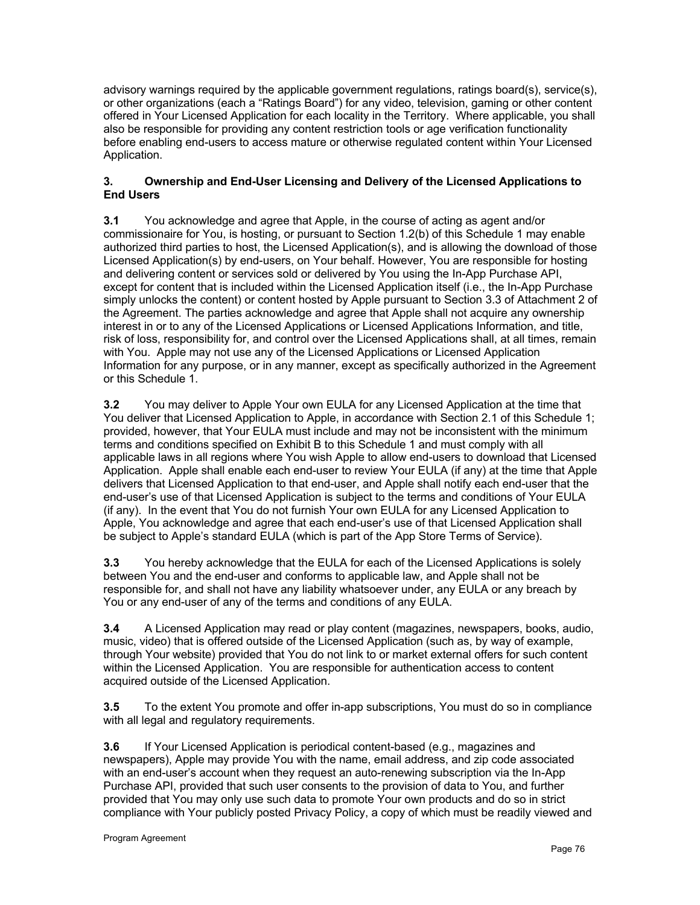advisory warnings required by the applicable government regulations, ratings board(s), service(s), or other organizations (each a "Ratings Board") for any video, television, gaming or other content offered in Your Licensed Application for each locality in the Territory. Where applicable, you shall also be responsible for providing any content restriction tools or age verification functionality before enabling end-users to access mature or otherwise regulated content within Your Licensed Application.

### 3. Ownership and End-User Licensing and Delivery of the Licensed Applications to End Users

**3.1** You acknowledge and agree that Apple, in the course of acting as agent and/or commissionaire for You, is hosting, or pursuant to Section 1.2(b) of this Schedule 1 may enable authorized third parties to host, the Licensed Application(s), and is allowing the download of those Licensed Application(s) by end-users, on Your behalf. However, You are responsible for hosting and delivering content or services sold or delivered by You using the In-App Purchase API, except for content that is included within the Licensed Application itself (i.e., the In-App Purchase simply unlocks the content) or content hosted by Apple pursuant to Section 3.3 of Attachment 2 of the Agreement. The parties acknowledge and agree that Apple shall not acquire any ownership interest in or to any of the Licensed Applications or Licensed Applications Information, and title, risk of loss, responsibility for, and control over the Licensed Applications shall, at all times, remain with You. Apple may not use any of the Licensed Applications or Licensed Application Information for any purpose, or in any manner, except as specifically authorized in the Agreement or this Schedule 1.

**3.2** You may deliver to Apple Your own EULA for any Licensed Application at the time that You deliver that Licensed Application to Apple, in accordance with Section 2.1 of this Schedule 1; provided, however, that Your EULA must include and may not be inconsistent with the minimum terms and conditions specified on Exhibit B to this Schedule 1 and must comply with all applicable laws in all regions where You wish Apple to allow end-users to download that Licensed Application. Apple shall enable each end-user to review Your EULA (if any) at the time that Apple delivers that Licensed Application to that end-user, and Apple shall notify each end-user that the end-user's use of that Licensed Application is subject to the terms and conditions of Your EULA (if any). In the event that You do not furnish Your own EULA for any Licensed Application to Apple, You acknowledge and agree that each end-user's use of that Licensed Application shall be subject to Apple's standard EULA (which is part of the App Store Terms of Service).

**3.3** You hereby acknowledge that the EULA for each of the Licensed Applications is solely between You and the end-user and conforms to applicable law, and Apple shall not be responsible for, and shall not have any liability whatsoever under, any EULA or any breach by You or any end-user of any of the terms and conditions of any EULA.

**3.4** A Licensed Application may read or play content (magazines, newspapers, books, audio, music, video) that is offered outside of the Licensed Application (such as, by way of example, through Your website) provided that You do not link to or market external offers for such content within the Licensed Application. You are responsible for authentication access to content acquired outside of the Licensed Application.

**3.5** To the extent You promote and offer in-app subscriptions, You must do so in compliance with all legal and regulatory requirements.

**3.6** If Your Licensed Application is periodical content-based (e.g., magazines and newspapers), Apple may provide You with the name, email address, and zip code associated with an end-user's account when they request an auto-renewing subscription via the In-App Purchase API, provided that such user consents to the provision of data to You, and further provided that You may only use such data to promote Your own products and do so in strict compliance with Your publicly posted Privacy Policy, a copy of which must be readily viewed and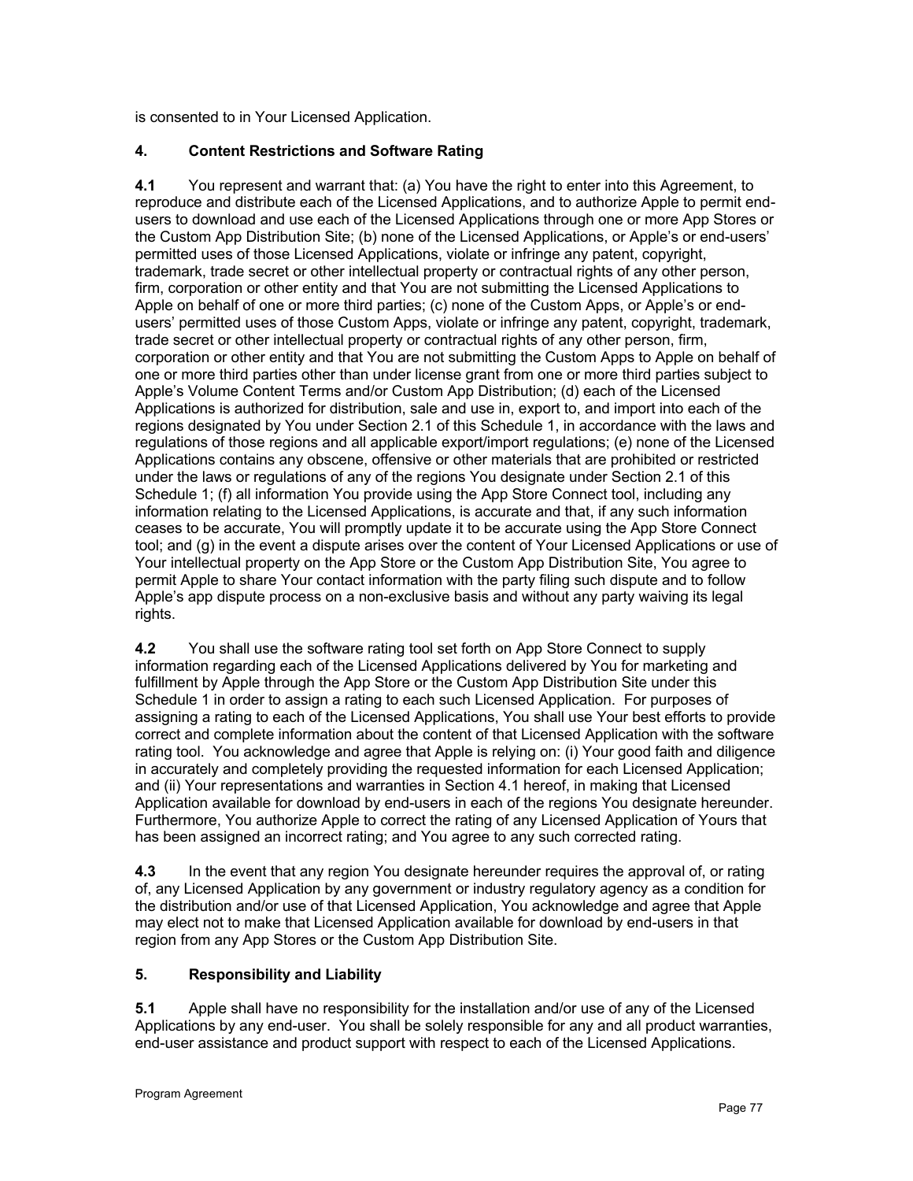is consented to in Your Licensed Application.

## 4. Content Restrictions and Software Rating

**4.1** You represent and warrant that: (a) You have the right to enter into this Agreement, to reproduce and distribute each of the Licensed Applications, and to authorize Apple to permit end-users to download and use each of the Licensed Applications through one or more App Stores or the Custom App Distribution Site; (b) none of the Licensed Applications, or Apple's or end-users' permitted uses of those Licensed Applications, violate or infringe any patent, copyright, trademark, trade secret or other intellectual property or contractual rights of any other person, firm, corporation or other entity and that You are not submitting the Licensed Applications to Apple on behalf of one or more third parties; (c) none of the Custom Apps, or Apple's or end-users' permitted uses of those Custom Apps, violate or infringe any patent, copyright, trademark, trade secret or other intellectual property or contractual rights of any other person, firm, corporation or other entity and that You are not submitting the Custom Apps to Apple on behalf of one or more third parties other than under license grant from one or more third parties subject to Apple's Volume Content Terms and/or Custom App Distribution; (d) each of the Licensed Applications is authorized for distribution, sale and use in, export to, and import into each of the regions designated by You under Section 2.1 of this Schedule 1, in accordance with the laws and regulations of those regions and all applicable export/import regulations; (e) none of the Licensed Applications contains any obscene, offensive or other materials that are prohibited or restricted under the laws or regulations of any of the regions You designate under Section 2.1 of this Schedule 1; (f) all information You provide using the App Store Connect tool, including any information relating to the Licensed Applications, is accurate and that, if any such information ceases to be accurate, You will promptly update it to be accurate using the App Store Connect tool; and (g) in the event a dispute arises over the content of Your Licensed Applications or use of Your intellectual property on the App Store or the Custom App Distribution Site, You agree to permit Apple to share Your contact information with the party filing such dispute and to follow Apple's app dispute process on a non-exclusive basis and without any party waiving its legal rights.

**4.2** You shall use the software rating tool set forth on App Store Connect to supply information regarding each of the Licensed Applications delivered by You for marketing and fulfillment by Apple through the App Store or the Custom App Distribution Site under this Schedule 1 in order to assign a rating to each such Licensed Application. For purposes of assigning a rating to each of the Licensed Applications, You shall use Your best efforts to provide correct and complete information about the content of that Licensed Application with the software rating tool. You acknowledge and agree that Apple is relying on: (i) Your good faith and diligence in accurately and completely providing the requested information for each Licensed Application; and (ii) Your representations and warranties in Section 4.1 hereof, in making that Licensed Application available for download by end-users in each of the regions You designate hereunder. Furthermore, You authorize Apple to correct the rating of any Licensed Application of Yours that has been assigned an incorrect rating; and You agree to any such corrected rating.

**4.3** In the event that any region You designate hereunder requires the approval of, or rating of, any Licensed Application by any government or industry regulatory agency as a condition for the distribution and/or use of that Licensed Application, You acknowledge and agree that Apple may elect not to make that Licensed Application available for download by end-users in that region from any App Stores or the Custom App Distribution Site.

## 5. Responsibility and Liability

**5.1** Apple shall have no responsibility for the installation and/or use of any of the Licensed Applications by any end-user. You shall be solely responsible for any and all product warranties, end-user assistance and product support with respect to each of the Licensed Applications.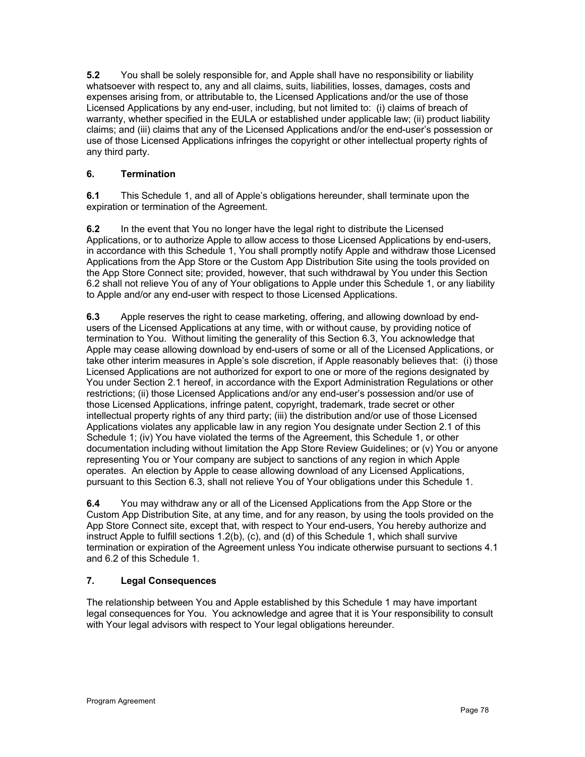**5.2** You shall be solely responsible for, and Apple shall have no responsibility or liability whatsoever with respect to, any and all claims, suits, liabilities, losses, damages, costs and expenses arising from, or attributable to, the Licensed Applications and/or the use of those Licensed Applications by any end-user, including, but not limited to: (i) claims of breach of warranty, whether specified in the EULA or established under applicable law; (ii) product liability claims; and (iii) claims that any of the Licensed Applications and/or the end-user's possession or use of those Licensed Applications infringes the copyright or other intellectual property rights of any third party.

## 6. Termination

**6.1** This Schedule 1, and all of Apple's obligations hereunder, shall terminate upon the expiration or termination of the Agreement.

**6.2** In the event that You no longer have the legal right to distribute the Licensed Applications, or to authorize Apple to allow access to those Licensed Applications by end-users, in accordance with this Schedule 1, You shall promptly notify Apple and withdraw those Licensed Applications from the App Store or the Custom App Distribution Site using the tools provided on the App Store Connect site; provided, however, that such withdrawal by You under this Section 6.2 shall not relieve You of any of Your obligations to Apple under this Schedule 1, or any liability to Apple and/or any end-user with respect to those Licensed Applications.

**6.3** Apple reserves the right to cease marketing, offering, and allowing download by end-users of the Licensed Applications at any time, with or without cause, by providing notice of termination to You. Without limiting the generality of this Section 6.3, You acknowledge that Apple may cease allowing download by end-users of some or all of the Licensed Applications, or take other interim measures in Apple's sole discretion, if Apple reasonably believes that: (i) those Licensed Applications are not authorized for export to one or more of the regions designated by You under Section 2.1 hereof, in accordance with the Export Administration Regulations or other restrictions; (ii) those Licensed Applications and/or any end-user's possession and/or use of those Licensed Applications, infringe patent, copyright, trademark, trade secret or other intellectual property rights of any third party; (iii) the distribution and/or use of those Licensed Applications violates any applicable law in any region You designate under Section 2.1 of this Schedule 1; (iv) You have violated the terms of the Agreement, this Schedule 1, or other documentation including without limitation the App Store Review Guidelines; or (v) You or anyone representing You or Your company are subject to sanctions of any region in which Apple operates. An election by Apple to cease allowing download of any Licensed Applications, pursuant to this Section 6.3, shall not relieve You of Your obligations under this Schedule 1.

**6.4** You may withdraw any or all of the Licensed Applications from the App Store or the Custom App Distribution Site, at any time, and for any reason, by using the tools provided on the App Store Connect site, except that, with respect to Your end-users, You hereby authorize and instruct Apple to fulfill sections 1.2(b), (c), and (d) of this Schedule 1, which shall survive termination or expiration of the Agreement unless You indicate otherwise pursuant to sections 4.1 and 6.2 of this Schedule 1.

## 7. Legal Consequences

The relationship between You and Apple established by this Schedule 1 may have important legal consequences for You. You acknowledge and agree that it is Your responsibility to consult with Your legal advisors with respect to Your legal obligations hereunder.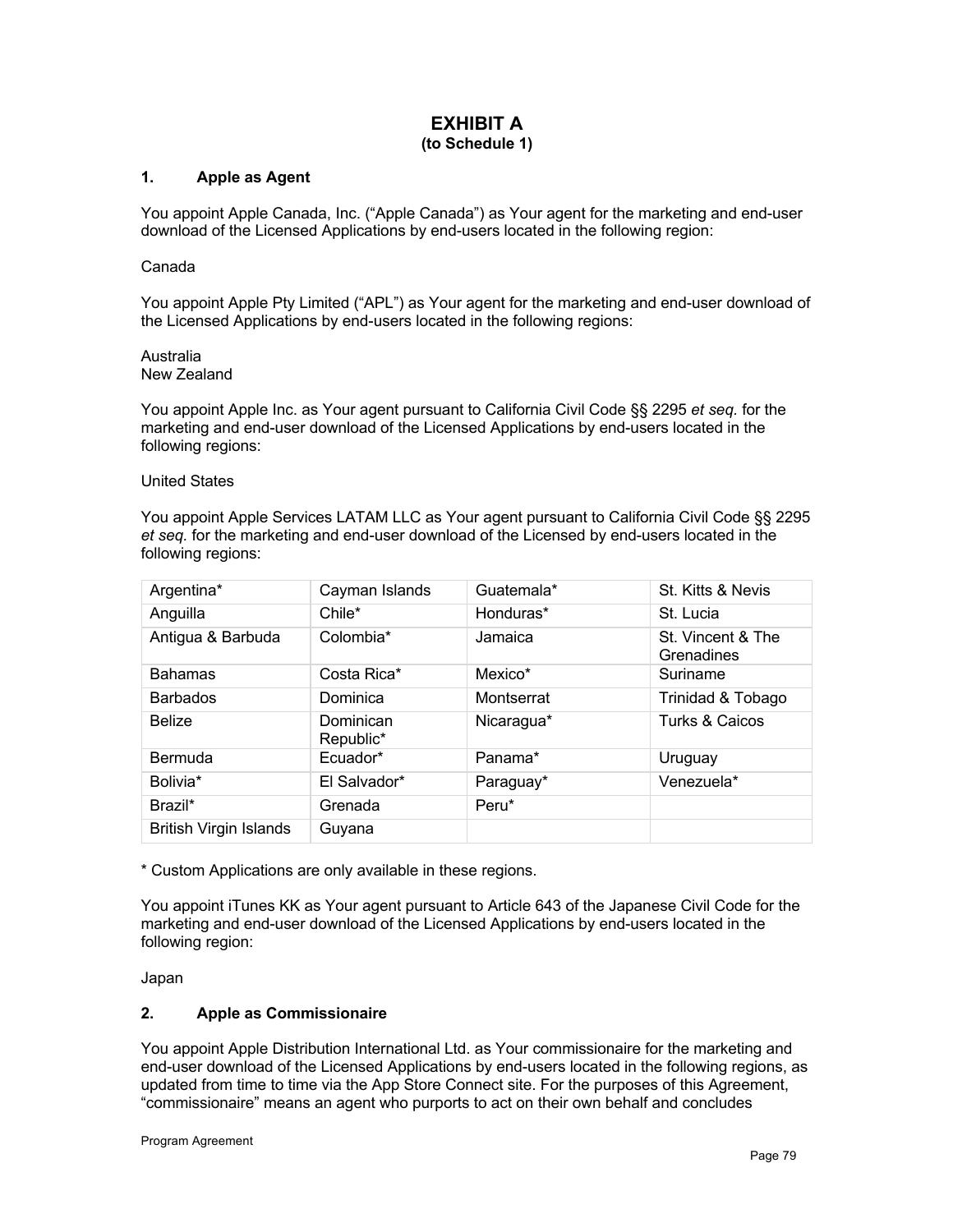# EXHIBIT A
**(to Schedule 1)**

## 1. Apple as Agent

You appoint Apple Canada, Inc. ("Apple Canada") as Your agent for the marketing and end-user download of the Licensed Applications by end-users located in the following region:

Canada

You appoint Apple Pty Limited ("APL") as Your agent for the marketing and end-user download of the Licensed Applications by end-users located in the following regions:

Australia
New Zealand

You appoint Apple Inc. as Your agent pursuant to California Civil Code §§ 2295 *et seq.* for the marketing and end-user download of the Licensed Applications by end-users located in the following regions:

United States

You appoint Apple Services LATAM LLC as Your agent pursuant to California Civil Code §§ 2295 *et seq.* for the marketing and end-user download of the Licensed by end-users located in the following regions:

| | | | |
|---|---|---|---|
| Argentina* | Cayman Islands | Guatemala* | St. Kitts & Nevis |
| Anguilla | Chile* | Honduras* | St. Lucia |
| Antigua & Barbuda | Colombia* | Jamaica | St. Vincent & The Grenadines |
| Bahamas | Costa Rica* | Mexico* | Suriname |
| Barbados | Dominica | Montserrat | Trinidad & Tobago |
| Belize | Dominican Republic* | Nicaragua* | Turks & Caicos |
| Bermuda | Ecuador* | Panama* | Uruguay |
| Bolivia* | El Salvador* | Paraguay* | Venezuela* |
| Brazil* | Grenada | Peru* | |
| British Virgin Islands | Guyana | | |

* Custom Applications are only available in these regions.

You appoint iTunes KK as Your agent pursuant to Article 643 of the Japanese Civil Code for the marketing and end-user download of the Licensed Applications by end-users located in the following region:

Japan

## 2. Apple as Commissionaire

You appoint Apple Distribution International Ltd. as Your commissionaire for the marketing and end-user download of the Licensed Applications by end-users located in the following regions, as updated from time to time via the App Store Connect site. For the purposes of this Agreement, "commissionaire" means an agent who purports to act on their own behalf and concludes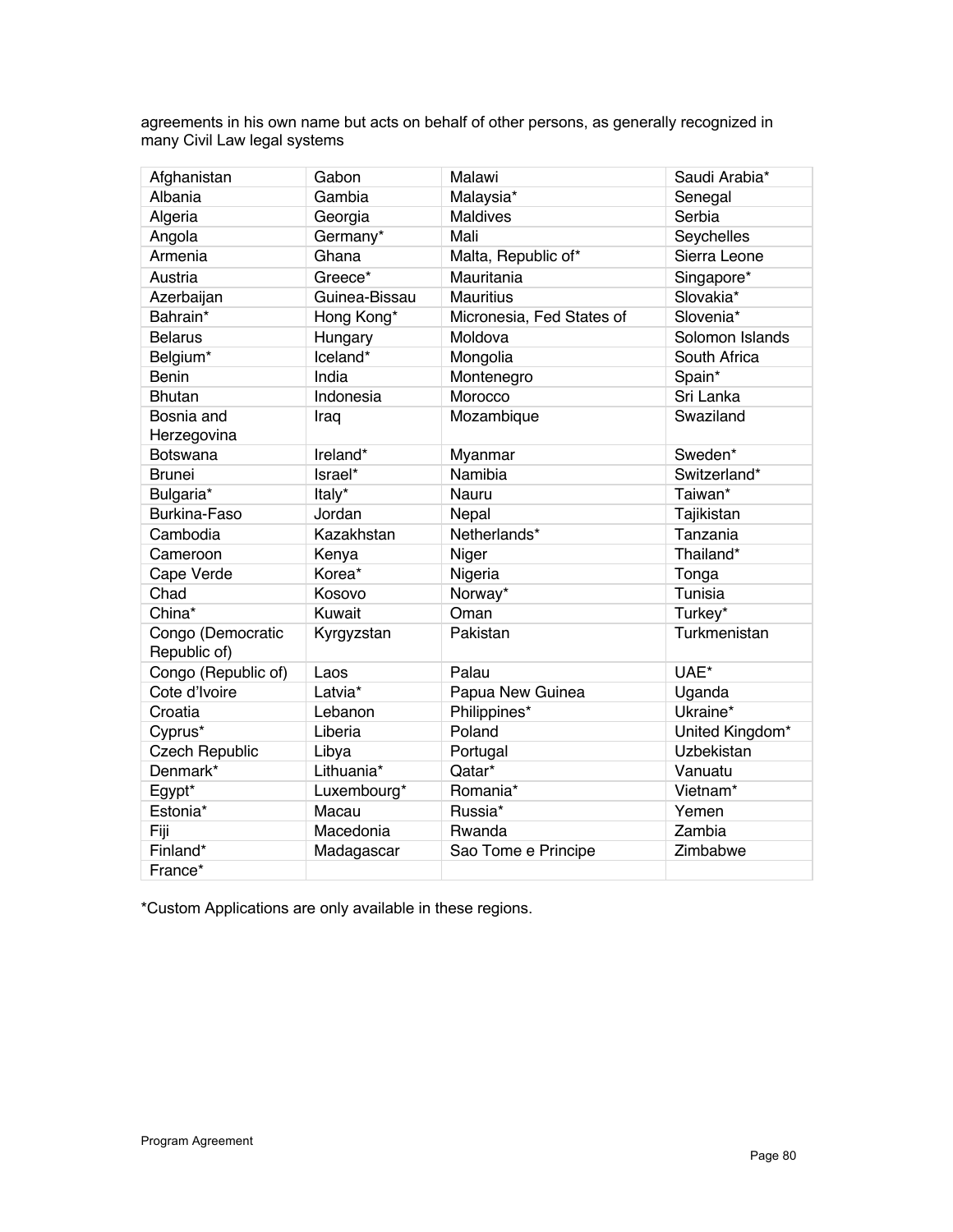agreements in his own name but acts on behalf of other persons, as generally recognized in many Civil Law legal systems

| Afghanistan | Gabon | Malawi | Saudi Arabia* |
|---|---|---|---|
| Albania | Gambia | Malaysia* | Senegal |
| Algeria | Georgia | Maldives | Serbia |
| Angola | Germany* | Mali | Seychelles |
| Armenia | Ghana | Malta, Republic of* | Sierra Leone |
| Austria | Greece* | Mauritania | Singapore* |
| Azerbaijan | Guinea-Bissau | Mauritius | Slovakia* |
| Bahrain* | Hong Kong* | Micronesia, Fed States of | Slovenia* |
| Belarus | Hungary | Moldova | Solomon Islands |
| Belgium* | Iceland* | Mongolia | South Africa |
| Benin | India | Montenegro | Spain* |
| Bhutan | Indonesia | Morocco | Sri Lanka |
| Bosnia and Herzegovina | Iraq | Mozambique | Swaziland |
| Botswana | Ireland* | Myanmar | Sweden* |
| Brunei | Israel* | Namibia | Switzerland* |
| Bulgaria* | Italy* | Nauru | Taiwan* |
| Burkina-Faso | Jordan | Nepal | Tajikistan |
| Cambodia | Kazakhstan | Netherlands* | Tanzania |
| Cameroon | Kenya | Niger | Thailand* |
| Cape Verde | Korea* | Nigeria | Tonga |
| Chad | Kosovo | Norway* | Tunisia |
| China* | Kuwait | Oman | Turkey* |
| Congo (Democratic Republic of) | Kyrgyzstan | Pakistan | Turkmenistan |
| Congo (Republic of) | Laos | Palau | UAE* |
| Cote d'Ivoire | Latvia* | Papua New Guinea | Uganda |
| Croatia | Lebanon | Philippines* | Ukraine* |
| Cyprus* | Liberia | Poland | United Kingdom* |
| Czech Republic | Libya | Portugal | Uzbekistan |
| Denmark* | Lithuania* | Qatar* | Vanuatu |
| Egypt* | Luxembourg* | Romania* | Vietnam* |
| Estonia* | Macau | Russia* | Yemen |
| Fiji | Macedonia | Rwanda | Zambia |
| Finland* | Madagascar | Sao Tome e Principe | Zimbabwe |
| France* | | | |

*Custom Applications are only available in these regions.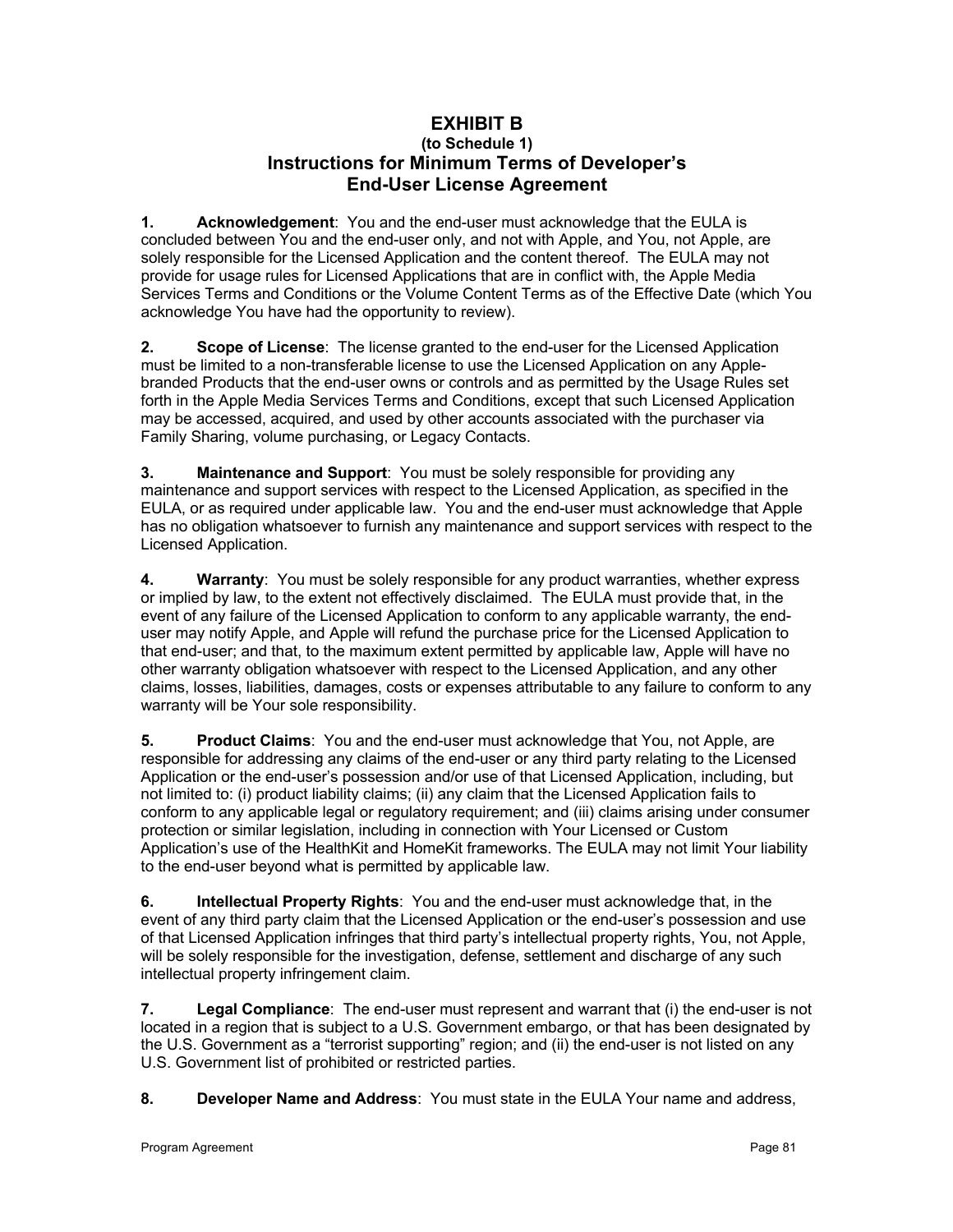# EXHIBIT B

### (to Schedule 1)

## Instructions for Minimum Terms of Developer's End-User License Agreement

**1. Acknowledgement**: You and the end-user must acknowledge that the EULA is concluded between You and the end-user only, and not with Apple, and You, not Apple, are solely responsible for the Licensed Application and the content thereof. The EULA may not provide for usage rules for Licensed Applications that are in conflict with, the Apple Media Services Terms and Conditions or the Volume Content Terms as of the Effective Date (which You acknowledge You have had the opportunity to review).

**2. Scope of License**: The license granted to the end-user for the Licensed Application must be limited to a non-transferable license to use the Licensed Application on any Apple-branded Products that the end-user owns or controls and as permitted by the Usage Rules set forth in the Apple Media Services Terms and Conditions, except that such Licensed Application may be accessed, acquired, and used by other accounts associated with the purchaser via Family Sharing, volume purchasing, or Legacy Contacts.

**3. Maintenance and Support**: You must be solely responsible for providing any maintenance and support services with respect to the Licensed Application, as specified in the EULA, or as required under applicable law. You and the end-user must acknowledge that Apple has no obligation whatsoever to furnish any maintenance and support services with respect to the Licensed Application.

**4. Warranty**: You must be solely responsible for any product warranties, whether express or implied by law, to the extent not effectively disclaimed. The EULA must provide that, in the event of any failure of the Licensed Application to conform to any applicable warranty, the end-user may notify Apple, and Apple will refund the purchase price for the Licensed Application to that end-user; and that, to the maximum extent permitted by applicable law, Apple will have no other warranty obligation whatsoever with respect to the Licensed Application, and any other claims, losses, liabilities, damages, costs or expenses attributable to any failure to conform to any warranty will be Your sole responsibility.

**5. Product Claims**: You and the end-user must acknowledge that You, not Apple, are responsible for addressing any claims of the end-user or any third party relating to the Licensed Application or the end-user's possession and/or use of that Licensed Application, including, but not limited to: (i) product liability claims; (ii) any claim that the Licensed Application fails to conform to any applicable legal or regulatory requirement; and (iii) claims arising under consumer protection or similar legislation, including in connection with Your Licensed or Custom Application's use of the HealthKit and HomeKit frameworks. The EULA may not limit Your liability to the end-user beyond what is permitted by applicable law.

**6. Intellectual Property Rights**: You and the end-user must acknowledge that, in the event of any third party claim that the Licensed Application or the end-user's possession and use of that Licensed Application infringes that third party's intellectual property rights, You, not Apple, will be solely responsible for the investigation, defense, settlement and discharge of any such intellectual property infringement claim.

**7. Legal Compliance**: The end-user must represent and warrant that (i) the end-user is not located in a region that is subject to a U.S. Government embargo, or that has been designated by the U.S. Government as a "terrorist supporting" region; and (ii) the end-user is not listed on any U.S. Government list of prohibited or restricted parties.

**8. Developer Name and Address**: You must state in the EULA Your name and address,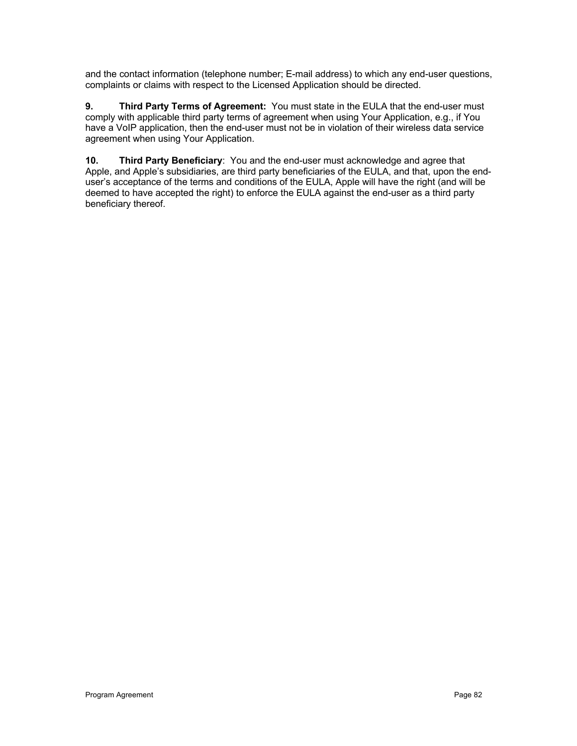and the contact information (telephone number; E-mail address) to which any end-user questions, complaints or claims with respect to the Licensed Application should be directed.

**9. Third Party Terms of Agreement:** You must state in the EULA that the end-user must comply with applicable third party terms of agreement when using Your Application, e.g., if You have a VoIP application, then the end-user must not be in violation of their wireless data service agreement when using Your Application.

**10. Third Party Beneficiary**: You and the end-user must acknowledge and agree that Apple, and Apple's subsidiaries, are third party beneficiaries of the EULA, and that, upon the end-user's acceptance of the terms and conditions of the EULA, Apple will have the right (and will be deemed to have accepted the right) to enforce the EULA against the end-user as a third party beneficiary thereof.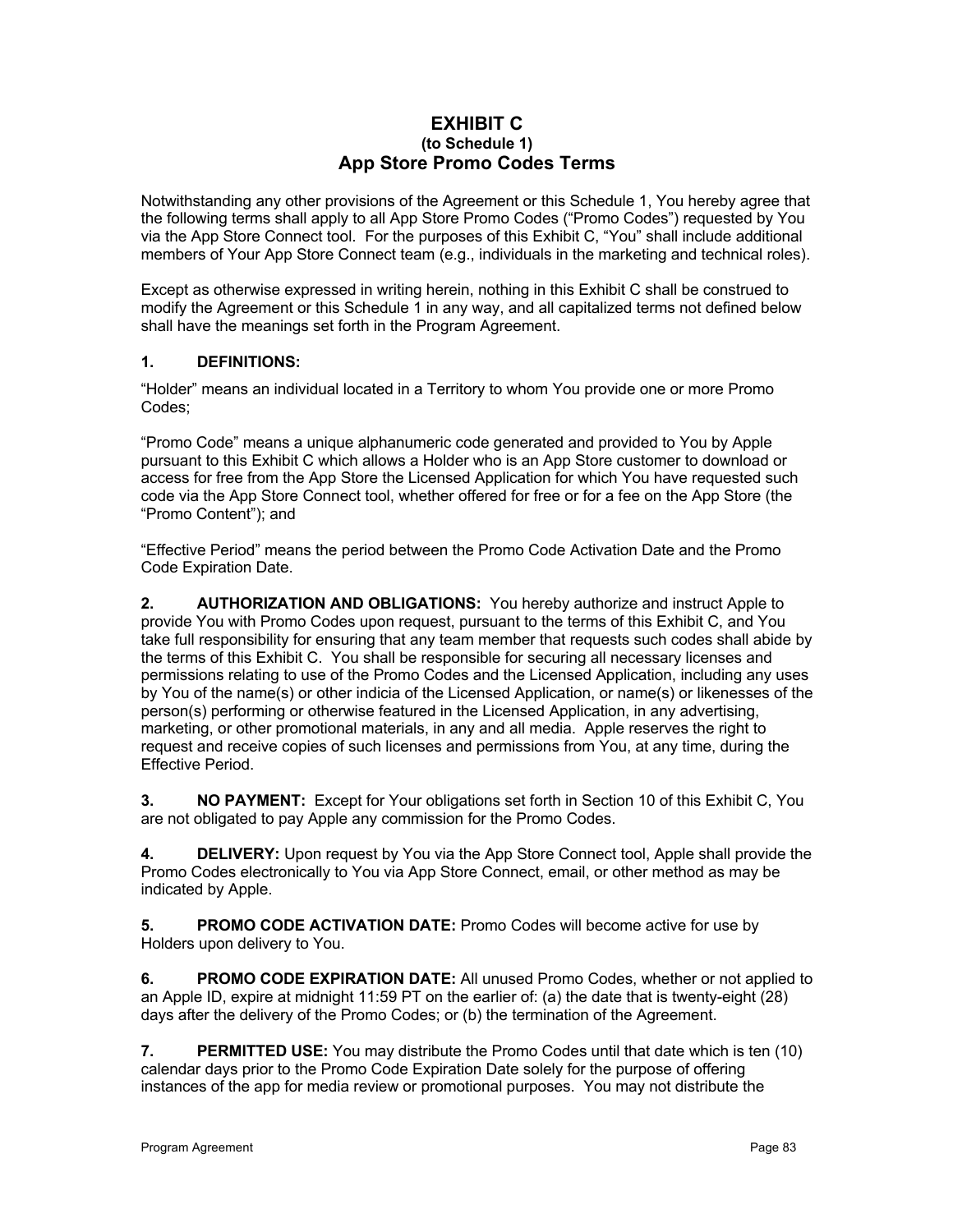# EXHIBIT C
### (to Schedule 1)
## App Store Promo Codes Terms

Notwithstanding any other provisions of the Agreement or this Schedule 1, You hereby agree that the following terms shall apply to all App Store Promo Codes ("Promo Codes") requested by You via the App Store Connect tool. For the purposes of this Exhibit C, "You" shall include additional members of Your App Store Connect team (e.g., individuals in the marketing and technical roles).

Except as otherwise expressed in writing herein, nothing in this Exhibit C shall be construed to modify the Agreement or this Schedule 1 in any way, and all capitalized terms not defined below shall have the meanings set forth in the Program Agreement.

**1. DEFINITIONS:**

"Holder" means an individual located in a Territory to whom You provide one or more Promo Codes;

"Promo Code" means a unique alphanumeric code generated and provided to You by Apple pursuant to this Exhibit C which allows a Holder who is an App Store customer to download or access for free from the App Store the Licensed Application for which You have requested such code via the App Store Connect tool, whether offered for free or for a fee on the App Store (the "Promo Content"); and

"Effective Period" means the period between the Promo Code Activation Date and the Promo Code Expiration Date.

**2. AUTHORIZATION AND OBLIGATIONS:** You hereby authorize and instruct Apple to provide You with Promo Codes upon request, pursuant to the terms of this Exhibit C, and You take full responsibility for ensuring that any team member that requests such codes shall abide by the terms of this Exhibit C. You shall be responsible for securing all necessary licenses and permissions relating to use of the Promo Codes and the Licensed Application, including any uses by You of the name(s) or other indicia of the Licensed Application, or name(s) or likenesses of the person(s) performing or otherwise featured in the Licensed Application, in any advertising, marketing, or other promotional materials, in any and all media. Apple reserves the right to request and receive copies of such licenses and permissions from You, at any time, during the Effective Period.

**3. NO PAYMENT:** Except for Your obligations set forth in Section 10 of this Exhibit C, You are not obligated to pay Apple any commission for the Promo Codes.

**4. DELIVERY:** Upon request by You via the App Store Connect tool, Apple shall provide the Promo Codes electronically to You via App Store Connect, email, or other method as may be indicated by Apple.

**5. PROMO CODE ACTIVATION DATE:** Promo Codes will become active for use by Holders upon delivery to You.

**6. PROMO CODE EXPIRATION DATE:** All unused Promo Codes, whether or not applied to an Apple ID, expire at midnight 11:59 PT on the earlier of: (a) the date that is twenty-eight (28) days after the delivery of the Promo Codes; or (b) the termination of the Agreement.

**7. PERMITTED USE:** You may distribute the Promo Codes until that date which is ten (10) calendar days prior to the Promo Code Expiration Date solely for the purpose of offering instances of the app for media review or promotional purposes. You may not distribute the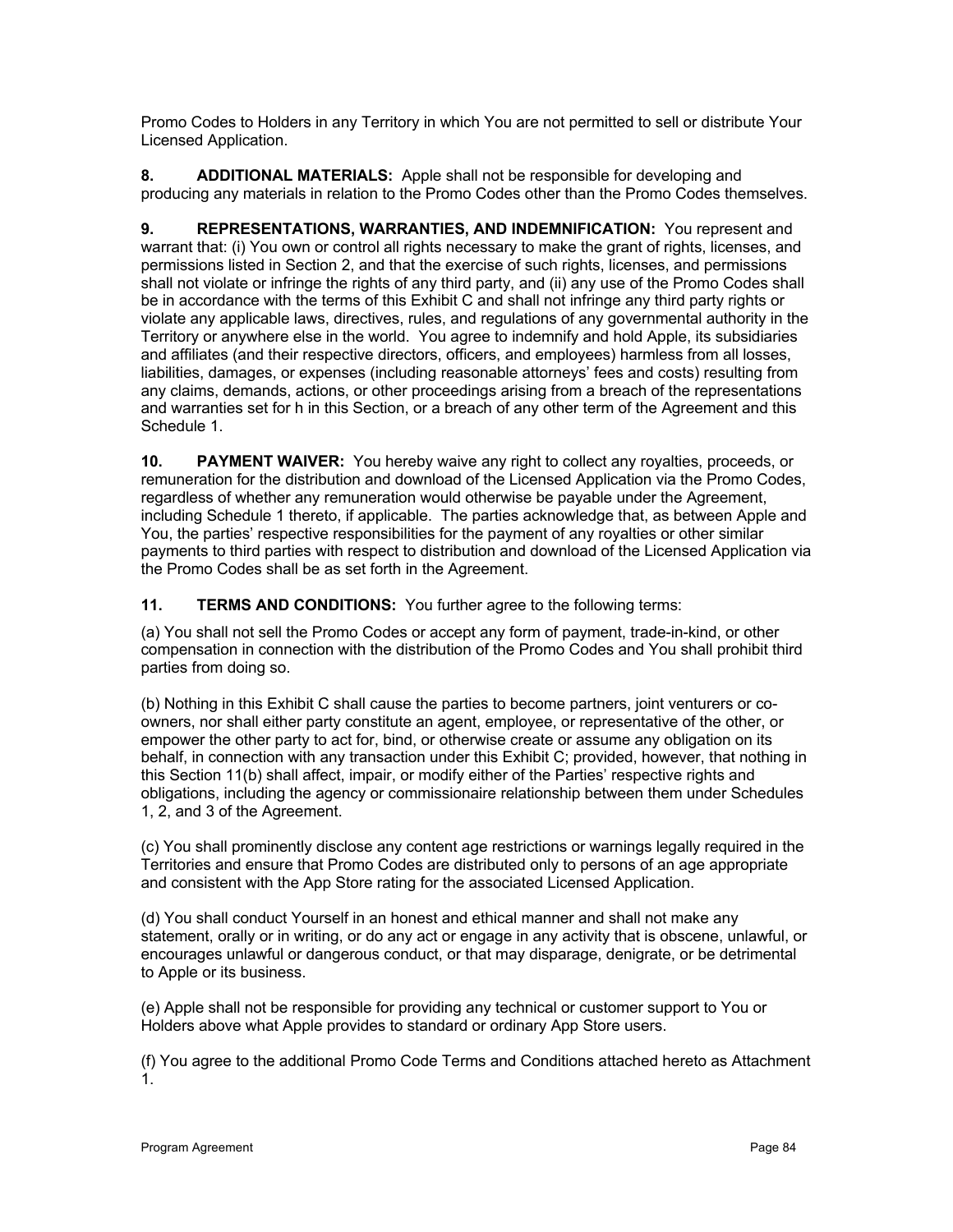Promo Codes to Holders in any Territory in which You are not permitted to sell or distribute Your Licensed Application.

**8. ADDITIONAL MATERIALS:** Apple shall not be responsible for developing and producing any materials in relation to the Promo Codes other than the Promo Codes themselves.

**9. REPRESENTATIONS, WARRANTIES, AND INDEMNIFICATION:** You represent and warrant that: (i) You own or control all rights necessary to make the grant of rights, licenses, and permissions listed in Section 2, and that the exercise of such rights, licenses, and permissions shall not violate or infringe the rights of any third party, and (ii) any use of the Promo Codes shall be in accordance with the terms of this Exhibit C and shall not infringe any third party rights or violate any applicable laws, directives, rules, and regulations of any governmental authority in the Territory or anywhere else in the world. You agree to indemnify and hold Apple, its subsidiaries and affiliates (and their respective directors, officers, and employees) harmless from all losses, liabilities, damages, or expenses (including reasonable attorneys' fees and costs) resulting from any claims, demands, actions, or other proceedings arising from a breach of the representations and warranties set for h in this Section, or a breach of any other term of the Agreement and this Schedule 1.

**10. PAYMENT WAIVER:** You hereby waive any right to collect any royalties, proceeds, or remuneration for the distribution and download of the Licensed Application via the Promo Codes, regardless of whether any remuneration would otherwise be payable under the Agreement, including Schedule 1 thereto, if applicable. The parties acknowledge that, as between Apple and You, the parties' respective responsibilities for the payment of any royalties or other similar payments to third parties with respect to distribution and download of the Licensed Application via the Promo Codes shall be as set forth in the Agreement.

**11. TERMS AND CONDITIONS:** You further agree to the following terms:

(a) You shall not sell the Promo Codes or accept any form of payment, trade-in-kind, or other compensation in connection with the distribution of the Promo Codes and You shall prohibit third parties from doing so.

(b) Nothing in this Exhibit C shall cause the parties to become partners, joint venturers or co-owners, nor shall either party constitute an agent, employee, or representative of the other, or empower the other party to act for, bind, or otherwise create or assume any obligation on its behalf, in connection with any transaction under this Exhibit C; provided, however, that nothing in this Section 11(b) shall affect, impair, or modify either of the Parties' respective rights and obligations, including the agency or commissionaire relationship between them under Schedules 1, 2, and 3 of the Agreement.

(c) You shall prominently disclose any content age restrictions or warnings legally required in the Territories and ensure that Promo Codes are distributed only to persons of an age appropriate and consistent with the App Store rating for the associated Licensed Application.

(d) You shall conduct Yourself in an honest and ethical manner and shall not make any statement, orally or in writing, or do any act or engage in any activity that is obscene, unlawful, or encourages unlawful or dangerous conduct, or that may disparage, denigrate, or be detrimental to Apple or its business.

(e) Apple shall not be responsible for providing any technical or customer support to You or Holders above what Apple provides to standard or ordinary App Store users.

(f) You agree to the additional Promo Code Terms and Conditions attached hereto as Attachment 1.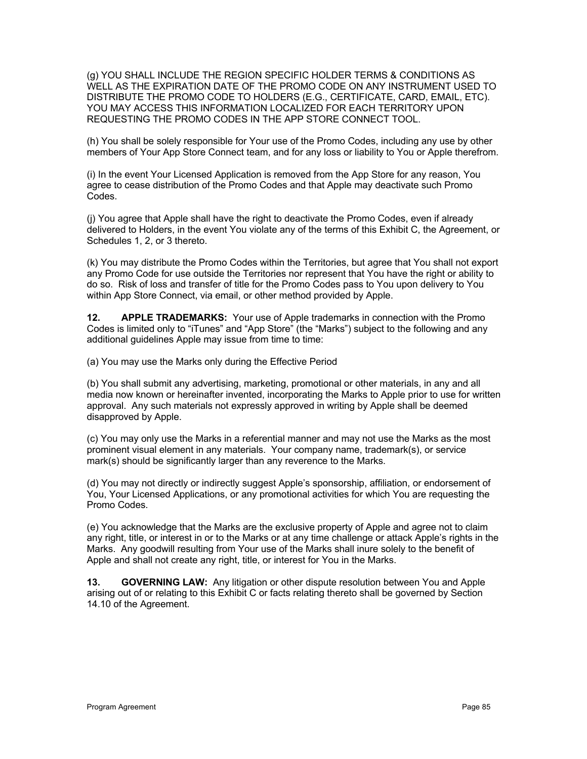(g) YOU SHALL INCLUDE THE REGION SPECIFIC HOLDER TERMS & CONDITIONS AS WELL AS THE EXPIRATION DATE OF THE PROMO CODE ON ANY INSTRUMENT USED TO DISTRIBUTE THE PROMO CODE TO HOLDERS (E.G., CERTIFICATE, CARD, EMAIL, ETC). YOU MAY ACCESS THIS INFORMATION LOCALIZED FOR EACH TERRITORY UPON REQUESTING THE PROMO CODES IN THE APP STORE CONNECT TOOL.

(h) You shall be solely responsible for Your use of the Promo Codes, including any use by other members of Your App Store Connect team, and for any loss or liability to You or Apple therefrom.

(i) In the event Your Licensed Application is removed from the App Store for any reason, You agree to cease distribution of the Promo Codes and that Apple may deactivate such Promo Codes.

(j) You agree that Apple shall have the right to deactivate the Promo Codes, even if already delivered to Holders, in the event You violate any of the terms of this Exhibit C, the Agreement, or Schedules 1, 2, or 3 thereto.

(k) You may distribute the Promo Codes within the Territories, but agree that You shall not export any Promo Code for use outside the Territories nor represent that You have the right or ability to do so. Risk of loss and transfer of title for the Promo Codes pass to You upon delivery to You within App Store Connect, via email, or other method provided by Apple.

**12. APPLE TRADEMARKS:** Your use of Apple trademarks in connection with the Promo Codes is limited only to "iTunes" and "App Store" (the "Marks") subject to the following and any additional guidelines Apple may issue from time to time:

(a) You may use the Marks only during the Effective Period

(b) You shall submit any advertising, marketing, promotional or other materials, in any and all media now known or hereinafter invented, incorporating the Marks to Apple prior to use for written approval. Any such materials not expressly approved in writing by Apple shall be deemed disapproved by Apple.

(c) You may only use the Marks in a referential manner and may not use the Marks as the most prominent visual element in any materials. Your company name, trademark(s), or service mark(s) should be significantly larger than any reverence to the Marks.

(d) You may not directly or indirectly suggest Apple's sponsorship, affiliation, or endorsement of You, Your Licensed Applications, or any promotional activities for which You are requesting the Promo Codes.

(e) You acknowledge that the Marks are the exclusive property of Apple and agree not to claim any right, title, or interest in or to the Marks or at any time challenge or attack Apple's rights in the Marks. Any goodwill resulting from Your use of the Marks shall inure solely to the benefit of Apple and shall not create any right, title, or interest for You in the Marks.

**13. GOVERNING LAW:** Any litigation or other dispute resolution between You and Apple arising out of or relating to this Exhibit C or facts relating thereto shall be governed by Section 14.10 of the Agreement.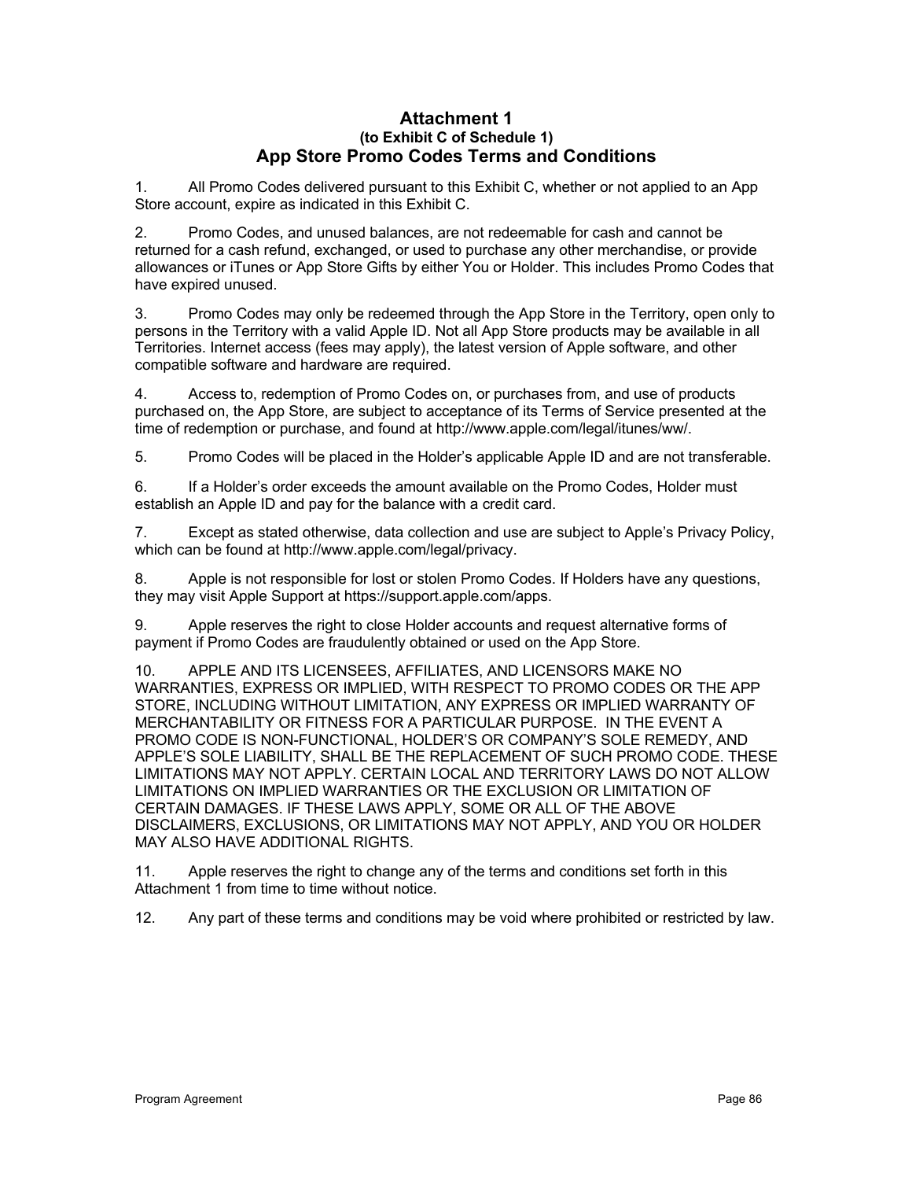# Attachment 1
### (to Exhibit C of Schedule 1)
## App Store Promo Codes Terms and Conditions

1. All Promo Codes delivered pursuant to this Exhibit C, whether or not applied to an App Store account, expire as indicated in this Exhibit C.

2. Promo Codes, and unused balances, are not redeemable for cash and cannot be returned for a cash refund, exchanged, or used to purchase any other merchandise, or provide allowances or iTunes or App Store Gifts by either You or Holder. This includes Promo Codes that have expired unused.

3. Promo Codes may only be redeemed through the App Store in the Territory, open only to persons in the Territory with a valid Apple ID. Not all App Store products may be available in all Territories. Internet access (fees may apply), the latest version of Apple software, and other compatible software and hardware are required.

4. Access to, redemption of Promo Codes on, or purchases from, and use of products purchased on, the App Store, are subject to acceptance of its Terms of Service presented at the time of redemption or purchase, and found at http://www.apple.com/legal/itunes/ww/.

5. Promo Codes will be placed in the Holder's applicable Apple ID and are not transferable.

6. If a Holder's order exceeds the amount available on the Promo Codes, Holder must establish an Apple ID and pay for the balance with a credit card.

7. Except as stated otherwise, data collection and use are subject to Apple's Privacy Policy, which can be found at http://www.apple.com/legal/privacy.

8. Apple is not responsible for lost or stolen Promo Codes. If Holders have any questions, they may visit Apple Support at https://support.apple.com/apps.

9. Apple reserves the right to close Holder accounts and request alternative forms of payment if Promo Codes are fraudulently obtained or used on the App Store.

10. APPLE AND ITS LICENSEES, AFFILIATES, AND LICENSORS MAKE NO WARRANTIES, EXPRESS OR IMPLIED, WITH RESPECT TO PROMO CODES OR THE APP STORE, INCLUDING WITHOUT LIMITATION, ANY EXPRESS OR IMPLIED WARRANTY OF MERCHANTABILITY OR FITNESS FOR A PARTICULAR PURPOSE. IN THE EVENT A PROMO CODE IS NON-FUNCTIONAL, HOLDER'S OR COMPANY'S SOLE REMEDY, AND APPLE'S SOLE LIABILITY, SHALL BE THE REPLACEMENT OF SUCH PROMO CODE. THESE LIMITATIONS MAY NOT APPLY. CERTAIN LOCAL AND TERRITORY LAWS DO NOT ALLOW LIMITATIONS ON IMPLIED WARRANTIES OR THE EXCLUSION OR LIMITATION OF CERTAIN DAMAGES. IF THESE LAWS APPLY, SOME OR ALL OF THE ABOVE DISCLAIMERS, EXCLUSIONS, OR LIMITATIONS MAY NOT APPLY, AND YOU OR HOLDER MAY ALSO HAVE ADDITIONAL RIGHTS.

11. Apple reserves the right to change any of the terms and conditions set forth in this Attachment 1 from time to time without notice.

12. Any part of these terms and conditions may be void where prohibited or restricted by law.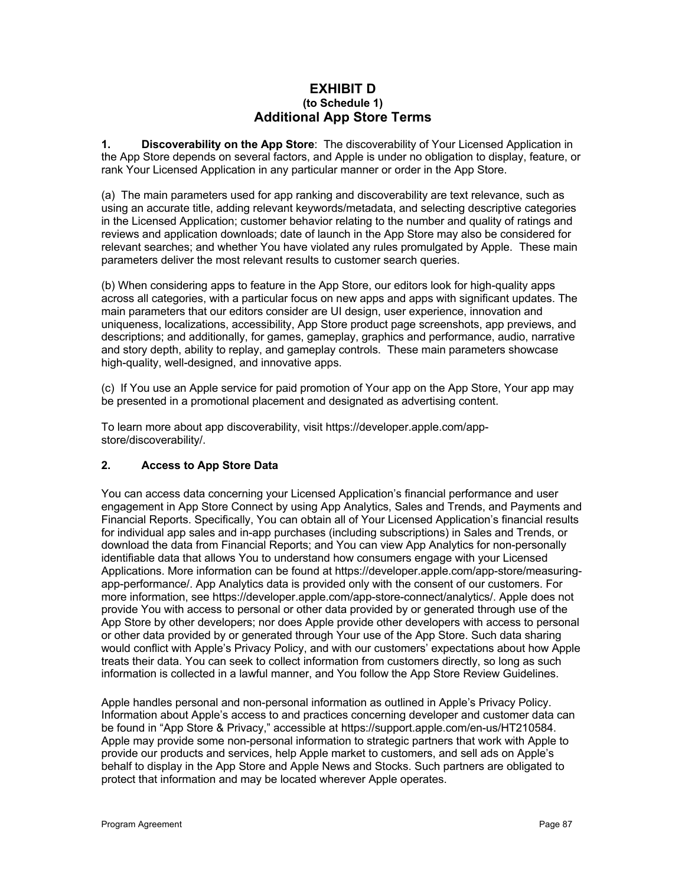# EXHIBIT D
### (to Schedule 1)
## Additional App Store Terms

**1. Discoverability on the App Store**: The discoverability of Your Licensed Application in the App Store depends on several factors, and Apple is under no obligation to display, feature, or rank Your Licensed Application in any particular manner or order in the App Store.

(a) The main parameters used for app ranking and discoverability are text relevance, such as using an accurate title, adding relevant keywords/metadata, and selecting descriptive categories in the Licensed Application; customer behavior relating to the number and quality of ratings and reviews and application downloads; date of launch in the App Store may also be considered for relevant searches; and whether You have violated any rules promulgated by Apple. These main parameters deliver the most relevant results to customer search queries.

(b) When considering apps to feature in the App Store, our editors look for high-quality apps across all categories, with a particular focus on new apps and apps with significant updates. The main parameters that our editors consider are UI design, user experience, innovation and uniqueness, localizations, accessibility, App Store product page screenshots, app previews, and descriptions; and additionally, for games, gameplay, graphics and performance, audio, narrative and story depth, ability to replay, and gameplay controls. These main parameters showcase high-quality, well-designed, and innovative apps.

(c) If You use an Apple service for paid promotion of Your app on the App Store, Your app may be presented in a promotional placement and designated as advertising content.

To learn more about app discoverability, visit https://developer.apple.com/app-store/discoverability/.

**2. Access to App Store Data**

You can access data concerning your Licensed Application's financial performance and user engagement in App Store Connect by using App Analytics, Sales and Trends, and Payments and Financial Reports. Specifically, You can obtain all of Your Licensed Application's financial results for individual app sales and in-app purchases (including subscriptions) in Sales and Trends, or download the data from Financial Reports; and You can view App Analytics for non-personally identifiable data that allows You to understand how consumers engage with your Licensed Applications. More information can be found at https://developer.apple.com/app-store/measuring-app-performance/. App Analytics data is provided only with the consent of our customers. For more information, see https://developer.apple.com/app-store-connect/analytics/. Apple does not provide You with access to personal or other data provided by or generated through use of the App Store by other developers; nor does Apple provide other developers with access to personal or other data provided by or generated through Your use of the App Store. Such data sharing would conflict with Apple's Privacy Policy, and with our customers' expectations about how Apple treats their data. You can seek to collect information from customers directly, so long as such information is collected in a lawful manner, and You follow the App Store Review Guidelines.

Apple handles personal and non-personal information as outlined in Apple's Privacy Policy. Information about Apple's access to and practices concerning developer and customer data can be found in "App Store & Privacy," accessible at https://support.apple.com/en-us/HT210584. Apple may provide some non-personal information to strategic partners that work with Apple to provide our products and services, help Apple market to customers, and sell ads on Apple's behalf to display in the App Store and Apple News and Stocks. Such partners are obligated to protect that information and may be located wherever Apple operates.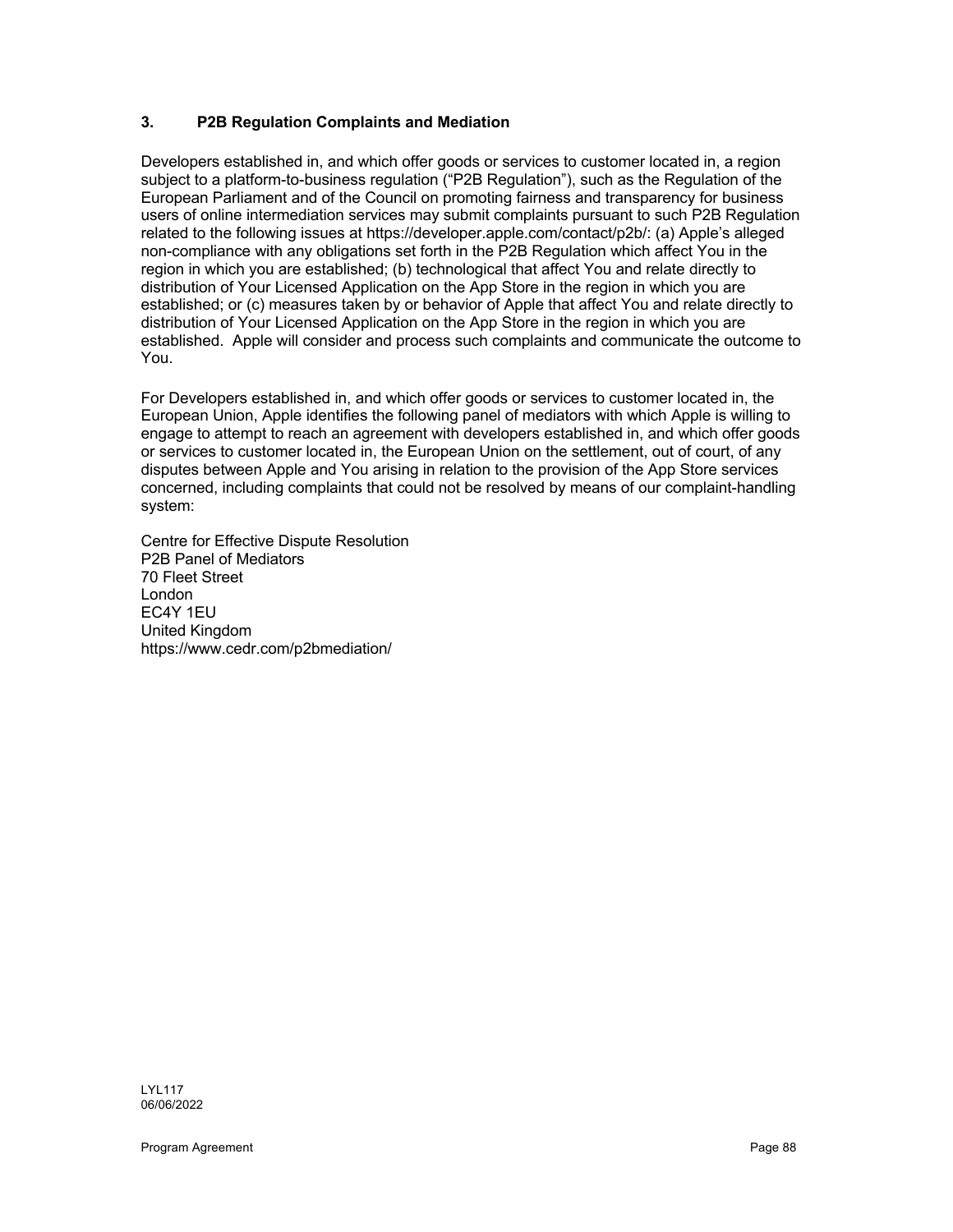### 3. P2B Regulation Complaints and Mediation

Developers established in, and which offer goods or services to customer located in, a region subject to a platform-to-business regulation ("P2B Regulation"), such as the Regulation of the European Parliament and of the Council on promoting fairness and transparency for business users of online intermediation services may submit complaints pursuant to such P2B Regulation related to the following issues at https://developer.apple.com/contact/p2b/: (a) Apple's alleged non-compliance with any obligations set forth in the P2B Regulation which affect You in the region in which you are established; (b) technological that affect You and relate directly to distribution of Your Licensed Application on the App Store in the region in which you are established; or (c) measures taken by or behavior of Apple that affect You and relate directly to distribution of Your Licensed Application on the App Store in the region in which you are established. Apple will consider and process such complaints and communicate the outcome to You.

For Developers established in, and which offer goods or services to customer located in, the European Union, Apple identifies the following panel of mediators with which Apple is willing to engage to attempt to reach an agreement with developers established in, and which offer goods or services to customer located in, the European Union on the settlement, out of court, of any disputes between Apple and You arising in relation to the provision of the App Store services concerned, including complaints that could not be resolved by means of our complaint-handling system:

Centre for Effective Dispute Resolution  
P2B Panel of Mediators  
70 Fleet Street  
London  
EC4Y 1EU  
United Kingdom  
https://www.cedr.com/p2bmediation/

LYL117  
06/06/2022